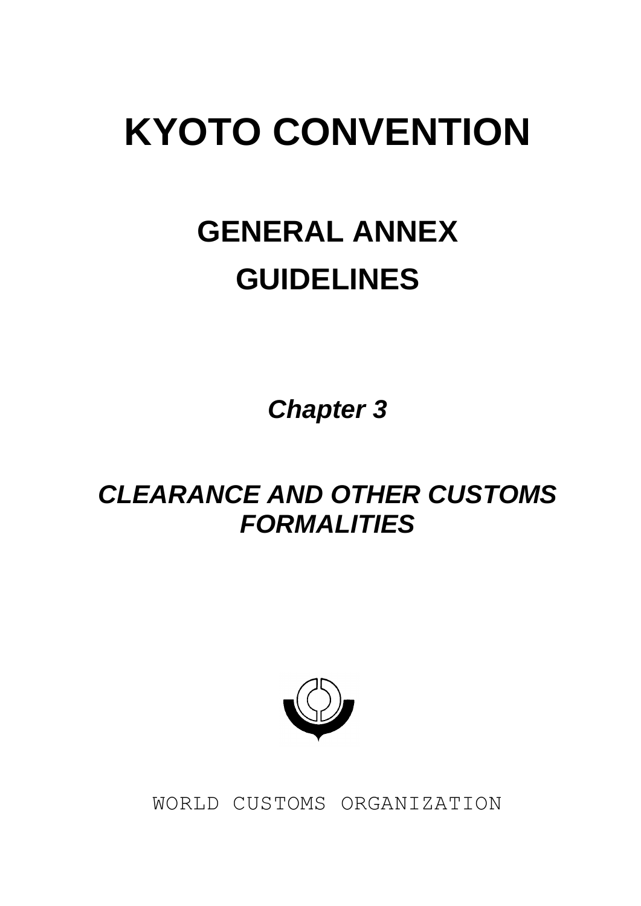# KYOTO CONVENTION

## GENERAL ANNEX GUIDELINES

### *Chapter 3*

### *CLEARANCE AND OTHER CUSTOMS FORMALITIES*

WORLD CUSTOMS ORGANIZATION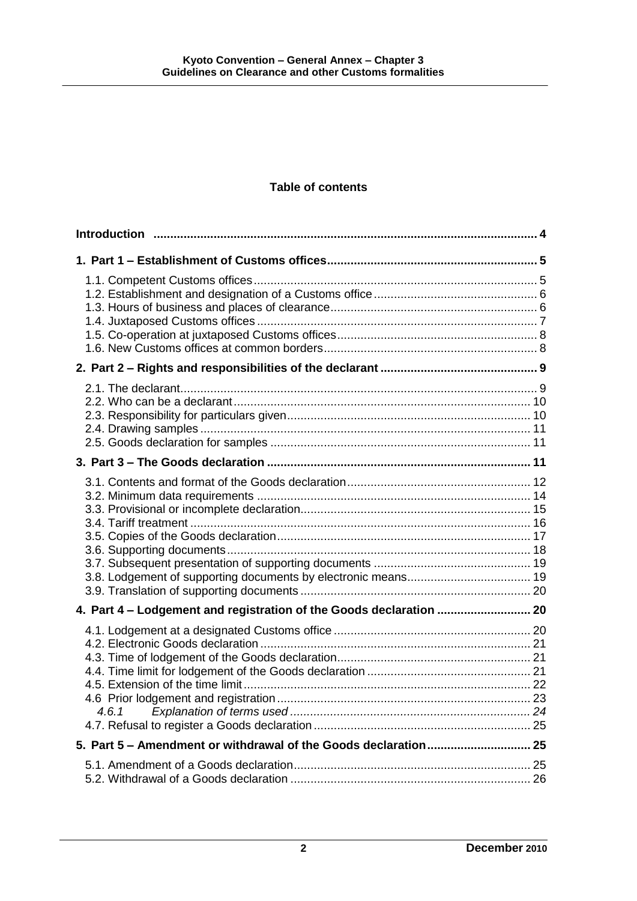## Table of contents

| | |
|---|---|
| **Introduction** | **4** |
| **1. Part 1 – Establishment of Customs offices** | **5** |
| 1.1. Competent Customs offices | 5 |
| 1.2. Establishment and designation of a Customs office | 6 |
| 1.3. Hours of business and places of clearance | 6 |
| 1.4. Juxtaposed Customs offices | 7 |
| 1.5. Co-operation at juxtaposed Customs offices | 8 |
| 1.6. New Customs offices at common borders | 8 |
| **2. Part 2 – Rights and responsibilities of the declarant** | **9** |
| 2.1. The declarant | 9 |
| 2.2. Who can be a declarant | 10 |
| 2.3. Responsibility for particulars given | 10 |
| 2.4. Drawing samples | 11 |
| 2.5. Goods declaration for samples | 11 |
| **3. Part 3 – The Goods declaration** | **11** |
| 3.1. Contents and format of the Goods declaration | 12 |
| 3.2. Minimum data requirements | 14 |
| 3.3. Provisional or incomplete declaration | 15 |
| 3.4. Tariff treatment | 16 |
| 3.5. Copies of the Goods declaration | 17 |
| 3.6. Supporting documents | 18 |
| 3.7. Subsequent presentation of supporting documents | 19 |
| 3.8. Lodgement of supporting documents by electronic means | 19 |
| 3.9. Translation of supporting documents | 20 |
| **4. Part 4 – Lodgement and registration of the Goods declaration** | **20** |
| 4.1. Lodgement at a designated Customs office | 20 |
| 4.2. Electronic Goods declaration | 21 |
| 4.3. Time of lodgement of the Goods declaration | 21 |
| 4.4. Time limit for lodgement of the Goods declaration | 21 |
| 4.5. Extension of the time limit | 22 |
| 4.6 Prior lodgement and registration | 23 |
| *4.6.1 Explanation of terms used* | *24* |
| 4.7. Refusal to register a Goods declaration | 25 |
| **5. Part 5 – Amendment or withdrawal of the Goods declaration** | **25** |
| 5.1. Amendment of a Goods declaration | 25 |
| 5.2. Withdrawal of a Goods declaration | 26 |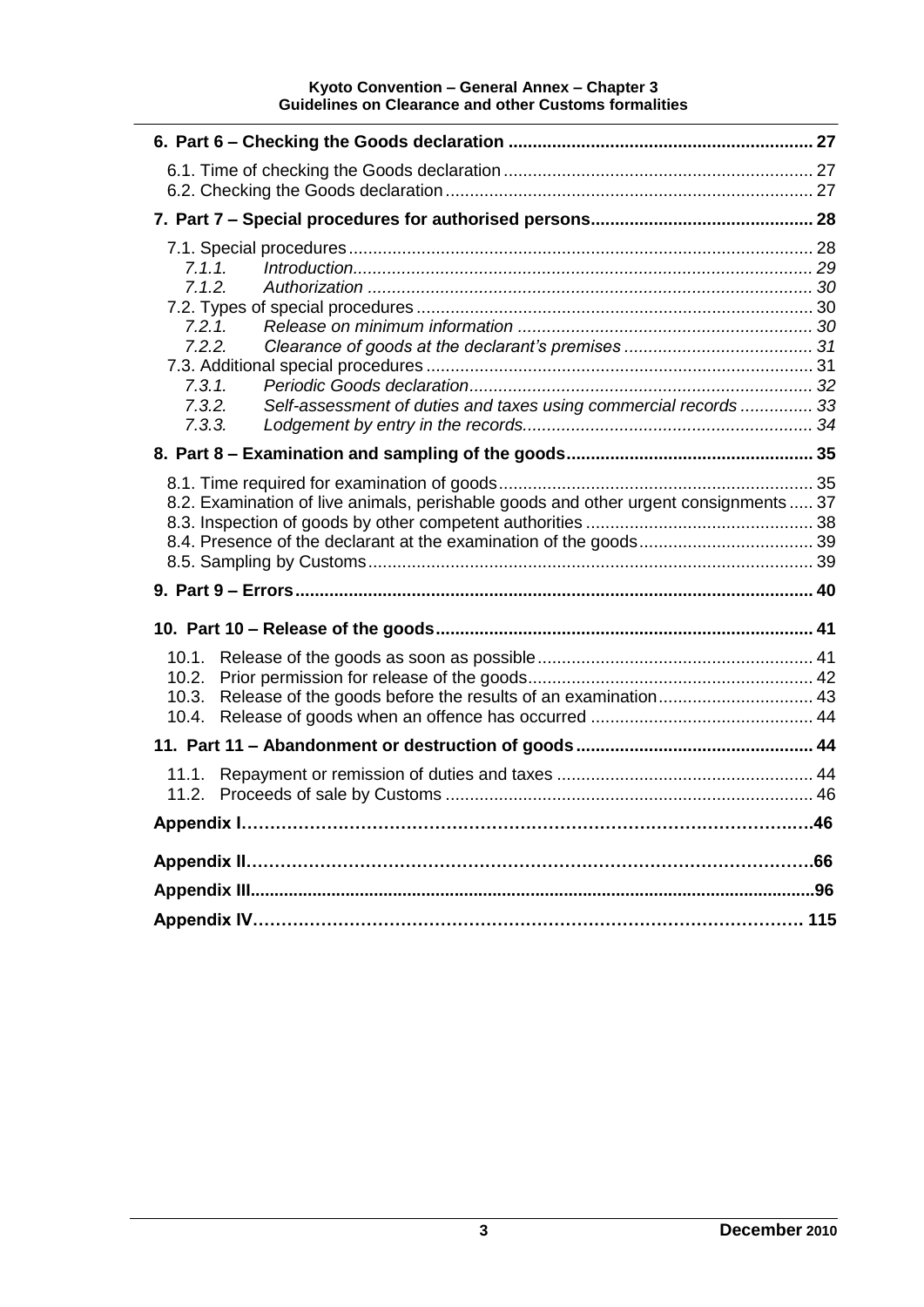| | |
|---|---|
| **6. Part 6 – Checking the Goods declaration** | **27** |
| 6.1. Time of checking the Goods declaration | 27 |
| 6.2. Checking the Goods declaration | 27 |
| **7. Part 7 – Special procedures for authorised persons** | **28** |
| 7.1. Special procedures | 28 |
| *7.1.1. Introduction* | *29* |
| *7.1.2. Authorization* | *30* |
| 7.2. Types of special procedures | 30 |
| *7.2.1. Release on minimum information* | *30* |
| *7.2.2. Clearance of goods at the declarant's premises* | *31* |
| 7.3. Additional special procedures | 31 |
| *7.3.1. Periodic Goods declaration* | *32* |
| *7.3.2. Self-assessment of duties and taxes using commercial records* | *33* |
| *7.3.3. Lodgement by entry in the records* | *34* |
| **8. Part 8 – Examination and sampling of the goods** | **35** |
| 8.1. Time required for examination of goods | 35 |
| 8.2. Examination of live animals, perishable goods and other urgent consignments | 37 |
| 8.3. Inspection of goods by other competent authorities | 38 |
| 8.4. Presence of the declarant at the examination of the goods | 39 |
| 8.5. Sampling by Customs | 39 |
| **9. Part 9 – Errors** | **40** |
| **10. Part 10 – Release of the goods** | **41** |
| 10.1. Release of the goods as soon as possible | 41 |
| 10.2. Prior permission for release of the goods | 42 |
| 10.3. Release of the goods before the results of an examination | 43 |
| 10.4. Release of goods when an offence has occurred | 44 |
| **11. Part 11 – Abandonment or destruction of goods** | **44** |
| 11.1. Repayment or remission of duties and taxes | 44 |
| 11.2. Proceeds of sale by Customs | 46 |
| **Appendix I** | **46** |
| **Appendix II** | **66** |
| **Appendix III** | **96** |
| **Appendix IV** | **115** |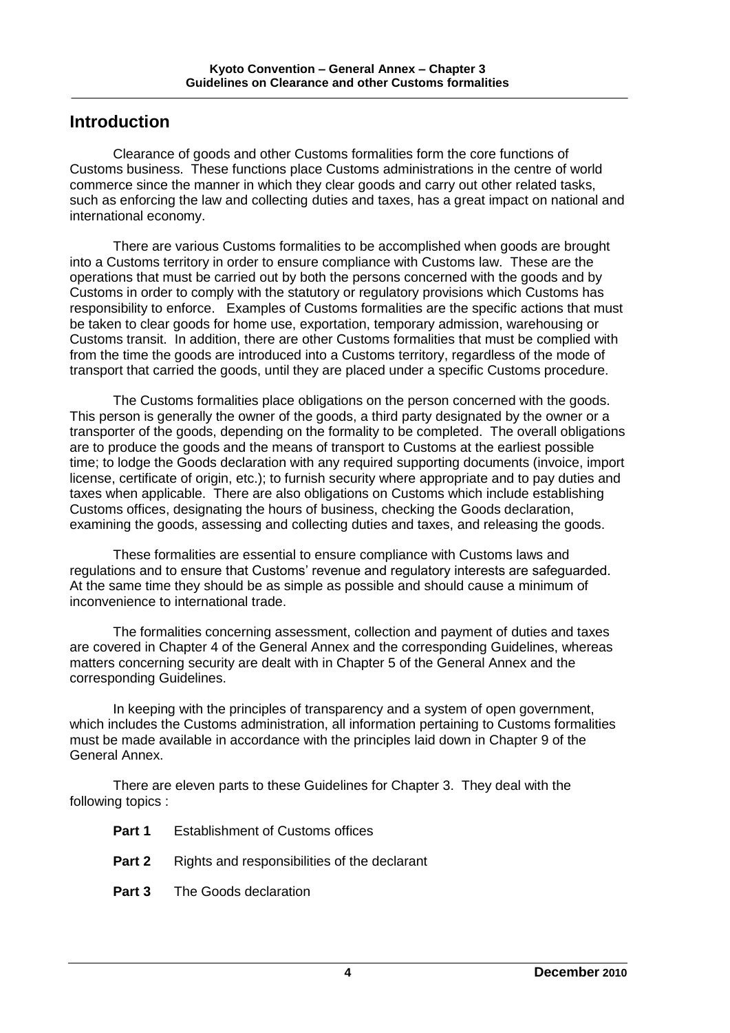## Introduction

Clearance of goods and other Customs formalities form the core functions of Customs business. These functions place Customs administrations in the centre of world commerce since the manner in which they clear goods and carry out other related tasks, such as enforcing the law and collecting duties and taxes, has a great impact on national and international economy.

There are various Customs formalities to be accomplished when goods are brought into a Customs territory in order to ensure compliance with Customs law. These are the operations that must be carried out by both the persons concerned with the goods and by Customs in order to comply with the statutory or regulatory provisions which Customs has responsibility to enforce. Examples of Customs formalities are the specific actions that must be taken to clear goods for home use, exportation, temporary admission, warehousing or Customs transit. In addition, there are other Customs formalities that must be complied with from the time the goods are introduced into a Customs territory, regardless of the mode of transport that carried the goods, until they are placed under a specific Customs procedure.

The Customs formalities place obligations on the person concerned with the goods. This person is generally the owner of the goods, a third party designated by the owner or a transporter of the goods, depending on the formality to be completed. The overall obligations are to produce the goods and the means of transport to Customs at the earliest possible time; to lodge the Goods declaration with any required supporting documents (invoice, import license, certificate of origin, etc.); to furnish security where appropriate and to pay duties and taxes when applicable. There are also obligations on Customs which include establishing Customs offices, designating the hours of business, checking the Goods declaration, examining the goods, assessing and collecting duties and taxes, and releasing the goods.

These formalities are essential to ensure compliance with Customs laws and regulations and to ensure that Customs' revenue and regulatory interests are safeguarded. At the same time they should be as simple as possible and should cause a minimum of inconvenience to international trade.

The formalities concerning assessment, collection and payment of duties and taxes are covered in Chapter 4 of the General Annex and the corresponding Guidelines, whereas matters concerning security are dealt with in Chapter 5 of the General Annex and the corresponding Guidelines.

In keeping with the principles of transparency and a system of open government, which includes the Customs administration, all information pertaining to Customs formalities must be made available in accordance with the principles laid down in Chapter 9 of the General Annex.

There are eleven parts to these Guidelines for Chapter 3. They deal with the following topics :

- **Part 1** Establishment of Customs offices
- **Part 2** Rights and responsibilities of the declarant
- **Part 3** The Goods declaration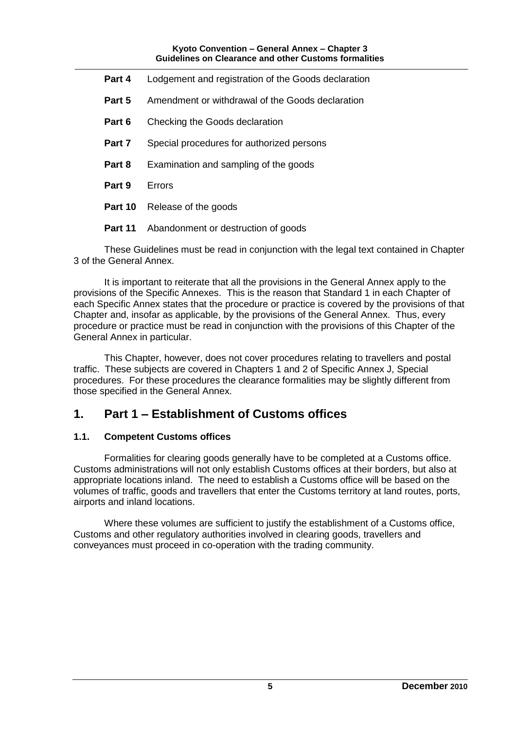**Part 4** Lodgement and registration of the Goods declaration

**Part 5** Amendment or withdrawal of the Goods declaration

**Part 6** Checking the Goods declaration

**Part 7** Special procedures for authorized persons

**Part 8** Examination and sampling of the goods

**Part 9** Errors

**Part 10** Release of the goods

**Part 11** Abandonment or destruction of goods

These Guidelines must be read in conjunction with the legal text contained in Chapter 3 of the General Annex.

It is important to reiterate that all the provisions in the General Annex apply to the provisions of the Specific Annexes. This is the reason that Standard 1 in each Chapter of each Specific Annex states that the procedure or practice is covered by the provisions of that Chapter and, insofar as applicable, by the provisions of the General Annex. Thus, every procedure or practice must be read in conjunction with the provisions of this Chapter of the General Annex in particular.

This Chapter, however, does not cover procedures relating to travellers and postal traffic. These subjects are covered in Chapters 1 and 2 of Specific Annex J, Special procedures. For these procedures the clearance formalities may be slightly different from those specified in the General Annex.

# 1. Part 1 – Establishment of Customs offices

### 1.1. Competent Customs offices

Formalities for clearing goods generally have to be completed at a Customs office. Customs administrations will not only establish Customs offices at their borders, but also at appropriate locations inland. The need to establish a Customs office will be based on the volumes of traffic, goods and travellers that enter the Customs territory at land routes, ports, airports and inland locations.

Where these volumes are sufficient to justify the establishment of a Customs office, Customs and other regulatory authorities involved in clearing goods, travellers and conveyances must proceed in co-operation with the trading community.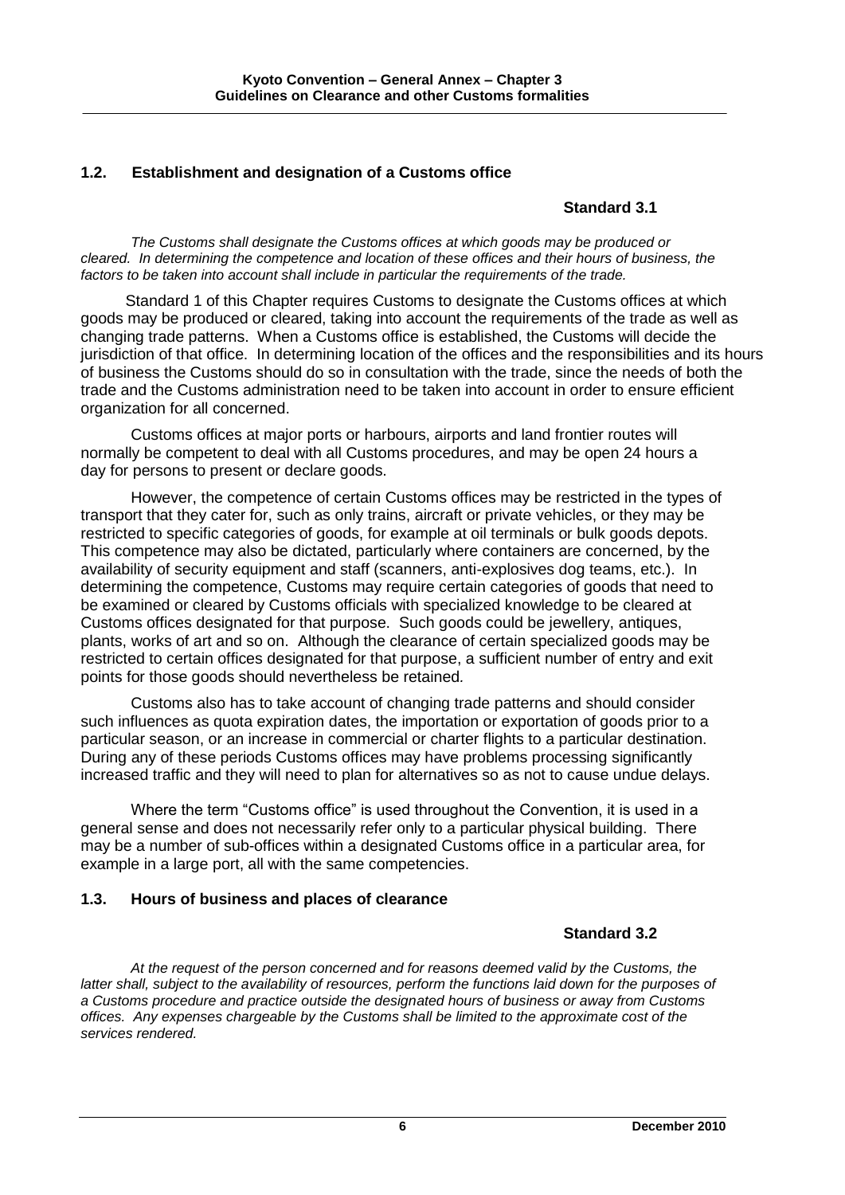## 1.2. Establishment and designation of a Customs office

**Standard 3.1**

*The Customs shall designate the Customs offices at which goods may be produced or cleared. In determining the competence and location of these offices and their hours of business, the factors to be taken into account shall include in particular the requirements of the trade.*

Standard 1 of this Chapter requires Customs to designate the Customs offices at which goods may be produced or cleared, taking into account the requirements of the trade as well as changing trade patterns. When a Customs office is established, the Customs will decide the jurisdiction of that office. In determining location of the offices and the responsibilities and its hours of business the Customs should do so in consultation with the trade, since the needs of both the trade and the Customs administration need to be taken into account in order to ensure efficient organization for all concerned.

Customs offices at major ports or harbours, airports and land frontier routes will normally be competent to deal with all Customs procedures, and may be open 24 hours a day for persons to present or declare goods.

However, the competence of certain Customs offices may be restricted in the types of transport that they cater for, such as only trains, aircraft or private vehicles, or they may be restricted to specific categories of goods, for example at oil terminals or bulk goods depots. This competence may also be dictated, particularly where containers are concerned, by the availability of security equipment and staff (scanners, anti-explosives dog teams, etc.). In determining the competence, Customs may require certain categories of goods that need to be examined or cleared by Customs officials with specialized knowledge to be cleared at Customs offices designated for that purpose. Such goods could be jewellery, antiques, plants, works of art and so on. Although the clearance of certain specialized goods may be restricted to certain offices designated for that purpose, a sufficient number of entry and exit points for those goods should nevertheless be retained.

Customs also has to take account of changing trade patterns and should consider such influences as quota expiration dates, the importation or exportation of goods prior to a particular season, or an increase in commercial or charter flights to a particular destination. During any of these periods Customs offices may have problems processing significantly increased traffic and they will need to plan for alternatives so as not to cause undue delays.

Where the term "Customs office" is used throughout the Convention, it is used in a general sense and does not necessarily refer only to a particular physical building. There may be a number of sub-offices within a designated Customs office in a particular area, for example in a large port, all with the same competencies.

## 1.3. Hours of business and places of clearance

**Standard 3.2**

*At the request of the person concerned and for reasons deemed valid by the Customs, the latter shall, subject to the availability of resources, perform the functions laid down for the purposes of a Customs procedure and practice outside the designated hours of business or away from Customs offices. Any expenses chargeable by the Customs shall be limited to the approximate cost of the services rendered.*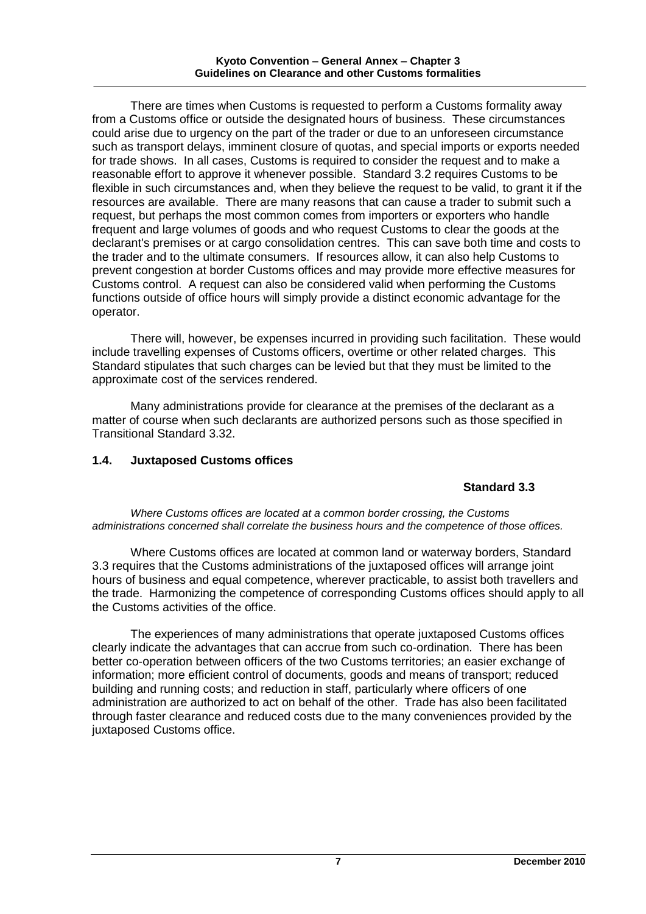There are times when Customs is requested to perform a Customs formality away from a Customs office or outside the designated hours of business. These circumstances could arise due to urgency on the part of the trader or due to an unforeseen circumstance such as transport delays, imminent closure of quotas, and special imports or exports needed for trade shows. In all cases, Customs is required to consider the request and to make a reasonable effort to approve it whenever possible. Standard 3.2 requires Customs to be flexible in such circumstances and, when they believe the request to be valid, to grant it if the resources are available. There are many reasons that can cause a trader to submit such a request, but perhaps the most common comes from importers or exporters who handle frequent and large volumes of goods and who request Customs to clear the goods at the declarant's premises or at cargo consolidation centres. This can save both time and costs to the trader and to the ultimate consumers. If resources allow, it can also help Customs to prevent congestion at border Customs offices and may provide more effective measures for Customs control. A request can also be considered valid when performing the Customs functions outside of office hours will simply provide a distinct economic advantage for the operator.

There will, however, be expenses incurred in providing such facilitation. These would include travelling expenses of Customs officers, overtime or other related charges. This Standard stipulates that such charges can be levied but that they must be limited to the approximate cost of the services rendered.

Many administrations provide for clearance at the premises of the declarant as a matter of course when such declarants are authorized persons such as those specified in Transitional Standard 3.32.

### 1.4. Juxtaposed Customs offices

**Standard 3.3**

*Where Customs offices are located at a common border crossing, the Customs administrations concerned shall correlate the business hours and the competence of those offices.*

Where Customs offices are located at common land or waterway borders, Standard 3.3 requires that the Customs administrations of the juxtaposed offices will arrange joint hours of business and equal competence, wherever practicable, to assist both travellers and the trade. Harmonizing the competence of corresponding Customs offices should apply to all the Customs activities of the office.

The experiences of many administrations that operate juxtaposed Customs offices clearly indicate the advantages that can accrue from such co-ordination. There has been better co-operation between officers of the two Customs territories; an easier exchange of information; more efficient control of documents, goods and means of transport; reduced building and running costs; and reduction in staff, particularly where officers of one administration are authorized to act on behalf of the other. Trade has also been facilitated through faster clearance and reduced costs due to the many conveniences provided by the juxtaposed Customs office.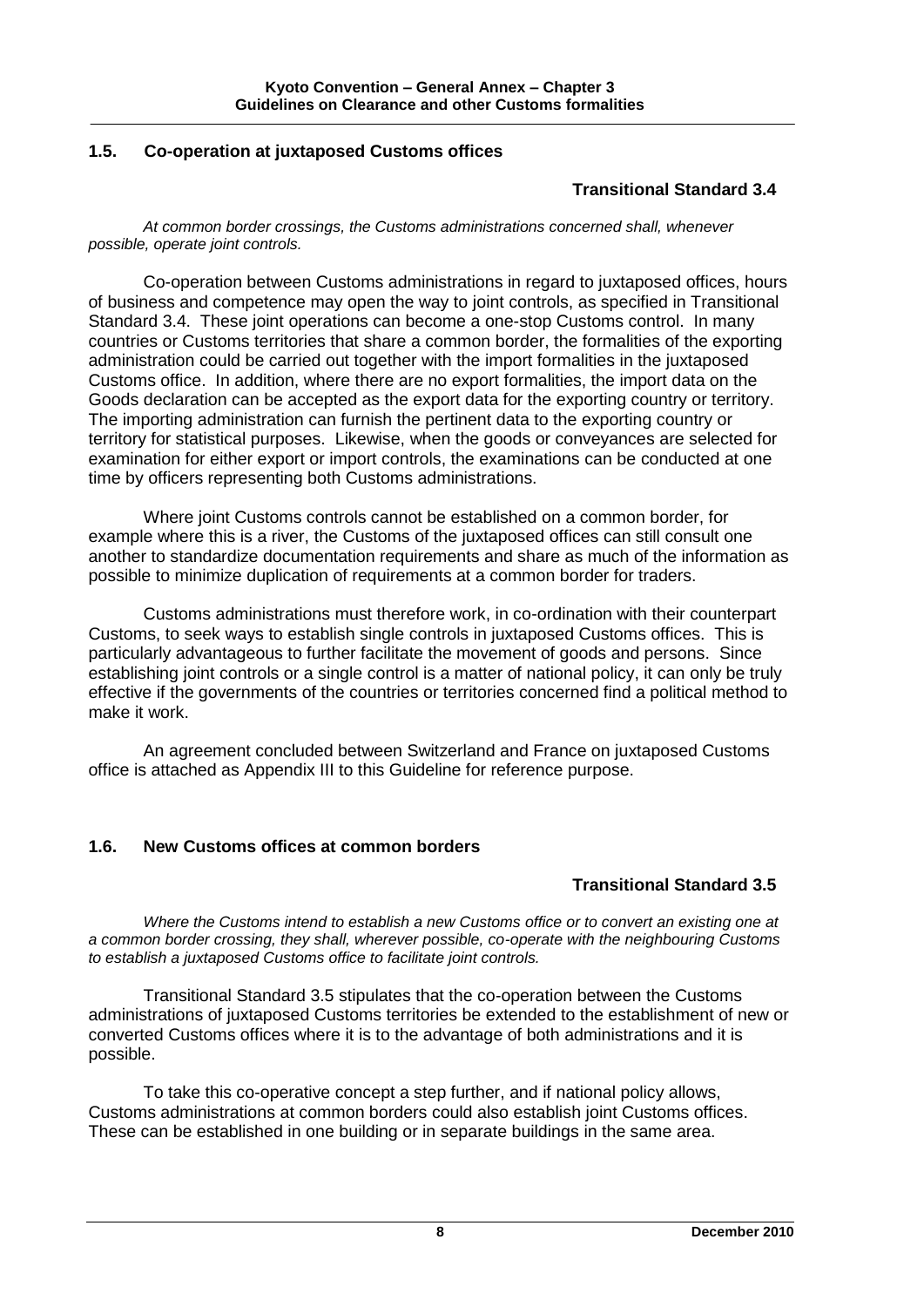## 1.5. Co-operation at juxtaposed Customs offices

**Transitional Standard 3.4**

*At common border crossings, the Customs administrations concerned shall, whenever possible, operate joint controls.*

Co-operation between Customs administrations in regard to juxtaposed offices, hours of business and competence may open the way to joint controls, as specified in Transitional Standard 3.4. These joint operations can become a one-stop Customs control. In many countries or Customs territories that share a common border, the formalities of the exporting administration could be carried out together with the import formalities in the juxtaposed Customs office. In addition, where there are no export formalities, the import data on the Goods declaration can be accepted as the export data for the exporting country or territory. The importing administration can furnish the pertinent data to the exporting country or territory for statistical purposes. Likewise, when the goods or conveyances are selected for examination for either export or import controls, the examinations can be conducted at one time by officers representing both Customs administrations.

Where joint Customs controls cannot be established on a common border, for example where this is a river, the Customs of the juxtaposed offices can still consult one another to standardize documentation requirements and share as much of the information as possible to minimize duplication of requirements at a common border for traders.

Customs administrations must therefore work, in co-ordination with their counterpart Customs, to seek ways to establish single controls in juxtaposed Customs offices. This is particularly advantageous to further facilitate the movement of goods and persons. Since establishing joint controls or a single control is a matter of national policy, it can only be truly effective if the governments of the countries or territories concerned find a political method to make it work.

An agreement concluded between Switzerland and France on juxtaposed Customs office is attached as Appendix III to this Guideline for reference purpose.

## 1.6. New Customs offices at common borders

**Transitional Standard 3.5**

*Where the Customs intend to establish a new Customs office or to convert an existing one at a common border crossing, they shall, wherever possible, co-operate with the neighbouring Customs to establish a juxtaposed Customs office to facilitate joint controls.*

Transitional Standard 3.5 stipulates that the co-operation between the Customs administrations of juxtaposed Customs territories be extended to the establishment of new or converted Customs offices where it is to the advantage of both administrations and it is possible.

To take this co-operative concept a step further, and if national policy allows, Customs administrations at common borders could also establish joint Customs offices. These can be established in one building or in separate buildings in the same area.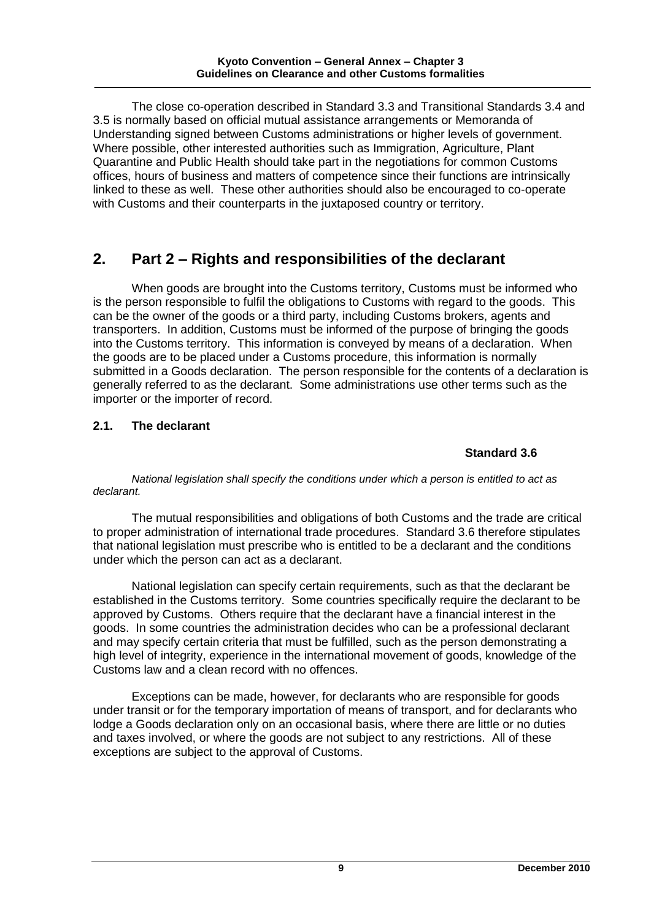The close co-operation described in Standard 3.3 and Transitional Standards 3.4 and 3.5 is normally based on official mutual assistance arrangements or Memoranda of Understanding signed between Customs administrations or higher levels of government. Where possible, other interested authorities such as Immigration, Agriculture, Plant Quarantine and Public Health should take part in the negotiations for common Customs offices, hours of business and matters of competence since their functions are intrinsically linked to these as well. These other authorities should also be encouraged to co-operate with Customs and their counterparts in the juxtaposed country or territory.

## 2. Part 2 – Rights and responsibilities of the declarant

When goods are brought into the Customs territory, Customs must be informed who is the person responsible to fulfil the obligations to Customs with regard to the goods. This can be the owner of the goods or a third party, including Customs brokers, agents and transporters. In addition, Customs must be informed of the purpose of bringing the goods into the Customs territory. This information is conveyed by means of a declaration. When the goods are to be placed under a Customs procedure, this information is normally submitted in a Goods declaration. The person responsible for the contents of a declaration is generally referred to as the declarant. Some administrations use other terms such as the importer or the importer of record.

### 2.1. The declarant

**Standard 3.6**

*National legislation shall specify the conditions under which a person is entitled to act as declarant.*

The mutual responsibilities and obligations of both Customs and the trade are critical to proper administration of international trade procedures. Standard 3.6 therefore stipulates that national legislation must prescribe who is entitled to be a declarant and the conditions under which the person can act as a declarant.

National legislation can specify certain requirements, such as that the declarant be established in the Customs territory. Some countries specifically require the declarant to be approved by Customs. Others require that the declarant have a financial interest in the goods. In some countries the administration decides who can be a professional declarant and may specify certain criteria that must be fulfilled, such as the person demonstrating a high level of integrity, experience in the international movement of goods, knowledge of the Customs law and a clean record with no offences.

Exceptions can be made, however, for declarants who are responsible for goods under transit or for the temporary importation of means of transport, and for declarants who lodge a Goods declaration only on an occasional basis, where there are little or no duties and taxes involved, or where the goods are not subject to any restrictions. All of these exceptions are subject to the approval of Customs.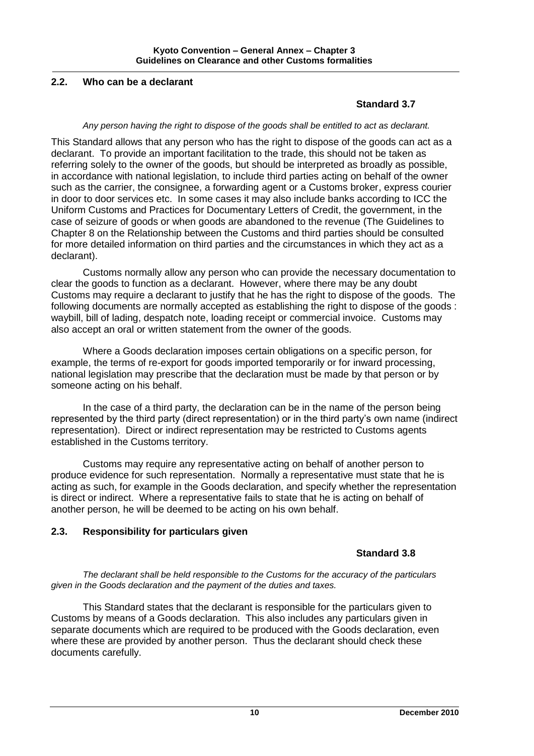## 2.2. Who can be a declarant

**Standard 3.7**

*Any person having the right to dispose of the goods shall be entitled to act as declarant.*

This Standard allows that any person who has the right to dispose of the goods can act as a declarant. To provide an important facilitation to the trade, this should not be taken as referring solely to the owner of the goods, but should be interpreted as broadly as possible, in accordance with national legislation, to include third parties acting on behalf of the owner such as the carrier, the consignee, a forwarding agent or a Customs broker, express courier in door to door services etc. In some cases it may also include banks according to ICC the Uniform Customs and Practices for Documentary Letters of Credit, the government, in the case of seizure of goods or when goods are abandoned to the revenue (The Guidelines to Chapter 8 on the Relationship between the Customs and third parties should be consulted for more detailed information on third parties and the circumstances in which they act as a declarant).

Customs normally allow any person who can provide the necessary documentation to clear the goods to function as a declarant. However, where there may be any doubt Customs may require a declarant to justify that he has the right to dispose of the goods. The following documents are normally accepted as establishing the right to dispose of the goods : waybill, bill of lading, despatch note, loading receipt or commercial invoice. Customs may also accept an oral or written statement from the owner of the goods.

Where a Goods declaration imposes certain obligations on a specific person, for example, the terms of re-export for goods imported temporarily or for inward processing, national legislation may prescribe that the declaration must be made by that person or by someone acting on his behalf.

In the case of a third party, the declaration can be in the name of the person being represented by the third party (direct representation) or in the third party's own name (indirect representation). Direct or indirect representation may be restricted to Customs agents established in the Customs territory.

Customs may require any representative acting on behalf of another person to produce evidence for such representation. Normally a representative must state that he is acting as such, for example in the Goods declaration, and specify whether the representation is direct or indirect. Where a representative fails to state that he is acting on behalf of another person, he will be deemed to be acting on his own behalf.

## 2.3. Responsibility for particulars given

**Standard 3.8**

*The declarant shall be held responsible to the Customs for the accuracy of the particulars given in the Goods declaration and the payment of the duties and taxes.*

This Standard states that the declarant is responsible for the particulars given to Customs by means of a Goods declaration. This also includes any particulars given in separate documents which are required to be produced with the Goods declaration, even where these are provided by another person. Thus the declarant should check these documents carefully.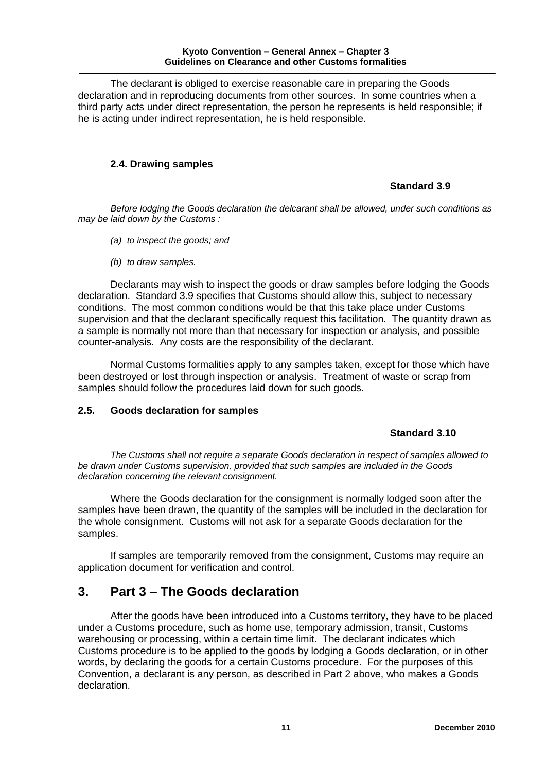The declarant is obliged to exercise reasonable care in preparing the Goods declaration and in reproducing documents from other sources. In some countries when a third party acts under direct representation, the person he represents is held responsible; if he is acting under indirect representation, he is held responsible.

### 2.4. Drawing samples

**Standard 3.9**

*Before lodging the Goods declaration the delcarant shall be allowed, under such conditions as may be laid down by the Customs :*

*(a) to inspect the goods; and*

*(b) to draw samples.*

Declarants may wish to inspect the goods or draw samples before lodging the Goods declaration. Standard 3.9 specifies that Customs should allow this, subject to necessary conditions. The most common conditions would be that this take place under Customs supervision and that the declarant specifically request this facilitation. The quantity drawn as a sample is normally not more than that necessary for inspection or analysis, and possible counter-analysis. Any costs are the responsibility of the declarant.

Normal Customs formalities apply to any samples taken, except for those which have been destroyed or lost through inspection or analysis. Treatment of waste or scrap from samples should follow the procedures laid down for such goods.

### 2.5. Goods declaration for samples

**Standard 3.10**

*The Customs shall not require a separate Goods declaration in respect of samples allowed to be drawn under Customs supervision, provided that such samples are included in the Goods declaration concerning the relevant consignment.*

Where the Goods declaration for the consignment is normally lodged soon after the samples have been drawn, the quantity of the samples will be included in the declaration for the whole consignment. Customs will not ask for a separate Goods declaration for the samples.

If samples are temporarily removed from the consignment, Customs may require an application document for verification and control.

## 3. Part 3 – The Goods declaration

After the goods have been introduced into a Customs territory, they have to be placed under a Customs procedure, such as home use, temporary admission, transit, Customs warehousing or processing, within a certain time limit. The declarant indicates which Customs procedure is to be applied to the goods by lodging a Goods declaration, or in other words, by declaring the goods for a certain Customs procedure. For the purposes of this Convention, a declarant is any person, as described in Part 2 above, who makes a Goods declaration.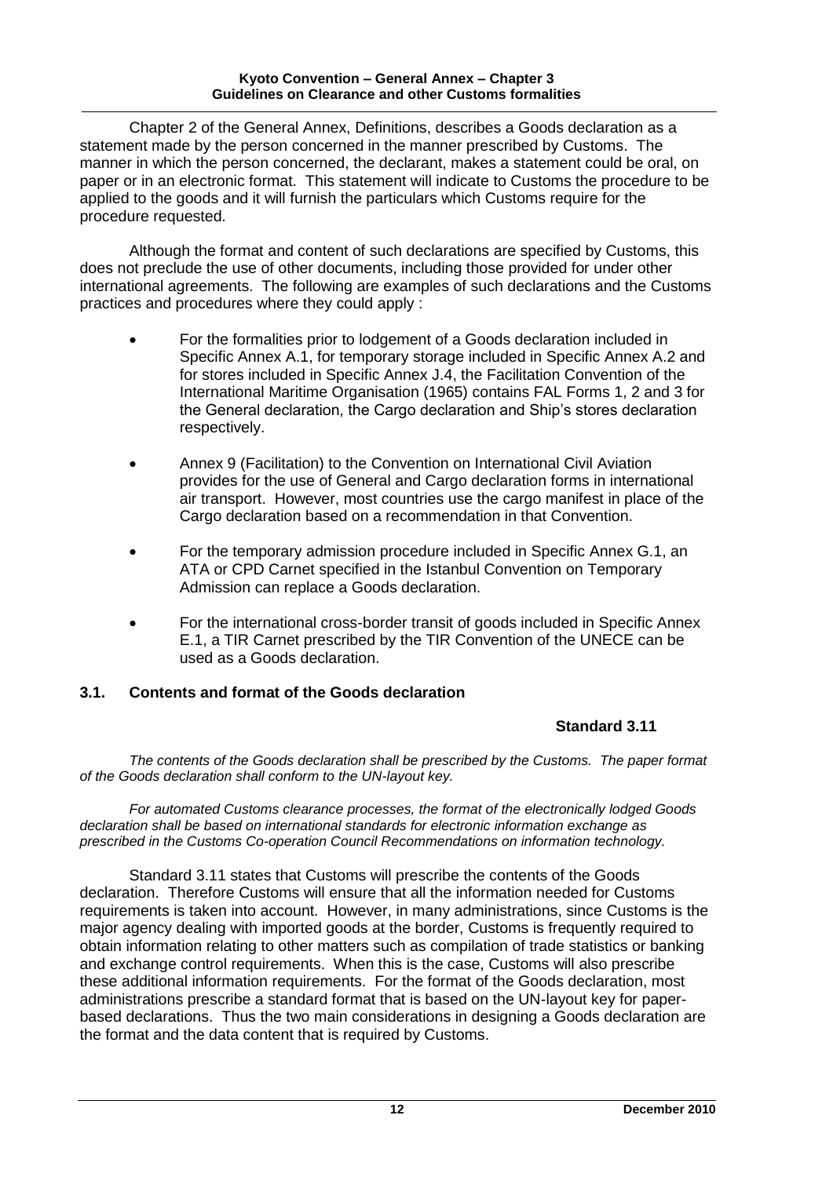Chapter 2 of the General Annex, Definitions, describes a Goods declaration as a statement made by the person concerned in the manner prescribed by Customs. The manner in which the person concerned, the declarant, makes a statement could be oral, on paper or in an electronic format. This statement will indicate to Customs the procedure to be applied to the goods and it will furnish the particulars which Customs require for the procedure requested.

Although the format and content of such declarations are specified by Customs, this does not preclude the use of other documents, including those provided for under other international agreements. The following are examples of such declarations and the Customs practices and procedures where they could apply :

- For the formalities prior to lodgement of a Goods declaration included in Specific Annex A.1, for temporary storage included in Specific Annex A.2 and for stores included in Specific Annex J.4, the Facilitation Convention of the International Maritime Organisation (1965) contains FAL Forms 1, 2 and 3 for the General declaration, the Cargo declaration and Ship's stores declaration respectively.
- Annex 9 (Facilitation) to the Convention on International Civil Aviation provides for the use of General and Cargo declaration forms in international air transport. However, most countries use the cargo manifest in place of the Cargo declaration based on a recommendation in that Convention.
- For the temporary admission procedure included in Specific Annex G.1, an ATA or CPD Carnet specified in the Istanbul Convention on Temporary Admission can replace a Goods declaration.
- For the international cross-border transit of goods included in Specific Annex E.1, a TIR Carnet prescribed by the TIR Convention of the UNECE can be used as a Goods declaration.

## 3.1. Contents and format of the Goods declaration

**Standard 3.11**

*The contents of the Goods declaration shall be prescribed by the Customs. The paper format of the Goods declaration shall conform to the UN-layout key.*

*For automated Customs clearance processes, the format of the electronically lodged Goods declaration shall be based on international standards for electronic information exchange as prescribed in the Customs Co-operation Council Recommendations on information technology.*

Standard 3.11 states that Customs will prescribe the contents of the Goods declaration. Therefore Customs will ensure that all the information needed for Customs requirements is taken into account. However, in many administrations, since Customs is the major agency dealing with imported goods at the border, Customs is frequently required to obtain information relating to other matters such as compilation of trade statistics or banking and exchange control requirements. When this is the case, Customs will also prescribe these additional information requirements. For the format of the Goods declaration, most administrations prescribe a standard format that is based on the UN-layout key for paper-based declarations. Thus the two main considerations in designing a Goods declaration are the format and the data content that is required by Customs.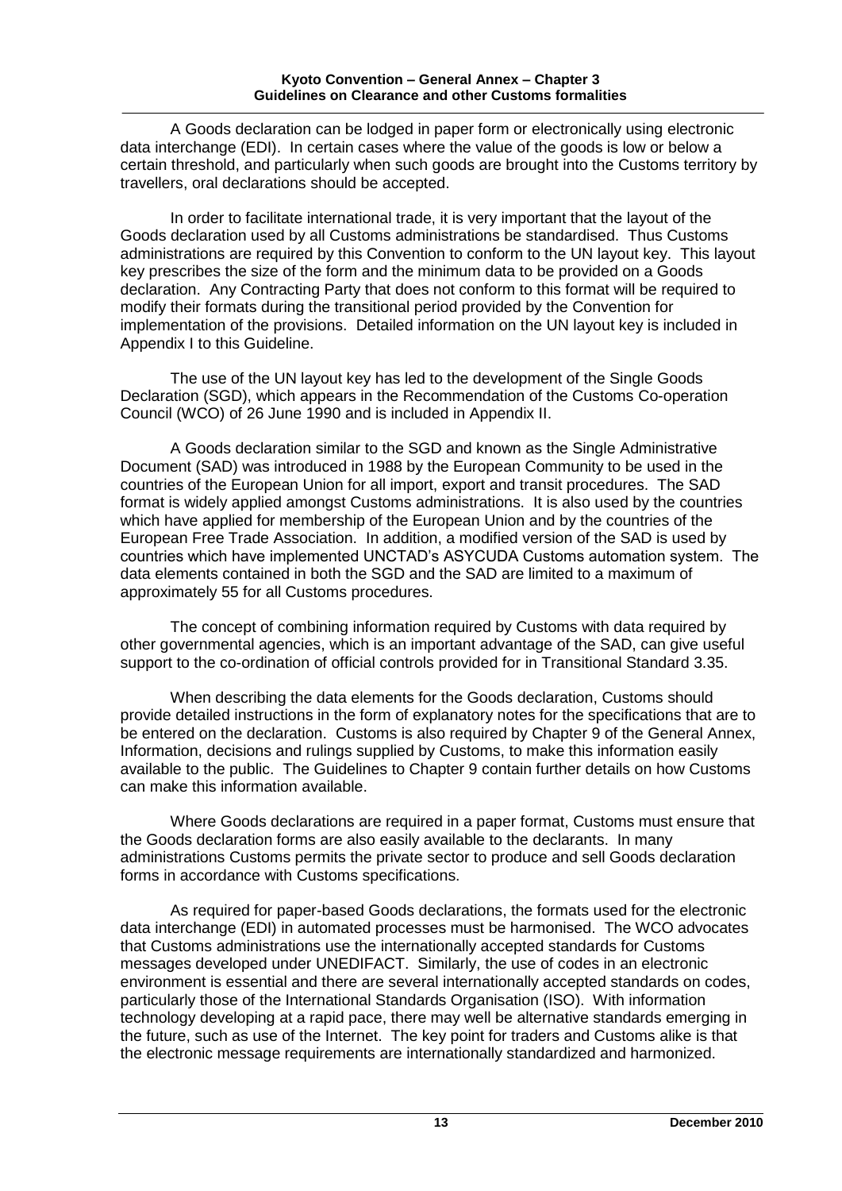A Goods declaration can be lodged in paper form or electronically using electronic data interchange (EDI). In certain cases where the value of the goods is low or below a certain threshold, and particularly when such goods are brought into the Customs territory by travellers, oral declarations should be accepted.

In order to facilitate international trade, it is very important that the layout of the Goods declaration used by all Customs administrations be standardised. Thus Customs administrations are required by this Convention to conform to the UN layout key. This layout key prescribes the size of the form and the minimum data to be provided on a Goods declaration. Any Contracting Party that does not conform to this format will be required to modify their formats during the transitional period provided by the Convention for implementation of the provisions. Detailed information on the UN layout key is included in Appendix I to this Guideline.

The use of the UN layout key has led to the development of the Single Goods Declaration (SGD), which appears in the Recommendation of the Customs Co-operation Council (WCO) of 26 June 1990 and is included in Appendix II.

A Goods declaration similar to the SGD and known as the Single Administrative Document (SAD) was introduced in 1988 by the European Community to be used in the countries of the European Union for all import, export and transit procedures. The SAD format is widely applied amongst Customs administrations. It is also used by the countries which have applied for membership of the European Union and by the countries of the European Free Trade Association. In addition, a modified version of the SAD is used by countries which have implemented UNCTAD's ASYCUDA Customs automation system. The data elements contained in both the SGD and the SAD are limited to a maximum of approximately 55 for all Customs procedures.

The concept of combining information required by Customs with data required by other governmental agencies, which is an important advantage of the SAD, can give useful support to the co-ordination of official controls provided for in Transitional Standard 3.35.

When describing the data elements for the Goods declaration, Customs should provide detailed instructions in the form of explanatory notes for the specifications that are to be entered on the declaration. Customs is also required by Chapter 9 of the General Annex, Information, decisions and rulings supplied by Customs, to make this information easily available to the public. The Guidelines to Chapter 9 contain further details on how Customs can make this information available.

Where Goods declarations are required in a paper format, Customs must ensure that the Goods declaration forms are also easily available to the declarants. In many administrations Customs permits the private sector to produce and sell Goods declaration forms in accordance with Customs specifications.

As required for paper-based Goods declarations, the formats used for the electronic data interchange (EDI) in automated processes must be harmonised. The WCO advocates that Customs administrations use the internationally accepted standards for Customs messages developed under UNEDIFACT. Similarly, the use of codes in an electronic environment is essential and there are several internationally accepted standards on codes, particularly those of the International Standards Organisation (ISO). With information technology developing at a rapid pace, there may well be alternative standards emerging in the future, such as use of the Internet. The key point for traders and Customs alike is that the electronic message requirements are internationally standardized and harmonized.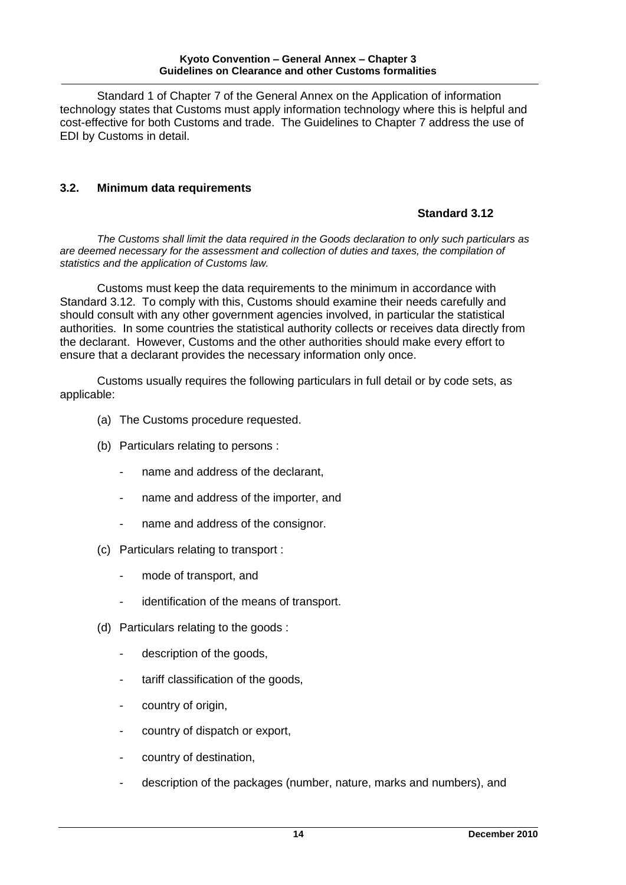Standard 1 of Chapter 7 of the General Annex on the Application of information technology states that Customs must apply information technology where this is helpful and cost-effective for both Customs and trade. The Guidelines to Chapter 7 address the use of EDI by Customs in detail.

### 3.2. Minimum data requirements

**Standard 3.12**

*The Customs shall limit the data required in the Goods declaration to only such particulars as are deemed necessary for the assessment and collection of duties and taxes, the compilation of statistics and the application of Customs law.*

Customs must keep the data requirements to the minimum in accordance with Standard 3.12. To comply with this, Customs should examine their needs carefully and should consult with any other government agencies involved, in particular the statistical authorities. In some countries the statistical authority collects or receives data directly from the declarant. However, Customs and the other authorities should make every effort to ensure that a declarant provides the necessary information only once.

Customs usually requires the following particulars in full detail or by code sets, as applicable:

(a) The Customs procedure requested.

(b) Particulars relating to persons :

- name and address of the declarant,
- name and address of the importer, and
- name and address of the consignor.

(c) Particulars relating to transport :

- mode of transport, and
- identification of the means of transport.

(d) Particulars relating to the goods :

- description of the goods,
- tariff classification of the goods,
- country of origin,
- country of dispatch or export,
- country of destination,
- description of the packages (number, nature, marks and numbers), and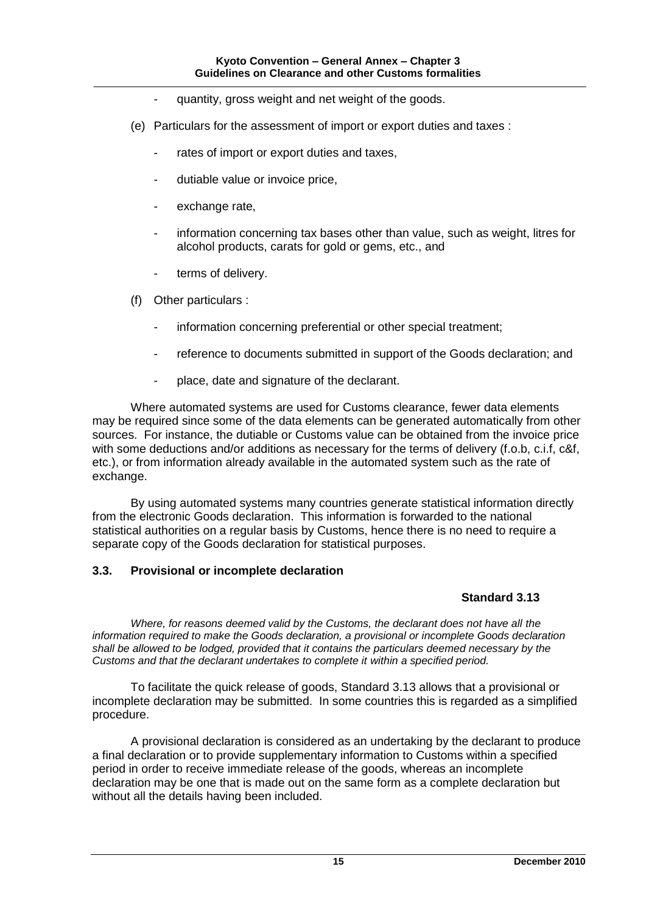- quantity, gross weight and net weight of the goods.

(e) Particulars for the assessment of import or export duties and taxes :

- rates of import or export duties and taxes,
- dutiable value or invoice price,
- exchange rate,
- information concerning tax bases other than value, such as weight, litres for alcohol products, carats for gold or gems, etc., and
- terms of delivery.

(f) Other particulars :

- information concerning preferential or other special treatment;
- reference to documents submitted in support of the Goods declaration; and
- place, date and signature of the declarant.

Where automated systems are used for Customs clearance, fewer data elements may be required since some of the data elements can be generated automatically from other sources. For instance, the dutiable or Customs value can be obtained from the invoice price with some deductions and/or additions as necessary for the terms of delivery (f.o.b, c.i.f, c&f, etc.), or from information already available in the automated system such as the rate of exchange.

By using automated systems many countries generate statistical information directly from the electronic Goods declaration. This information is forwarded to the national statistical authorities on a regular basis by Customs, hence there is no need to require a separate copy of the Goods declaration for statistical purposes.

### 3.3. Provisional or incomplete declaration

**Standard 3.13**

*Where, for reasons deemed valid by the Customs, the declarant does not have all the information required to make the Goods declaration, a provisional or incomplete Goods declaration shall be allowed to be lodged, provided that it contains the particulars deemed necessary by the Customs and that the declarant undertakes to complete it within a specified period.*

To facilitate the quick release of goods, Standard 3.13 allows that a provisional or incomplete declaration may be submitted. In some countries this is regarded as a simplified procedure.

A provisional declaration is considered as an undertaking by the declarant to produce a final declaration or to provide supplementary information to Customs within a specified period in order to receive immediate release of the goods, whereas an incomplete declaration may be one that is made out on the same form as a complete declaration but without all the details having been included.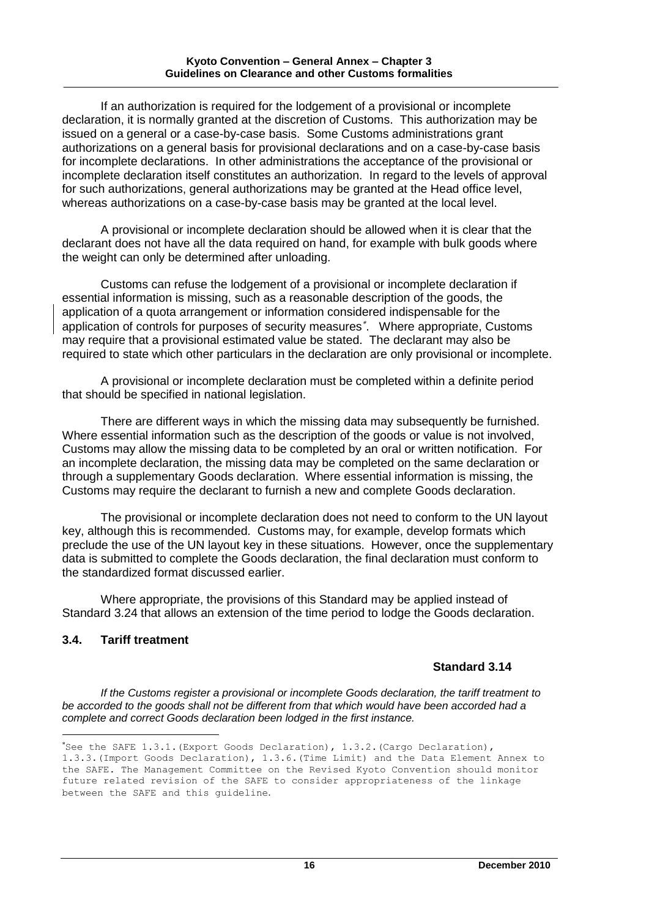If an authorization is required for the lodgement of a provisional or incomplete declaration, it is normally granted at the discretion of Customs. This authorization may be issued on a general or a case-by-case basis. Some Customs administrations grant authorizations on a general basis for provisional declarations and on a case-by-case basis for incomplete declarations. In other administrations the acceptance of the provisional or incomplete declaration itself constitutes an authorization. In regard to the levels of approval for such authorizations, general authorizations may be granted at the Head office level, whereas authorizations on a case-by-case basis may be granted at the local level.

A provisional or incomplete declaration should be allowed when it is clear that the declarant does not have all the data required on hand, for example with bulk goods where the weight can only be determined after unloading.

Customs can refuse the lodgement of a provisional or incomplete declaration if essential information is missing, such as a reasonable description of the goods, the application of a quota arrangement or information considered indispensable for the application of controls for purposes of security measures[*]. Where appropriate, Customs may require that a provisional estimated value be stated. The declarant may also be required to state which other particulars in the declaration are only provisional or incomplete.

A provisional or incomplete declaration must be completed within a definite period that should be specified in national legislation.

There are different ways in which the missing data may subsequently be furnished. Where essential information such as the description of the goods or value is not involved, Customs may allow the missing data to be completed by an oral or written notification. For an incomplete declaration, the missing data may be completed on the same declaration or through a supplementary Goods declaration. Where essential information is missing, the Customs may require the declarant to furnish a new and complete Goods declaration.

The provisional or incomplete declaration does not need to conform to the UN layout key, although this is recommended. Customs may, for example, develop formats which preclude the use of the UN layout key in these situations. However, once the supplementary data is submitted to complete the Goods declaration, the final declaration must conform to the standardized format discussed earlier.

Where appropriate, the provisions of this Standard may be applied instead of Standard 3.24 that allows an extension of the time period to lodge the Goods declaration.

## 3.4. Tariff treatment

**Standard 3.14**

*If the Customs register a provisional or incomplete Goods declaration, the tariff treatment to be accorded to the goods shall not be different from that which would have been accorded had a complete and correct Goods declaration been lodged in the first instance.*

---

[*] See the SAFE 1.3.1.(Export Goods Declaration), 1.3.2.(Cargo Declaration), 1.3.3.(Import Goods Declaration), 1.3.6.(Time Limit) and the Data Element Annex to the SAFE. The Management Committee on the Revised Kyoto Convention should monitor future related revision of the SAFE to consider appropriateness of the linkage between the SAFE and this guideline.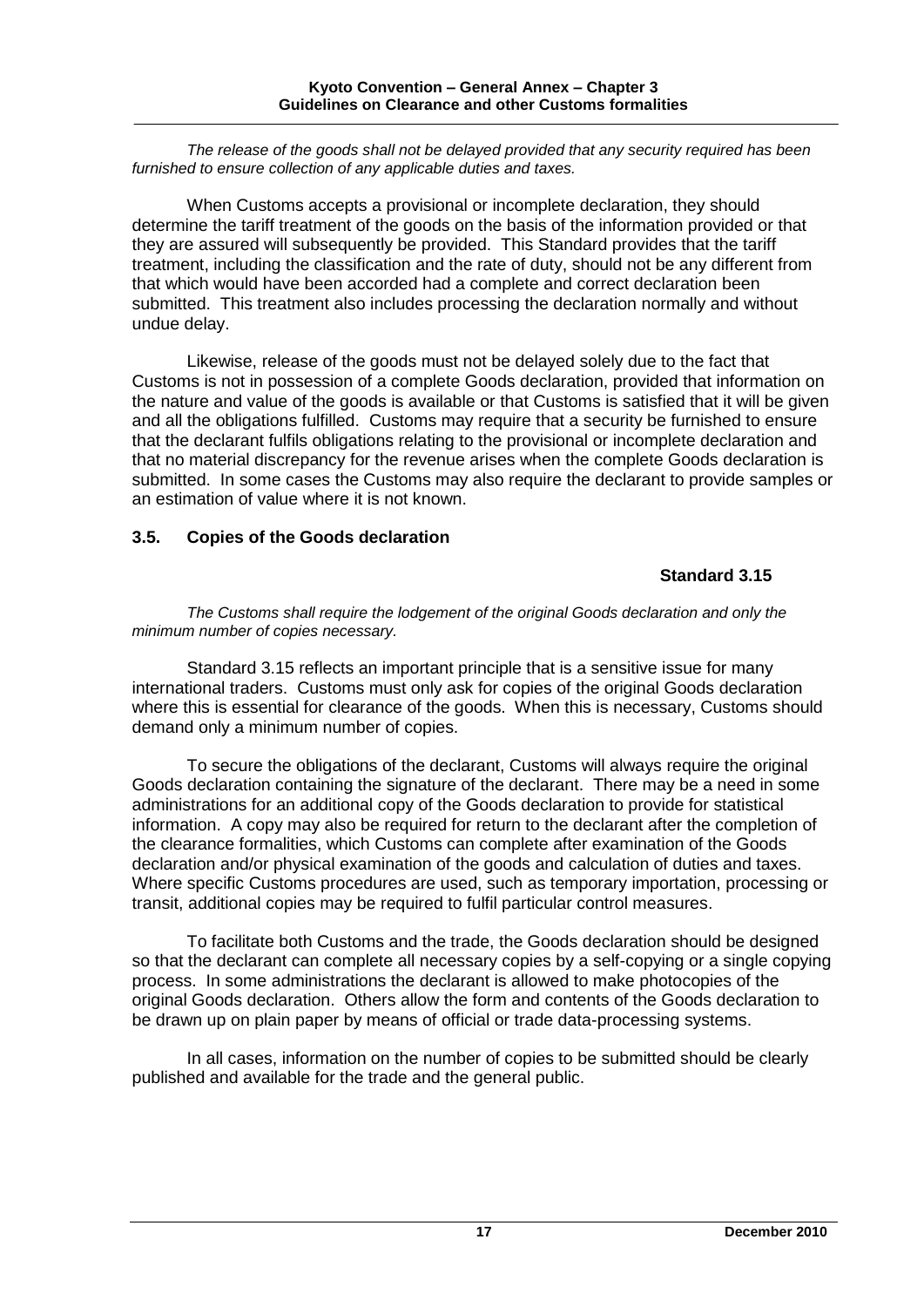*The release of the goods shall not be delayed provided that any security required has been furnished to ensure collection of any applicable duties and taxes.*

When Customs accepts a provisional or incomplete declaration, they should determine the tariff treatment of the goods on the basis of the information provided or that they are assured will subsequently be provided. This Standard provides that the tariff treatment, including the classification and the rate of duty, should not be any different from that which would have been accorded had a complete and correct declaration been submitted. This treatment also includes processing the declaration normally and without undue delay.

Likewise, release of the goods must not be delayed solely due to the fact that Customs is not in possession of a complete Goods declaration, provided that information on the nature and value of the goods is available or that Customs is satisfied that it will be given and all the obligations fulfilled. Customs may require that a security be furnished to ensure that the declarant fulfils obligations relating to the provisional or incomplete declaration and that no material discrepancy for the revenue arises when the complete Goods declaration is submitted. In some cases the Customs may also require the declarant to provide samples or an estimation of value where it is not known.

## 3.5. Copies of the Goods declaration

**Standard 3.15**

*The Customs shall require the lodgement of the original Goods declaration and only the minimum number of copies necessary.*

Standard 3.15 reflects an important principle that is a sensitive issue for many international traders. Customs must only ask for copies of the original Goods declaration where this is essential for clearance of the goods. When this is necessary, Customs should demand only a minimum number of copies.

To secure the obligations of the declarant, Customs will always require the original Goods declaration containing the signature of the declarant. There may be a need in some administrations for an additional copy of the Goods declaration to provide for statistical information. A copy may also be required for return to the declarant after the completion of the clearance formalities, which Customs can complete after examination of the Goods declaration and/or physical examination of the goods and calculation of duties and taxes. Where specific Customs procedures are used, such as temporary importation, processing or transit, additional copies may be required to fulfil particular control measures.

To facilitate both Customs and the trade, the Goods declaration should be designed so that the declarant can complete all necessary copies by a self-copying or a single copying process. In some administrations the declarant is allowed to make photocopies of the original Goods declaration. Others allow the form and contents of the Goods declaration to be drawn up on plain paper by means of official or trade data-processing systems.

In all cases, information on the number of copies to be submitted should be clearly published and available for the trade and the general public.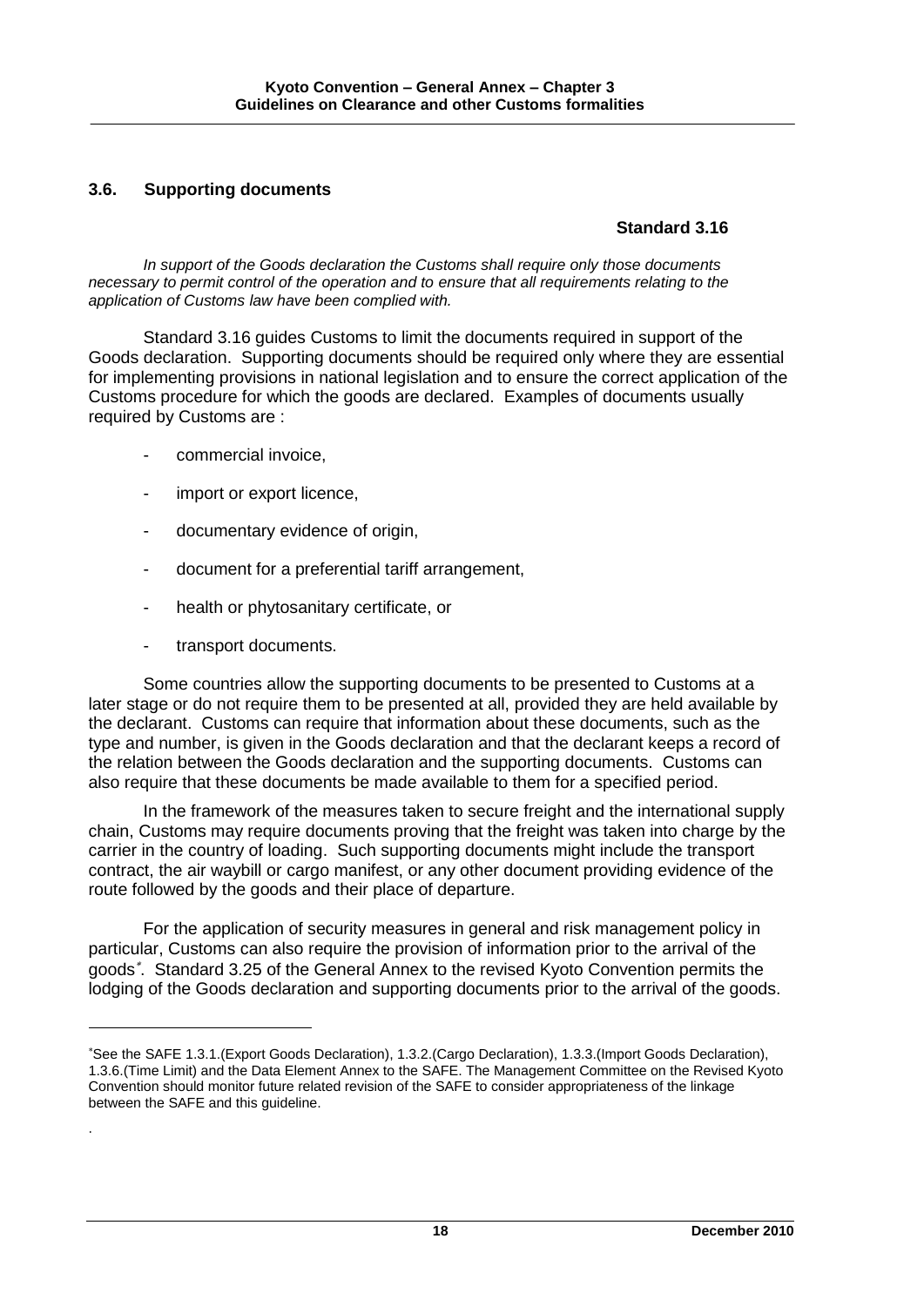### 3.6. Supporting documents

**Standard 3.16**

*In support of the Goods declaration the Customs shall require only those documents necessary to permit control of the operation and to ensure that all requirements relating to the application of Customs law have been complied with.*

Standard 3.16 guides Customs to limit the documents required in support of the Goods declaration. Supporting documents should be required only where they are essential for implementing provisions in national legislation and to ensure the correct application of the Customs procedure for which the goods are declared. Examples of documents usually required by Customs are :

- commercial invoice,
- import or export licence,
- documentary evidence of origin,
- document for a preferential tariff arrangement,
- health or phytosanitary certificate, or
- transport documents.

Some countries allow the supporting documents to be presented to Customs at a later stage or do not require them to be presented at all, provided they are held available by the declarant. Customs can require that information about these documents, such as the type and number, is given in the Goods declaration and that the declarant keeps a record of the relation between the Goods declaration and the supporting documents. Customs can also require that these documents be made available to them for a specified period.

In the framework of the measures taken to secure freight and the international supply chain, Customs may require documents proving that the freight was taken into charge by the carrier in the country of loading. Such supporting documents might include the transport contract, the air waybill or cargo manifest, or any other document providing evidence of the route followed by the goods and their place of departure.

For the application of security measures in general and risk management policy in particular, Customs can also require the provision of information prior to the arrival of the goods[*]. Standard 3.25 of the General Annex to the revised Kyoto Convention permits the lodging of the Goods declaration and supporting documents prior to the arrival of the goods.

---

[*] See the SAFE 1.3.1.(Export Goods Declaration), 1.3.2.(Cargo Declaration), 1.3.3.(Import Goods Declaration), 1.3.6.(Time Limit) and the Data Element Annex to the SAFE. The Management Committee on the Revised Kyoto Convention should monitor future related revision of the SAFE to consider appropriateness of the linkage between the SAFE and this guideline.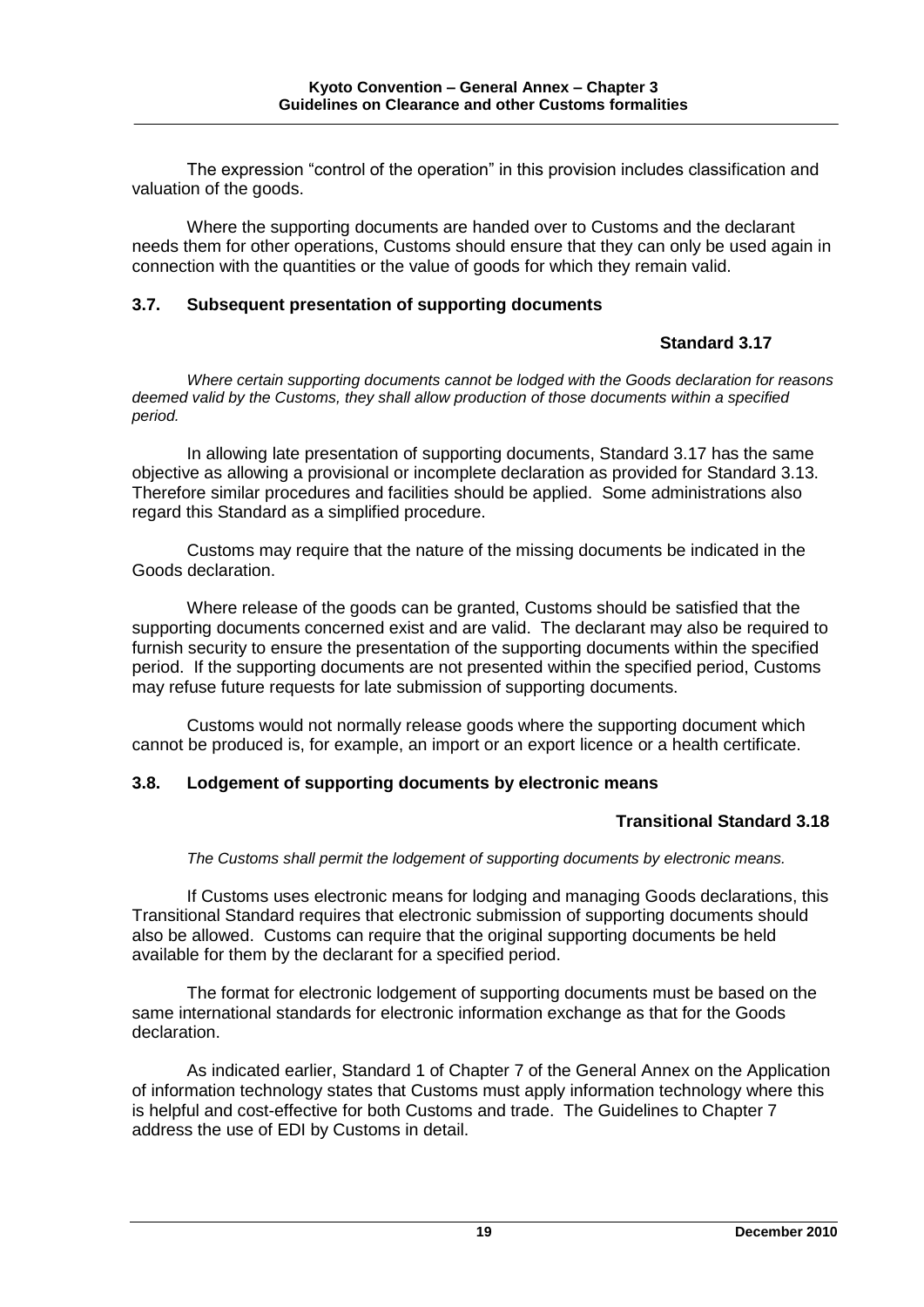The expression “control of the operation” in this provision includes classification and valuation of the goods.

Where the supporting documents are handed over to Customs and the declarant needs them for other operations, Customs should ensure that they can only be used again in connection with the quantities or the value of goods for which they remain valid.

### 3.7. Subsequent presentation of supporting documents

**Standard 3.17**

*Where certain supporting documents cannot be lodged with the Goods declaration for reasons deemed valid by the Customs, they shall allow production of those documents within a specified period.*

In allowing late presentation of supporting documents, Standard 3.17 has the same objective as allowing a provisional or incomplete declaration as provided for Standard 3.13. Therefore similar procedures and facilities should be applied. Some administrations also regard this Standard as a simplified procedure.

Customs may require that the nature of the missing documents be indicated in the Goods declaration.

Where release of the goods can be granted, Customs should be satisfied that the supporting documents concerned exist and are valid. The declarant may also be required to furnish security to ensure the presentation of the supporting documents within the specified period. If the supporting documents are not presented within the specified period, Customs may refuse future requests for late submission of supporting documents.

Customs would not normally release goods where the supporting document which cannot be produced is, for example, an import or an export licence or a health certificate.

### 3.8. Lodgement of supporting documents by electronic means

**Transitional Standard 3.18**

*The Customs shall permit the lodgement of supporting documents by electronic means.*

If Customs uses electronic means for lodging and managing Goods declarations, this Transitional Standard requires that electronic submission of supporting documents should also be allowed. Customs can require that the original supporting documents be held available for them by the declarant for a specified period.

The format for electronic lodgement of supporting documents must be based on the same international standards for electronic information exchange as that for the Goods declaration.

As indicated earlier, Standard 1 of Chapter 7 of the General Annex on the Application of information technology states that Customs must apply information technology where this is helpful and cost-effective for both Customs and trade. The Guidelines to Chapter 7 address the use of EDI by Customs in detail.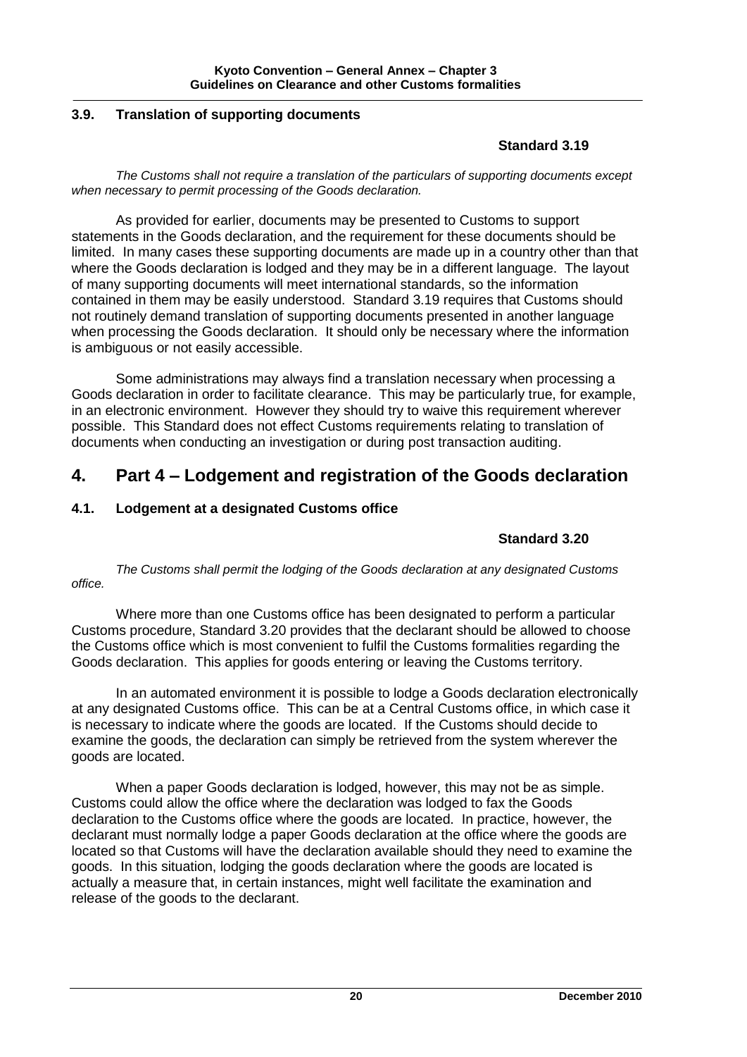### 3.9. Translation of supporting documents

**Standard 3.19**

*The Customs shall not require a translation of the particulars of supporting documents except when necessary to permit processing of the Goods declaration.*

As provided for earlier, documents may be presented to Customs to support statements in the Goods declaration, and the requirement for these documents should be limited. In many cases these supporting documents are made up in a country other than that where the Goods declaration is lodged and they may be in a different language. The layout of many supporting documents will meet international standards, so the information contained in them may be easily understood. Standard 3.19 requires that Customs should not routinely demand translation of supporting documents presented in another language when processing the Goods declaration. It should only be necessary where the information is ambiguous or not easily accessible.

Some administrations may always find a translation necessary when processing a Goods declaration in order to facilitate clearance. This may be particularly true, for example, in an electronic environment. However they should try to waive this requirement wherever possible. This Standard does not effect Customs requirements relating to translation of documents when conducting an investigation or during post transaction auditing.

## 4. Part 4 – Lodgement and registration of the Goods declaration

### 4.1. Lodgement at a designated Customs office

**Standard 3.20**

*The Customs shall permit the lodging of the Goods declaration at any designated Customs office.*

Where more than one Customs office has been designated to perform a particular Customs procedure, Standard 3.20 provides that the declarant should be allowed to choose the Customs office which is most convenient to fulfil the Customs formalities regarding the Goods declaration. This applies for goods entering or leaving the Customs territory.

In an automated environment it is possible to lodge a Goods declaration electronically at any designated Customs office. This can be at a Central Customs office, in which case it is necessary to indicate where the goods are located. If the Customs should decide to examine the goods, the declaration can simply be retrieved from the system wherever the goods are located.

When a paper Goods declaration is lodged, however, this may not be as simple. Customs could allow the office where the declaration was lodged to fax the Goods declaration to the Customs office where the goods are located. In practice, however, the declarant must normally lodge a paper Goods declaration at the office where the goods are located so that Customs will have the declaration available should they need to examine the goods. In this situation, lodging the goods declaration where the goods are located is actually a measure that, in certain instances, might well facilitate the examination and release of the goods to the declarant.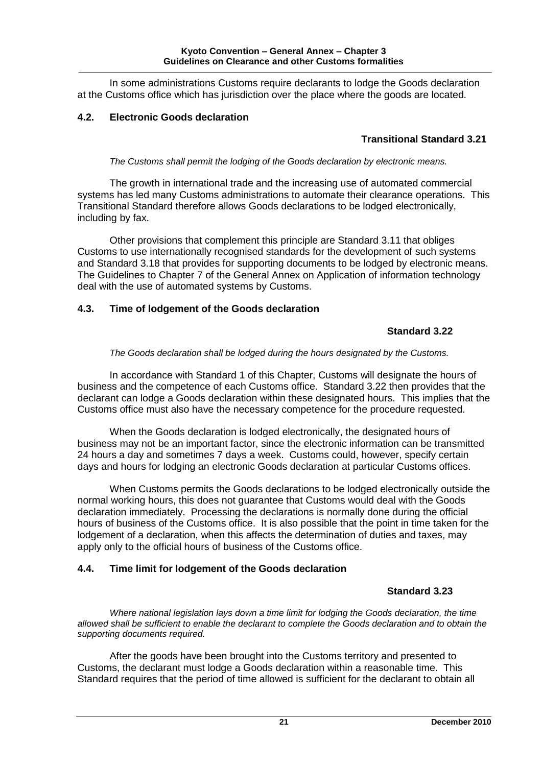In some administrations Customs require declarants to lodge the Goods declaration at the Customs office which has jurisdiction over the place where the goods are located.

### 4.2. Electronic Goods declaration

**Transitional Standard 3.21**

*The Customs shall permit the lodging of the Goods declaration by electronic means.*

The growth in international trade and the increasing use of automated commercial systems has led many Customs administrations to automate their clearance operations. This Transitional Standard therefore allows Goods declarations to be lodged electronically, including by fax.

Other provisions that complement this principle are Standard 3.11 that obliges Customs to use internationally recognised standards for the development of such systems and Standard 3.18 that provides for supporting documents to be lodged by electronic means. The Guidelines to Chapter 7 of the General Annex on Application of information technology deal with the use of automated systems by Customs.

### 4.3. Time of lodgement of the Goods declaration

**Standard 3.22**

*The Goods declaration shall be lodged during the hours designated by the Customs.*

In accordance with Standard 1 of this Chapter, Customs will designate the hours of business and the competence of each Customs office. Standard 3.22 then provides that the declarant can lodge a Goods declaration within these designated hours. This implies that the Customs office must also have the necessary competence for the procedure requested.

When the Goods declaration is lodged electronically, the designated hours of business may not be an important factor, since the electronic information can be transmitted 24 hours a day and sometimes 7 days a week. Customs could, however, specify certain days and hours for lodging an electronic Goods declaration at particular Customs offices.

When Customs permits the Goods declarations to be lodged electronically outside the normal working hours, this does not guarantee that Customs would deal with the Goods declaration immediately. Processing the declarations is normally done during the official hours of business of the Customs office. It is also possible that the point in time taken for the lodgement of a declaration, when this affects the determination of duties and taxes, may apply only to the official hours of business of the Customs office.

### 4.4. Time limit for lodgement of the Goods declaration

**Standard 3.23**

*Where national legislation lays down a time limit for lodging the Goods declaration, the time allowed shall be sufficient to enable the declarant to complete the Goods declaration and to obtain the supporting documents required.*

After the goods have been brought into the Customs territory and presented to Customs, the declarant must lodge a Goods declaration within a reasonable time. This Standard requires that the period of time allowed is sufficient for the declarant to obtain all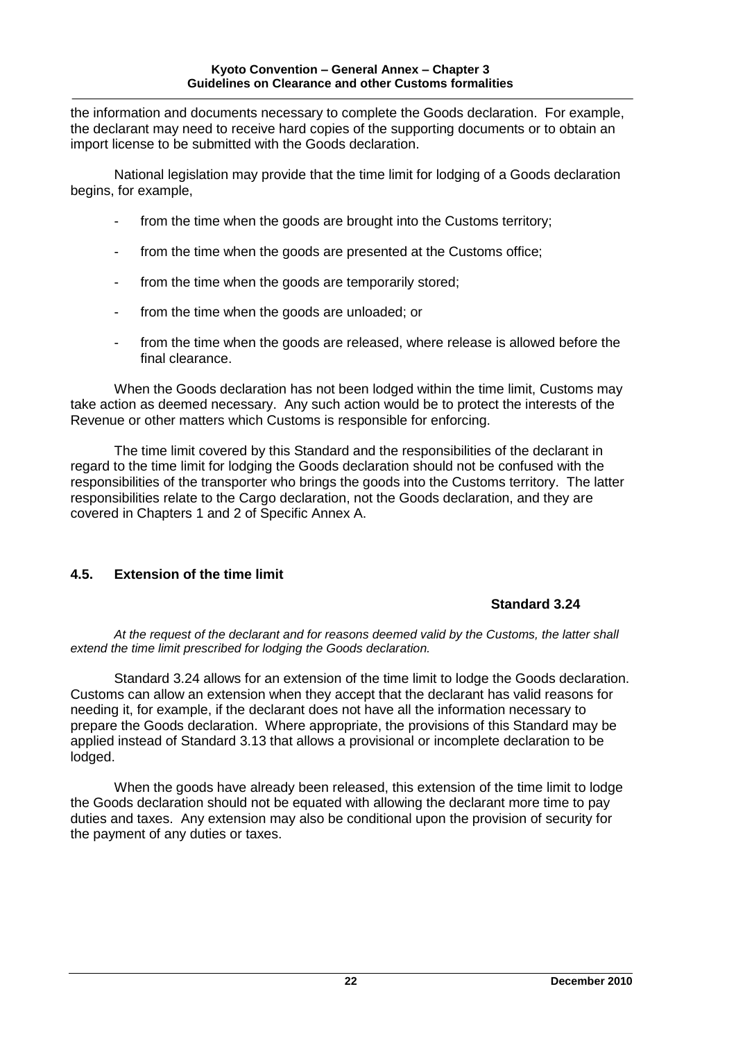the information and documents necessary to complete the Goods declaration. For example, the declarant may need to receive hard copies of the supporting documents or to obtain an import license to be submitted with the Goods declaration.

National legislation may provide that the time limit for lodging of a Goods declaration begins, for example,

- from the time when the goods are brought into the Customs territory;
- from the time when the goods are presented at the Customs office;
- from the time when the goods are temporarily stored;
- from the time when the goods are unloaded; or
- from the time when the goods are released, where release is allowed before the final clearance.

When the Goods declaration has not been lodged within the time limit, Customs may take action as deemed necessary. Any such action would be to protect the interests of the Revenue or other matters which Customs is responsible for enforcing.

The time limit covered by this Standard and the responsibilities of the declarant in regard to the time limit for lodging the Goods declaration should not be confused with the responsibilities of the transporter who brings the goods into the Customs territory. The latter responsibilities relate to the Cargo declaration, not the Goods declaration, and they are covered in Chapters 1 and 2 of Specific Annex A.

## 4.5. Extension of the time limit

**Standard 3.24**

*At the request of the declarant and for reasons deemed valid by the Customs, the latter shall extend the time limit prescribed for lodging the Goods declaration.*

Standard 3.24 allows for an extension of the time limit to lodge the Goods declaration. Customs can allow an extension when they accept that the declarant has valid reasons for needing it, for example, if the declarant does not have all the information necessary to prepare the Goods declaration. Where appropriate, the provisions of this Standard may be applied instead of Standard 3.13 that allows a provisional or incomplete declaration to be lodged.

When the goods have already been released, this extension of the time limit to lodge the Goods declaration should not be equated with allowing the declarant more time to pay duties and taxes. Any extension may also be conditional upon the provision of security for the payment of any duties or taxes.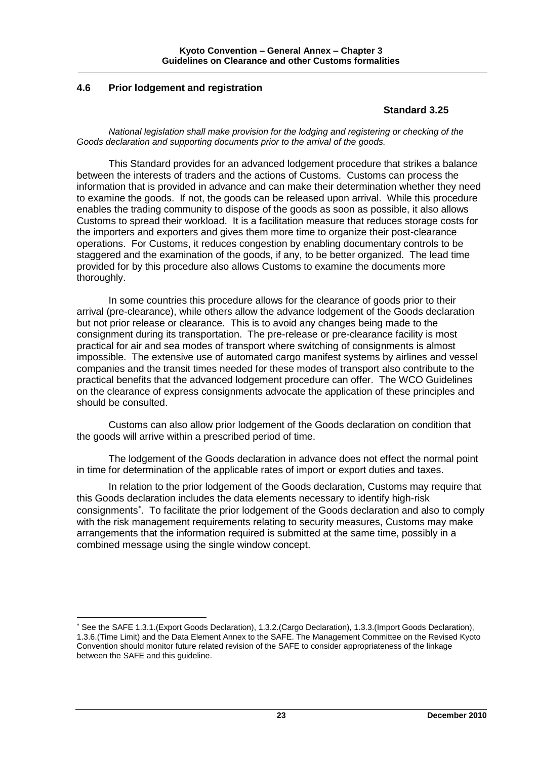## 4.6 Prior lodgement and registration

**Standard 3.25**

*National legislation shall make provision for the lodging and registering or checking of the Goods declaration and supporting documents prior to the arrival of the goods.*

This Standard provides for an advanced lodgement procedure that strikes a balance between the interests of traders and the actions of Customs. Customs can process the information that is provided in advance and can make their determination whether they need to examine the goods. If not, the goods can be released upon arrival. While this procedure enables the trading community to dispose of the goods as soon as possible, it also allows Customs to spread their workload. It is a facilitation measure that reduces storage costs for the importers and exporters and gives them more time to organize their post-clearance operations. For Customs, it reduces congestion by enabling documentary controls to be staggered and the examination of the goods, if any, to be better organized. The lead time provided for by this procedure also allows Customs to examine the documents more thoroughly.

In some countries this procedure allows for the clearance of goods prior to their arrival (pre-clearance), while others allow the advance lodgement of the Goods declaration but not prior release or clearance. This is to avoid any changes being made to the consignment during its transportation. The pre-release or pre-clearance facility is most practical for air and sea modes of transport where switching of consignments is almost impossible. The extensive use of automated cargo manifest systems by airlines and vessel companies and the transit times needed for these modes of transport also contribute to the practical benefits that the advanced lodgement procedure can offer. The WCO Guidelines on the clearance of express consignments advocate the application of these principles and should be consulted.

Customs can also allow prior lodgement of the Goods declaration on condition that the goods will arrive within a prescribed period of time.

The lodgement of the Goods declaration in advance does not effect the normal point in time for determination of the applicable rates of import or export duties and taxes.

In relation to the prior lodgement of the Goods declaration, Customs may require that this Goods declaration includes the data elements necessary to identify high-risk consignments[*]. To facilitate the prior lodgement of the Goods declaration and also to comply with the risk management requirements relating to security measures, Customs may make arrangements that the information required is submitted at the same time, possibly in a combined message using the single window concept.

---

[*] See the SAFE 1.3.1.(Export Goods Declaration), 1.3.2.(Cargo Declaration), 1.3.3.(Import Goods Declaration), 1.3.6.(Time Limit) and the Data Element Annex to the SAFE. The Management Committee on the Revised Kyoto Convention should monitor future related revision of the SAFE to consider appropriateness of the linkage between the SAFE and this guideline.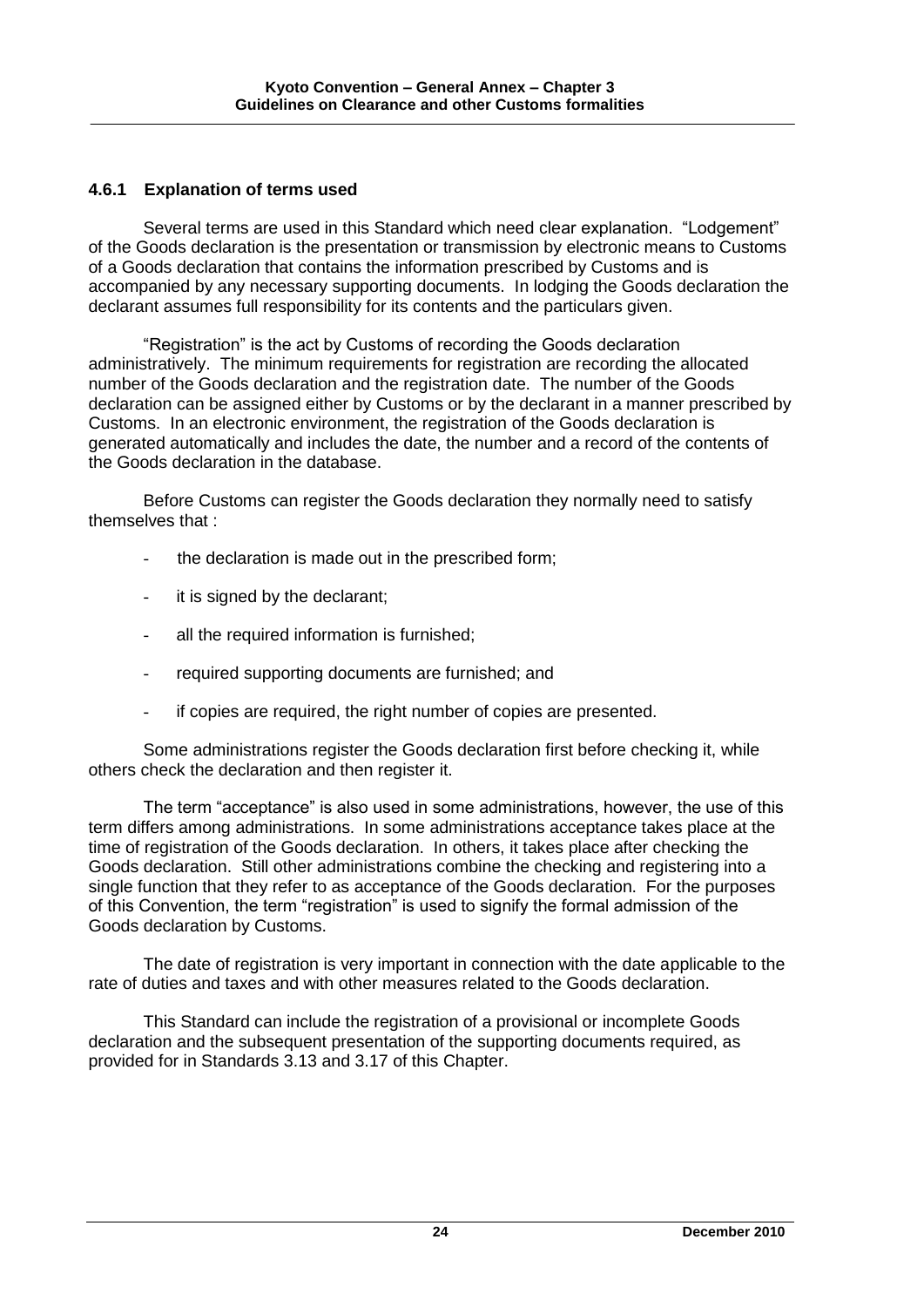### 4.6.1 Explanation of terms used

Several terms are used in this Standard which need clear explanation. "Lodgement" of the Goods declaration is the presentation or transmission by electronic means to Customs of a Goods declaration that contains the information prescribed by Customs and is accompanied by any necessary supporting documents. In lodging the Goods declaration the declarant assumes full responsibility for its contents and the particulars given.

"Registration" is the act by Customs of recording the Goods declaration administratively. The minimum requirements for registration are recording the allocated number of the Goods declaration and the registration date. The number of the Goods declaration can be assigned either by Customs or by the declarant in a manner prescribed by Customs. In an electronic environment, the registration of the Goods declaration is generated automatically and includes the date, the number and a record of the contents of the Goods declaration in the database.

Before Customs can register the Goods declaration they normally need to satisfy themselves that :

- the declaration is made out in the prescribed form;
- it is signed by the declarant;
- all the required information is furnished;
- required supporting documents are furnished; and
- if copies are required, the right number of copies are presented.

Some administrations register the Goods declaration first before checking it, while others check the declaration and then register it.

The term "acceptance" is also used in some administrations, however, the use of this term differs among administrations. In some administrations acceptance takes place at the time of registration of the Goods declaration. In others, it takes place after checking the Goods declaration. Still other administrations combine the checking and registering into a single function that they refer to as acceptance of the Goods declaration. For the purposes of this Convention, the term "registration" is used to signify the formal admission of the Goods declaration by Customs.

The date of registration is very important in connection with the date applicable to the rate of duties and taxes and with other measures related to the Goods declaration.

This Standard can include the registration of a provisional or incomplete Goods declaration and the subsequent presentation of the supporting documents required, as provided for in Standards 3.13 and 3.17 of this Chapter.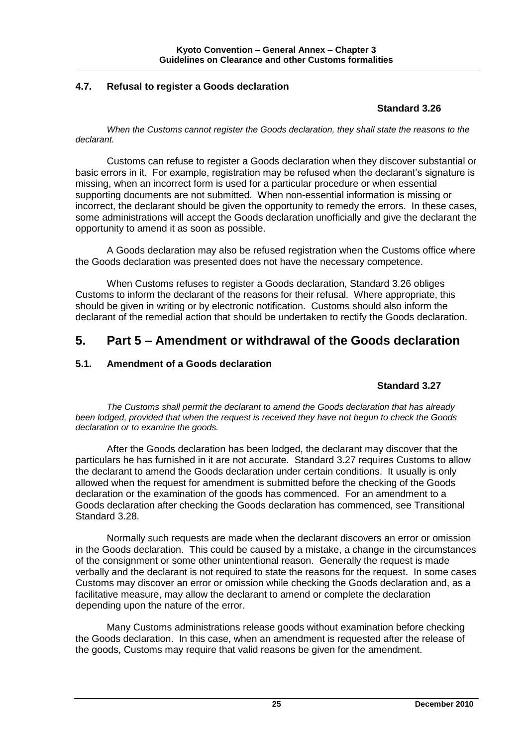### 4.7. Refusal to register a Goods declaration

**Standard 3.26**

*When the Customs cannot register the Goods declaration, they shall state the reasons to the declarant.*

Customs can refuse to register a Goods declaration when they discover substantial or basic errors in it. For example, registration may be refused when the declarant's signature is missing, when an incorrect form is used for a particular procedure or when essential supporting documents are not submitted. When non-essential information is missing or incorrect, the declarant should be given the opportunity to remedy the errors. In these cases, some administrations will accept the Goods declaration unofficially and give the declarant the opportunity to amend it as soon as possible.

A Goods declaration may also be refused registration when the Customs office where the Goods declaration was presented does not have the necessary competence.

When Customs refuses to register a Goods declaration, Standard 3.26 obliges Customs to inform the declarant of the reasons for their refusal. Where appropriate, this should be given in writing or by electronic notification. Customs should also inform the declarant of the remedial action that should be undertaken to rectify the Goods declaration.

## 5. Part 5 – Amendment or withdrawal of the Goods declaration

### 5.1. Amendment of a Goods declaration

**Standard 3.27**

*The Customs shall permit the declarant to amend the Goods declaration that has already been lodged, provided that when the request is received they have not begun to check the Goods declaration or to examine the goods.*

After the Goods declaration has been lodged, the declarant may discover that the particulars he has furnished in it are not accurate. Standard 3.27 requires Customs to allow the declarant to amend the Goods declaration under certain conditions. It usually is only allowed when the request for amendment is submitted before the checking of the Goods declaration or the examination of the goods has commenced. For an amendment to a Goods declaration after checking the Goods declaration has commenced, see Transitional Standard 3.28.

Normally such requests are made when the declarant discovers an error or omission in the Goods declaration. This could be caused by a mistake, a change in the circumstances of the consignment or some other unintentional reason. Generally the request is made verbally and the declarant is not required to state the reasons for the request. In some cases Customs may discover an error or omission while checking the Goods declaration and, as a facilitative measure, may allow the declarant to amend or complete the declaration depending upon the nature of the error.

Many Customs administrations release goods without examination before checking the Goods declaration. In this case, when an amendment is requested after the release of the goods, Customs may require that valid reasons be given for the amendment.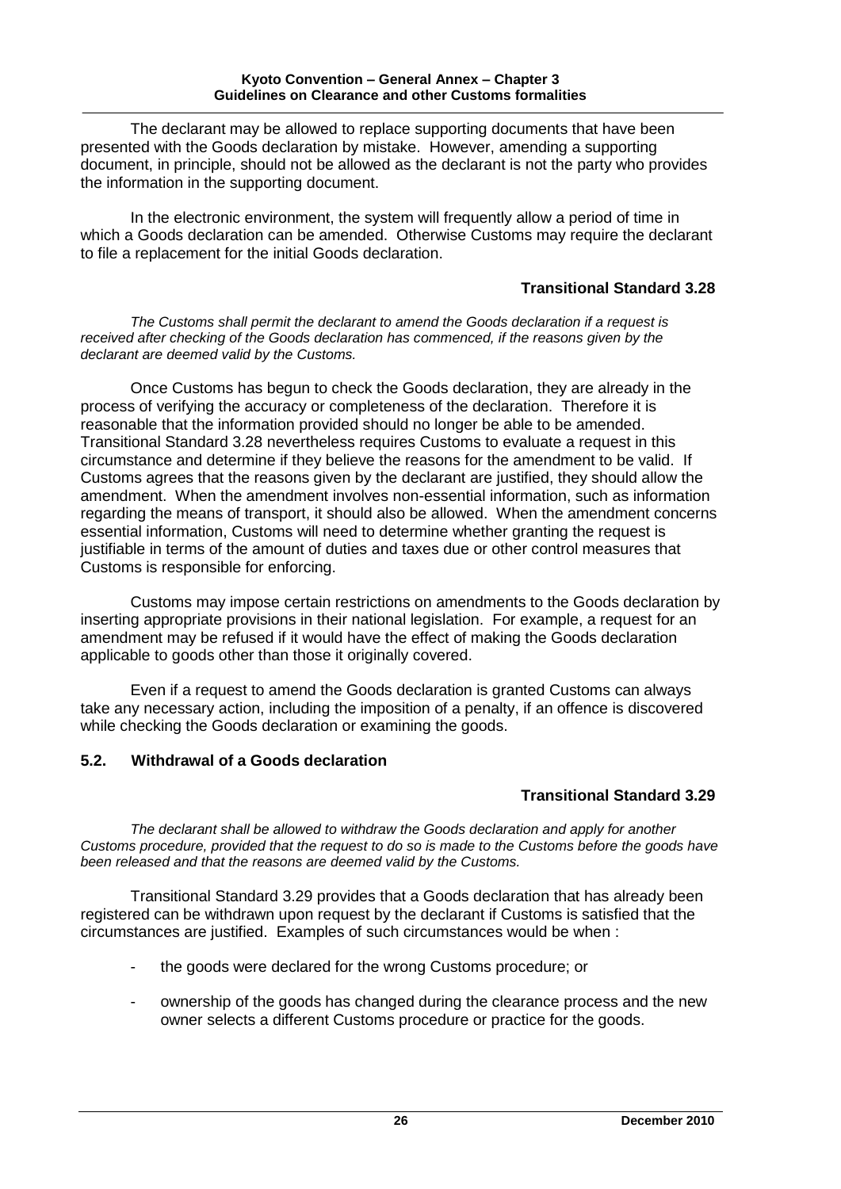The declarant may be allowed to replace supporting documents that have been presented with the Goods declaration by mistake. However, amending a supporting document, in principle, should not be allowed as the declarant is not the party who provides the information in the supporting document.

In the electronic environment, the system will frequently allow a period of time in which a Goods declaration can be amended. Otherwise Customs may require the declarant to file a replacement for the initial Goods declaration.

**Transitional Standard 3.28**

*The Customs shall permit the declarant to amend the Goods declaration if a request is received after checking of the Goods declaration has commenced, if the reasons given by the declarant are deemed valid by the Customs.*

Once Customs has begun to check the Goods declaration, they are already in the process of verifying the accuracy or completeness of the declaration. Therefore it is reasonable that the information provided should no longer be able to be amended. Transitional Standard 3.28 nevertheless requires Customs to evaluate a request in this circumstance and determine if they believe the reasons for the amendment to be valid. If Customs agrees that the reasons given by the declarant are justified, they should allow the amendment. When the amendment involves non-essential information, such as information regarding the means of transport, it should also be allowed. When the amendment concerns essential information, Customs will need to determine whether granting the request is justifiable in terms of the amount of duties and taxes due or other control measures that Customs is responsible for enforcing.

Customs may impose certain restrictions on amendments to the Goods declaration by inserting appropriate provisions in their national legislation. For example, a request for an amendment may be refused if it would have the effect of making the Goods declaration applicable to goods other than those it originally covered.

Even if a request to amend the Goods declaration is granted Customs can always take any necessary action, including the imposition of a penalty, if an offence is discovered while checking the Goods declaration or examining the goods.

### 5.2. Withdrawal of a Goods declaration

**Transitional Standard 3.29**

*The declarant shall be allowed to withdraw the Goods declaration and apply for another Customs procedure, provided that the request to do so is made to the Customs before the goods have been released and that the reasons are deemed valid by the Customs.*

Transitional Standard 3.29 provides that a Goods declaration that has already been registered can be withdrawn upon request by the declarant if Customs is satisfied that the circumstances are justified. Examples of such circumstances would be when :

- the goods were declared for the wrong Customs procedure; or
- ownership of the goods has changed during the clearance process and the new owner selects a different Customs procedure or practice for the goods.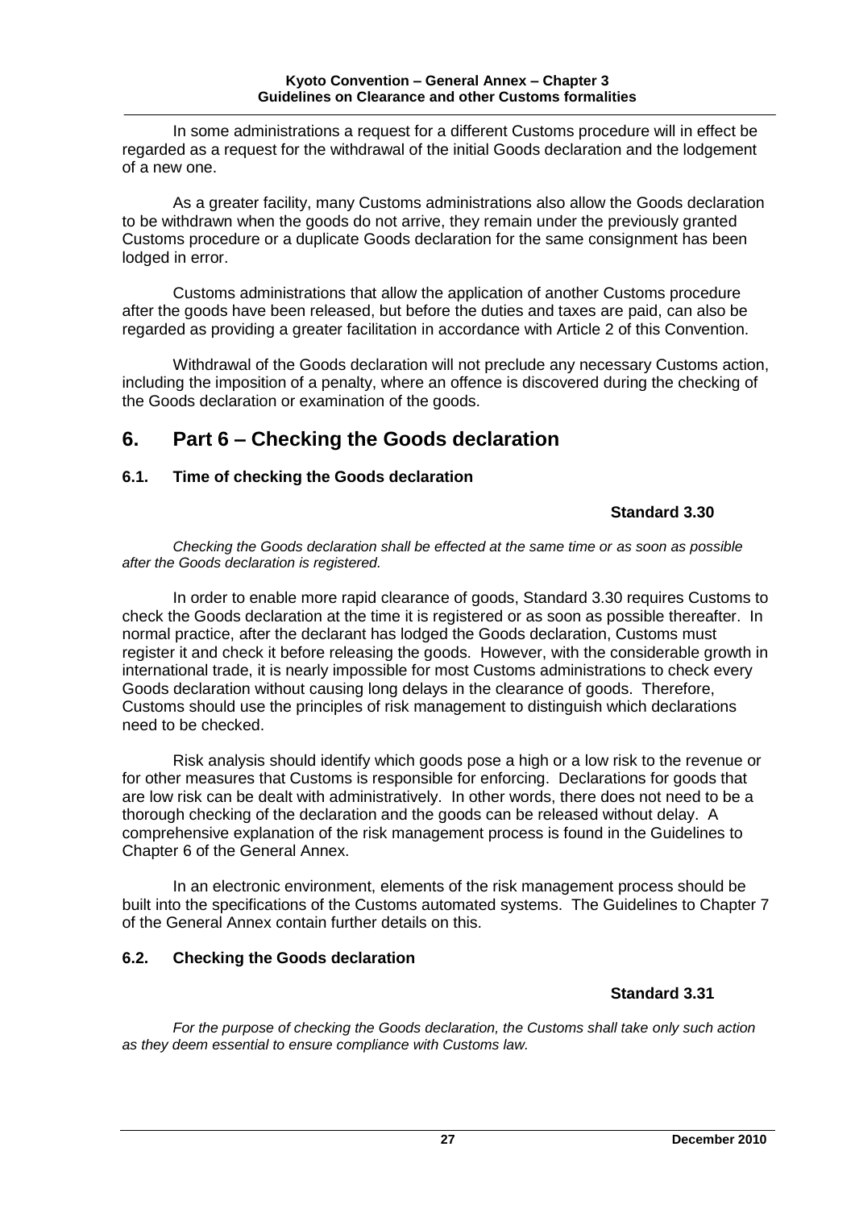In some administrations a request for a different Customs procedure will in effect be regarded as a request for the withdrawal of the initial Goods declaration and the lodgement of a new one.

As a greater facility, many Customs administrations also allow the Goods declaration to be withdrawn when the goods do not arrive, they remain under the previously granted Customs procedure or a duplicate Goods declaration for the same consignment has been lodged in error.

Customs administrations that allow the application of another Customs procedure after the goods have been released, but before the duties and taxes are paid, can also be regarded as providing a greater facilitation in accordance with Article 2 of this Convention.

Withdrawal of the Goods declaration will not preclude any necessary Customs action, including the imposition of a penalty, where an offence is discovered during the checking of the Goods declaration or examination of the goods.

# 6. Part 6 – Checking the Goods declaration

## 6.1. Time of checking the Goods declaration

**Standard 3.30**

*Checking the Goods declaration shall be effected at the same time or as soon as possible after the Goods declaration is registered.*

In order to enable more rapid clearance of goods, Standard 3.30 requires Customs to check the Goods declaration at the time it is registered or as soon as possible thereafter. In normal practice, after the declarant has lodged the Goods declaration, Customs must register it and check it before releasing the goods. However, with the considerable growth in international trade, it is nearly impossible for most Customs administrations to check every Goods declaration without causing long delays in the clearance of goods. Therefore, Customs should use the principles of risk management to distinguish which declarations need to be checked.

Risk analysis should identify which goods pose a high or a low risk to the revenue or for other measures that Customs is responsible for enforcing. Declarations for goods that are low risk can be dealt with administratively. In other words, there does not need to be a thorough checking of the declaration and the goods can be released without delay. A comprehensive explanation of the risk management process is found in the Guidelines to Chapter 6 of the General Annex.

In an electronic environment, elements of the risk management process should be built into the specifications of the Customs automated systems. The Guidelines to Chapter 7 of the General Annex contain further details on this.

## 6.2. Checking the Goods declaration

**Standard 3.31**

*For the purpose of checking the Goods declaration, the Customs shall take only such action as they deem essential to ensure compliance with Customs law.*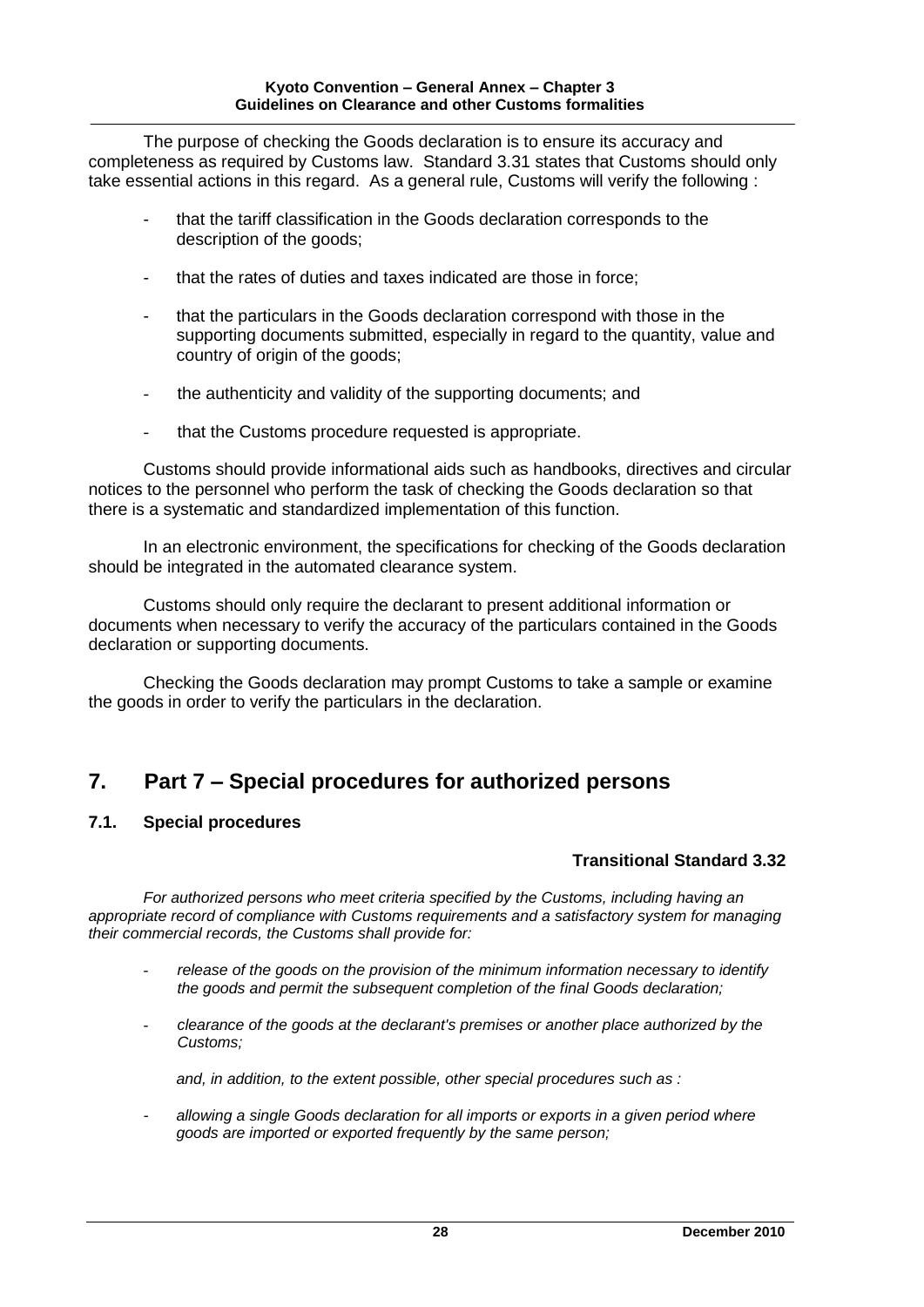The purpose of checking the Goods declaration is to ensure its accuracy and completeness as required by Customs law. Standard 3.31 states that Customs should only take essential actions in this regard. As a general rule, Customs will verify the following :

- that the tariff classification in the Goods declaration corresponds to the description of the goods;
- that the rates of duties and taxes indicated are those in force;
- that the particulars in the Goods declaration correspond with those in the supporting documents submitted, especially in regard to the quantity, value and country of origin of the goods;
- the authenticity and validity of the supporting documents; and
- that the Customs procedure requested is appropriate.

Customs should provide informational aids such as handbooks, directives and circular notices to the personnel who perform the task of checking the Goods declaration so that there is a systematic and standardized implementation of this function.

In an electronic environment, the specifications for checking of the Goods declaration should be integrated in the automated clearance system.

Customs should only require the declarant to present additional information or documents when necessary to verify the accuracy of the particulars contained in the Goods declaration or supporting documents.

Checking the Goods declaration may prompt Customs to take a sample or examine the goods in order to verify the particulars in the declaration.

## 7. Part 7 – Special procedures for authorized persons

### 7.1. Special procedures

**Transitional Standard 3.32**

*For authorized persons who meet criteria specified by the Customs, including having an appropriate record of compliance with Customs requirements and a satisfactory system for managing their commercial records, the Customs shall provide for:*

- *release of the goods on the provision of the minimum information necessary to identify the goods and permit the subsequent completion of the final Goods declaration;*
- *clearance of the goods at the declarant's premises or another place authorized by the Customs;*

*and, in addition, to the extent possible, other special procedures such as :*

- *allowing a single Goods declaration for all imports or exports in a given period where goods are imported or exported frequently by the same person;*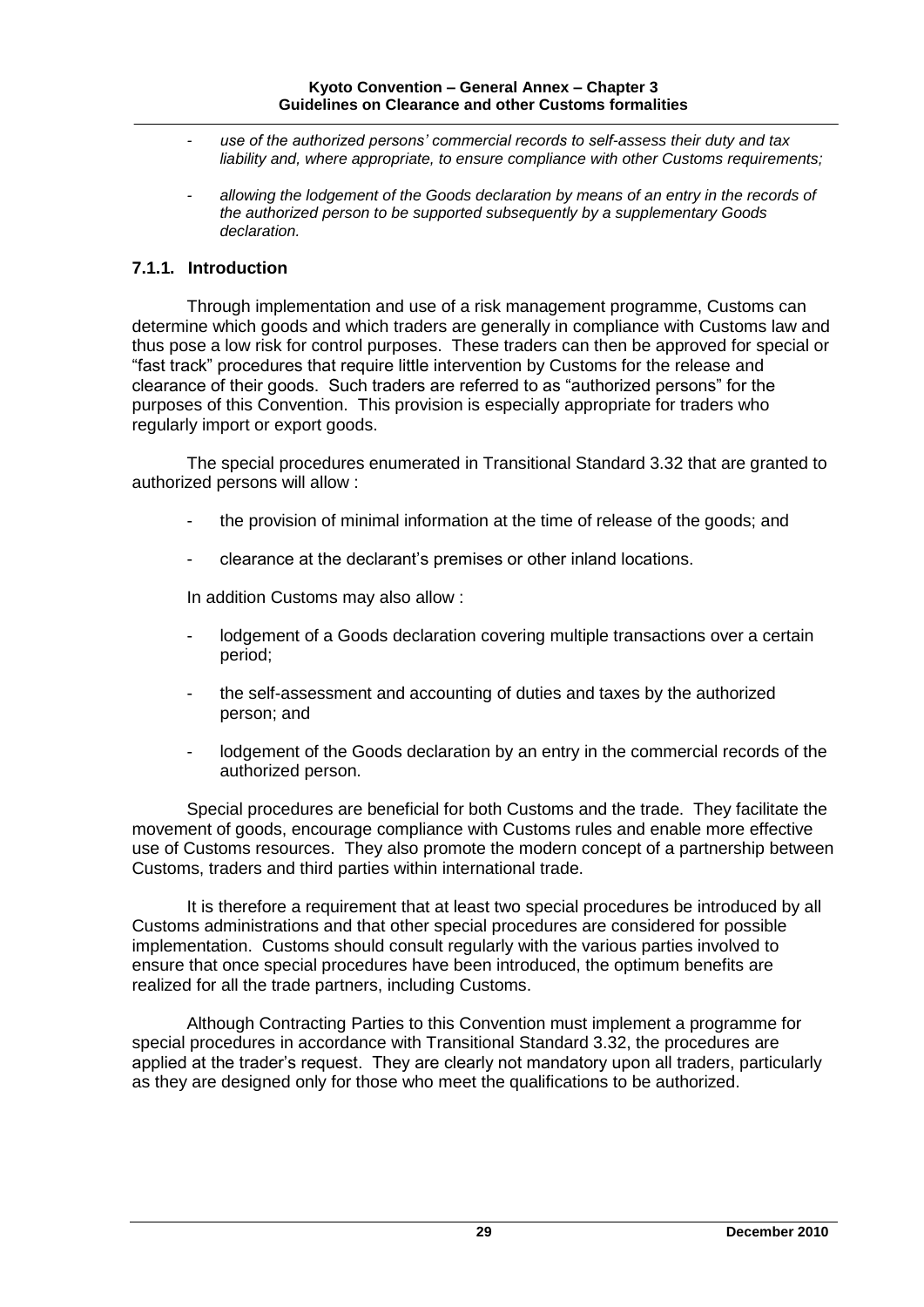- *use of the authorized persons' commercial records to self-assess their duty and tax liability and, where appropriate, to ensure compliance with other Customs requirements;*

- *allowing the lodgement of the Goods declaration by means of an entry in the records of the authorized person to be supported subsequently by a supplementary Goods declaration.*

### 7.1.1. Introduction

Through implementation and use of a risk management programme, Customs can determine which goods and which traders are generally in compliance with Customs law and thus pose a low risk for control purposes. These traders can then be approved for special or "fast track" procedures that require little intervention by Customs for the release and clearance of their goods. Such traders are referred to as "authorized persons" for the purposes of this Convention. This provision is especially appropriate for traders who regularly import or export goods.

The special procedures enumerated in Transitional Standard 3.32 that are granted to authorized persons will allow :

- the provision of minimal information at the time of release of the goods; and

- clearance at the declarant's premises or other inland locations.

In addition Customs may also allow :

- lodgement of a Goods declaration covering multiple transactions over a certain period;

- the self-assessment and accounting of duties and taxes by the authorized person; and

- lodgement of the Goods declaration by an entry in the commercial records of the authorized person.

Special procedures are beneficial for both Customs and the trade. They facilitate the movement of goods, encourage compliance with Customs rules and enable more effective use of Customs resources. They also promote the modern concept of a partnership between Customs, traders and third parties within international trade.

It is therefore a requirement that at least two special procedures be introduced by all Customs administrations and that other special procedures are considered for possible implementation. Customs should consult regularly with the various parties involved to ensure that once special procedures have been introduced, the optimum benefits are realized for all the trade partners, including Customs.

Although Contracting Parties to this Convention must implement a programme for special procedures in accordance with Transitional Standard 3.32, the procedures are applied at the trader's request. They are clearly not mandatory upon all traders, particularly as they are designed only for those who meet the qualifications to be authorized.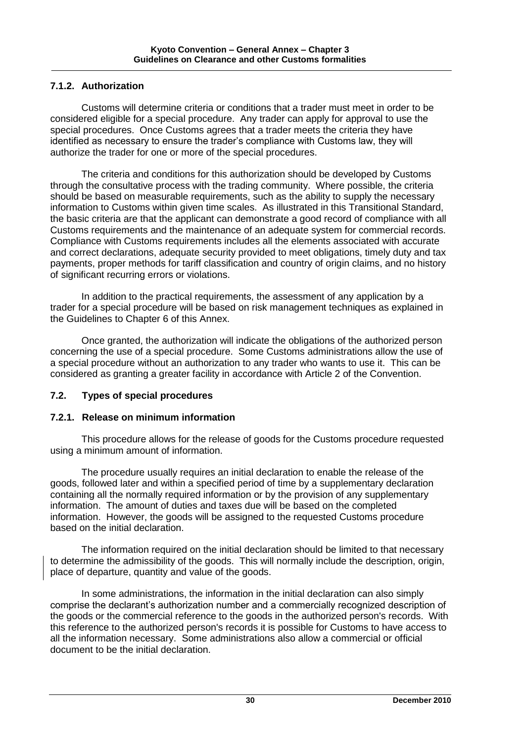### 7.1.2. Authorization

Customs will determine criteria or conditions that a trader must meet in order to be considered eligible for a special procedure. Any trader can apply for approval to use the special procedures. Once Customs agrees that a trader meets the criteria they have identified as necessary to ensure the trader's compliance with Customs law, they will authorize the trader for one or more of the special procedures.

The criteria and conditions for this authorization should be developed by Customs through the consultative process with the trading community. Where possible, the criteria should be based on measurable requirements, such as the ability to supply the necessary information to Customs within given time scales. As illustrated in this Transitional Standard, the basic criteria are that the applicant can demonstrate a good record of compliance with all Customs requirements and the maintenance of an adequate system for commercial records. Compliance with Customs requirements includes all the elements associated with accurate and correct declarations, adequate security provided to meet obligations, timely duty and tax payments, proper methods for tariff classification and country of origin claims, and no history of significant recurring errors or violations.

In addition to the practical requirements, the assessment of any application by a trader for a special procedure will be based on risk management techniques as explained in the Guidelines to Chapter 6 of this Annex.

Once granted, the authorization will indicate the obligations of the authorized person concerning the use of a special procedure. Some Customs administrations allow the use of a special procedure without an authorization to any trader who wants to use it. This can be considered as granting a greater facility in accordance with Article 2 of the Convention.

## 7.2. Types of special procedures

### 7.2.1. Release on minimum information

This procedure allows for the release of goods for the Customs procedure requested using a minimum amount of information.

The procedure usually requires an initial declaration to enable the release of the goods, followed later and within a specified period of time by a supplementary declaration containing all the normally required information or by the provision of any supplementary information. The amount of duties and taxes due will be based on the completed information. However, the goods will be assigned to the requested Customs procedure based on the initial declaration.

The information required on the initial declaration should be limited to that necessary to determine the admissibility of the goods. This will normally include the description, origin, place of departure, quantity and value of the goods.

In some administrations, the information in the initial declaration can also simply comprise the declarant's authorization number and a commercially recognized description of the goods or the commercial reference to the goods in the authorized person's records. With this reference to the authorized person's records it is possible for Customs to have access to all the information necessary. Some administrations also allow a commercial or official document to be the initial declaration.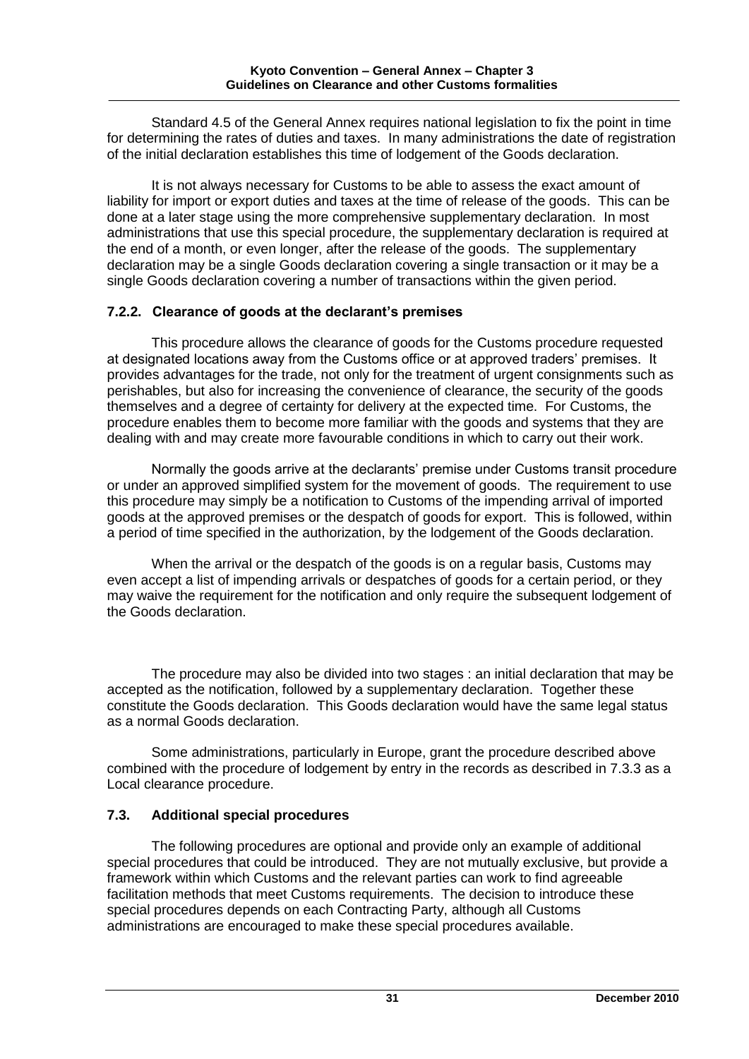Standard 4.5 of the General Annex requires national legislation to fix the point in time for determining the rates of duties and taxes. In many administrations the date of registration of the initial declaration establishes this time of lodgement of the Goods declaration.

It is not always necessary for Customs to be able to assess the exact amount of liability for import or export duties and taxes at the time of release of the goods. This can be done at a later stage using the more comprehensive supplementary declaration. In most administrations that use this special procedure, the supplementary declaration is required at the end of a month, or even longer, after the release of the goods. The supplementary declaration may be a single Goods declaration covering a single transaction or it may be a single Goods declaration covering a number of transactions within the given period.

### 7.2.2. Clearance of goods at the declarant's premises

This procedure allows the clearance of goods for the Customs procedure requested at designated locations away from the Customs office or at approved traders' premises. It provides advantages for the trade, not only for the treatment of urgent consignments such as perishables, but also for increasing the convenience of clearance, the security of the goods themselves and a degree of certainty for delivery at the expected time. For Customs, the procedure enables them to become more familiar with the goods and systems that they are dealing with and may create more favourable conditions in which to carry out their work.

Normally the goods arrive at the declarants' premise under Customs transit procedure or under an approved simplified system for the movement of goods. The requirement to use this procedure may simply be a notification to Customs of the impending arrival of imported goods at the approved premises or the despatch of goods for export. This is followed, within a period of time specified in the authorization, by the lodgement of the Goods declaration.

When the arrival or the despatch of the goods is on a regular basis, Customs may even accept a list of impending arrivals or despatches of goods for a certain period, or they may waive the requirement for the notification and only require the subsequent lodgement of the Goods declaration.

The procedure may also be divided into two stages : an initial declaration that may be accepted as the notification, followed by a supplementary declaration. Together these constitute the Goods declaration. This Goods declaration would have the same legal status as a normal Goods declaration.

Some administrations, particularly in Europe, grant the procedure described above combined with the procedure of lodgement by entry in the records as described in 7.3.3 as a Local clearance procedure.

## 7.3. Additional special procedures

The following procedures are optional and provide only an example of additional special procedures that could be introduced. They are not mutually exclusive, but provide a framework within which Customs and the relevant parties can work to find agreeable facilitation methods that meet Customs requirements. The decision to introduce these special procedures depends on each Contracting Party, although all Customs administrations are encouraged to make these special procedures available.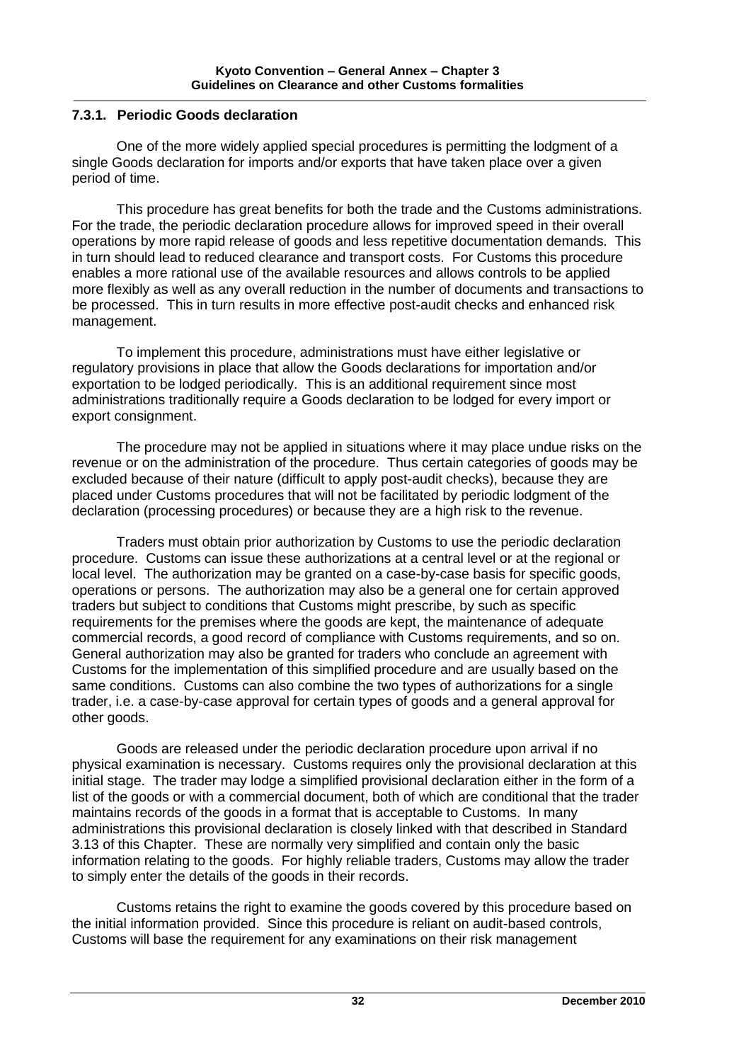### 7.3.1. Periodic Goods declaration

One of the more widely applied special procedures is permitting the lodgment of a single Goods declaration for imports and/or exports that have taken place over a given period of time.

This procedure has great benefits for both the trade and the Customs administrations. For the trade, the periodic declaration procedure allows for improved speed in their overall operations by more rapid release of goods and less repetitive documentation demands. This in turn should lead to reduced clearance and transport costs. For Customs this procedure enables a more rational use of the available resources and allows controls to be applied more flexibly as well as any overall reduction in the number of documents and transactions to be processed. This in turn results in more effective post-audit checks and enhanced risk management.

To implement this procedure, administrations must have either legislative or regulatory provisions in place that allow the Goods declarations for importation and/or exportation to be lodged periodically. This is an additional requirement since most administrations traditionally require a Goods declaration to be lodged for every import or export consignment.

The procedure may not be applied in situations where it may place undue risks on the revenue or on the administration of the procedure. Thus certain categories of goods may be excluded because of their nature (difficult to apply post-audit checks), because they are placed under Customs procedures that will not be facilitated by periodic lodgment of the declaration (processing procedures) or because they are a high risk to the revenue.

Traders must obtain prior authorization by Customs to use the periodic declaration procedure. Customs can issue these authorizations at a central level or at the regional or local level. The authorization may be granted on a case-by-case basis for specific goods, operations or persons. The authorization may also be a general one for certain approved traders but subject to conditions that Customs might prescribe, by such as specific requirements for the premises where the goods are kept, the maintenance of adequate commercial records, a good record of compliance with Customs requirements, and so on. General authorization may also be granted for traders who conclude an agreement with Customs for the implementation of this simplified procedure and are usually based on the same conditions. Customs can also combine the two types of authorizations for a single trader, i.e. a case-by-case approval for certain types of goods and a general approval for other goods.

Goods are released under the periodic declaration procedure upon arrival if no physical examination is necessary. Customs requires only the provisional declaration at this initial stage. The trader may lodge a simplified provisional declaration either in the form of a list of the goods or with a commercial document, both of which are conditional that the trader maintains records of the goods in a format that is acceptable to Customs. In many administrations this provisional declaration is closely linked with that described in Standard 3.13 of this Chapter. These are normally very simplified and contain only the basic information relating to the goods. For highly reliable traders, Customs may allow the trader to simply enter the details of the goods in their records.

Customs retains the right to examine the goods covered by this procedure based on the initial information provided. Since this procedure is reliant on audit-based controls, Customs will base the requirement for any examinations on their risk management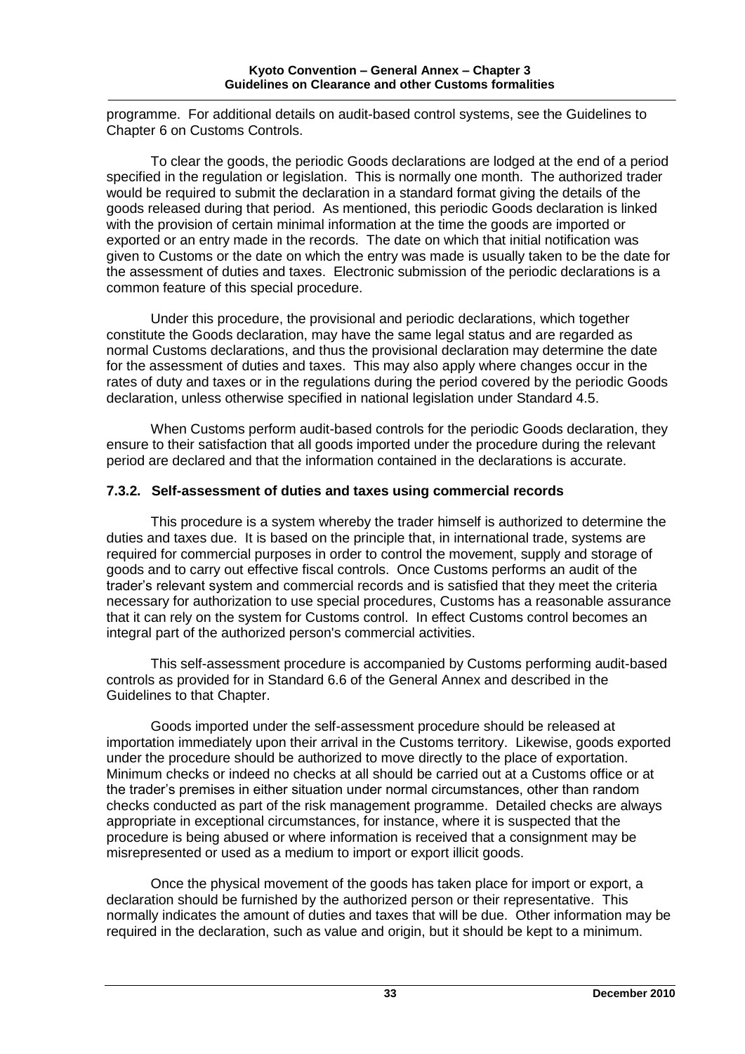programme. For additional details on audit-based control systems, see the Guidelines to Chapter 6 on Customs Controls.

To clear the goods, the periodic Goods declarations are lodged at the end of a period specified in the regulation or legislation. This is normally one month. The authorized trader would be required to submit the declaration in a standard format giving the details of the goods released during that period. As mentioned, this periodic Goods declaration is linked with the provision of certain minimal information at the time the goods are imported or exported or an entry made in the records. The date on which that initial notification was given to Customs or the date on which the entry was made is usually taken to be the date for the assessment of duties and taxes. Electronic submission of the periodic declarations is a common feature of this special procedure.

Under this procedure, the provisional and periodic declarations, which together constitute the Goods declaration, may have the same legal status and are regarded as normal Customs declarations, and thus the provisional declaration may determine the date for the assessment of duties and taxes. This may also apply where changes occur in the rates of duty and taxes or in the regulations during the period covered by the periodic Goods declaration, unless otherwise specified in national legislation under Standard 4.5.

When Customs perform audit-based controls for the periodic Goods declaration, they ensure to their satisfaction that all goods imported under the procedure during the relevant period are declared and that the information contained in the declarations is accurate.

### 7.3.2. Self-assessment of duties and taxes using commercial records

This procedure is a system whereby the trader himself is authorized to determine the duties and taxes due. It is based on the principle that, in international trade, systems are required for commercial purposes in order to control the movement, supply and storage of goods and to carry out effective fiscal controls. Once Customs performs an audit of the trader's relevant system and commercial records and is satisfied that they meet the criteria necessary for authorization to use special procedures, Customs has a reasonable assurance that it can rely on the system for Customs control. In effect Customs control becomes an integral part of the authorized person's commercial activities.

This self-assessment procedure is accompanied by Customs performing audit-based controls as provided for in Standard 6.6 of the General Annex and described in the Guidelines to that Chapter.

Goods imported under the self-assessment procedure should be released at importation immediately upon their arrival in the Customs territory. Likewise, goods exported under the procedure should be authorized to move directly to the place of exportation. Minimum checks or indeed no checks at all should be carried out at a Customs office or at the trader's premises in either situation under normal circumstances, other than random checks conducted as part of the risk management programme. Detailed checks are always appropriate in exceptional circumstances, for instance, where it is suspected that the procedure is being abused or where information is received that a consignment may be misrepresented or used as a medium to import or export illicit goods.

Once the physical movement of the goods has taken place for import or export, a declaration should be furnished by the authorized person or their representative. This normally indicates the amount of duties and taxes that will be due. Other information may be required in the declaration, such as value and origin, but it should be kept to a minimum.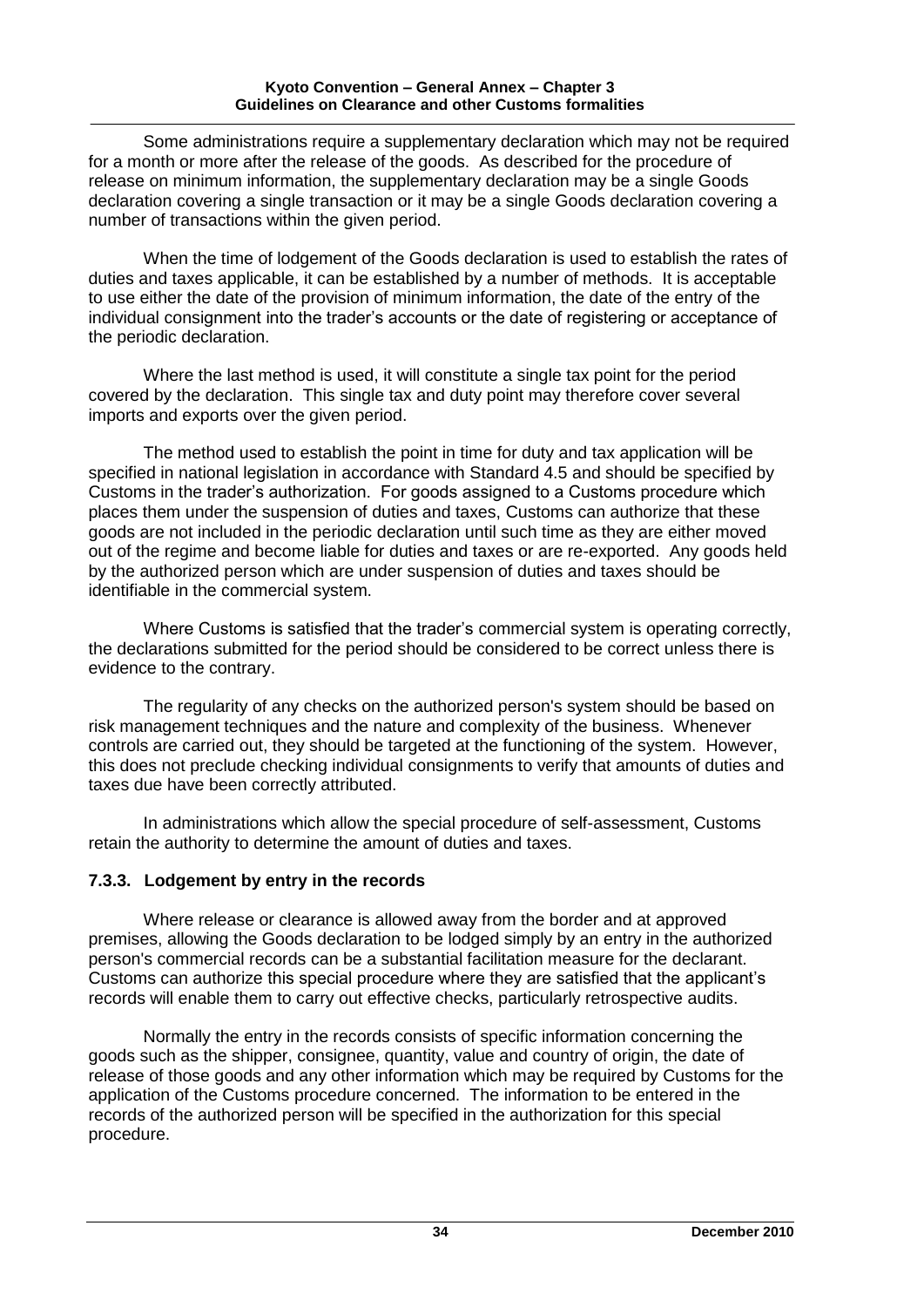Some administrations require a supplementary declaration which may not be required for a month or more after the release of the goods. As described for the procedure of release on minimum information, the supplementary declaration may be a single Goods declaration covering a single transaction or it may be a single Goods declaration covering a number of transactions within the given period.

When the time of lodgement of the Goods declaration is used to establish the rates of duties and taxes applicable, it can be established by a number of methods. It is acceptable to use either the date of the provision of minimum information, the date of the entry of the individual consignment into the trader's accounts or the date of registering or acceptance of the periodic declaration.

Where the last method is used, it will constitute a single tax point for the period covered by the declaration. This single tax and duty point may therefore cover several imports and exports over the given period.

The method used to establish the point in time for duty and tax application will be specified in national legislation in accordance with Standard 4.5 and should be specified by Customs in the trader's authorization. For goods assigned to a Customs procedure which places them under the suspension of duties and taxes, Customs can authorize that these goods are not included in the periodic declaration until such time as they are either moved out of the regime and become liable for duties and taxes or are re-exported. Any goods held by the authorized person which are under suspension of duties and taxes should be identifiable in the commercial system.

Where Customs is satisfied that the trader's commercial system is operating correctly, the declarations submitted for the period should be considered to be correct unless there is evidence to the contrary.

The regularity of any checks on the authorized person's system should be based on risk management techniques and the nature and complexity of the business. Whenever controls are carried out, they should be targeted at the functioning of the system. However, this does not preclude checking individual consignments to verify that amounts of duties and taxes due have been correctly attributed.

In administrations which allow the special procedure of self-assessment, Customs retain the authority to determine the amount of duties and taxes.

### 7.3.3. Lodgement by entry in the records

Where release or clearance is allowed away from the border and at approved premises, allowing the Goods declaration to be lodged simply by an entry in the authorized person's commercial records can be a substantial facilitation measure for the declarant. Customs can authorize this special procedure where they are satisfied that the applicant's records will enable them to carry out effective checks, particularly retrospective audits.

Normally the entry in the records consists of specific information concerning the goods such as the shipper, consignee, quantity, value and country of origin, the date of release of those goods and any other information which may be required by Customs for the application of the Customs procedure concerned. The information to be entered in the records of the authorized person will be specified in the authorization for this special procedure.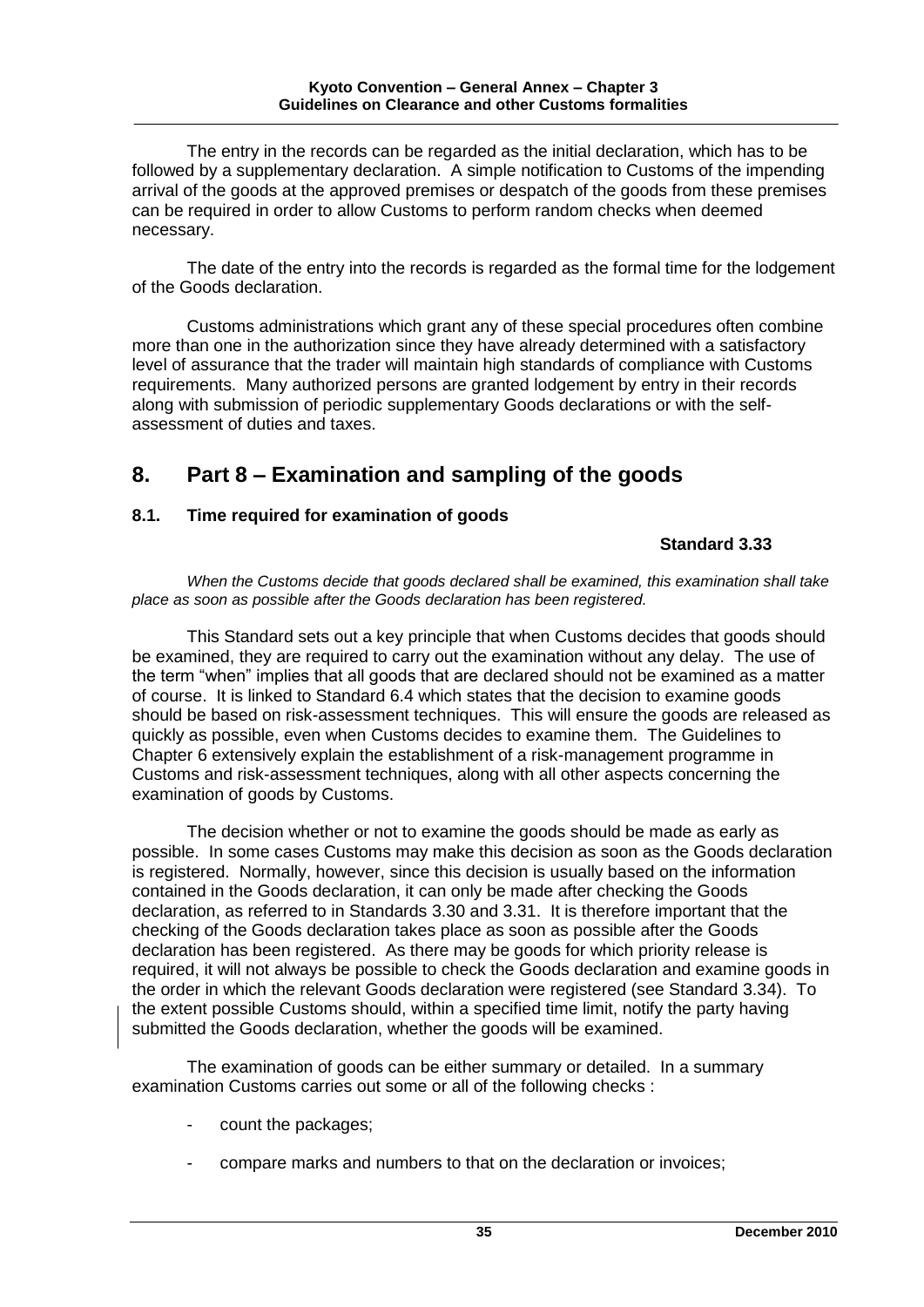The entry in the records can be regarded as the initial declaration, which has to be followed by a supplementary declaration. A simple notification to Customs of the impending arrival of the goods at the approved premises or despatch of the goods from these premises can be required in order to allow Customs to perform random checks when deemed necessary.

The date of the entry into the records is regarded as the formal time for the lodgement of the Goods declaration.

Customs administrations which grant any of these special procedures often combine more than one in the authorization since they have already determined with a satisfactory level of assurance that the trader will maintain high standards of compliance with Customs requirements. Many authorized persons are granted lodgement by entry in their records along with submission of periodic supplementary Goods declarations or with the self-assessment of duties and taxes.

## 8. Part 8 – Examination and sampling of the goods

### 8.1. Time required for examination of goods

**Standard 3.33**

*When the Customs decide that goods declared shall be examined, this examination shall take place as soon as possible after the Goods declaration has been registered.*

This Standard sets out a key principle that when Customs decides that goods should be examined, they are required to carry out the examination without any delay. The use of the term "when" implies that all goods that are declared should not be examined as a matter of course. It is linked to Standard 6.4 which states that the decision to examine goods should be based on risk-assessment techniques. This will ensure the goods are released as quickly as possible, even when Customs decides to examine them. The Guidelines to Chapter 6 extensively explain the establishment of a risk-management programme in Customs and risk-assessment techniques, along with all other aspects concerning the examination of goods by Customs.

The decision whether or not to examine the goods should be made as early as possible. In some cases Customs may make this decision as soon as the Goods declaration is registered. Normally, however, since this decision is usually based on the information contained in the Goods declaration, it can only be made after checking the Goods declaration, as referred to in Standards 3.30 and 3.31. It is therefore important that the checking of the Goods declaration takes place as soon as possible after the Goods declaration has been registered. As there may be goods for which priority release is required, it will not always be possible to check the Goods declaration and examine goods in the order in which the relevant Goods declaration were registered (see Standard 3.34). To the extent possible Customs should, within a specified time limit, notify the party having submitted the Goods declaration, whether the goods will be examined.

The examination of goods can be either summary or detailed. In a summary examination Customs carries out some or all of the following checks :

- count the packages;
- compare marks and numbers to that on the declaration or invoices;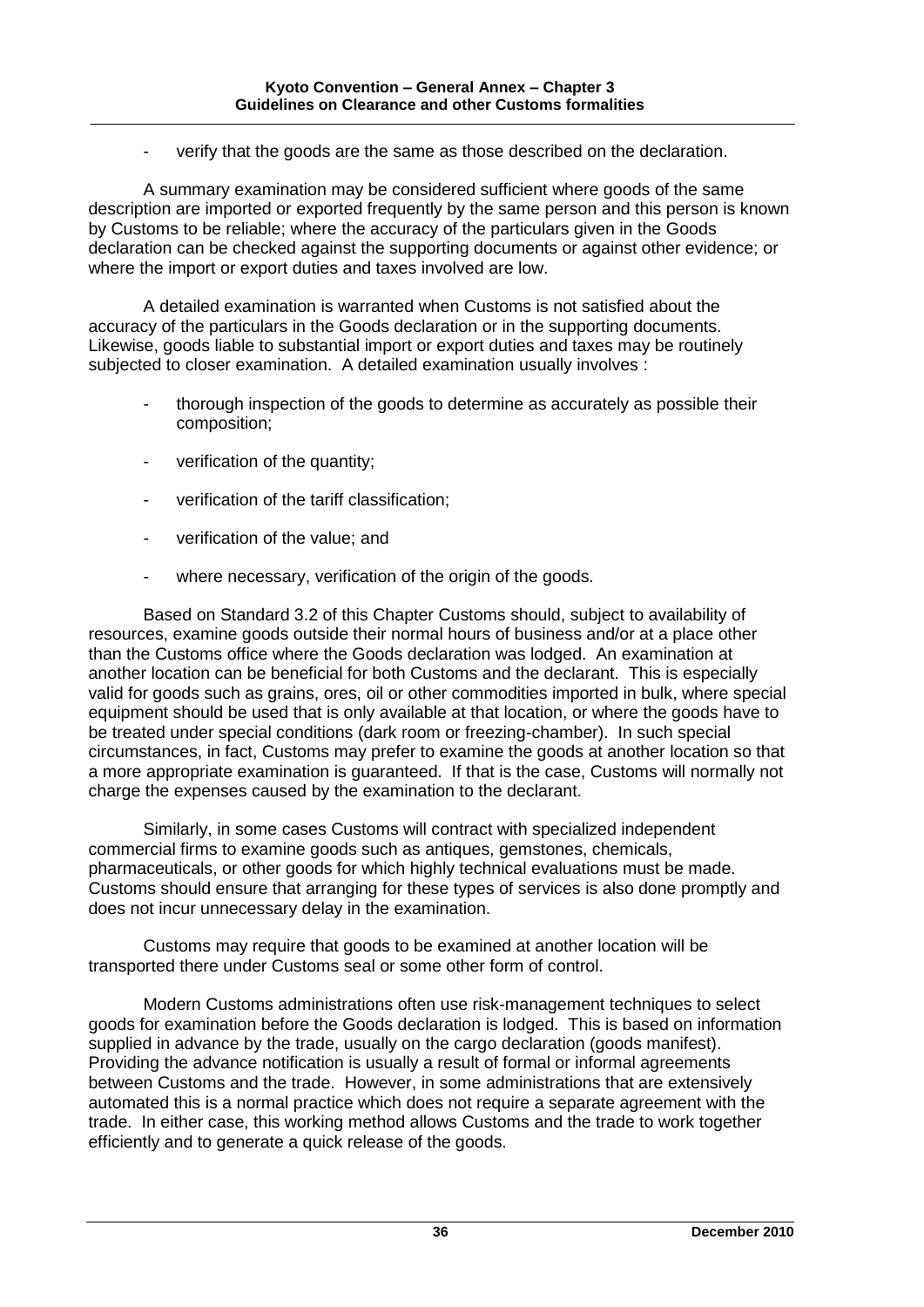- verify that the goods are the same as those described on the declaration.

A summary examination may be considered sufficient where goods of the same description are imported or exported frequently by the same person and this person is known by Customs to be reliable; where the accuracy of the particulars given in the Goods declaration can be checked against the supporting documents or against other evidence; or where the import or export duties and taxes involved are low.

A detailed examination is warranted when Customs is not satisfied about the accuracy of the particulars in the Goods declaration or in the supporting documents. Likewise, goods liable to substantial import or export duties and taxes may be routinely subjected to closer examination. A detailed examination usually involves :

- thorough inspection of the goods to determine as accurately as possible their composition;
- verification of the quantity;
- verification of the tariff classification;
- verification of the value; and
- where necessary, verification of the origin of the goods.

Based on Standard 3.2 of this Chapter Customs should, subject to availability of resources, examine goods outside their normal hours of business and/or at a place other than the Customs office where the Goods declaration was lodged. An examination at another location can be beneficial for both Customs and the declarant. This is especially valid for goods such as grains, ores, oil or other commodities imported in bulk, where special equipment should be used that is only available at that location, or where the goods have to be treated under special conditions (dark room or freezing-chamber). In such special circumstances, in fact, Customs may prefer to examine the goods at another location so that a more appropriate examination is guaranteed. If that is the case, Customs will normally not charge the expenses caused by the examination to the declarant.

Similarly, in some cases Customs will contract with specialized independent commercial firms to examine goods such as antiques, gemstones, chemicals, pharmaceuticals, or other goods for which highly technical evaluations must be made. Customs should ensure that arranging for these types of services is also done promptly and does not incur unnecessary delay in the examination.

Customs may require that goods to be examined at another location will be transported there under Customs seal or some other form of control.

Modern Customs administrations often use risk-management techniques to select goods for examination before the Goods declaration is lodged. This is based on information supplied in advance by the trade, usually on the cargo declaration (goods manifest). Providing the advance notification is usually a result of formal or informal agreements between Customs and the trade. However, in some administrations that are extensively automated this is a normal practice which does not require a separate agreement with the trade. In either case, this working method allows Customs and the trade to work together efficiently and to generate a quick release of the goods.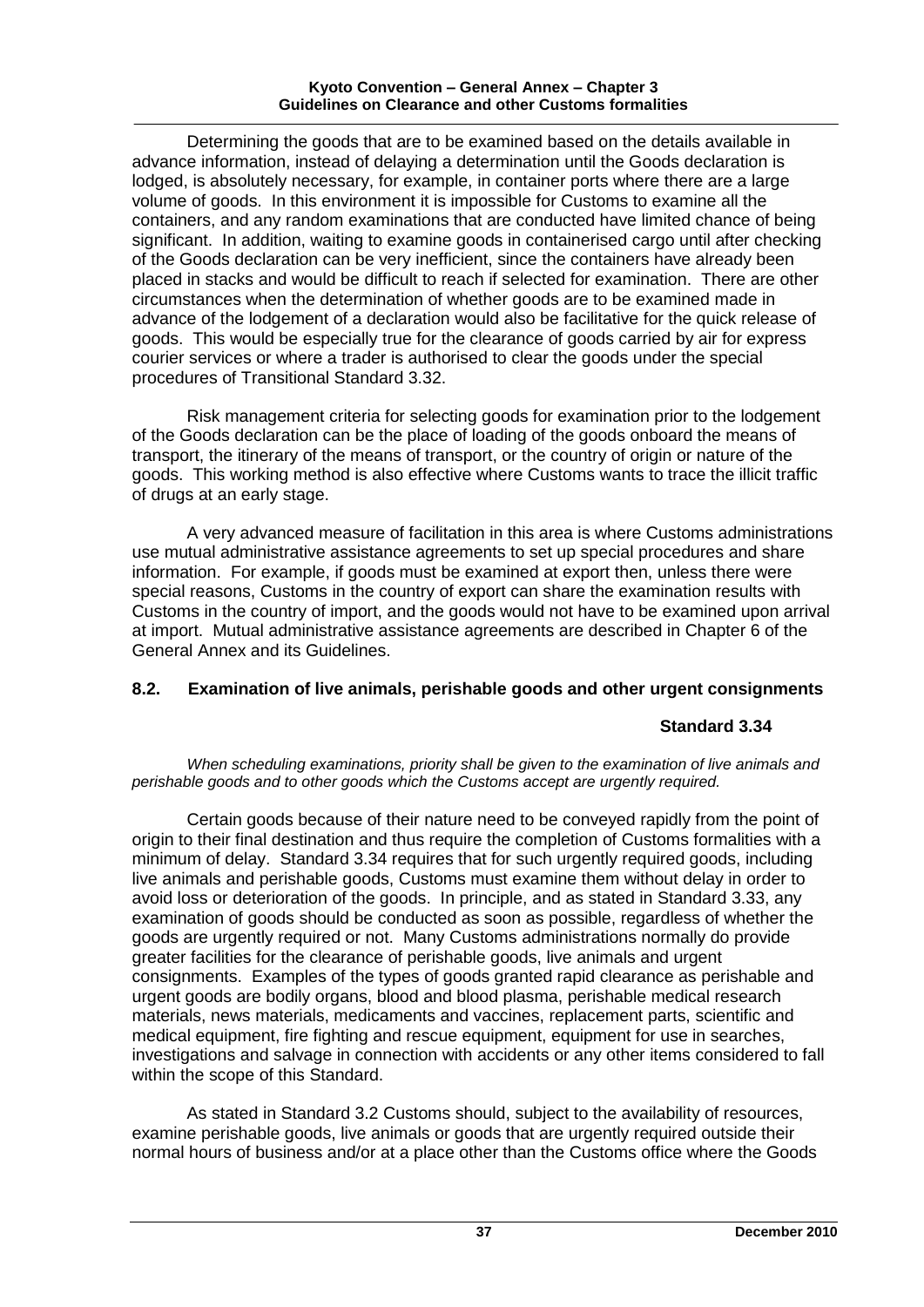Determining the goods that are to be examined based on the details available in advance information, instead of delaying a determination until the Goods declaration is lodged, is absolutely necessary, for example, in container ports where there are a large volume of goods. In this environment it is impossible for Customs to examine all the containers, and any random examinations that are conducted have limited chance of being significant. In addition, waiting to examine goods in containerised cargo until after checking of the Goods declaration can be very inefficient, since the containers have already been placed in stacks and would be difficult to reach if selected for examination. There are other circumstances when the determination of whether goods are to be examined made in advance of the lodgement of a declaration would also be facilitative for the quick release of goods. This would be especially true for the clearance of goods carried by air for express courier services or where a trader is authorised to clear the goods under the special procedures of Transitional Standard 3.32.

Risk management criteria for selecting goods for examination prior to the lodgement of the Goods declaration can be the place of loading of the goods onboard the means of transport, the itinerary of the means of transport, or the country of origin or nature of the goods. This working method is also effective where Customs wants to trace the illicit traffic of drugs at an early stage.

A very advanced measure of facilitation in this area is where Customs administrations use mutual administrative assistance agreements to set up special procedures and share information. For example, if goods must be examined at export then, unless there were special reasons, Customs in the country of export can share the examination results with Customs in the country of import, and the goods would not have to be examined upon arrival at import. Mutual administrative assistance agreements are described in Chapter 6 of the General Annex and its Guidelines.

## 8.2. Examination of live animals, perishable goods and other urgent consignments

**Standard 3.34**

*When scheduling examinations, priority shall be given to the examination of live animals and perishable goods and to other goods which the Customs accept are urgently required.*

Certain goods because of their nature need to be conveyed rapidly from the point of origin to their final destination and thus require the completion of Customs formalities with a minimum of delay. Standard 3.34 requires that for such urgently required goods, including live animals and perishable goods, Customs must examine them without delay in order to avoid loss or deterioration of the goods. In principle, and as stated in Standard 3.33, any examination of goods should be conducted as soon as possible, regardless of whether the goods are urgently required or not. Many Customs administrations normally do provide greater facilities for the clearance of perishable goods, live animals and urgent consignments. Examples of the types of goods granted rapid clearance as perishable and urgent goods are bodily organs, blood and blood plasma, perishable medical research materials, news materials, medicaments and vaccines, replacement parts, scientific and medical equipment, fire fighting and rescue equipment, equipment for use in searches, investigations and salvage in connection with accidents or any other items considered to fall within the scope of this Standard.

As stated in Standard 3.2 Customs should, subject to the availability of resources, examine perishable goods, live animals or goods that are urgently required outside their normal hours of business and/or at a place other than the Customs office where the Goods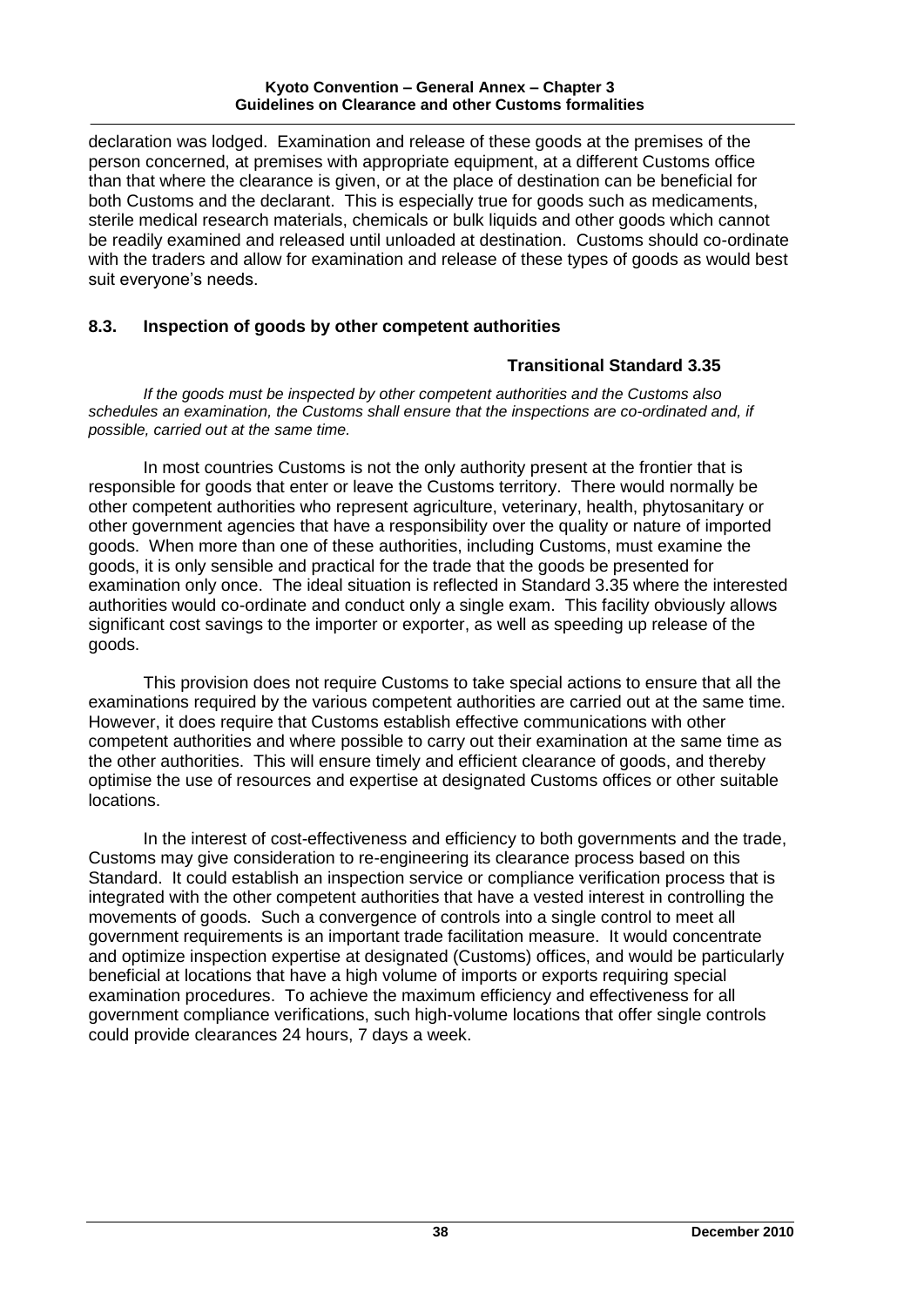declaration was lodged. Examination and release of these goods at the premises of the person concerned, at premises with appropriate equipment, at a different Customs office than that where the clearance is given, or at the place of destination can be beneficial for both Customs and the declarant. This is especially true for goods such as medicaments, sterile medical research materials, chemicals or bulk liquids and other goods which cannot be readily examined and released until unloaded at destination. Customs should co-ordinate with the traders and allow for examination and release of these types of goods as would best suit everyone's needs.

## 8.3. Inspection of goods by other competent authorities

**Transitional Standard 3.35**

*If the goods must be inspected by other competent authorities and the Customs also schedules an examination, the Customs shall ensure that the inspections are co-ordinated and, if possible, carried out at the same time.*

In most countries Customs is not the only authority present at the frontier that is responsible for goods that enter or leave the Customs territory. There would normally be other competent authorities who represent agriculture, veterinary, health, phytosanitary or other government agencies that have a responsibility over the quality or nature of imported goods. When more than one of these authorities, including Customs, must examine the goods, it is only sensible and practical for the trade that the goods be presented for examination only once. The ideal situation is reflected in Standard 3.35 where the interested authorities would co-ordinate and conduct only a single exam. This facility obviously allows significant cost savings to the importer or exporter, as well as speeding up release of the goods.

This provision does not require Customs to take special actions to ensure that all the examinations required by the various competent authorities are carried out at the same time. However, it does require that Customs establish effective communications with other competent authorities and where possible to carry out their examination at the same time as the other authorities. This will ensure timely and efficient clearance of goods, and thereby optimise the use of resources and expertise at designated Customs offices or other suitable locations.

In the interest of cost-effectiveness and efficiency to both governments and the trade, Customs may give consideration to re-engineering its clearance process based on this Standard. It could establish an inspection service or compliance verification process that is integrated with the other competent authorities that have a vested interest in controlling the movements of goods. Such a convergence of controls into a single control to meet all government requirements is an important trade facilitation measure. It would concentrate and optimize inspection expertise at designated (Customs) offices, and would be particularly beneficial at locations that have a high volume of imports or exports requiring special examination procedures. To achieve the maximum efficiency and effectiveness for all government compliance verifications, such high-volume locations that offer single controls could provide clearances 24 hours, 7 days a week.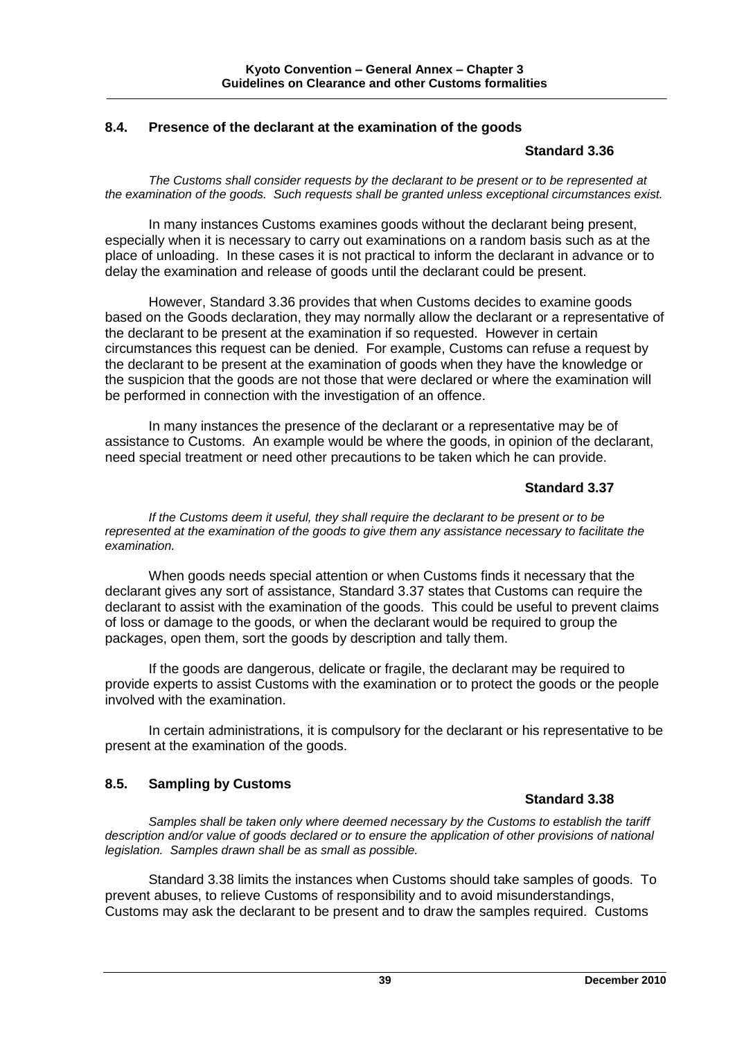## 8.4. Presence of the declarant at the examination of the goods

**Standard 3.36**

*The Customs shall consider requests by the declarant to be present or to be represented at the examination of the goods. Such requests shall be granted unless exceptional circumstances exist.*

In many instances Customs examines goods without the declarant being present, especially when it is necessary to carry out examinations on a random basis such as at the place of unloading. In these cases it is not practical to inform the declarant in advance or to delay the examination and release of goods until the declarant could be present.

However, Standard 3.36 provides that when Customs decides to examine goods based on the Goods declaration, they may normally allow the declarant or a representative of the declarant to be present at the examination if so requested. However in certain circumstances this request can be denied. For example, Customs can refuse a request by the declarant to be present at the examination of goods when they have the knowledge or the suspicion that the goods are not those that were declared or where the examination will be performed in connection with the investigation of an offence.

In many instances the presence of the declarant or a representative may be of assistance to Customs. An example would be where the goods, in opinion of the declarant, need special treatment or need other precautions to be taken which he can provide.

**Standard 3.37**

*If the Customs deem it useful, they shall require the declarant to be present or to be represented at the examination of the goods to give them any assistance necessary to facilitate the examination.*

When goods needs special attention or when Customs finds it necessary that the declarant gives any sort of assistance, Standard 3.37 states that Customs can require the declarant to assist with the examination of the goods. This could be useful to prevent claims of loss or damage to the goods, or when the declarant would be required to group the packages, open them, sort the goods by description and tally them.

If the goods are dangerous, delicate or fragile, the declarant may be required to provide experts to assist Customs with the examination or to protect the goods or the people involved with the examination.

In certain administrations, it is compulsory for the declarant or his representative to be present at the examination of the goods.

## 8.5. Sampling by Customs

**Standard 3.38**

*Samples shall be taken only where deemed necessary by the Customs to establish the tariff description and/or value of goods declared or to ensure the application of other provisions of national legislation. Samples drawn shall be as small as possible.*

Standard 3.38 limits the instances when Customs should take samples of goods. To prevent abuses, to relieve Customs of responsibility and to avoid misunderstandings, Customs may ask the declarant to be present and to draw the samples required. Customs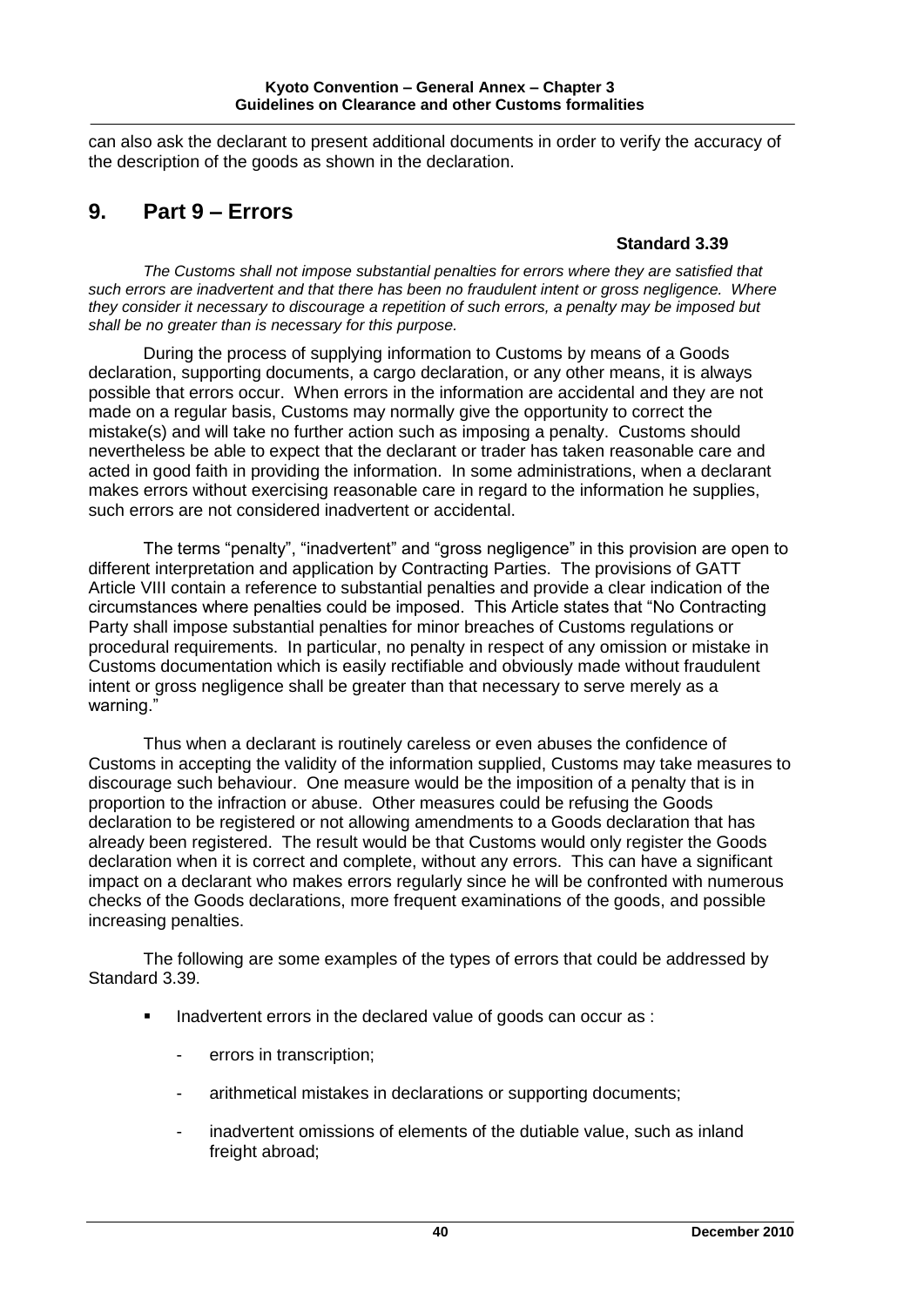can also ask the declarant to present additional documents in order to verify the accuracy of the description of the goods as shown in the declaration.

## 9. Part 9 – Errors

**Standard 3.39**

*The Customs shall not impose substantial penalties for errors where they are satisfied that such errors are inadvertent and that there has been no fraudulent intent or gross negligence. Where they consider it necessary to discourage a repetition of such errors, a penalty may be imposed but shall be no greater than is necessary for this purpose.*

During the process of supplying information to Customs by means of a Goods declaration, supporting documents, a cargo declaration, or any other means, it is always possible that errors occur. When errors in the information are accidental and they are not made on a regular basis, Customs may normally give the opportunity to correct the mistake(s) and will take no further action such as imposing a penalty. Customs should nevertheless be able to expect that the declarant or trader has taken reasonable care and acted in good faith in providing the information. In some administrations, when a declarant makes errors without exercising reasonable care in regard to the information he supplies, such errors are not considered inadvertent or accidental.

The terms "penalty", "inadvertent" and "gross negligence" in this provision are open to different interpretation and application by Contracting Parties. The provisions of GATT Article VIII contain a reference to substantial penalties and provide a clear indication of the circumstances where penalties could be imposed. This Article states that "No Contracting Party shall impose substantial penalties for minor breaches of Customs regulations or procedural requirements. In particular, no penalty in respect of any omission or mistake in Customs documentation which is easily rectifiable and obviously made without fraudulent intent or gross negligence shall be greater than that necessary to serve merely as a warning."

Thus when a declarant is routinely careless or even abuses the confidence of Customs in accepting the validity of the information supplied, Customs may take measures to discourage such behaviour. One measure would be the imposition of a penalty that is in proportion to the infraction or abuse. Other measures could be refusing the Goods declaration to be registered or not allowing amendments to a Goods declaration that has already been registered. The result would be that Customs would only register the Goods declaration when it is correct and complete, without any errors. This can have a significant impact on a declarant who makes errors regularly since he will be confronted with numerous checks of the Goods declarations, more frequent examinations of the goods, and possible increasing penalties.

The following are some examples of the types of errors that could be addressed by Standard 3.39.

- Inadvertent errors in the declared value of goods can occur as :
  - errors in transcription;
  - arithmetical mistakes in declarations or supporting documents;
  - inadvertent omissions of elements of the dutiable value, such as inland freight abroad;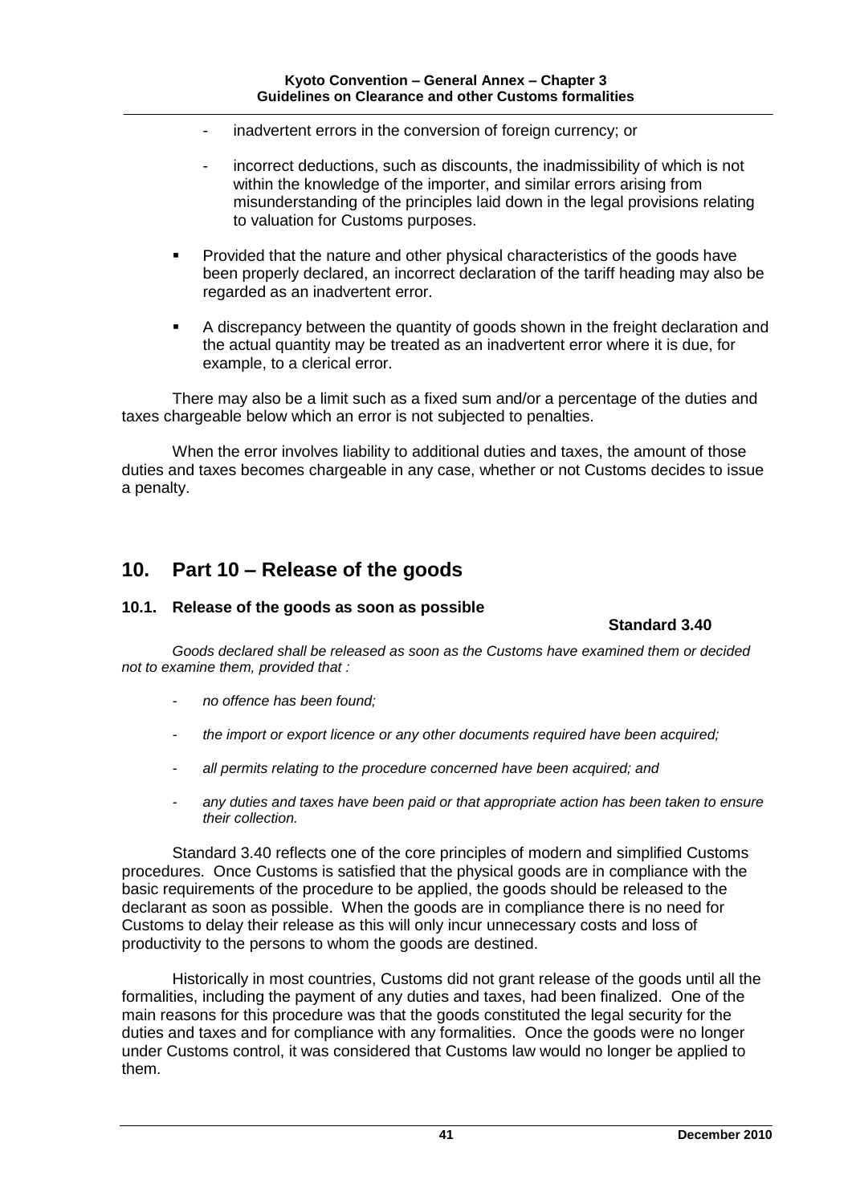- inadvertent errors in the conversion of foreign currency; or

- incorrect deductions, such as discounts, the inadmissibility of which is not within the knowledge of the importer, and similar errors arising from misunderstanding of the principles laid down in the legal provisions relating to valuation for Customs purposes.

- Provided that the nature and other physical characteristics of the goods have been properly declared, an incorrect declaration of the tariff heading may also be regarded as an inadvertent error.

- A discrepancy between the quantity of goods shown in the freight declaration and the actual quantity may be treated as an inadvertent error where it is due, for example, to a clerical error.

There may also be a limit such as a fixed sum and/or a percentage of the duties and taxes chargeable below which an error is not subjected to penalties.

When the error involves liability to additional duties and taxes, the amount of those duties and taxes becomes chargeable in any case, whether or not Customs decides to issue a penalty.

## 10. Part 10 – Release of the goods

### 10.1. Release of the goods as soon as possible

**Standard 3.40**

*Goods declared shall be released as soon as the Customs have examined them or decided not to examine them, provided that :*

- *no offence has been found;*

- *the import or export licence or any other documents required have been acquired;*

- *all permits relating to the procedure concerned have been acquired; and*

- *any duties and taxes have been paid or that appropriate action has been taken to ensure their collection.*

Standard 3.40 reflects one of the core principles of modern and simplified Customs procedures. Once Customs is satisfied that the physical goods are in compliance with the basic requirements of the procedure to be applied, the goods should be released to the declarant as soon as possible. When the goods are in compliance there is no need for Customs to delay their release as this will only incur unnecessary costs and loss of productivity to the persons to whom the goods are destined.

Historically in most countries, Customs did not grant release of the goods until all the formalities, including the payment of any duties and taxes, had been finalized. One of the main reasons for this procedure was that the goods constituted the legal security for the duties and taxes and for compliance with any formalities. Once the goods were no longer under Customs control, it was considered that Customs law would no longer be applied to them.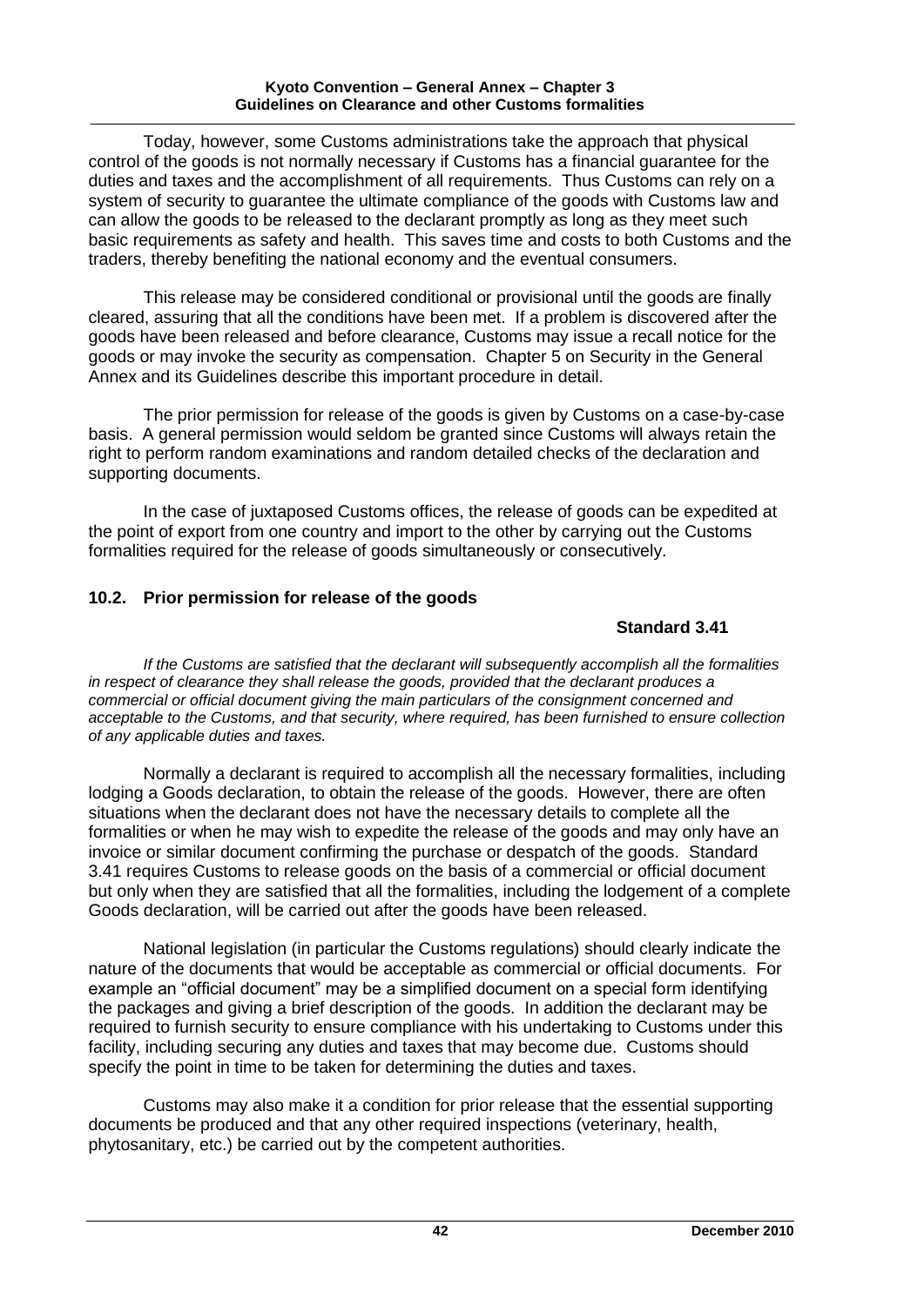Today, however, some Customs administrations take the approach that physical control of the goods is not normally necessary if Customs has a financial guarantee for the duties and taxes and the accomplishment of all requirements. Thus Customs can rely on a system of security to guarantee the ultimate compliance of the goods with Customs law and can allow the goods to be released to the declarant promptly as long as they meet such basic requirements as safety and health. This saves time and costs to both Customs and the traders, thereby benefiting the national economy and the eventual consumers.

This release may be considered conditional or provisional until the goods are finally cleared, assuring that all the conditions have been met. If a problem is discovered after the goods have been released and before clearance, Customs may issue a recall notice for the goods or may invoke the security as compensation. Chapter 5 on Security in the General Annex and its Guidelines describe this important procedure in detail.

The prior permission for release of the goods is given by Customs on a case-by-case basis. A general permission would seldom be granted since Customs will always retain the right to perform random examinations and random detailed checks of the declaration and supporting documents.

In the case of juxtaposed Customs offices, the release of goods can be expedited at the point of export from one country and import to the other by carrying out the Customs formalities required for the release of goods simultaneously or consecutively.

## 10.2. Prior permission for release of the goods

**Standard 3.41**

*If the Customs are satisfied that the declarant will subsequently accomplish all the formalities in respect of clearance they shall release the goods, provided that the declarant produces a commercial or official document giving the main particulars of the consignment concerned and acceptable to the Customs, and that security, where required, has been furnished to ensure collection of any applicable duties and taxes.*

Normally a declarant is required to accomplish all the necessary formalities, including lodging a Goods declaration, to obtain the release of the goods. However, there are often situations when the declarant does not have the necessary details to complete all the formalities or when he may wish to expedite the release of the goods and may only have an invoice or similar document confirming the purchase or despatch of the goods. Standard 3.41 requires Customs to release goods on the basis of a commercial or official document but only when they are satisfied that all the formalities, including the lodgement of a complete Goods declaration, will be carried out after the goods have been released.

National legislation (in particular the Customs regulations) should clearly indicate the nature of the documents that would be acceptable as commercial or official documents. For example an "official document" may be a simplified document on a special form identifying the packages and giving a brief description of the goods. In addition the declarant may be required to furnish security to ensure compliance with his undertaking to Customs under this facility, including securing any duties and taxes that may become due. Customs should specify the point in time to be taken for determining the duties and taxes.

Customs may also make it a condition for prior release that the essential supporting documents be produced and that any other required inspections (veterinary, health, phytosanitary, etc.) be carried out by the competent authorities.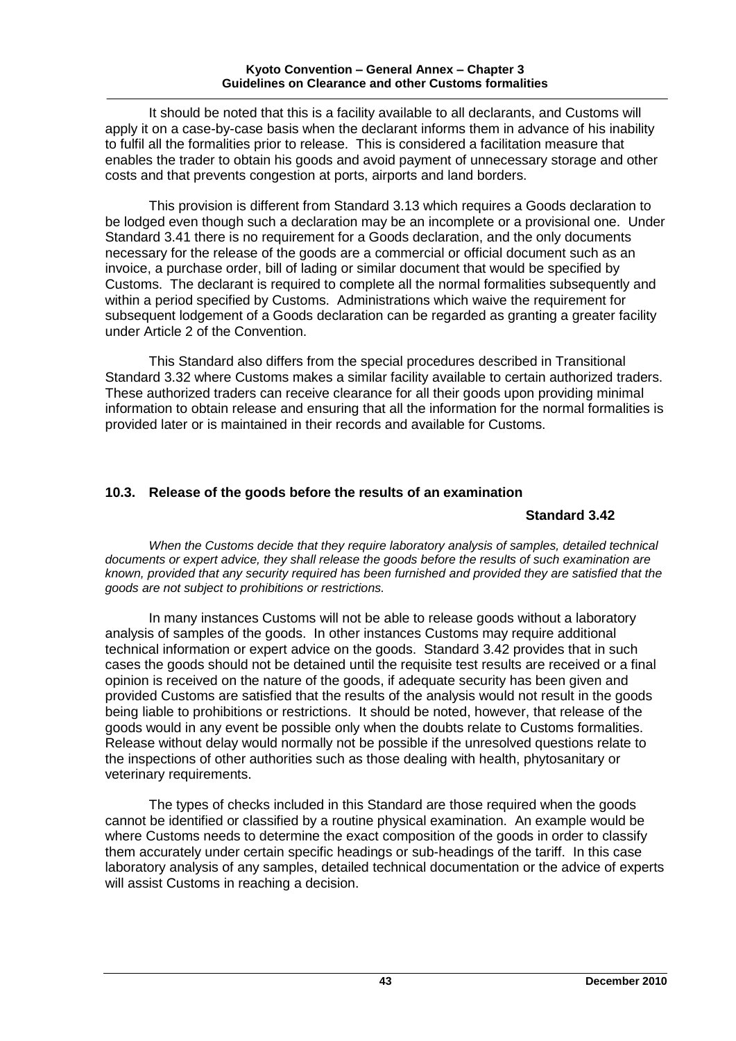It should be noted that this is a facility available to all declarants, and Customs will apply it on a case-by-case basis when the declarant informs them in advance of his inability to fulfil all the formalities prior to release. This is considered a facilitation measure that enables the trader to obtain his goods and avoid payment of unnecessary storage and other costs and that prevents congestion at ports, airports and land borders.

This provision is different from Standard 3.13 which requires a Goods declaration to be lodged even though such a declaration may be an incomplete or a provisional one. Under Standard 3.41 there is no requirement for a Goods declaration, and the only documents necessary for the release of the goods are a commercial or official document such as an invoice, a purchase order, bill of lading or similar document that would be specified by Customs. The declarant is required to complete all the normal formalities subsequently and within a period specified by Customs. Administrations which waive the requirement for subsequent lodgement of a Goods declaration can be regarded as granting a greater facility under Article 2 of the Convention.

This Standard also differs from the special procedures described in Transitional Standard 3.32 where Customs makes a similar facility available to certain authorized traders. These authorized traders can receive clearance for all their goods upon providing minimal information to obtain release and ensuring that all the information for the normal formalities is provided later or is maintained in their records and available for Customs.

## 10.3. Release of the goods before the results of an examination

**Standard 3.42**

*When the Customs decide that they require laboratory analysis of samples, detailed technical documents or expert advice, they shall release the goods before the results of such examination are known, provided that any security required has been furnished and provided they are satisfied that the goods are not subject to prohibitions or restrictions.*

In many instances Customs will not be able to release goods without a laboratory analysis of samples of the goods. In other instances Customs may require additional technical information or expert advice on the goods. Standard 3.42 provides that in such cases the goods should not be detained until the requisite test results are received or a final opinion is received on the nature of the goods, if adequate security has been given and provided Customs are satisfied that the results of the analysis would not result in the goods being liable to prohibitions or restrictions. It should be noted, however, that release of the goods would in any event be possible only when the doubts relate to Customs formalities. Release without delay would normally not be possible if the unresolved questions relate to the inspections of other authorities such as those dealing with health, phytosanitary or veterinary requirements.

The types of checks included in this Standard are those required when the goods cannot be identified or classified by a routine physical examination. An example would be where Customs needs to determine the exact composition of the goods in order to classify them accurately under certain specific headings or sub-headings of the tariff. In this case laboratory analysis of any samples, detailed technical documentation or the advice of experts will assist Customs in reaching a decision.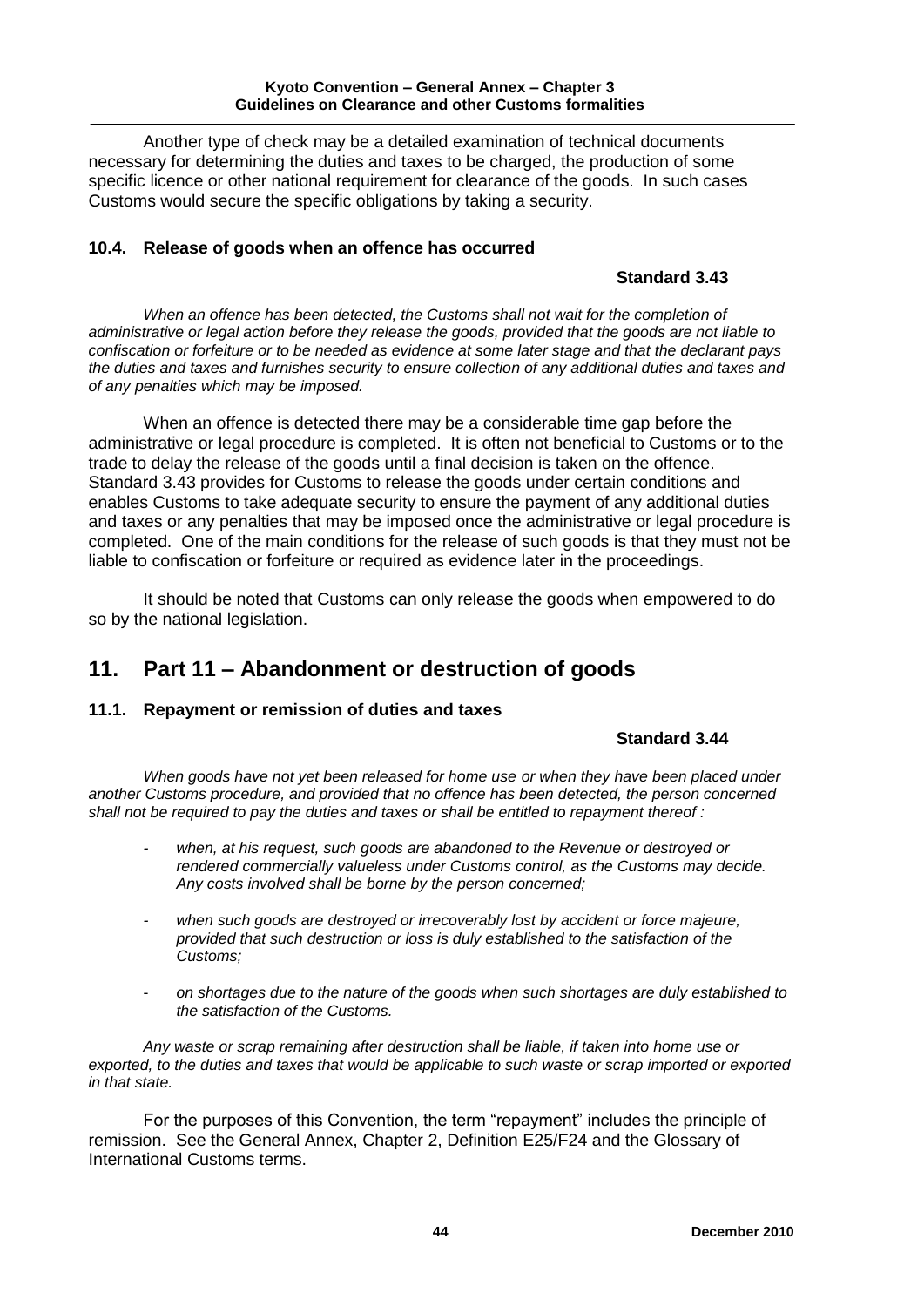Another type of check may be a detailed examination of technical documents necessary for determining the duties and taxes to be charged, the production of some specific licence or other national requirement for clearance of the goods. In such cases Customs would secure the specific obligations by taking a security.

### 10.4. Release of goods when an offence has occurred

**Standard 3.43**

*When an offence has been detected, the Customs shall not wait for the completion of administrative or legal action before they release the goods, provided that the goods are not liable to confiscation or forfeiture or to be needed as evidence at some later stage and that the declarant pays the duties and taxes and furnishes security to ensure collection of any additional duties and taxes and of any penalties which may be imposed.*

When an offence is detected there may be a considerable time gap before the administrative or legal procedure is completed. It is often not beneficial to Customs or to the trade to delay the release of the goods until a final decision is taken on the offence. Standard 3.43 provides for Customs to release the goods under certain conditions and enables Customs to take adequate security to ensure the payment of any additional duties and taxes or any penalties that may be imposed once the administrative or legal procedure is completed. One of the main conditions for the release of such goods is that they must not be liable to confiscation or forfeiture or required as evidence later in the proceedings.

It should be noted that Customs can only release the goods when empowered to do so by the national legislation.

## 11. Part 11 – Abandonment or destruction of goods

### 11.1. Repayment or remission of duties and taxes

**Standard 3.44**

*When goods have not yet been released for home use or when they have been placed under another Customs procedure, and provided that no offence has been detected, the person concerned shall not be required to pay the duties and taxes or shall be entitled to repayment thereof :*

- *when, at his request, such goods are abandoned to the Revenue or destroyed or rendered commercially valueless under Customs control, as the Customs may decide. Any costs involved shall be borne by the person concerned;*
- *when such goods are destroyed or irrecoverably lost by accident or force majeure, provided that such destruction or loss is duly established to the satisfaction of the Customs;*
- *on shortages due to the nature of the goods when such shortages are duly established to the satisfaction of the Customs.*

*Any waste or scrap remaining after destruction shall be liable, if taken into home use or exported, to the duties and taxes that would be applicable to such waste or scrap imported or exported in that state.*

For the purposes of this Convention, the term "repayment" includes the principle of remission. See the General Annex, Chapter 2, Definition E25/F24 and the Glossary of International Customs terms.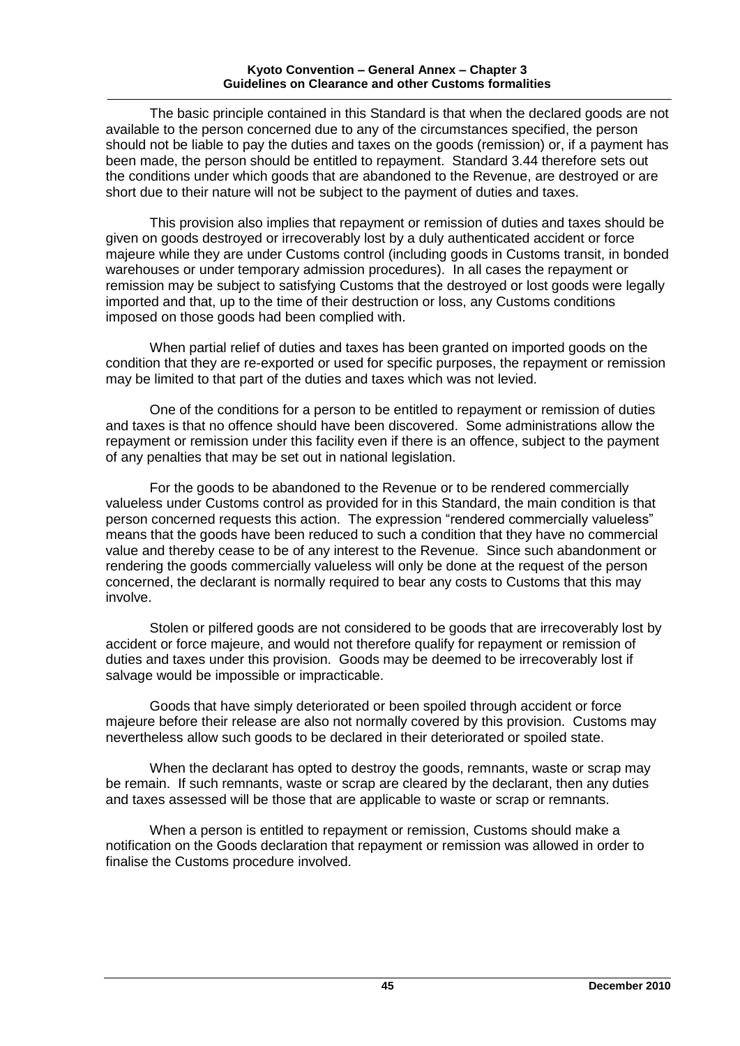The basic principle contained in this Standard is that when the declared goods are not available to the person concerned due to any of the circumstances specified, the person should not be liable to pay the duties and taxes on the goods (remission) or, if a payment has been made, the person should be entitled to repayment. Standard 3.44 therefore sets out the conditions under which goods that are abandoned to the Revenue, are destroyed or are short due to their nature will not be subject to the payment of duties and taxes.

This provision also implies that repayment or remission of duties and taxes should be given on goods destroyed or irrecoverably lost by a duly authenticated accident or force majeure while they are under Customs control (including goods in Customs transit, in bonded warehouses or under temporary admission procedures). In all cases the repayment or remission may be subject to satisfying Customs that the destroyed or lost goods were legally imported and that, up to the time of their destruction or loss, any Customs conditions imposed on those goods had been complied with.

When partial relief of duties and taxes has been granted on imported goods on the condition that they are re-exported or used for specific purposes, the repayment or remission may be limited to that part of the duties and taxes which was not levied.

One of the conditions for a person to be entitled to repayment or remission of duties and taxes is that no offence should have been discovered. Some administrations allow the repayment or remission under this facility even if there is an offence, subject to the payment of any penalties that may be set out in national legislation.

For the goods to be abandoned to the Revenue or to be rendered commercially valueless under Customs control as provided for in this Standard, the main condition is that person concerned requests this action. The expression "rendered commercially valueless" means that the goods have been reduced to such a condition that they have no commercial value and thereby cease to be of any interest to the Revenue. Since such abandonment or rendering the goods commercially valueless will only be done at the request of the person concerned, the declarant is normally required to bear any costs to Customs that this may involve.

Stolen or pilfered goods are not considered to be goods that are irrecoverably lost by accident or force majeure, and would not therefore qualify for repayment or remission of duties and taxes under this provision. Goods may be deemed to be irrecoverably lost if salvage would be impossible or impracticable.

Goods that have simply deteriorated or been spoiled through accident or force majeure before their release are also not normally covered by this provision. Customs may nevertheless allow such goods to be declared in their deteriorated or spoiled state.

When the declarant has opted to destroy the goods, remnants, waste or scrap may be remain. If such remnants, waste or scrap are cleared by the declarant, then any duties and taxes assessed will be those that are applicable to waste or scrap or remnants.

When a person is entitled to repayment or remission, Customs should make a notification on the Goods declaration that repayment or remission was allowed in order to finalise the Customs procedure involved.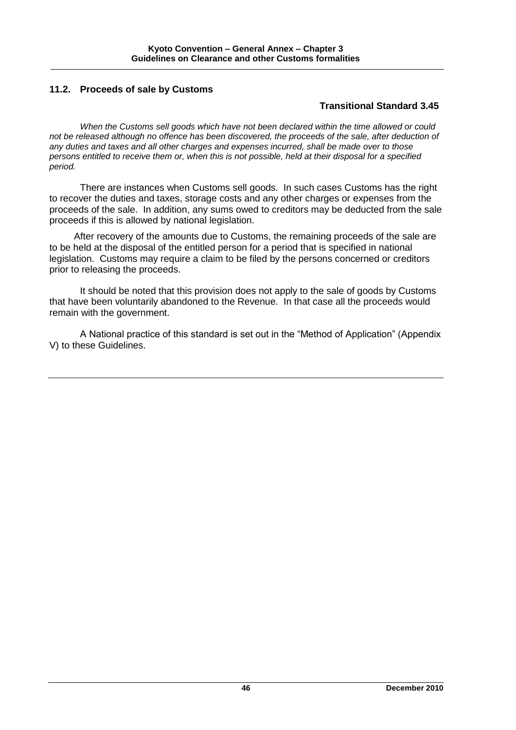### 11.2. Proceeds of sale by Customs

**Transitional Standard 3.45**

*When the Customs sell goods which have not been declared within the time allowed or could not be released although no offence has been discovered, the proceeds of the sale, after deduction of any duties and taxes and all other charges and expenses incurred, shall be made over to those persons entitled to receive them or, when this is not possible, held at their disposal for a specified period.*

There are instances when Customs sell goods. In such cases Customs has the right to recover the duties and taxes, storage costs and any other charges or expenses from the proceeds of the sale. In addition, any sums owed to creditors may be deducted from the sale proceeds if this is allowed by national legislation.

After recovery of the amounts due to Customs, the remaining proceeds of the sale are to be held at the disposal of the entitled person for a period that is specified in national legislation. Customs may require a claim to be filed by the persons concerned or creditors prior to releasing the proceeds.

It should be noted that this provision does not apply to the sale of goods by Customs that have been voluntarily abandoned to the Revenue. In that case all the proceeds would remain with the government.

A National practice of this standard is set out in the "Method of Application" (Appendix V) to these Guidelines.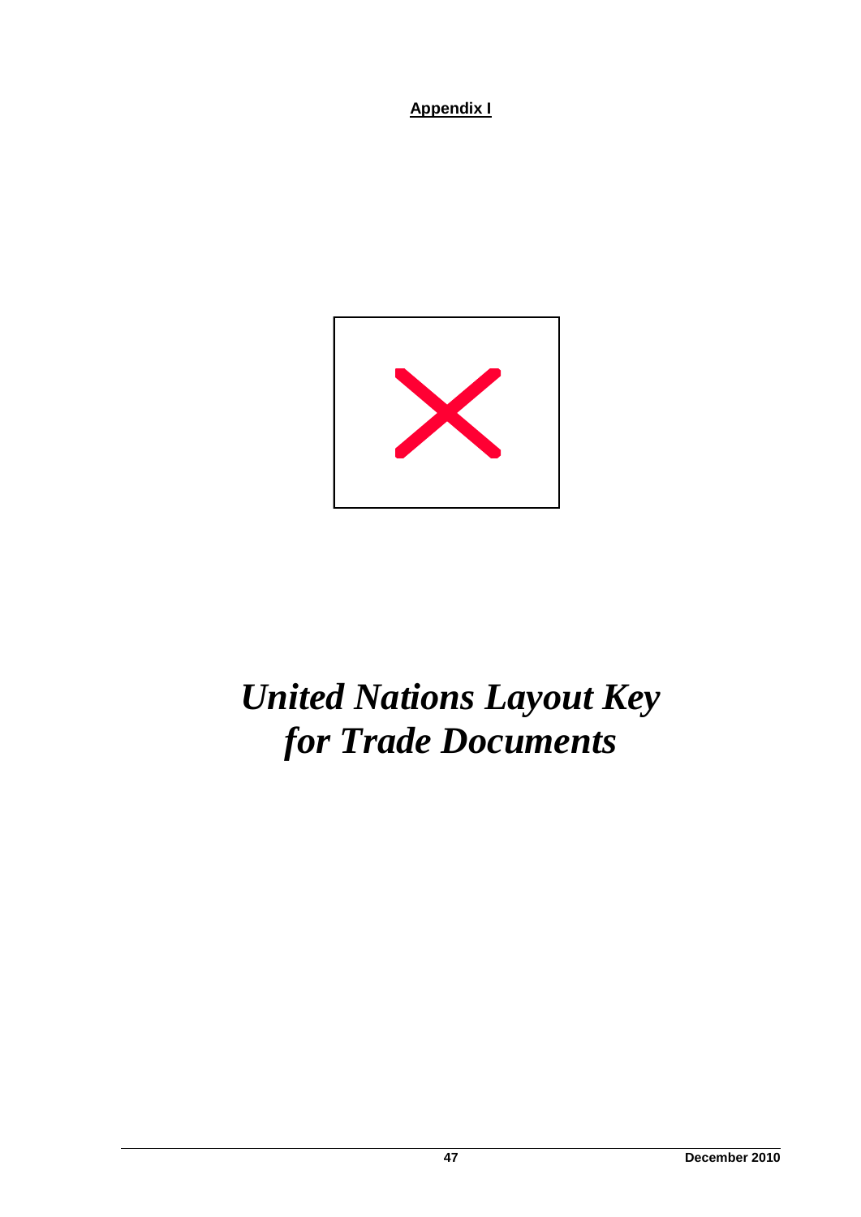**Appendix I**

# *United Nations Layout Key for Trade Documents*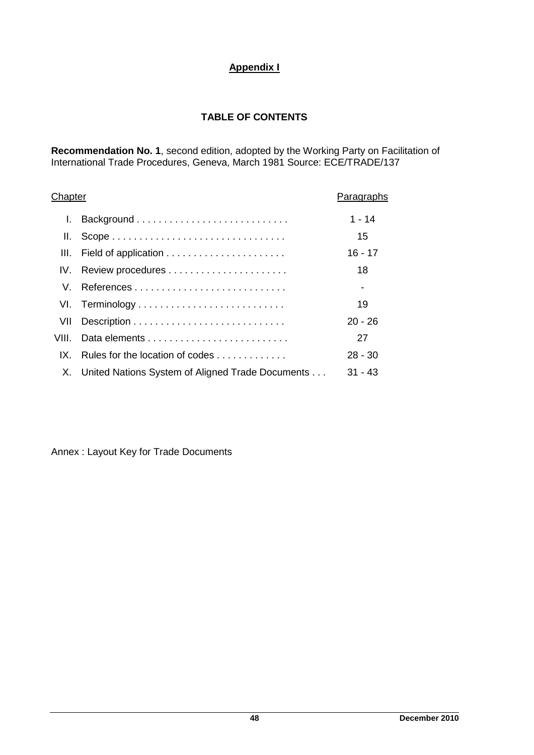**Appendix I**

**TABLE OF CONTENTS**

**Recommendation No. 1**, second edition, adopted by the Working Party on Facilitation of International Trade Procedures, Geneva, March 1981 Source: ECE/TRADE/137

| Chapter | | Paragraphs |
|---|---|---|
| I. | Background | 1 - 14 |
| II. | Scope | 15 |
| III. | Field of application | 16 - 17 |
| IV. | Review procedures | 18 |
| V. | References | - |
| VI. | Terminology | 19 |
| VII | Description | 20 - 26 |
| VIII. | Data elements | 27 |
| IX. | Rules for the location of codes | 28 - 30 |
| X. | United Nations System of Aligned Trade Documents | 31 - 43 |

Annex : Layout Key for Trade Documents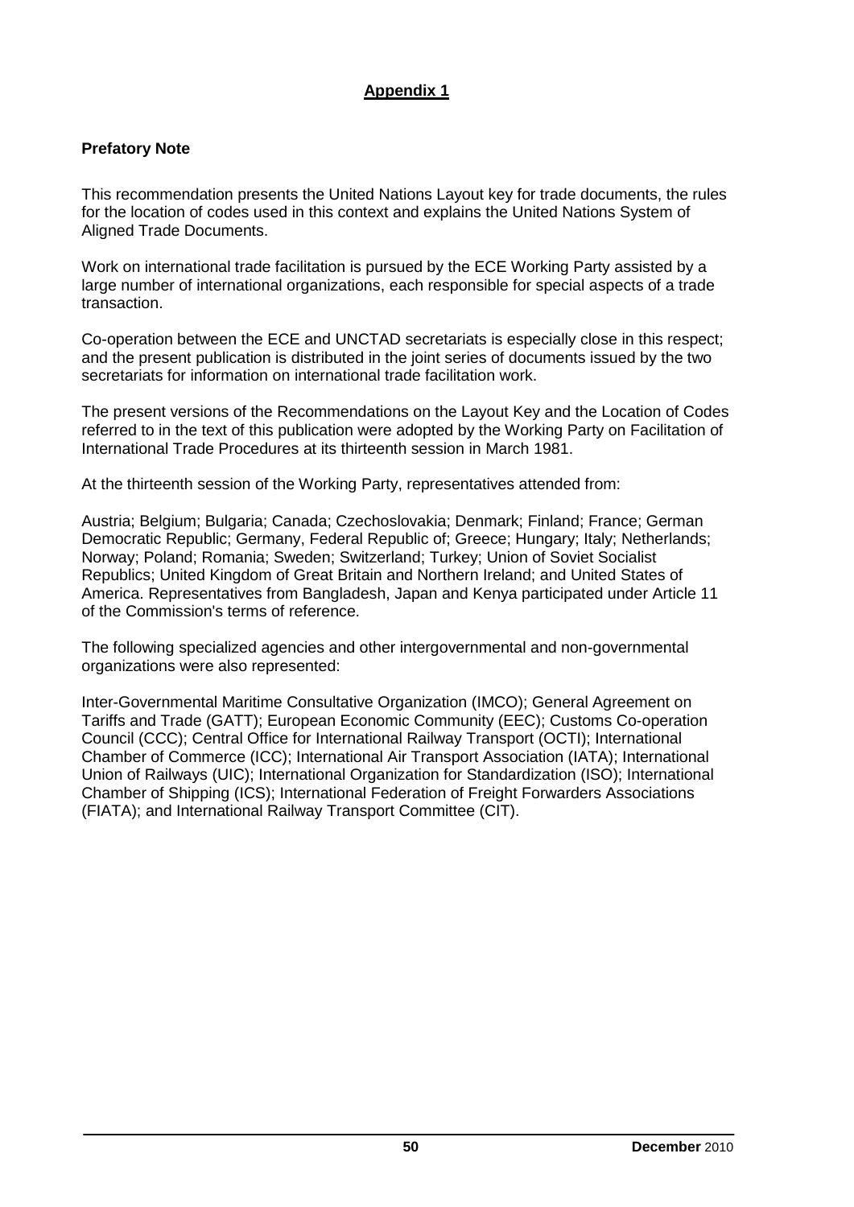## Appendix 1

**Prefatory Note**

This recommendation presents the United Nations Layout key for trade documents, the rules for the location of codes used in this context and explains the United Nations System of Aligned Trade Documents.

Work on international trade facilitation is pursued by the ECE Working Party assisted by a large number of international organizations, each responsible for special aspects of a trade transaction.

Co-operation between the ECE and UNCTAD secretariats is especially close in this respect; and the present publication is distributed in the joint series of documents issued by the two secretariats for information on international trade facilitation work.

The present versions of the Recommendations on the Layout Key and the Location of Codes referred to in the text of this publication were adopted by the Working Party on Facilitation of International Trade Procedures at its thirteenth session in March 1981.

At the thirteenth session of the Working Party, representatives attended from:

Austria; Belgium; Bulgaria; Canada; Czechoslovakia; Denmark; Finland; France; German Democratic Republic; Germany, Federal Republic of; Greece; Hungary; Italy; Netherlands; Norway; Poland; Romania; Sweden; Switzerland; Turkey; Union of Soviet Socialist Republics; United Kingdom of Great Britain and Northern Ireland; and United States of America. Representatives from Bangladesh, Japan and Kenya participated under Article 11 of the Commission's terms of reference.

The following specialized agencies and other intergovernmental and non-governmental organizations were also represented:

Inter-Governmental Maritime Consultative Organization (IMCO); General Agreement on Tariffs and Trade (GATT); European Economic Community (EEC); Customs Co-operation Council (CCC); Central Office for International Railway Transport (OCTI); International Chamber of Commerce (ICC); International Air Transport Association (IATA); International Union of Railways (UIC); International Organization for Standardization (ISO); International Chamber of Shipping (ICS); International Federation of Freight Forwarders Associations (FIATA); and International Railway Transport Committee (CIT).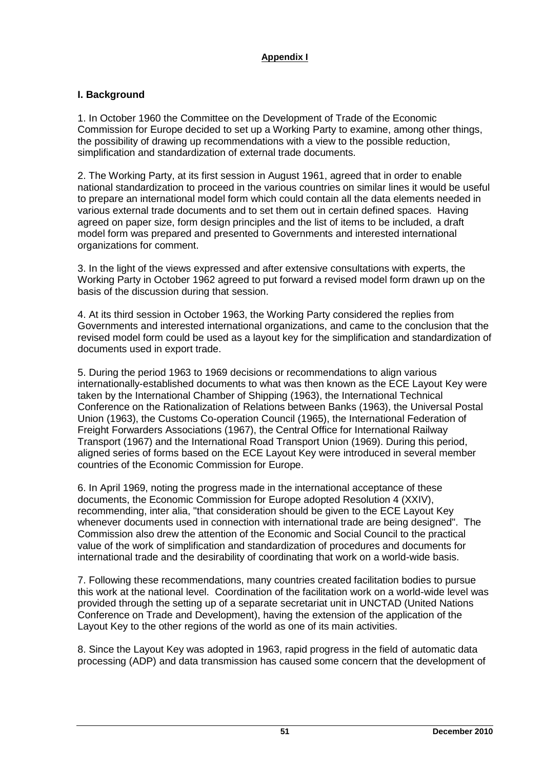**Appendix I**

## I. Background

1. In October 1960 the Committee on the Development of Trade of the Economic Commission for Europe decided to set up a Working Party to examine, among other things, the possibility of drawing up recommendations with a view to the possible reduction, simplification and standardization of external trade documents.

2. The Working Party, at its first session in August 1961, agreed that in order to enable national standardization to proceed in the various countries on similar lines it would be useful to prepare an international model form which could contain all the data elements needed in various external trade documents and to set them out in certain defined spaces. Having agreed on paper size, form design principles and the list of items to be included, a draft model form was prepared and presented to Governments and interested international organizations for comment.

3. In the light of the views expressed and after extensive consultations with experts, the Working Party in October 1962 agreed to put forward a revised model form drawn up on the basis of the discussion during that session.

4. At its third session in October 1963, the Working Party considered the replies from Governments and interested international organizations, and came to the conclusion that the revised model form could be used as a layout key for the simplification and standardization of documents used in export trade.

5. During the period 1963 to 1969 decisions or recommendations to align various internationally-established documents to what was then known as the ECE Layout Key were taken by the International Chamber of Shipping (1963), the International Technical Conference on the Rationalization of Relations between Banks (1963), the Universal Postal Union (1963), the Customs Co-operation Council (1965), the International Federation of Freight Forwarders Associations (1967), the Central Office for International Railway Transport (1967) and the International Road Transport Union (1969). During this period, aligned series of forms based on the ECE Layout Key were introduced in several member countries of the Economic Commission for Europe.

6. In April 1969, noting the progress made in the international acceptance of these documents, the Economic Commission for Europe adopted Resolution 4 (XXIV), recommending, inter alia, "that consideration should be given to the ECE Layout Key whenever documents used in connection with international trade are being designed". The Commission also drew the attention of the Economic and Social Council to the practical value of the work of simplification and standardization of procedures and documents for international trade and the desirability of coordinating that work on a world-wide basis.

7. Following these recommendations, many countries created facilitation bodies to pursue this work at the national level. Coordination of the facilitation work on a world-wide level was provided through the setting up of a separate secretariat unit in UNCTAD (United Nations Conference on Trade and Development), having the extension of the application of the Layout Key to the other regions of the world as one of its main activities.

8. Since the Layout Key was adopted in 1963, rapid progress in the field of automatic data processing (ADP) and data transmission has caused some concern that the development of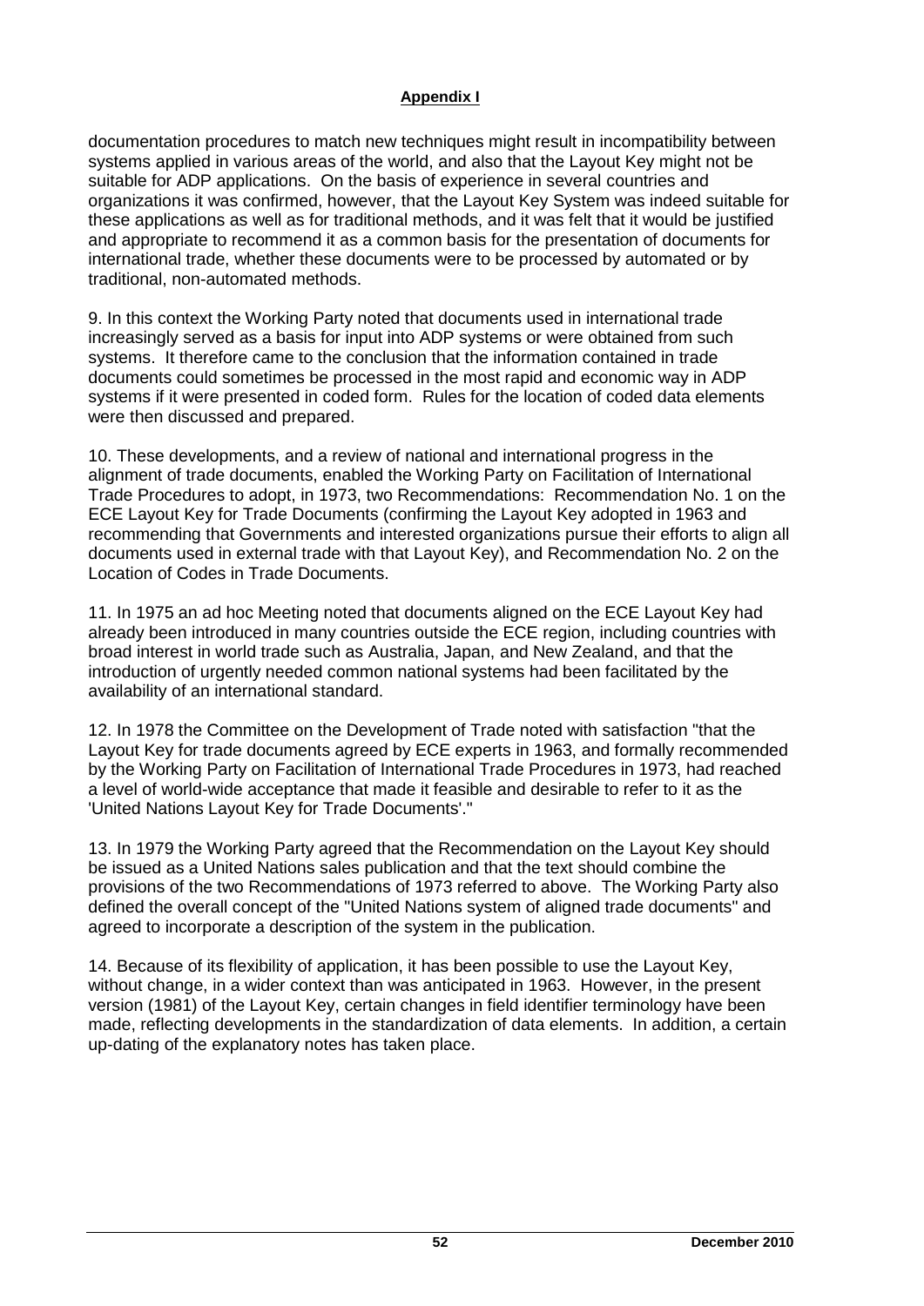**Appendix I**

documentation procedures to match new techniques might result in incompatibility between systems applied in various areas of the world, and also that the Layout Key might not be suitable for ADP applications. On the basis of experience in several countries and organizations it was confirmed, however, that the Layout Key System was indeed suitable for these applications as well as for traditional methods, and it was felt that it would be justified and appropriate to recommend it as a common basis for the presentation of documents for international trade, whether these documents were to be processed by automated or by traditional, non-automated methods.

9. In this context the Working Party noted that documents used in international trade increasingly served as a basis for input into ADP systems or were obtained from such systems. It therefore came to the conclusion that the information contained in trade documents could sometimes be processed in the most rapid and economic way in ADP systems if it were presented in coded form. Rules for the location of coded data elements were then discussed and prepared.

10. These developments, and a review of national and international progress in the alignment of trade documents, enabled the Working Party on Facilitation of International Trade Procedures to adopt, in 1973, two Recommendations: Recommendation No. 1 on the ECE Layout Key for Trade Documents (confirming the Layout Key adopted in 1963 and recommending that Governments and interested organizations pursue their efforts to align all documents used in external trade with that Layout Key), and Recommendation No. 2 on the Location of Codes in Trade Documents.

11. In 1975 an ad hoc Meeting noted that documents aligned on the ECE Layout Key had already been introduced in many countries outside the ECE region, including countries with broad interest in world trade such as Australia, Japan, and New Zealand, and that the introduction of urgently needed common national systems had been facilitated by the availability of an international standard.

12. In 1978 the Committee on the Development of Trade noted with satisfaction "that the Layout Key for trade documents agreed by ECE experts in 1963, and formally recommended by the Working Party on Facilitation of International Trade Procedures in 1973, had reached a level of world-wide acceptance that made it feasible and desirable to refer to it as the 'United Nations Layout Key for Trade Documents'."

13. In 1979 the Working Party agreed that the Recommendation on the Layout Key should be issued as a United Nations sales publication and that the text should combine the provisions of the two Recommendations of 1973 referred to above. The Working Party also defined the overall concept of the "United Nations system of aligned trade documents" and agreed to incorporate a description of the system in the publication.

14. Because of its flexibility of application, it has been possible to use the Layout Key, without change, in a wider context than was anticipated in 1963. However, in the present version (1981) of the Layout Key, certain changes in field identifier terminology have been made, reflecting developments in the standardization of data elements. In addition, a certain up-dating of the explanatory notes has taken place.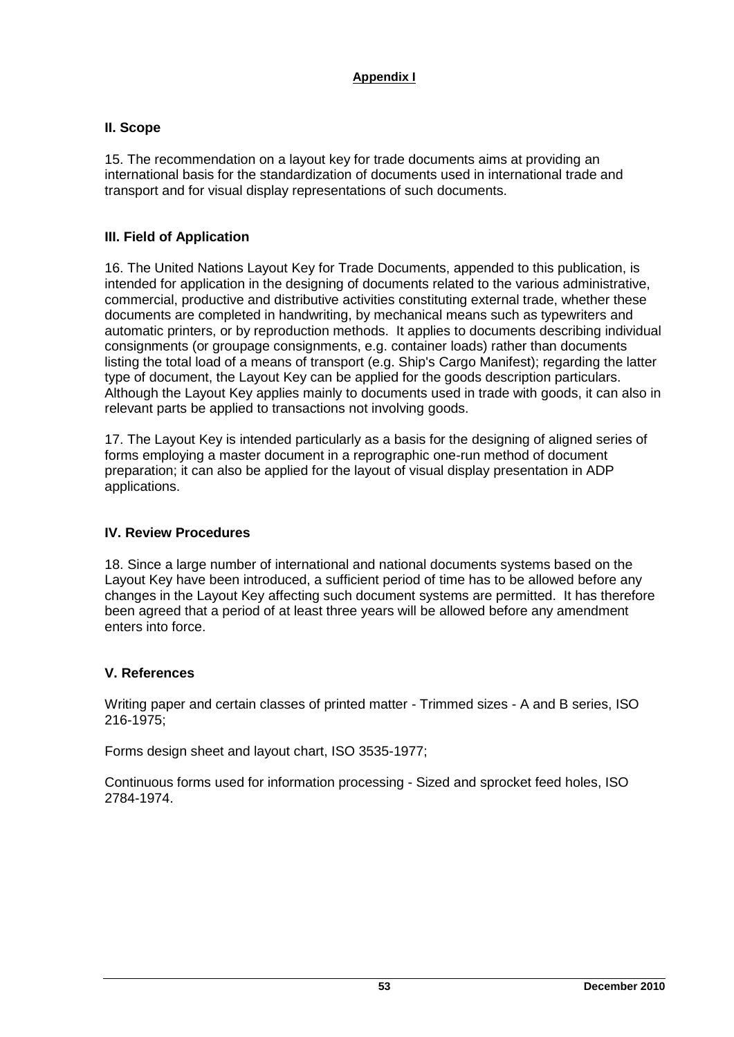**Appendix I**

## II. Scope

15. The recommendation on a layout key for trade documents aims at providing an international basis for the standardization of documents used in international trade and transport and for visual display representations of such documents.

## III. Field of Application

16. The United Nations Layout Key for Trade Documents, appended to this publication, is intended for application in the designing of documents related to the various administrative, commercial, productive and distributive activities constituting external trade, whether these documents are completed in handwriting, by mechanical means such as typewriters and automatic printers, or by reproduction methods. It applies to documents describing individual consignments (or groupage consignments, e.g. container loads) rather than documents listing the total load of a means of transport (e.g. Ship's Cargo Manifest); regarding the latter type of document, the Layout Key can be applied for the goods description particulars. Although the Layout Key applies mainly to documents used in trade with goods, it can also in relevant parts be applied to transactions not involving goods.

17. The Layout Key is intended particularly as a basis for the designing of aligned series of forms employing a master document in a reprographic one-run method of document preparation; it can also be applied for the layout of visual display presentation in ADP applications.

## IV. Review Procedures

18. Since a large number of international and national documents systems based on the Layout Key have been introduced, a sufficient period of time has to be allowed before any changes in the Layout Key affecting such document systems are permitted. It has therefore been agreed that a period of at least three years will be allowed before any amendment enters into force.

## V. References

Writing paper and certain classes of printed matter - Trimmed sizes - A and B series, ISO 216-1975;

Forms design sheet and layout chart, ISO 3535-1977;

Continuous forms used for information processing - Sized and sprocket feed holes, ISO 2784-1974.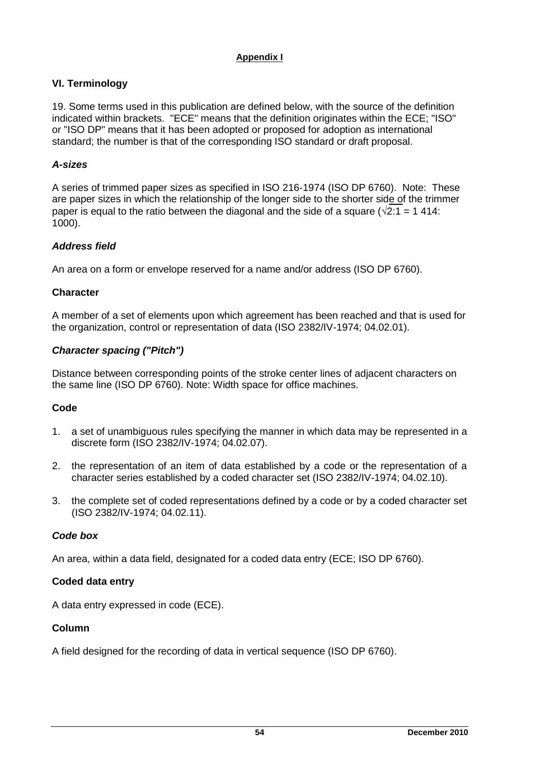**Appendix I**

## VI. Terminology

19. Some terms used in this publication are defined below, with the source of the definition indicated within brackets. "ECE" means that the definition originates within the ECE; "ISO" or "ISO DP" means that it has been adopted or proposed for adoption as international standard; the number is that of the corresponding ISO standard or draft proposal.

### *A-sizes*

A series of trimmed paper sizes as specified in ISO 216-1974 (ISO DP 6760). Note: These are paper sizes in which the relationship of the longer side to the shorter side of the trimmer paper is equal to the ratio between the diagonal and the side of a square ($\sqrt{2}$:1 = 1 414: 1000).

### *Address field*

An area on a form or envelope reserved for a name and/or address (ISO DP 6760).

### Character

A member of a set of elements upon which agreement has been reached and that is used for the organization, control or representation of data (ISO 2382/IV-1974; 04.02.01).

### *Character spacing ("Pitch")*

Distance between corresponding points of the stroke center lines of adjacent characters on the same line (ISO DP 6760). Note: Width space for office machines.

### Code

1. a set of unambiguous rules specifying the manner in which data may be represented in a discrete form (ISO 2382/IV-1974; 04.02.07).
2. the representation of an item of data established by a code or the representation of a character series established by a coded character set (ISO 2382/IV-1974; 04.02.10).
3. the complete set of coded representations defined by a code or by a coded character set (ISO 2382/IV-1974; 04.02.11).

### *Code box*

An area, within a data field, designated for a coded data entry (ECE; ISO DP 6760).

### Coded data entry

A data entry expressed in code (ECE).

### Column

A field designed for the recording of data in vertical sequence (ISO DP 6760).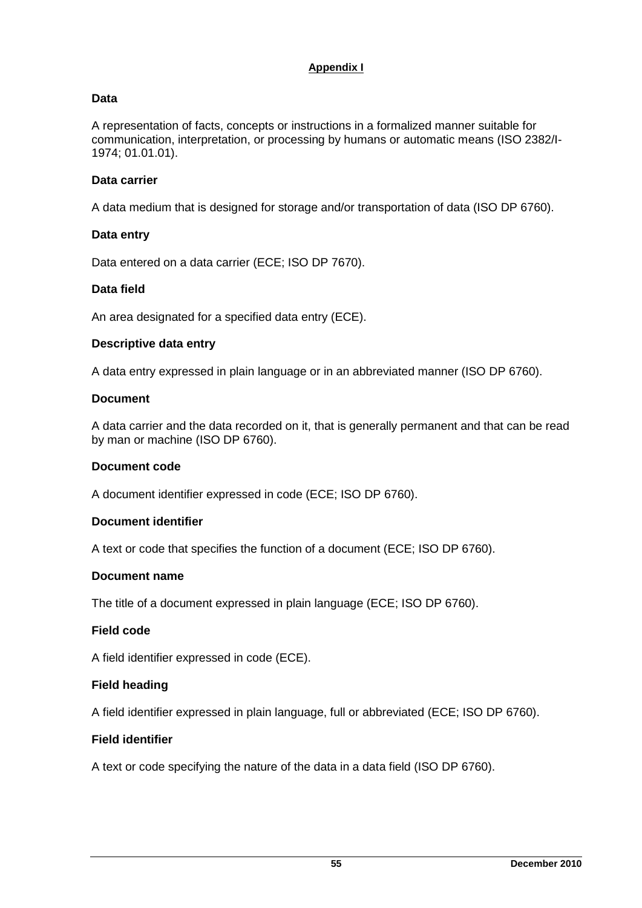## Appendix I

### Data

A representation of facts, concepts or instructions in a formalized manner suitable for communication, interpretation, or processing by humans or automatic means (ISO 2382/I-1974; 01.01.01).

### Data carrier

A data medium that is designed for storage and/or transportation of data (ISO DP 6760).

### Data entry

Data entered on a data carrier (ECE; ISO DP 7670).

### Data field

An area designated for a specified data entry (ECE).

### Descriptive data entry

A data entry expressed in plain language or in an abbreviated manner (ISO DP 6760).

### Document

A data carrier and the data recorded on it, that is generally permanent and that can be read by man or machine (ISO DP 6760).

### Document code

A document identifier expressed in code (ECE; ISO DP 6760).

### Document identifier

A text or code that specifies the function of a document (ECE; ISO DP 6760).

### Document name

The title of a document expressed in plain language (ECE; ISO DP 6760).

### Field code

A field identifier expressed in code (ECE).

### Field heading

A field identifier expressed in plain language, full or abbreviated (ECE; ISO DP 6760).

### Field identifier

A text or code specifying the nature of the data in a data field (ISO DP 6760).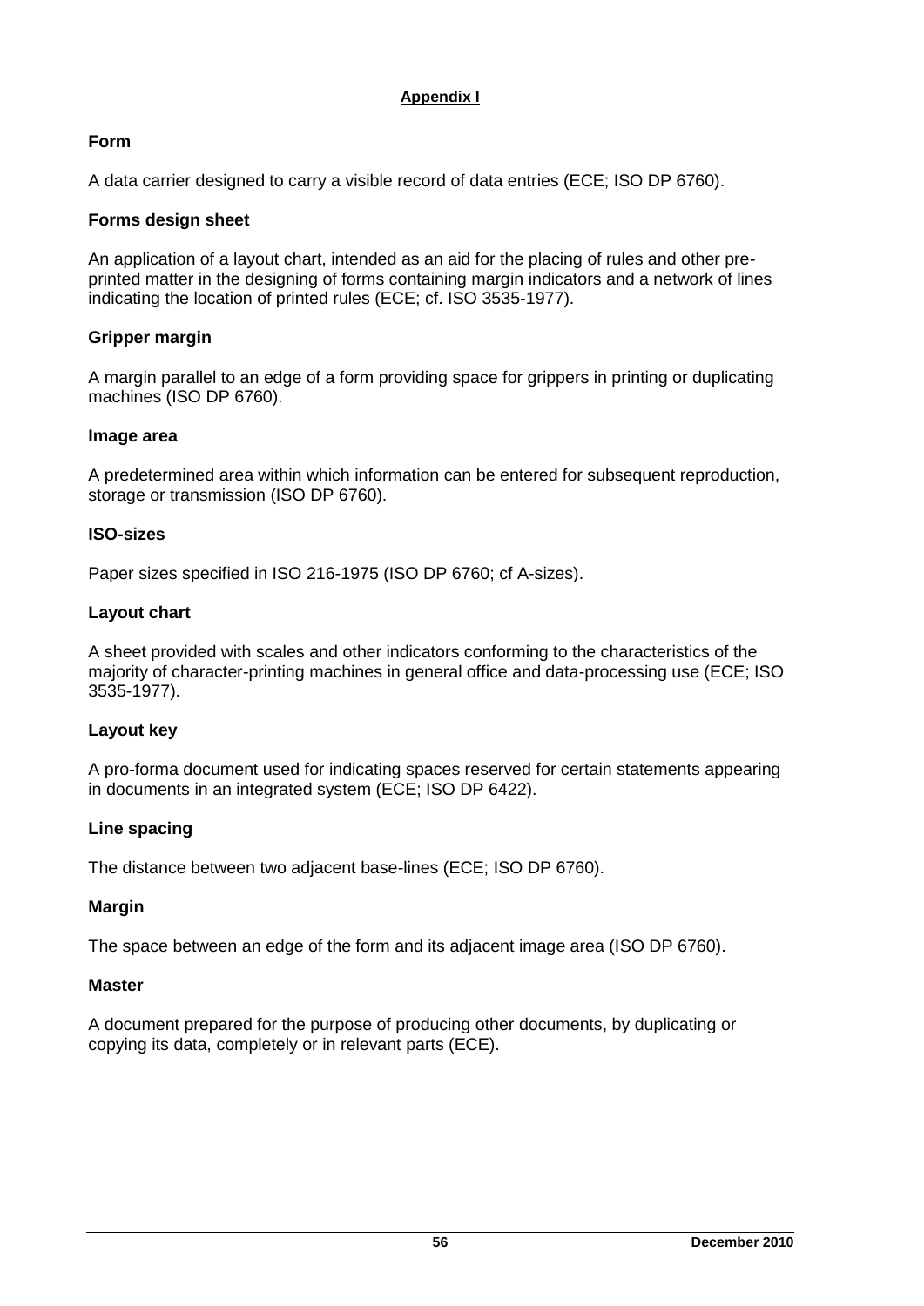**Appendix I**

**Form**

A data carrier designed to carry a visible record of data entries (ECE; ISO DP 6760).

**Forms design sheet**

An application of a layout chart, intended as an aid for the placing of rules and other pre-printed matter in the designing of forms containing margin indicators and a network of lines indicating the location of printed rules (ECE; cf. ISO 3535-1977).

**Gripper margin**

A margin parallel to an edge of a form providing space for grippers in printing or duplicating machines (ISO DP 6760).

**Image area**

A predetermined area within which information can be entered for subsequent reproduction, storage or transmission (ISO DP 6760).

**ISO-sizes**

Paper sizes specified in ISO 216-1975 (ISO DP 6760; cf A-sizes).

**Layout chart**

A sheet provided with scales and other indicators conforming to the characteristics of the majority of character-printing machines in general office and data-processing use (ECE; ISO 3535-1977).

**Layout key**

A pro-forma document used for indicating spaces reserved for certain statements appearing in documents in an integrated system (ECE; ISO DP 6422).

**Line spacing**

The distance between two adjacent base-lines (ECE; ISO DP 6760).

**Margin**

The space between an edge of the form and its adjacent image area (ISO DP 6760).

**Master**

A document prepared for the purpose of producing other documents, by duplicating or copying its data, completely or in relevant parts (ECE).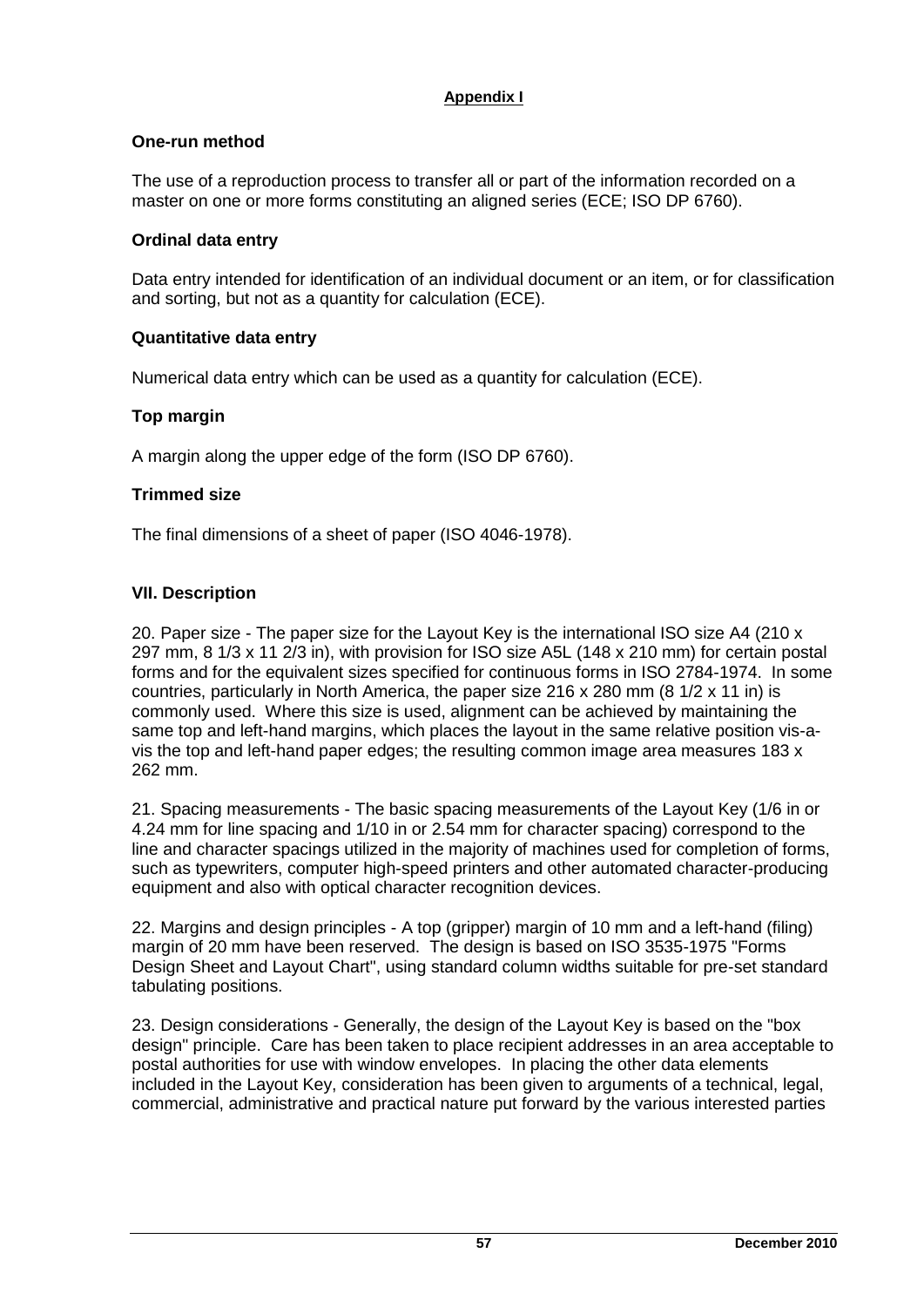**Appendix I**

**One-run method**

The use of a reproduction process to transfer all or part of the information recorded on a master on one or more forms constituting an aligned series (ECE; ISO DP 6760).

**Ordinal data entry**

Data entry intended for identification of an individual document or an item, or for classification and sorting, but not as a quantity for calculation (ECE).

**Quantitative data entry**

Numerical data entry which can be used as a quantity for calculation (ECE).

**Top margin**

A margin along the upper edge of the form (ISO DP 6760).

**Trimmed size**

The final dimensions of a sheet of paper (ISO 4046-1978).

## VII. Description

20. Paper size - The paper size for the Layout Key is the international ISO size A4 (210 x 297 mm, 8 1/3 x 11 2/3 in), with provision for ISO size A5L (148 x 210 mm) for certain postal forms and for the equivalent sizes specified for continuous forms in ISO 2784-1974. In some countries, particularly in North America, the paper size 216 x 280 mm (8 1/2 x 11 in) is commonly used. Where this size is used, alignment can be achieved by maintaining the same top and left-hand margins, which places the layout in the same relative position vis-a-vis the top and left-hand paper edges; the resulting common image area measures 183 x 262 mm.

21. Spacing measurements - The basic spacing measurements of the Layout Key (1/6 in or 4.24 mm for line spacing and 1/10 in or 2.54 mm for character spacing) correspond to the line and character spacings utilized in the majority of machines used for completion of forms, such as typewriters, computer high-speed printers and other automated character-producing equipment and also with optical character recognition devices.

22. Margins and design principles - A top (gripper) margin of 10 mm and a left-hand (filing) margin of 20 mm have been reserved. The design is based on ISO 3535-1975 "Forms Design Sheet and Layout Chart", using standard column widths suitable for pre-set standard tabulating positions.

23. Design considerations - Generally, the design of the Layout Key is based on the "box design" principle. Care has been taken to place recipient addresses in an area acceptable to postal authorities for use with window envelopes. In placing the other data elements included in the Layout Key, consideration has been given to arguments of a technical, legal, commercial, administrative and practical nature put forward by the various interested parties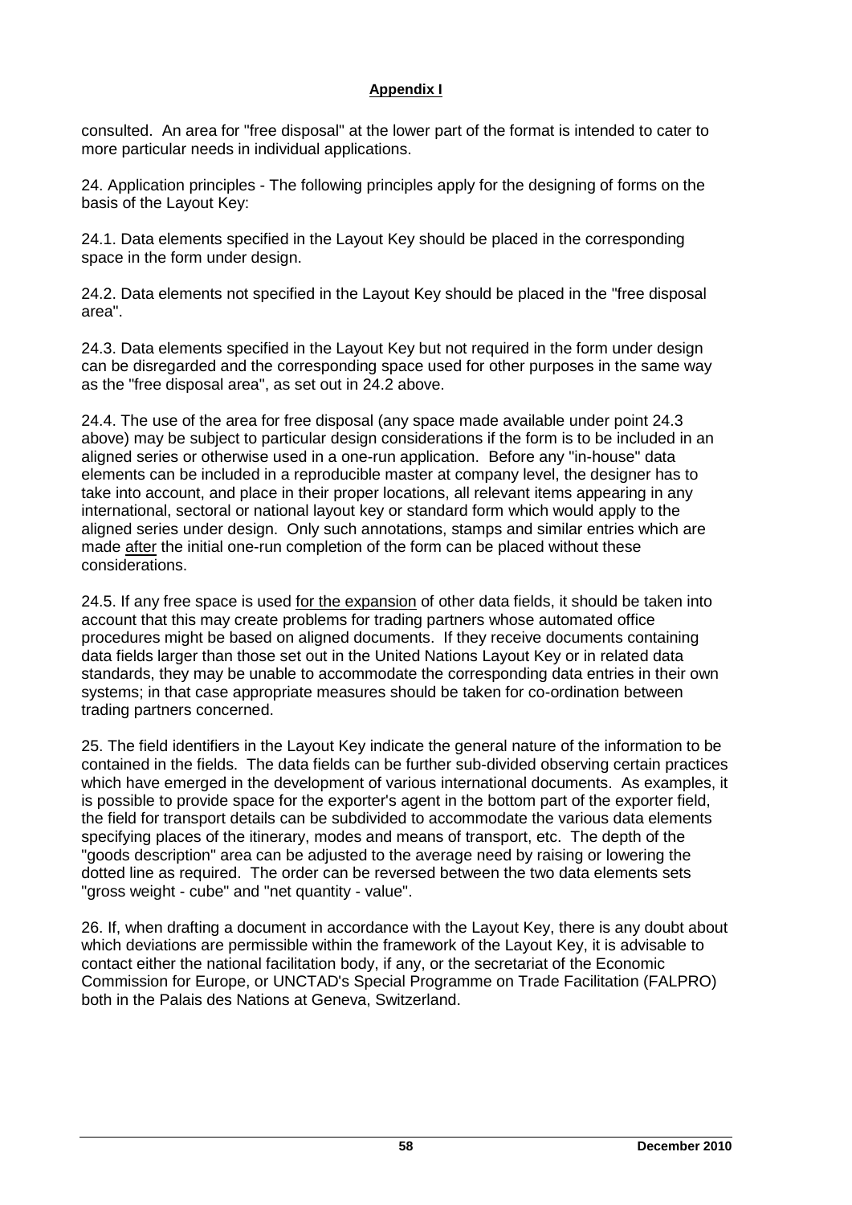consulted. An area for "free disposal" at the lower part of the format is intended to cater to more particular needs in individual applications.

24. Application principles - The following principles apply for the designing of forms on the basis of the Layout Key:

24.1. Data elements specified in the Layout Key should be placed in the corresponding space in the form under design.

24.2. Data elements not specified in the Layout Key should be placed in the "free disposal area".

24.3. Data elements specified in the Layout Key but not required in the form under design can be disregarded and the corresponding space used for other purposes in the same way as the "free disposal area", as set out in 24.2 above.

24.4. The use of the area for free disposal (any space made available under point 24.3 above) may be subject to particular design considerations if the form is to be included in an aligned series or otherwise used in a one-run application. Before any "in-house" data elements can be included in a reproducible master at company level, the designer has to take into account, and place in their proper locations, all relevant items appearing in any international, sectoral or national layout key or standard form which would apply to the aligned series under design. Only such annotations, stamps and similar entries which are made after the initial one-run completion of the form can be placed without these considerations.

24.5. If any free space is used for the expansion of other data fields, it should be taken into account that this may create problems for trading partners whose automated office procedures might be based on aligned documents. If they receive documents containing data fields larger than those set out in the United Nations Layout Key or in related data standards, they may be unable to accommodate the corresponding data entries in their own systems; in that case appropriate measures should be taken for co-ordination between trading partners concerned.

25. The field identifiers in the Layout Key indicate the general nature of the information to be contained in the fields. The data fields can be further sub-divided observing certain practices which have emerged in the development of various international documents. As examples, it is possible to provide space for the exporter's agent in the bottom part of the exporter field, the field for transport details can be subdivided to accommodate the various data elements specifying places of the itinerary, modes and means of transport, etc. The depth of the "goods description" area can be adjusted to the average need by raising or lowering the dotted line as required. The order can be reversed between the two data elements sets "gross weight - cube" and "net quantity - value".

26. If, when drafting a document in accordance with the Layout Key, there is any doubt about which deviations are permissible within the framework of the Layout Key, it is advisable to contact either the national facilitation body, if any, or the secretariat of the Economic Commission for Europe, or UNCTAD's Special Programme on Trade Facilitation (FALPRO) both in the Palais des Nations at Geneva, Switzerland.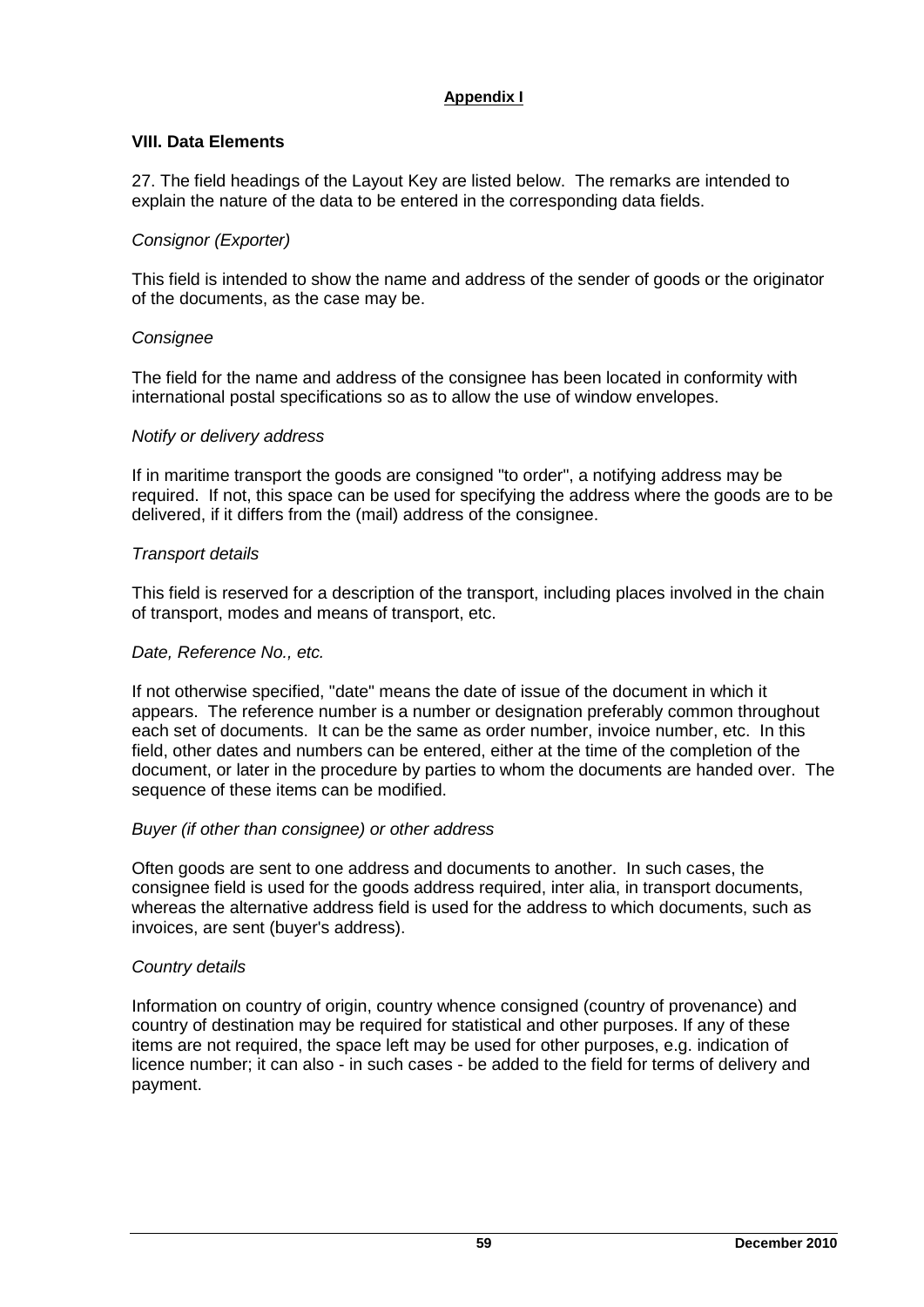**Appendix I**

### VIII. Data Elements

27. The field headings of the Layout Key are listed below. The remarks are intended to explain the nature of the data to be entered in the corresponding data fields.

*Consignor (Exporter)*

This field is intended to show the name and address of the sender of goods or the originator of the documents, as the case may be.

*Consignee*

The field for the name and address of the consignee has been located in conformity with international postal specifications so as to allow the use of window envelopes.

*Notify or delivery address*

If in maritime transport the goods are consigned "to order", a notifying address may be required. If not, this space can be used for specifying the address where the goods are to be delivered, if it differs from the (mail) address of the consignee.

*Transport details*

This field is reserved for a description of the transport, including places involved in the chain of transport, modes and means of transport, etc.

*Date, Reference No., etc.*

If not otherwise specified, "date" means the date of issue of the document in which it appears. The reference number is a number or designation preferably common throughout each set of documents. It can be the same as order number, invoice number, etc. In this field, other dates and numbers can be entered, either at the time of the completion of the document, or later in the procedure by parties to whom the documents are handed over. The sequence of these items can be modified.

*Buyer (if other than consignee) or other address*

Often goods are sent to one address and documents to another. In such cases, the consignee field is used for the goods address required, inter alia, in transport documents, whereas the alternative address field is used for the address to which documents, such as invoices, are sent (buyer's address).

*Country details*

Information on country of origin, country whence consigned (country of provenance) and country of destination may be required for statistical and other purposes. If any of these items are not required, the space left may be used for other purposes, e.g. indication of licence number; it can also - in such cases - be added to the field for terms of delivery and payment.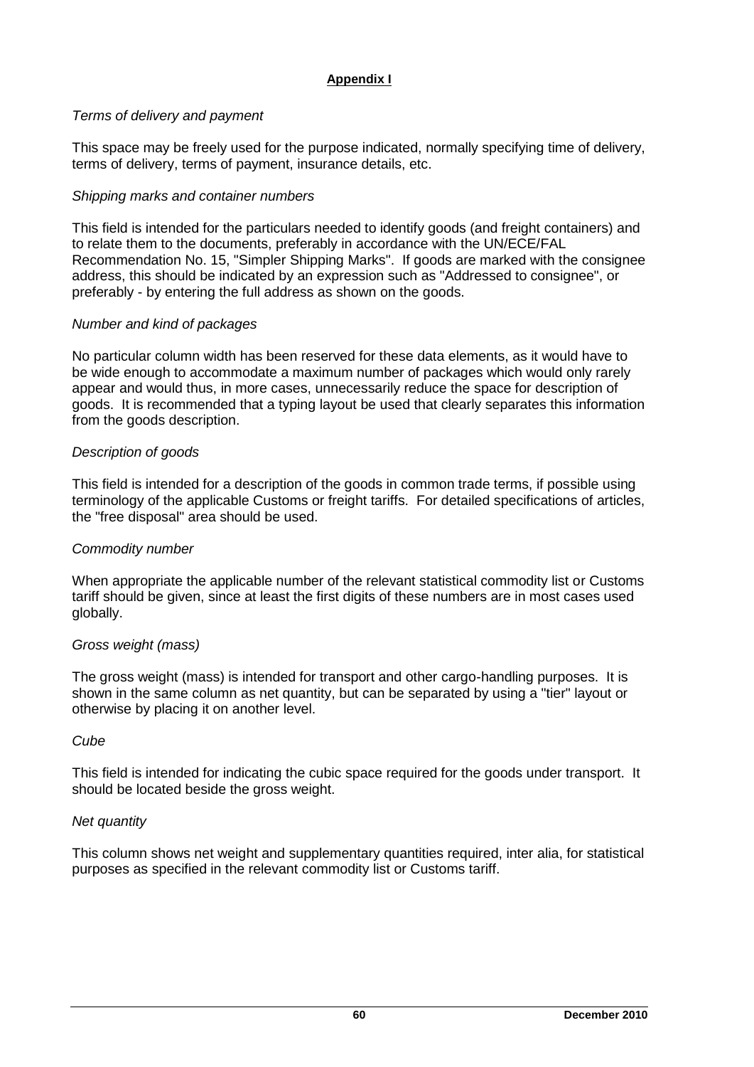**Appendix I**

*Terms of delivery and payment*

This space may be freely used for the purpose indicated, normally specifying time of delivery, terms of delivery, terms of payment, insurance details, etc.

*Shipping marks and container numbers*

This field is intended for the particulars needed to identify goods (and freight containers) and to relate them to the documents, preferably in accordance with the UN/ECE/FAL Recommendation No. 15, "Simpler Shipping Marks". If goods are marked with the consignee address, this should be indicated by an expression such as "Addressed to consignee", or preferably - by entering the full address as shown on the goods.

*Number and kind of packages*

No particular column width has been reserved for these data elements, as it would have to be wide enough to accommodate a maximum number of packages which would only rarely appear and would thus, in more cases, unnecessarily reduce the space for description of goods. It is recommended that a typing layout be used that clearly separates this information from the goods description.

*Description of goods*

This field is intended for a description of the goods in common trade terms, if possible using terminology of the applicable Customs or freight tariffs. For detailed specifications of articles, the "free disposal" area should be used.

*Commodity number*

When appropriate the applicable number of the relevant statistical commodity list or Customs tariff should be given, since at least the first digits of these numbers are in most cases used globally.

*Gross weight (mass)*

The gross weight (mass) is intended for transport and other cargo-handling purposes. It is shown in the same column as net quantity, but can be separated by using a "tier" layout or otherwise by placing it on another level.

*Cube*

This field is intended for indicating the cubic space required for the goods under transport. It should be located beside the gross weight.

*Net quantity*

This column shows net weight and supplementary quantities required, inter alia, for statistical purposes as specified in the relevant commodity list or Customs tariff.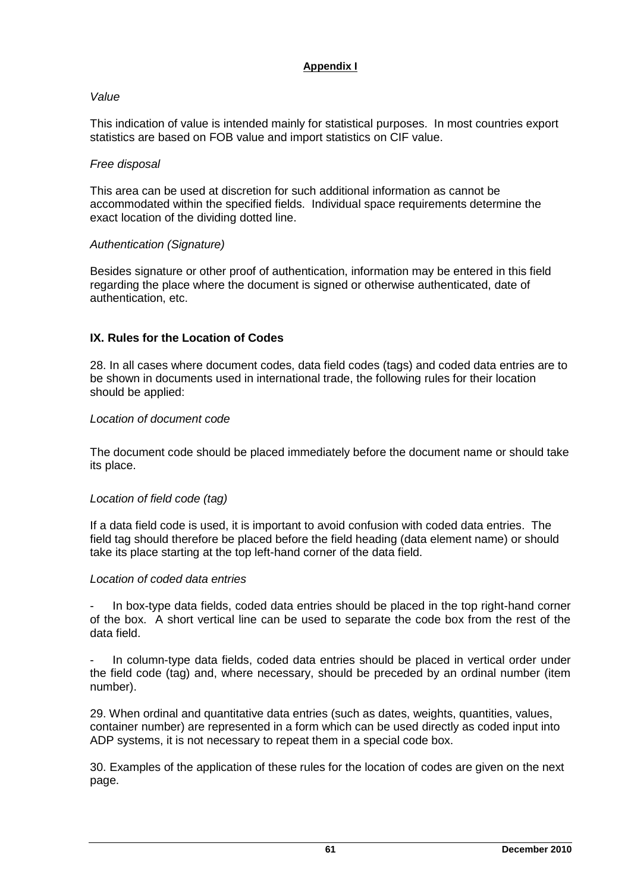**Appendix I**

*Value*

This indication of value is intended mainly for statistical purposes. In most countries export statistics are based on FOB value and import statistics on CIF value.

*Free disposal*

This area can be used at discretion for such additional information as cannot be accommodated within the specified fields. Individual space requirements determine the exact location of the dividing dotted line.

*Authentication (Signature)*

Besides signature or other proof of authentication, information may be entered in this field regarding the place where the document is signed or otherwise authenticated, date of authentication, etc.

## IX. Rules for the Location of Codes

28. In all cases where document codes, data field codes (tags) and coded data entries are to be shown in documents used in international trade, the following rules for their location should be applied:

*Location of document code*

The document code should be placed immediately before the document name or should take its place.

*Location of field code (tag)*

If a data field code is used, it is important to avoid confusion with coded data entries. The field tag should therefore be placed before the field heading (data element name) or should take its place starting at the top left-hand corner of the data field.

*Location of coded data entries*

- In box-type data fields, coded data entries should be placed in the top right-hand corner of the box. A short vertical line can be used to separate the code box from the rest of the data field.

- In column-type data fields, coded data entries should be placed in vertical order under the field code (tag) and, where necessary, should be preceded by an ordinal number (item number).

29. When ordinal and quantitative data entries (such as dates, weights, quantities, values, container number) are represented in a form which can be used directly as coded input into ADP systems, it is not necessary to repeat them in a special code box.

30. Examples of the application of these rules for the location of codes are given on the next page.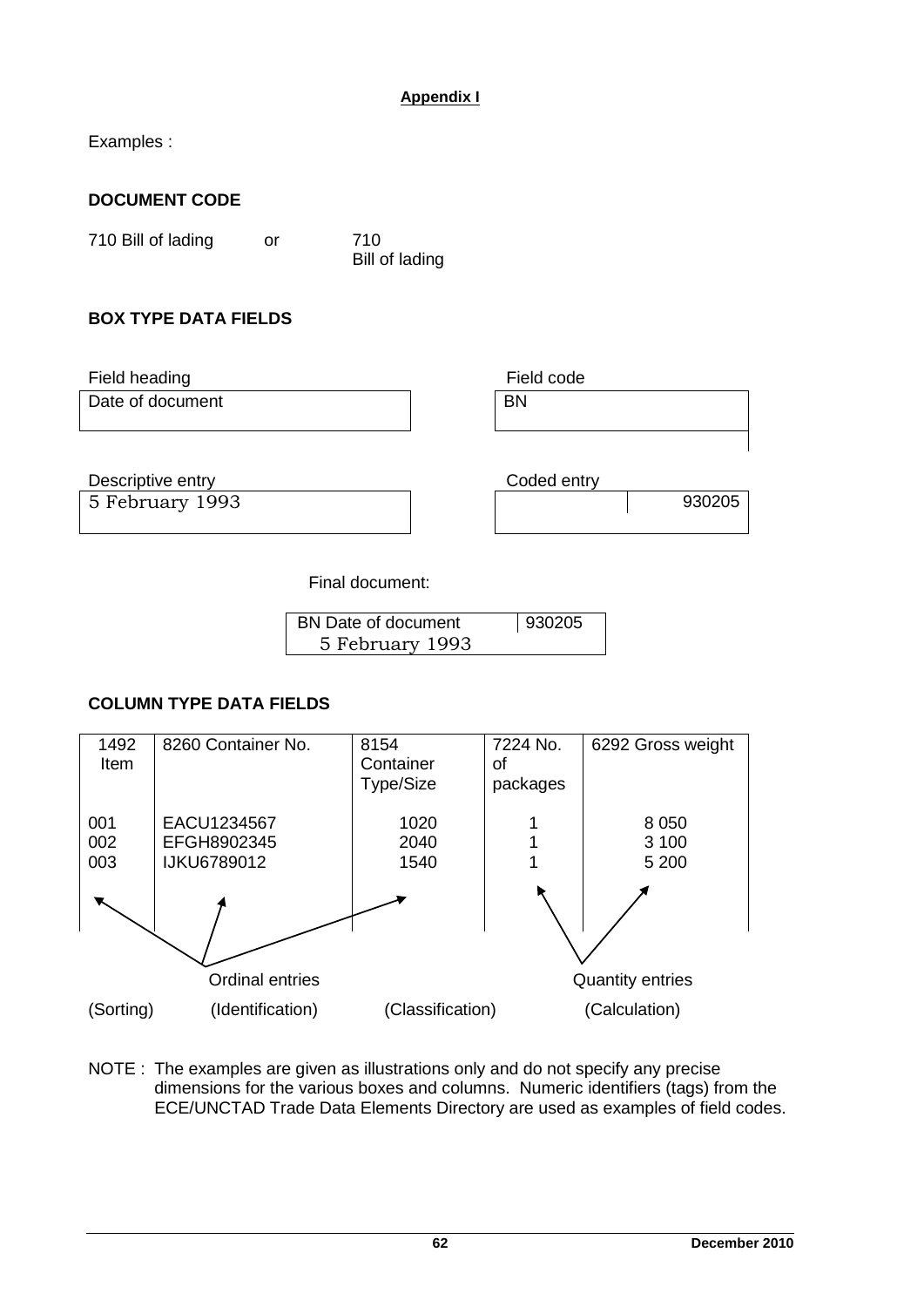**Appendix I**

Examples :

**DOCUMENT CODE**

710 Bill of lading or 710
Bill of lading

**BOX TYPE DATA FIELDS**

| Field heading | Field code |
|---|---|
| Date of document | BN |

| Descriptive entry | Coded entry |
|---|---|
| 5 February 1993 | 930205 |

Final document:

| BN Date of document | 930205 |
|---|---|
| 5 February 1993 | |

**COLUMN TYPE DATA FIELDS**

| 1492 Item | 8260 Container No. | 8154 Container Type/Size | 7224 No. of packages | 6292 Gross weight |
|---|---|---|---|---|
| 001 | EACU1234567 | 1020 | 1 | 8 050 |
| 002 | EFGH8902345 | 2040 | 1 | 3 100 |
| 003 | IJKU6789012 | 1540 | 1 | 5 200 |

Ordinal entries — Quantity entries

(Sorting) (Identification) (Classification) (Calculation)

NOTE : The examples are given as illustrations only and do not specify any precise dimensions for the various boxes and columns. Numeric identifiers (tags) from the ECE/UNCTAD Trade Data Elements Directory are used as examples of field codes.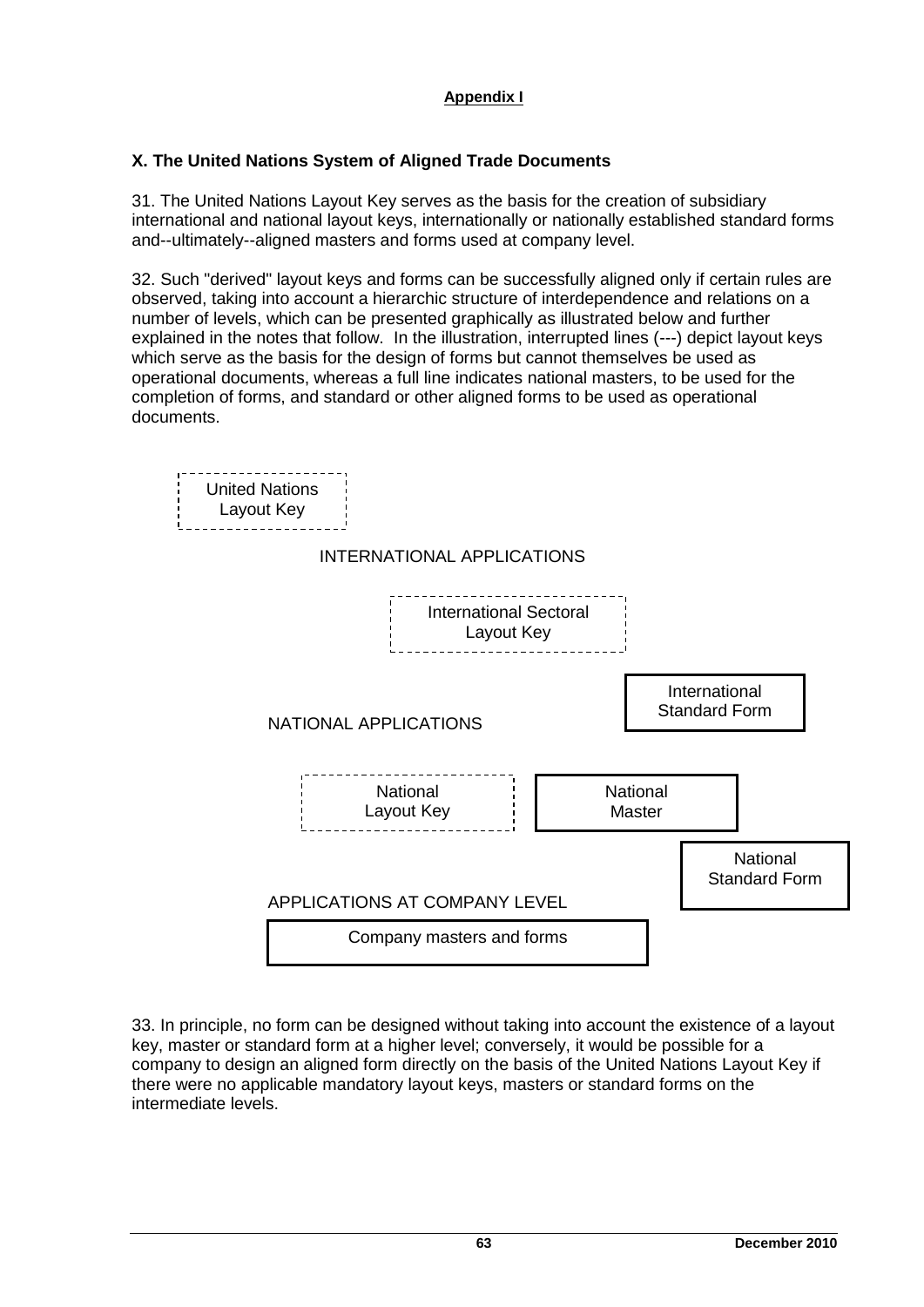**Appendix I**

## X. The United Nations System of Aligned Trade Documents

31. The United Nations Layout Key serves as the basis for the creation of subsidiary international and national layout keys, internationally or nationally established standard forms and--ultimately--aligned masters and forms used at company level.

32. Such "derived" layout keys and forms can be successfully aligned only if certain rules are observed, taking into account a hierarchic structure of interdependence and relations on a number of levels, which can be presented graphically as illustrated below and further explained in the notes that follow. In the illustration, interrupted lines (---) depict layout keys which serve as the basis for the design of forms but cannot themselves be used as operational documents, whereas a full line indicates national masters, to be used for the completion of forms, and standard or other aligned forms to be used as operational documents.

United Nations Layout Key

INTERNATIONAL APPLICATIONS

International Sectoral Layout Key

International Standard Form

NATIONAL APPLICATIONS

National Layout Key

National Master

National Standard Form

APPLICATIONS AT COMPANY LEVEL

Company masters and forms

33. In principle, no form can be designed without taking into account the existence of a layout key, master or standard form at a higher level; conversely, it would be possible for a company to design an aligned form directly on the basis of the United Nations Layout Key if there were no applicable mandatory layout keys, masters or standard forms on the intermediate levels.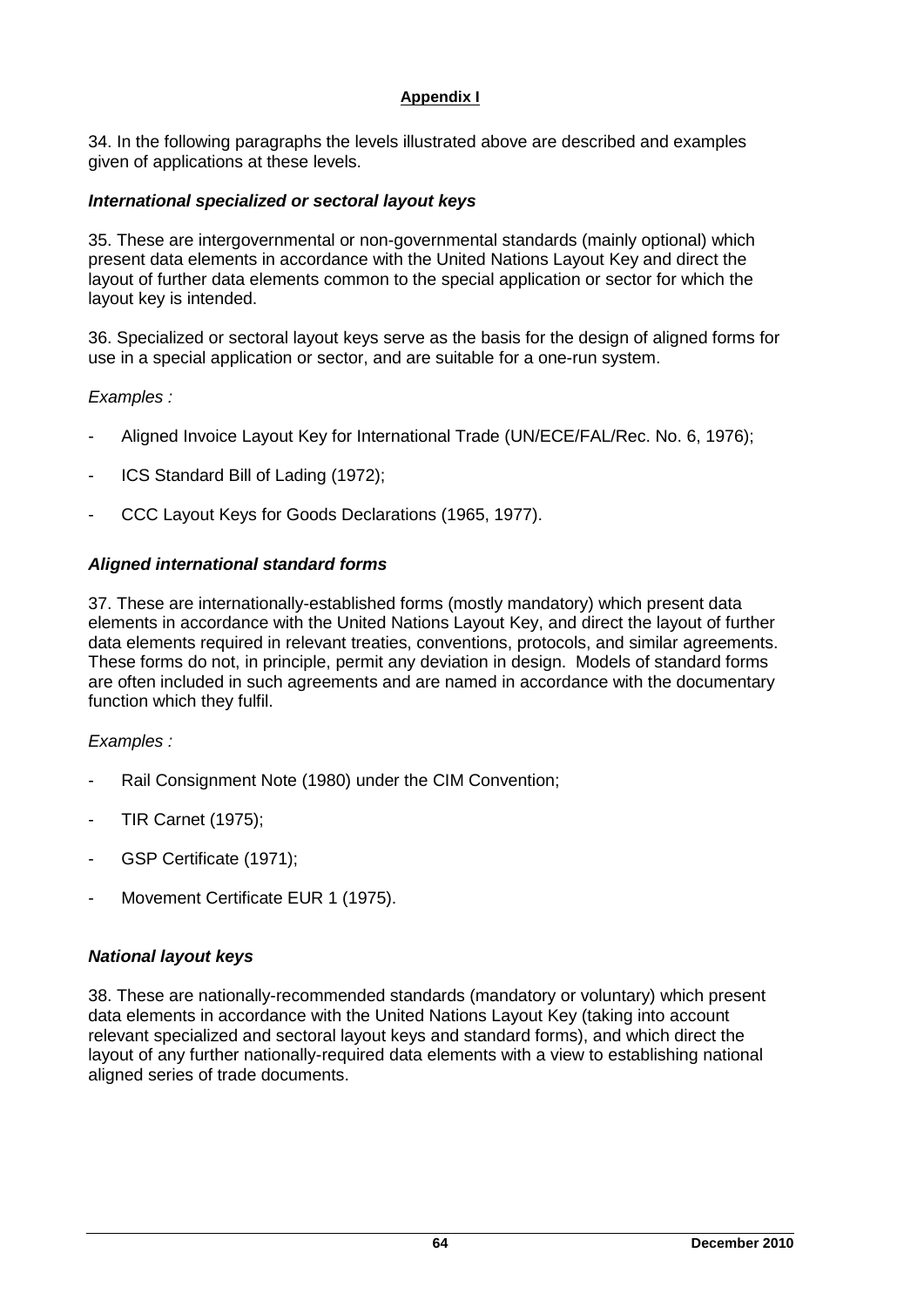**Appendix I**

34. In the following paragraphs the levels illustrated above are described and examples given of applications at these levels.

***International specialized or sectoral layout keys***

35. These are intergovernmental or non-governmental standards (mainly optional) which present data elements in accordance with the United Nations Layout Key and direct the layout of further data elements common to the special application or sector for which the layout key is intended.

36. Specialized or sectoral layout keys serve as the basis for the design of aligned forms for use in a special application or sector, and are suitable for a one-run system.

*Examples :*

- Aligned Invoice Layout Key for International Trade (UN/ECE/FAL/Rec. No. 6, 1976);
- ICS Standard Bill of Lading (1972);
- CCC Layout Keys for Goods Declarations (1965, 1977).

***Aligned international standard forms***

37. These are internationally-established forms (mostly mandatory) which present data elements in accordance with the United Nations Layout Key, and direct the layout of further data elements required in relevant treaties, conventions, protocols, and similar agreements. These forms do not, in principle, permit any deviation in design. Models of standard forms are often included in such agreements and are named in accordance with the documentary function which they fulfil.

*Examples :*

- Rail Consignment Note (1980) under the CIM Convention;
- TIR Carnet (1975);
- GSP Certificate (1971);
- Movement Certificate EUR 1 (1975).

***National layout keys***

38. These are nationally-recommended standards (mandatory or voluntary) which present data elements in accordance with the United Nations Layout Key (taking into account relevant specialized and sectoral layout keys and standard forms), and which direct the layout of any further nationally-required data elements with a view to establishing national aligned series of trade documents.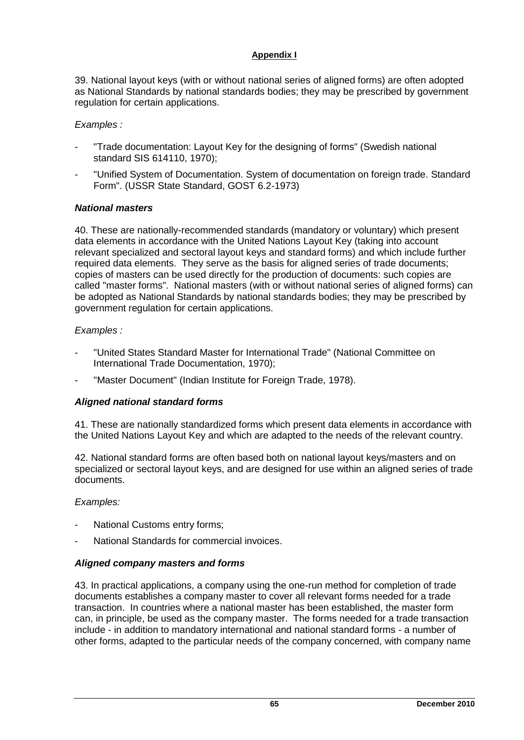**Appendix I**

39. National layout keys (with or without national series of aligned forms) are often adopted as National Standards by national standards bodies; they may be prescribed by government regulation for certain applications.

*Examples :*

- "Trade documentation: Layout Key for the designing of forms" (Swedish national standard SIS 614110, 1970);
- "Unified System of Documentation. System of documentation on foreign trade. Standard Form". (USSR State Standard, GOST 6.2-1973)

***National masters***

40. These are nationally-recommended standards (mandatory or voluntary) which present data elements in accordance with the United Nations Layout Key (taking into account relevant specialized and sectoral layout keys and standard forms) and which include further required data elements. They serve as the basis for aligned series of trade documents; copies of masters can be used directly for the production of documents: such copies are called "master forms". National masters (with or without national series of aligned forms) can be adopted as National Standards by national standards bodies; they may be prescribed by government regulation for certain applications.

*Examples :*

- "United States Standard Master for International Trade" (National Committee on International Trade Documentation, 1970);
- "Master Document" (Indian Institute for Foreign Trade, 1978).

***Aligned national standard forms***

41. These are nationally standardized forms which present data elements in accordance with the United Nations Layout Key and which are adapted to the needs of the relevant country.

42. National standard forms are often based both on national layout keys/masters and on specialized or sectoral layout keys, and are designed for use within an aligned series of trade documents.

*Examples:*

- National Customs entry forms;
- National Standards for commercial invoices.

***Aligned company masters and forms***

43. In practical applications, a company using the one-run method for completion of trade documents establishes a company master to cover all relevant forms needed for a trade transaction. In countries where a national master has been established, the master form can, in principle, be used as the company master. The forms needed for a trade transaction include - in addition to mandatory international and national standard forms - a number of other forms, adapted to the particular needs of the company concerned, with company name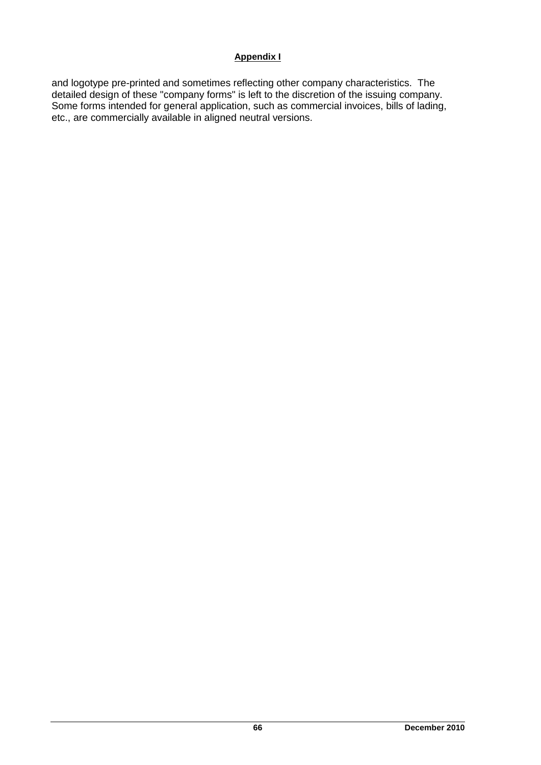and logotype pre-printed and sometimes reflecting other company characteristics. The detailed design of these "company forms" is left to the discretion of the issuing company. Some forms intended for general application, such as commercial invoices, bills of lading, etc., are commercially available in aligned neutral versions.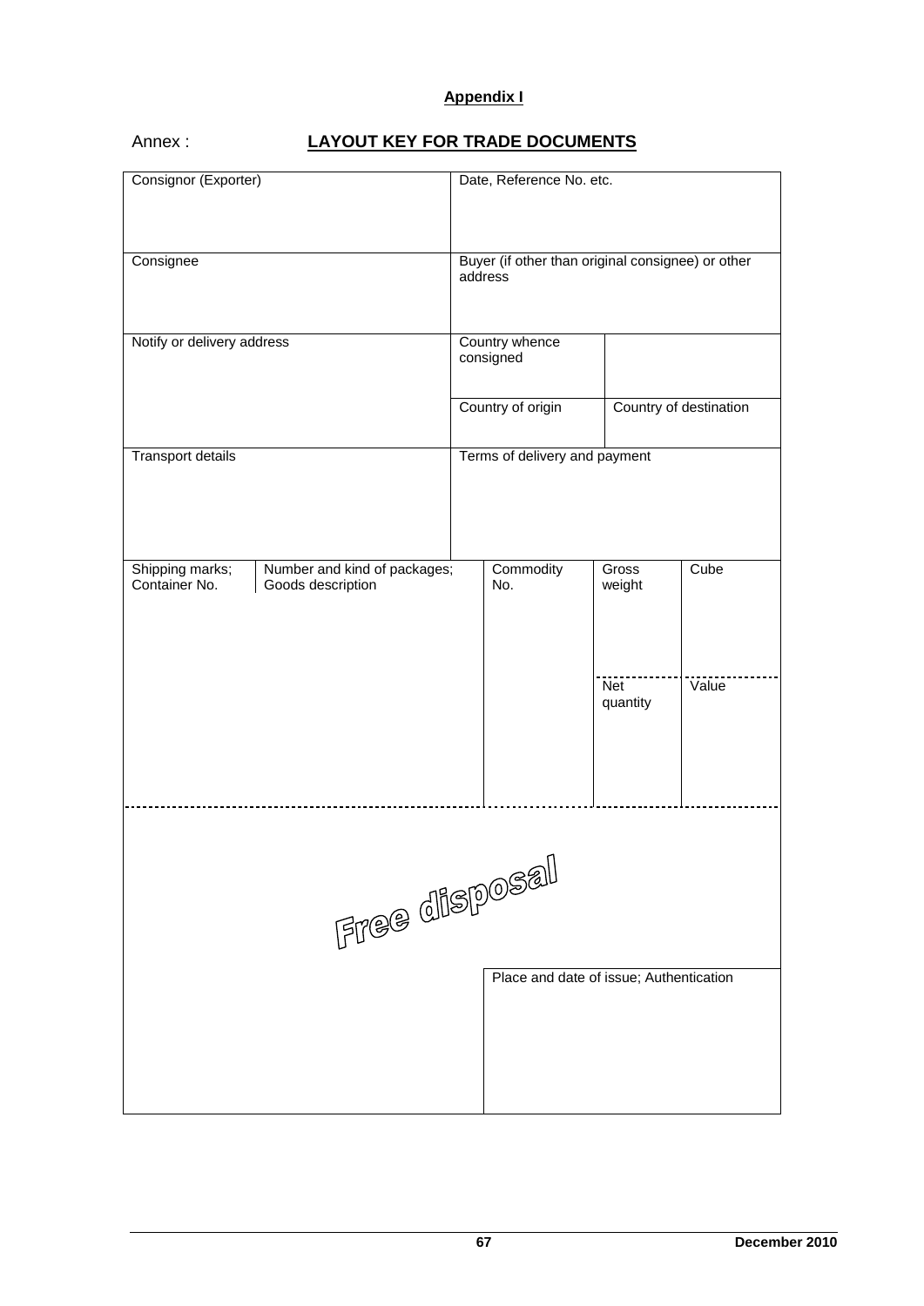**Appendix I**

Annex : **LAYOUT KEY FOR TRADE DOCUMENTS**

| Consignor (Exporter) | | Date, Reference No. etc. | | | |
|---|---|---|---|---|---|
| Consignee | | Buyer (if other than original consignee) or other address | | | |
| Notify or delivery address | | Country whence consigned | | | |
| | | Country of origin | | Country of destination | |
| Transport details | | Terms of delivery and payment | | | |
| Shipping marks; Container No. | Number and kind of packages; Goods description | Commodity No. | | Gross weight | Cube |
| | | | | Net quantity | Value |
| Free disposal | | | | | |
| | | Place and date of issue; Authentication | | | |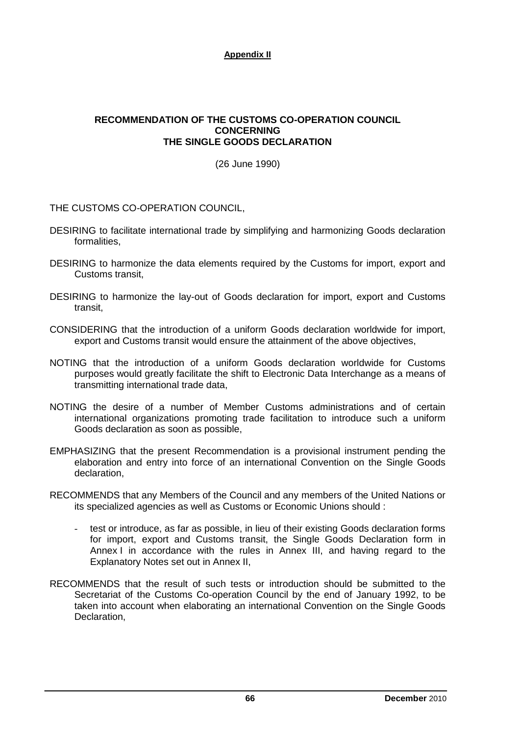**Appendix II**

# RECOMMENDATION OF THE CUSTOMS CO-OPERATION COUNCIL CONCERNING THE SINGLE GOODS DECLARATION

(26 June 1990)

THE CUSTOMS CO-OPERATION COUNCIL,

DESIRING to facilitate international trade by simplifying and harmonizing Goods declaration formalities,

DESIRING to harmonize the data elements required by the Customs for import, export and Customs transit,

DESIRING to harmonize the lay-out of Goods declaration for import, export and Customs transit,

CONSIDERING that the introduction of a uniform Goods declaration worldwide for import, export and Customs transit would ensure the attainment of the above objectives,

NOTING that the introduction of a uniform Goods declaration worldwide for Customs purposes would greatly facilitate the shift to Electronic Data Interchange as a means of transmitting international trade data,

NOTING the desire of a number of Member Customs administrations and of certain international organizations promoting trade facilitation to introduce such a uniform Goods declaration as soon as possible,

EMPHASIZING that the present Recommendation is a provisional instrument pending the elaboration and entry into force of an international Convention on the Single Goods declaration,

RECOMMENDS that any Members of the Council and any members of the United Nations or its specialized agencies as well as Customs or Economic Unions should :

- test or introduce, as far as possible, in lieu of their existing Goods declaration forms for import, export and Customs transit, the Single Goods Declaration form in Annex I in accordance with the rules in Annex III, and having regard to the Explanatory Notes set out in Annex II,

RECOMMENDS that the result of such tests or introduction should be submitted to the Secretariat of the Customs Co-operation Council by the end of January 1992, to be taken into account when elaborating an international Convention on the Single Goods Declaration,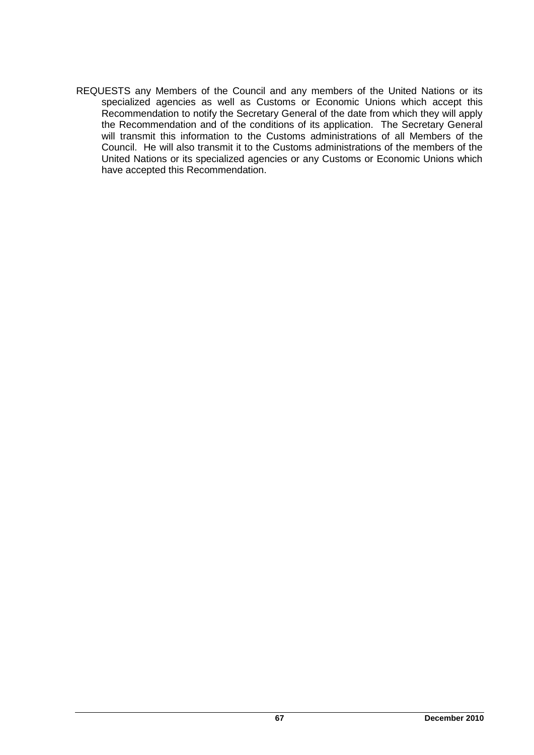REQUESTS any Members of the Council and any members of the United Nations or its specialized agencies as well as Customs or Economic Unions which accept this Recommendation to notify the Secretary General of the date from which they will apply the Recommendation and of the conditions of its application. The Secretary General will transmit this information to the Customs administrations of all Members of the Council. He will also transmit it to the Customs administrations of the members of the United Nations or its specialized agencies or any Customs or Economic Unions which have accepted this Recommendation.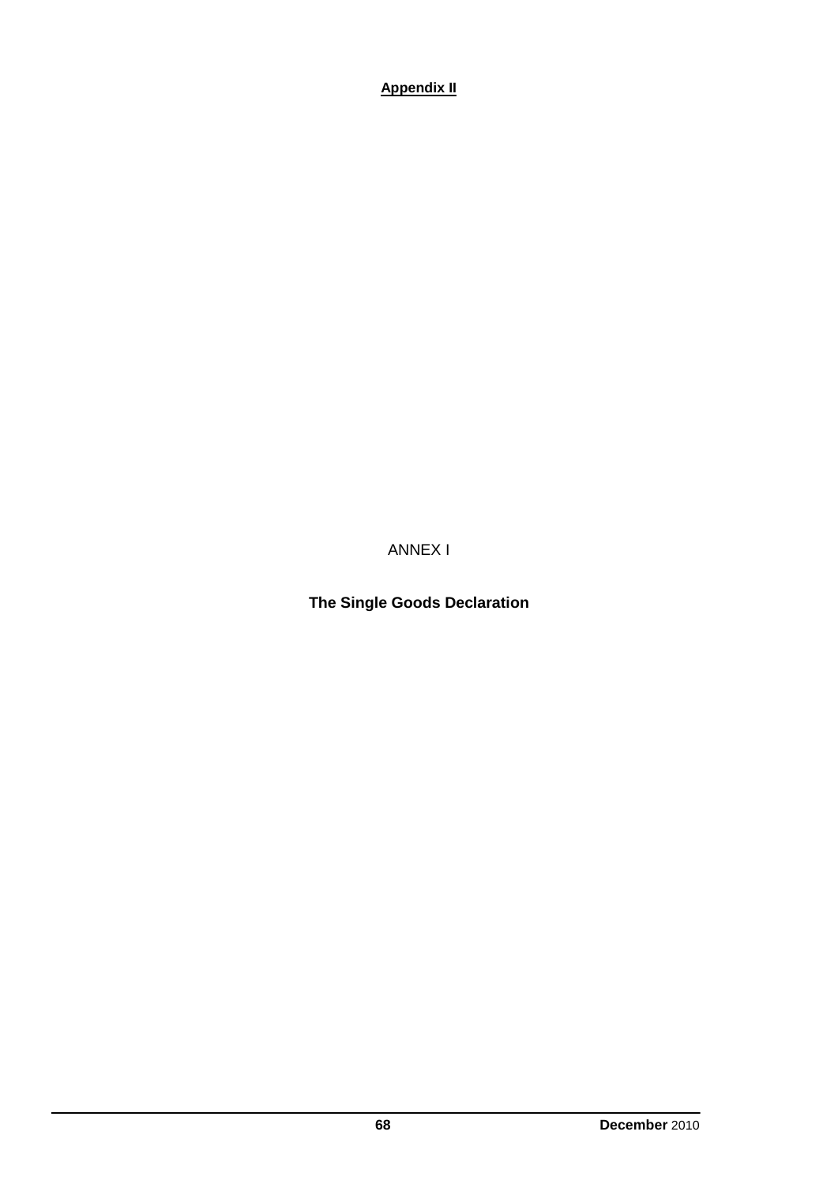**Appendix II**

ANNEX I

**The Single Goods Declaration**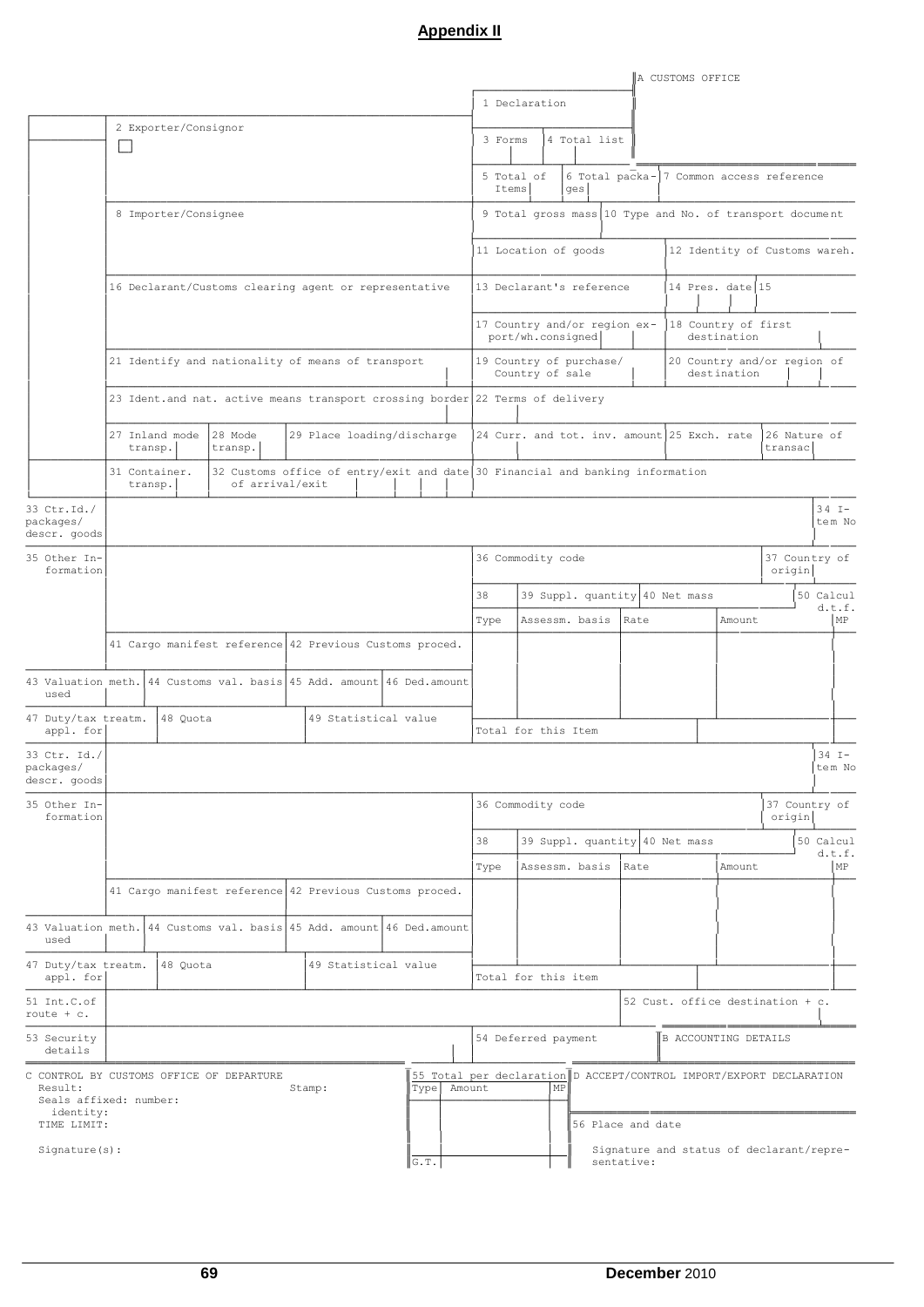## Appendix II

A CUSTOMS OFFICE

1 Declaration

2 Exporter/Consignor

3 Forms | 4 Total list

5 Total of Items | 6 Total packages | 7 Common access reference

8 Importer/Consignee

9 Total gross mass | 10 Type and No. of transport document

11 Location of goods | 12 Identity of Customs wareh.

16 Declarant/Customs clearing agent or representative

13 Declarant's reference | 14 Pres. date | 15

17 Country and/or region export/wh.consigned | 18 Country of first destination

21 Identify and nationality of means of transport

19 Country of purchase/ Country of sale | 20 Country and/or region of destination

23 Ident.and nat. active means transport crossing border

22 Terms of delivery

27 Inland mode transp. | 28 Mode transp. | 29 Place loading/discharge

24 Curr. and tot. inv. amount | 25 Exch. rate | 26 Nature of transac

31 Container. transp. | 32 Customs office of entry/exit and date of arrival/exit

30 Financial and banking information

33 Ctr.Id./ packages/ descr. goods | 34 Item No

35 Other Information

36 Commodity code | 37 Country of origin

38 | 39 Suppl. quantity | 40 Net mass | 50 Calcul d.t.f.

| Type | Assessm. basis | Rate | Amount | MP |
|---|---|---|---|---|
| | | | | |
| | | | | |
| Total for this Item | | | | |

41 Cargo manifest reference | 42 Previous Customs proced.

43 Valuation meth. used | 44 Customs val. basis | 45 Add. amount | 46 Ded.amount

47 Duty/tax treatm. appl. for | 48 Quota | 49 Statistical value

33 Ctr. Id./ packages/ descr. goods | 34 Item No

35 Other Information

36 Commodity code | 37 Country of origin

38 | 39 Suppl. quantity | 40 Net mass | 50 Calcul d.t.f.

| Type | Assessm. basis | Rate | Amount | MP |
|---|---|---|---|---|
| | | | | |
| | | | | |
| Total for this item | | | | |

41 Cargo manifest reference | 42 Previous Customs proced.

43 Valuation meth. used | 44 Customs val. basis | 45 Add. amount | 46 Ded.amount

47 Duty/tax treatm. appl. for | 48 Quota | 49 Statistical value

51 Int.C.of route + c. | 52 Cust. office destination + c.

53 Security details | 54 Deferred payment | B ACCOUNTING DETAILS

C CONTROL BY CUSTOMS OFFICE OF DEPARTURE
Result: Stamp:
Seals affixed: number:
identity:
TIME LIMIT:

Signature(s):

55 Total per declaration

| Type | Amount | MP |
|---|---|---|
| | | |
| G.T. | | |

D ACCEPT/CONTROL IMPORT/EXPORT DECLARATION

56 Place and date

Signature and status of declarant/representative:

December 2010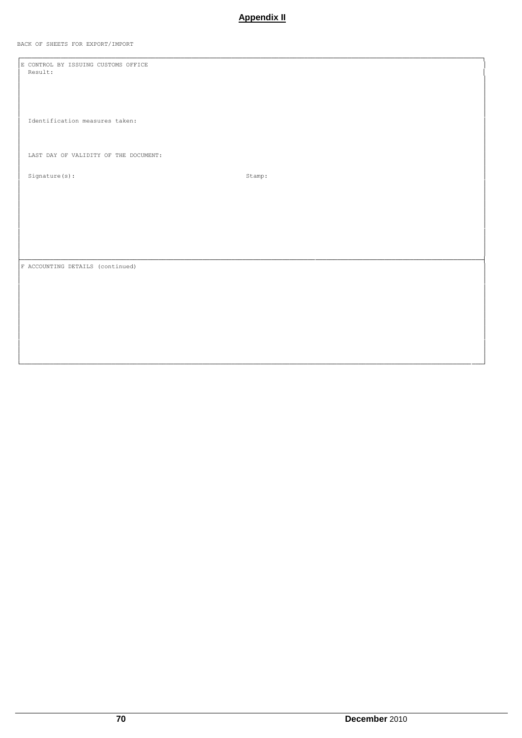**Appendix II**

BACK OF SHEETS FOR EXPORT/IMPORT

| E CONTROL BY ISSUING CUSTOMS OFFICE |
|---|
| Result: |
| Identification measures taken: |
| LAST DAY OF VALIDITY OF THE DOCUMENT: |
| Signature(s): Stamp: |

| F ACCOUNTING DETAILS (continued) |
|---|
| |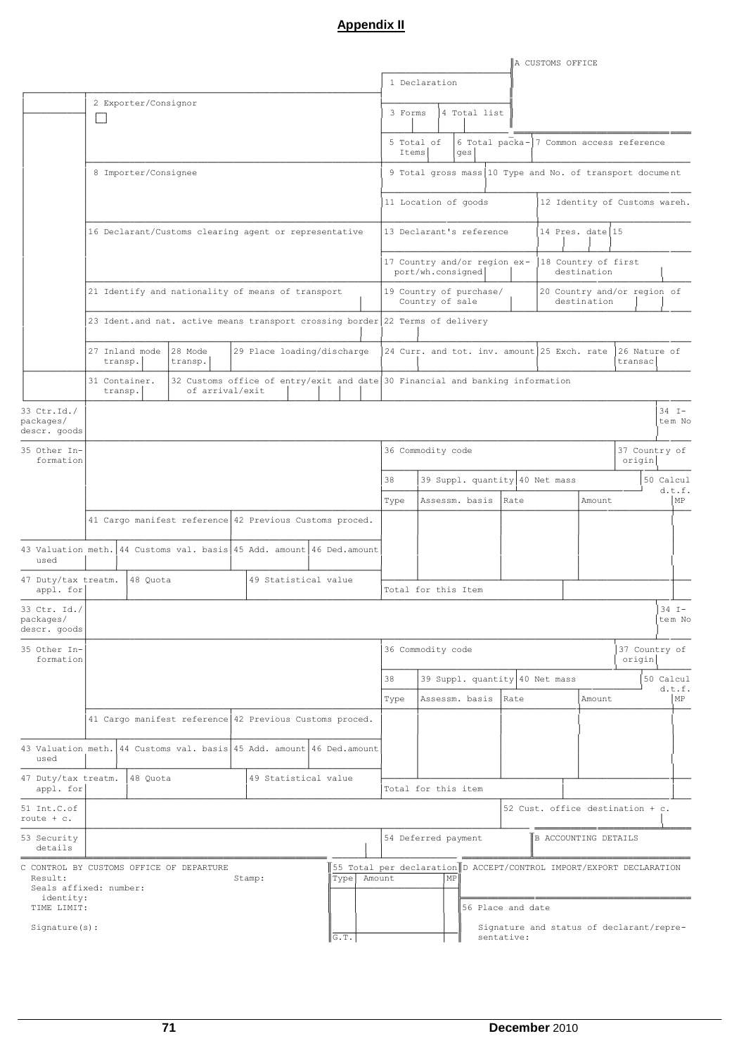## Appendix II

| | | |
|---|---|---|
| | | A CUSTOMS OFFICE |
| | 1 Declaration | |
| 2 Exporter/Consignor ☐ | 3 Forms / 4 Total list | |
| | 5 Total of Items / 6 Total packages | 7 Common access reference |
| 8 Importer/Consignee | 9 Total gross mass | 10 Type and No. of transport document |
| | 11 Location of goods | 12 Identity of Customs wareh. |
| 16 Declarant/Customs clearing agent or representative | 13 Declarant's reference | 14 Pres. date / 15 |
| | 17 Country and/or region export/wh.consigned | 18 Country of first destination |
| 21 Identify and nationality of means of transport | 19 Country of purchase/ Country of sale | 20 Country and/or region of destination |
| 23 Ident.and nat. active means transport crossing border | 22 Terms of delivery | |
| 27 Inland mode transp. / 28 Mode transp. / 29 Place loading/discharge | 24 Curr. and tot. inv. amount / 25 Exch. rate | 26 Nature of transac |
| 31 Container. transp. / 32 Customs office of entry/exit and date of arrival/exit | 30 Financial and banking information | |

| | | | | | | | |
|---|---|---|---|---|---|---|---|
| 33 Ctr.Id./ packages/ descr. goods | | | | | | | 34 Item No |
| 35 Other Information | | 36 Commodity code | | | | 37 Country of origin | |
| | | 38 | 39 Suppl. quantity | 40 Net mass | | | 50 Calcul d.t.f. |
| | | Type | Assessm. basis | Rate | Amount | | MP |
| 41 Cargo manifest reference | 42 Previous Customs proced. | | | | | | |
| 43 Valuation meth. used / 44 Customs val. basis | 45 Add. amount / 46 Ded.amount | | | | | | |
| 47 Duty/tax treatm. appl. for / 48 Quota | 49 Statistical value | Total for this Item | | | | | |
| 33 Ctr. Id./ packages/ descr. goods | | | | | | | 34 Item No |
| 35 Other Information | | 36 Commodity code | | | | 37 Country of origin | |
| | | 38 | 39 Suppl. quantity | 40 Net mass | | | 50 Calcul d.t.f. |
| | | Type | Assessm. basis | Rate | Amount | | MP |
| 41 Cargo manifest reference | 42 Previous Customs proced. | | | | | | |
| 43 Valuation meth. used / 44 Customs val. basis | 45 Add. amount / 46 Ded.amount | | | | | | |
| 47 Duty/tax treatm. appl. for / 48 Quota | 49 Statistical value | Total for this item | | | | | |
| 51 Int.C.of route + c. | | | | 52 Cust. office destination + c. | | | |
| 53 Security details | | 54 Deferred payment | | B ACCOUNTING DETAILS | | | |

| | | |
|---|---|---|
| C CONTROL BY CUSTOMS OFFICE OF DEPARTURE<br>Result: Stamp:<br>Seals affixed: number:<br>identity:<br>TIME LIMIT:<br><br>Signature(s): | 55 Total per declaration<br>Type / Amount / MP<br><br>G.T. | D ACCEPT/CONTROL IMPORT/EXPORT DECLARATION<br><br>56 Place and date<br><br>Signature and status of declarant/representative: |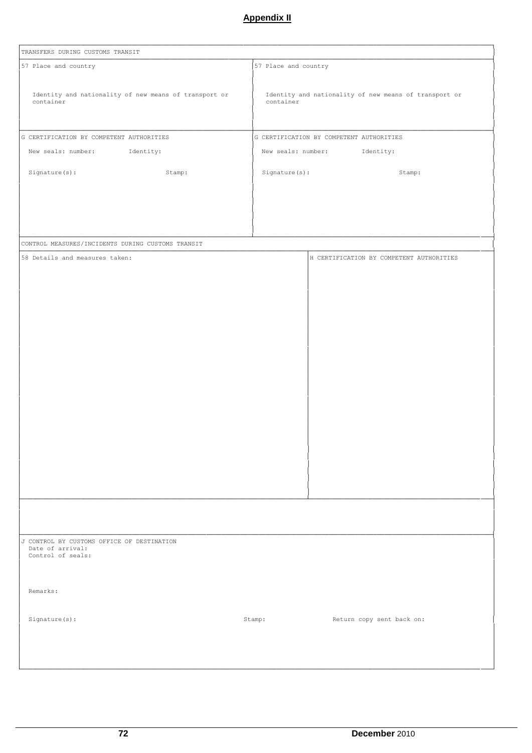## Appendix II

| TRANSFERS DURING CUSTOMS TRANSIT | |
|---|---|
| 57 Place and country<br><br>Identity and nationality of new means of transport or container | 57 Place and country<br><br>Identity and nationality of new means of transport or container |
| G CERTIFICATION BY COMPETENT AUTHORITIES<br>New seals: number: Identity:<br><br>Signature(s): Stamp: | G CERTIFICATION BY COMPETENT AUTHORITIES<br>New seals: number: Identity:<br><br>Signature(s): Stamp: |

| CONTROL MEASURES/INCIDENTS DURING CUSTOMS TRANSIT | |
|---|---|
| 58 Details and measures taken: | H CERTIFICATION BY COMPETENT AUTHORITIES |

| J CONTROL BY CUSTOMS OFFICE OF DESTINATION |
|---|
| Date of arrival:<br>Control of seals:<br><br>Remarks:<br><br>Signature(s): Stamp: Return copy sent back on: |

December 2010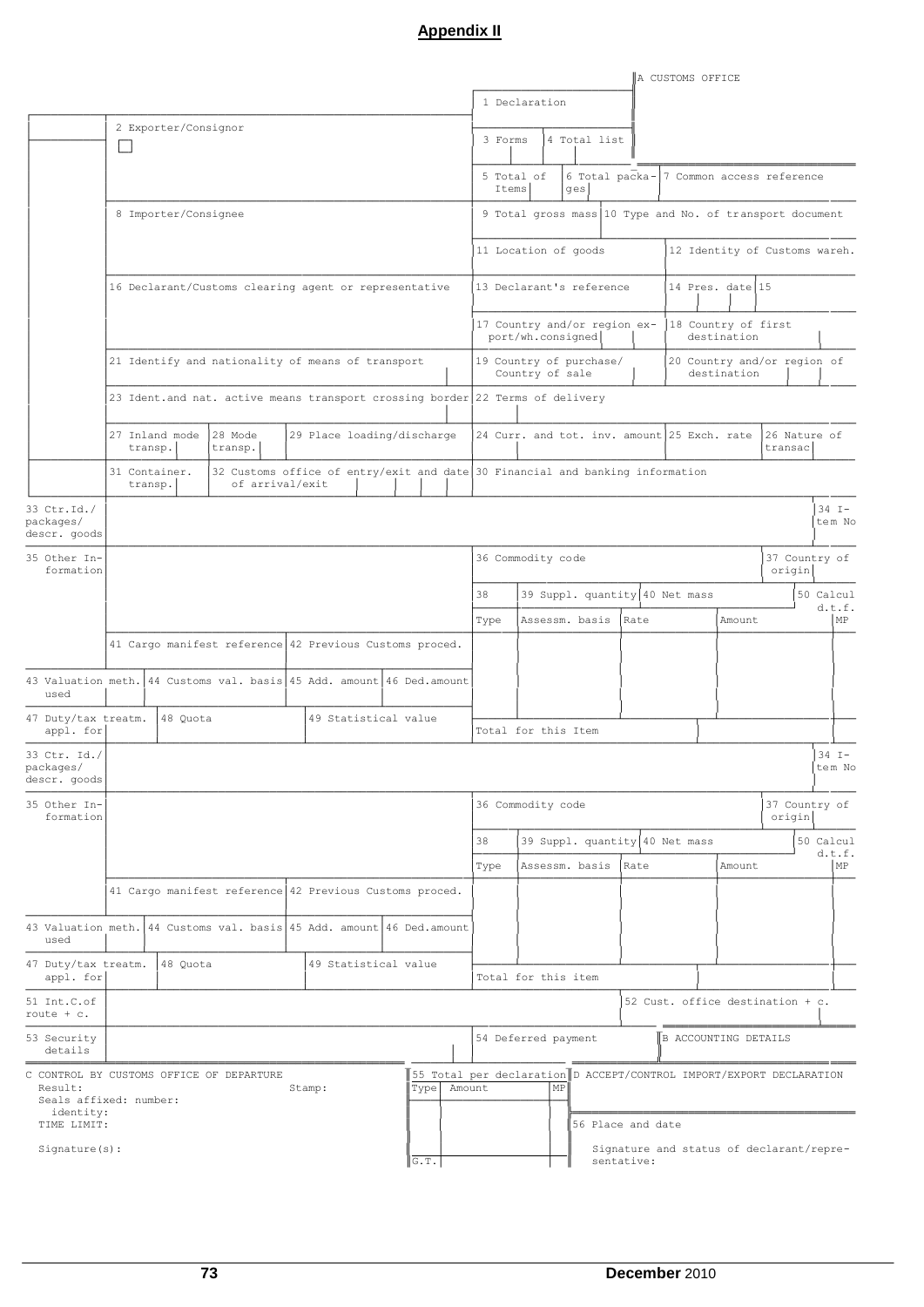## Appendix II

A CUSTOMS OFFICE

1 Declaration

2 Exporter/Consignor

3 Forms | 4 Total list

5 Total of Items | 6 Total packages | 7 Common access reference

8 Importer/Consignee

9 Total gross mass | 10 Type and No. of transport document

11 Location of goods | 12 Identity of Customs wareh.

16 Declarant/Customs clearing agent or representative

13 Declarant's reference | 14 Pres. date | 15

17 Country and/or region export/wh.consigned | 18 Country of first destination

21 Identify and nationality of means of transport

19 Country of purchase/ Country of sale | 20 Country and/or region of destination

23 Ident.and nat. active means transport crossing border

22 Terms of delivery

27 Inland mode transp. | 28 Mode transp. | 29 Place loading/discharge

24 Curr. and tot. inv. amount | 25 Exch. rate | 26 Nature of transac

31 Container. transp. | 32 Customs office of entry/exit and date of arrival/exit

30 Financial and banking information

33 Ctr.Id./ packages/ descr. goods | 34 Item No

35 Other Information

36 Commodity code | 37 Country of origin

38 | 39 Suppl. quantity | 40 Net mass | 50 Calcul d.t.f.

| Type | Assessm. basis | Rate | Amount | MP |
|---|---|---|---|---|
| | | | | |
| | | | | |
| | | | | |
| Total for this Item | | | | |

41 Cargo manifest reference | 42 Previous Customs proced.

43 Valuation meth. used | 44 Customs val. basis | 45 Add. amount | 46 Ded.amount

47 Duty/tax treatm. appl. for | 48 Quota | 49 Statistical value

33 Ctr. Id./ packages/ descr. goods | 34 Item No

35 Other Information

36 Commodity code | 37 Country of origin

38 | 39 Suppl. quantity | 40 Net mass | 50 Calcul d.t.f.

| Type | Assessm. basis | Rate | Amount | MP |
|---|---|---|---|---|
| | | | | |
| | | | | |
| | | | | |
| Total for this item | | | | |

41 Cargo manifest reference | 42 Previous Customs proced.

43 Valuation meth. used | 44 Customs val. basis | 45 Add. amount | 46 Ded.amount

47 Duty/tax treatm. appl. for | 48 Quota | 49 Statistical value

51 Int.C.of route + c. | 52 Cust. office destination + c.

53 Security details | 54 Deferred payment | B ACCOUNTING DETAILS

C CONTROL BY CUSTOMS OFFICE OF DEPARTURE
Result: Stamp:
Seals affixed: number:
identity:
TIME LIMIT:
Signature(s):

55 Total per declaration

| Type | Amount | MP |
|---|---|---|
| | | |
| | | |
| G.T. | | |

D ACCEPT/CONTROL IMPORT/EXPORT DECLARATION

56 Place and date

Signature and status of declarant/representative: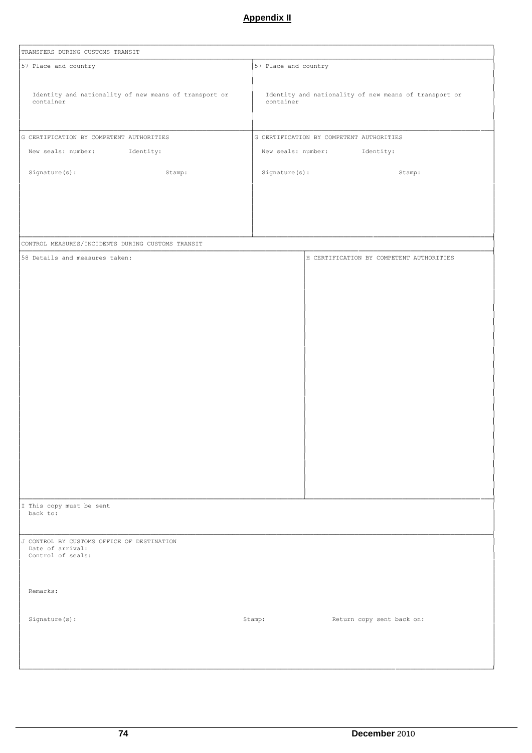# Appendix II

| TRANSFERS DURING CUSTOMS TRANSIT | |
|---|---|
| 57 Place and country<br><br>Identity and nationality of new means of transport or container | 57 Place and country<br><br>Identity and nationality of new means of transport or container |
| G CERTIFICATION BY COMPETENT AUTHORITIES<br>New seals: number: Identity:<br>Signature(s): Stamp: | G CERTIFICATION BY COMPETENT AUTHORITIES<br>New seals: number: Identity:<br>Signature(s): Stamp: |

| CONTROL MEASURES/INCIDENTS DURING CUSTOMS TRANSIT | |
|---|---|
| 58 Details and measures taken: | H CERTIFICATION BY COMPETENT AUTHORITIES |

| I This copy must be sent back to: |
|---|

| J CONTROL BY CUSTOMS OFFICE OF DESTINATION | | |
|---|---|---|
| Date of arrival:<br>Control of seals:<br><br>Remarks:<br><br>Signature(s): | Stamp: | Return copy sent back on: |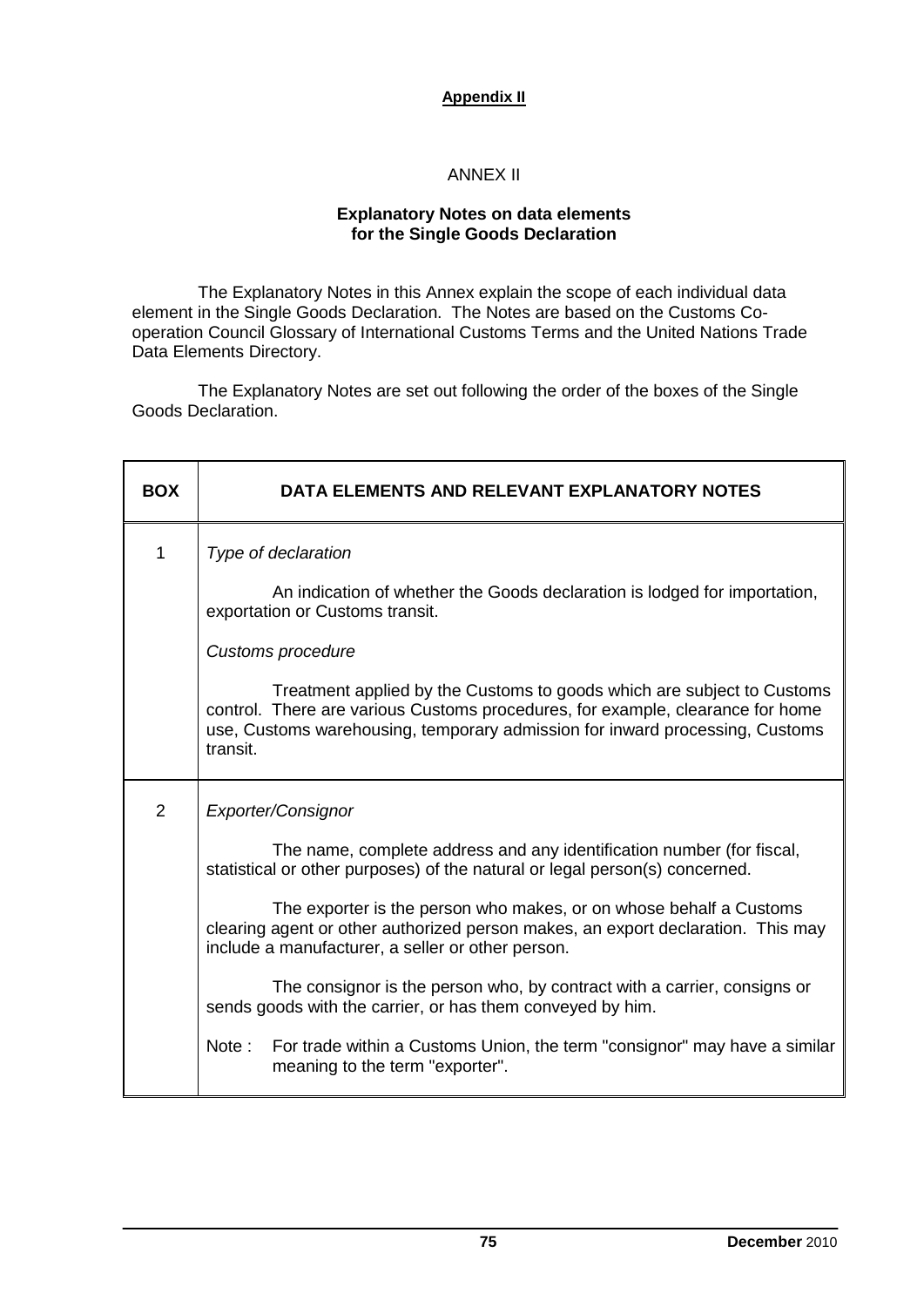**Appendix II**

ANNEX II

**Explanatory Notes on data elements for the Single Goods Declaration**

The Explanatory Notes in this Annex explain the scope of each individual data element in the Single Goods Declaration. The Notes are based on the Customs Co-operation Council Glossary of International Customs Terms and the United Nations Trade Data Elements Directory.

The Explanatory Notes are set out following the order of the boxes of the Single Goods Declaration.

| BOX | DATA ELEMENTS AND RELEVANT EXPLANATORY NOTES |
|---|---|
| 1 | *Type of declaration*<br><br>An indication of whether the Goods declaration is lodged for importation, exportation or Customs transit.<br><br>*Customs procedure*<br><br>Treatment applied by the Customs to goods which are subject to Customs control. There are various Customs procedures, for example, clearance for home use, Customs warehousing, temporary admission for inward processing, Customs transit. |
| 2 | *Exporter/Consignor*<br><br>The name, complete address and any identification number (for fiscal, statistical or other purposes) of the natural or legal person(s) concerned.<br><br>The exporter is the person who makes, or on whose behalf a Customs clearing agent or other authorized person makes, an export declaration. This may include a manufacturer, a seller or other person.<br><br>The consignor is the person who, by contract with a carrier, consigns or sends goods with the carrier, or has them conveyed by him.<br><br>Note : For trade within a Customs Union, the term "consignor" may have a similar meaning to the term "exporter". |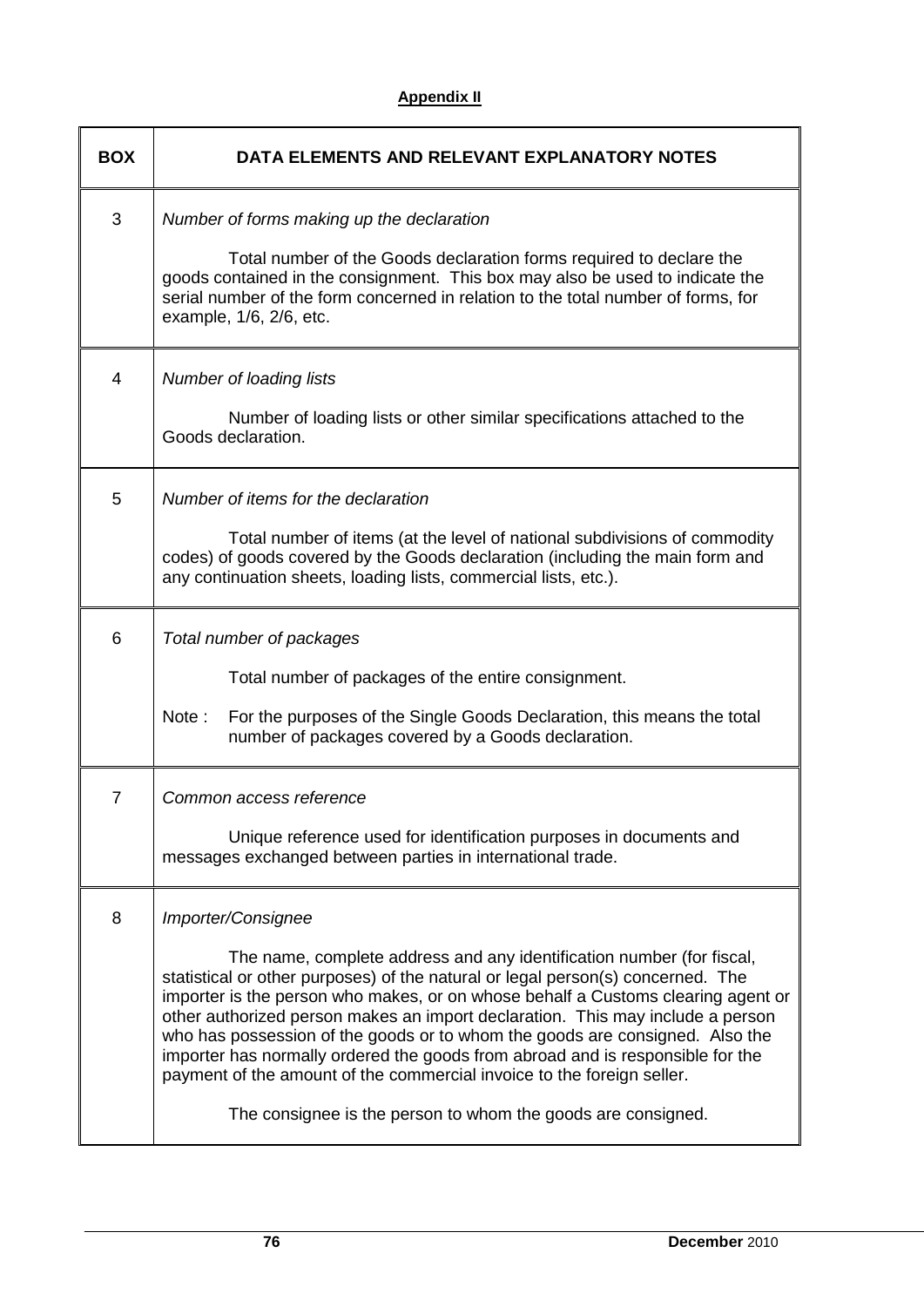**Appendix II**

| BOX | DATA ELEMENTS AND RELEVANT EXPLANATORY NOTES |
|---|---|
| 3 | *Number of forms making up the declaration*<br><br>Total number of the Goods declaration forms required to declare the goods contained in the consignment. This box may also be used to indicate the serial number of the form concerned in relation to the total number of forms, for example, 1/6, 2/6, etc. |
| 4 | *Number of loading lists*<br><br>Number of loading lists or other similar specifications attached to the Goods declaration. |
| 5 | *Number of items for the declaration*<br><br>Total number of items (at the level of national subdivisions of commodity codes) of goods covered by the Goods declaration (including the main form and any continuation sheets, loading lists, commercial lists, etc.). |
| 6 | *Total number of packages*<br><br>Total number of packages of the entire consignment.<br><br>Note : For the purposes of the Single Goods Declaration, this means the total number of packages covered by a Goods declaration. |
| 7 | *Common access reference*<br><br>Unique reference used for identification purposes in documents and messages exchanged between parties in international trade. |
| 8 | *Importer/Consignee*<br><br>The name, complete address and any identification number (for fiscal, statistical or other purposes) of the natural or legal person(s) concerned. The importer is the person who makes, or on whose behalf a Customs clearing agent or other authorized person makes an import declaration. This may include a person who has possession of the goods or to whom the goods are consigned. Also the importer has normally ordered the goods from abroad and is responsible for the payment of the amount of the commercial invoice to the foreign seller.<br><br>The consignee is the person to whom the goods are consigned. |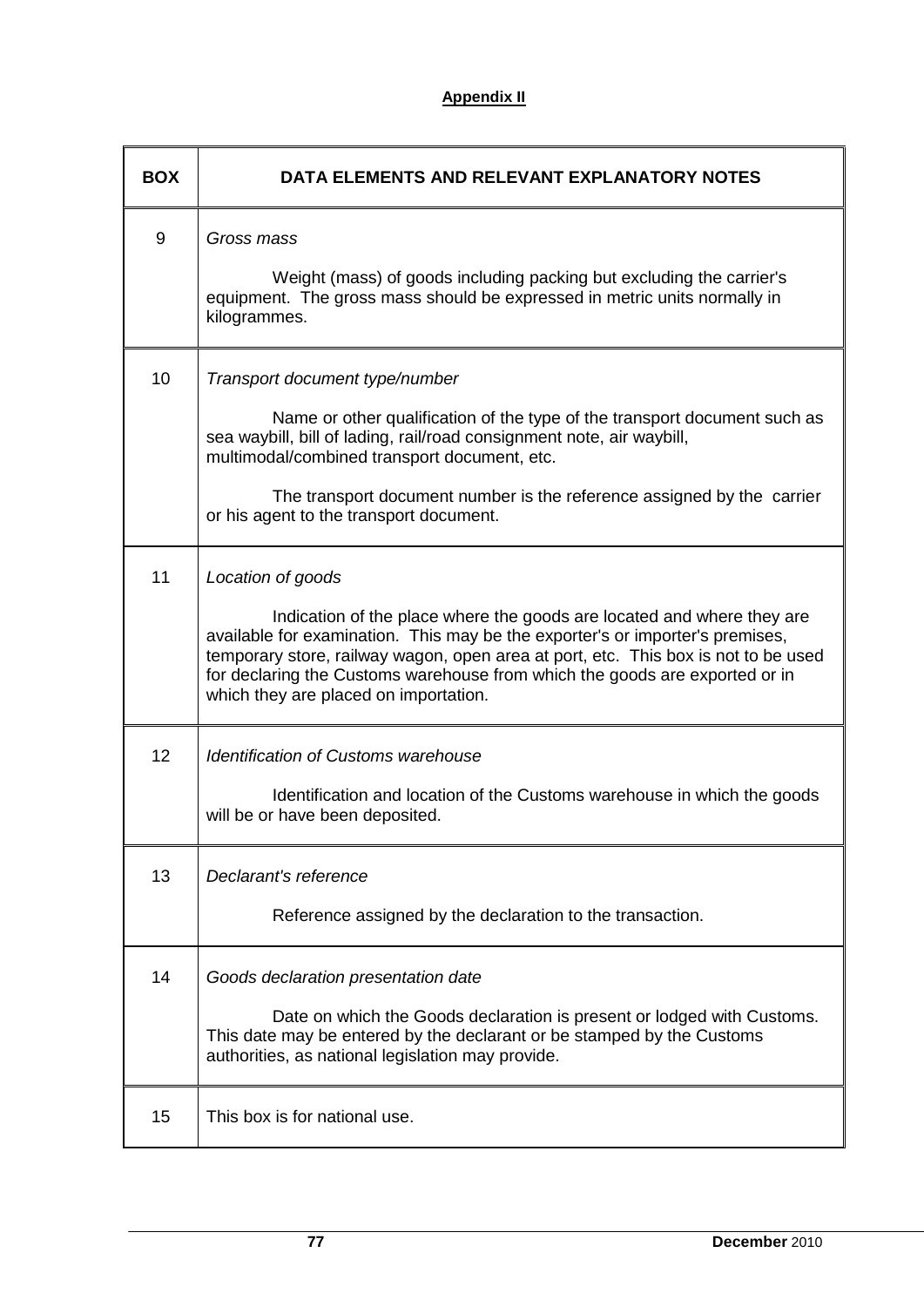**Appendix II**

| BOX | DATA ELEMENTS AND RELEVANT EXPLANATORY NOTES |
|---|---|
| 9 | *Gross mass*<br><br>Weight (mass) of goods including packing but excluding the carrier's equipment. The gross mass should be expressed in metric units normally in kilogrammes. |
| 10 | *Transport document type/number*<br><br>Name or other qualification of the type of the transport document such as sea waybill, bill of lading, rail/road consignment note, air waybill, multimodal/combined transport document, etc.<br><br>The transport document number is the reference assigned by the carrier or his agent to the transport document. |
| 11 | *Location of goods*<br><br>Indication of the place where the goods are located and where they are available for examination. This may be the exporter's or importer's premises, temporary store, railway wagon, open area at port, etc. This box is not to be used for declaring the Customs warehouse from which the goods are exported or in which they are placed on importation. |
| 12 | *Identification of Customs warehouse*<br><br>Identification and location of the Customs warehouse in which the goods will be or have been deposited. |
| 13 | *Declarant's reference*<br><br>Reference assigned by the declaration to the transaction. |
| 14 | *Goods declaration presentation date*<br><br>Date on which the Goods declaration is present or lodged with Customs. This date may be entered by the declarant or be stamped by the Customs authorities, as national legislation may provide. |
| 15 | This box is for national use. |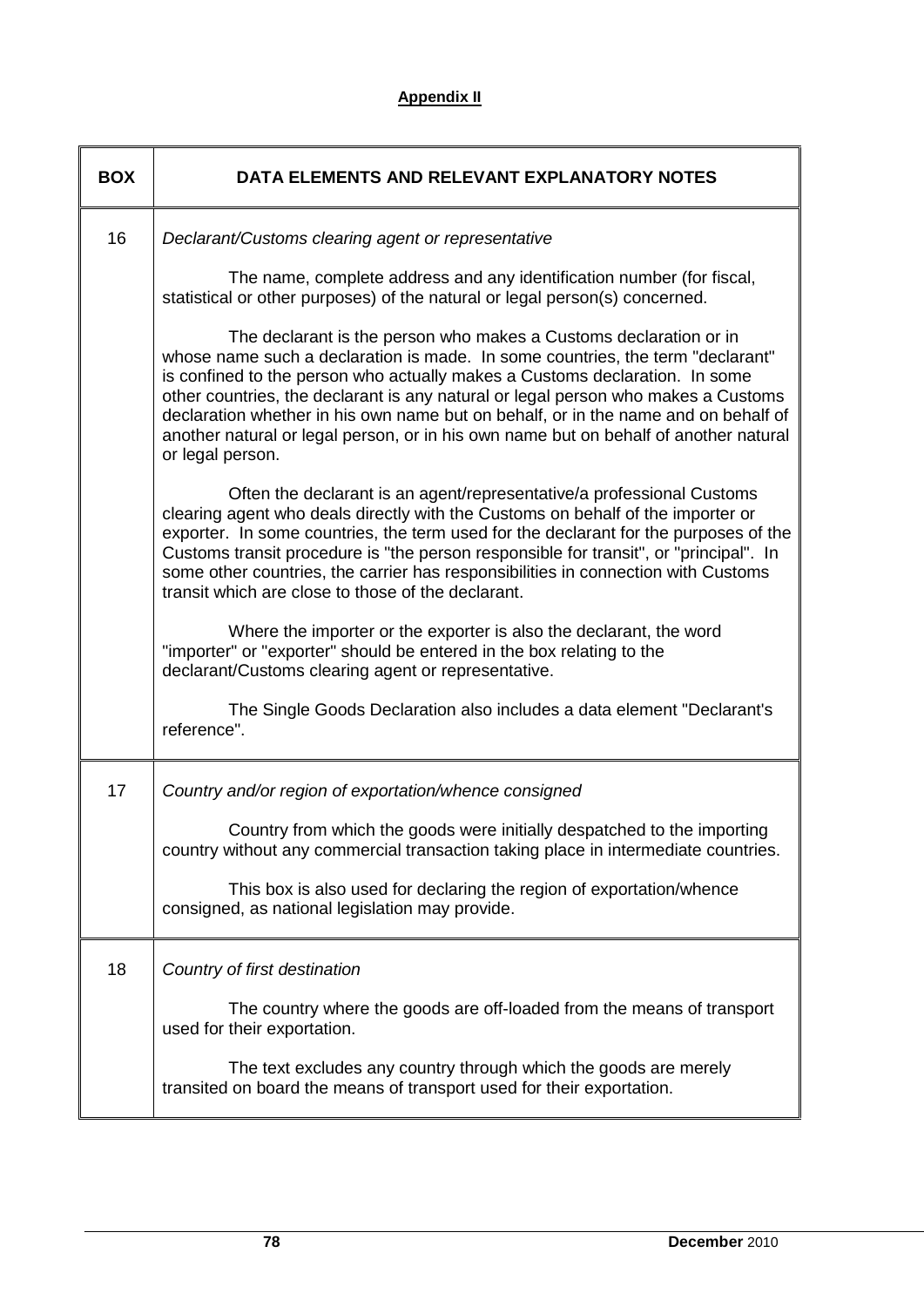**Appendix II**

| BOX | DATA ELEMENTS AND RELEVANT EXPLANATORY NOTES |
|---|---|
| 16 | *Declarant/Customs clearing agent or representative*<br><br>The name, complete address and any identification number (for fiscal, statistical or other purposes) of the natural or legal person(s) concerned.<br><br>The declarant is the person who makes a Customs declaration or in whose name such a declaration is made. In some countries, the term "declarant" is confined to the person who actually makes a Customs declaration. In some other countries, the declarant is any natural or legal person who makes a Customs declaration whether in his own name but on behalf, or in the name and on behalf of another natural or legal person, or in his own name but on behalf of another natural or legal person.<br><br>Often the declarant is an agent/representative/a professional Customs clearing agent who deals directly with the Customs on behalf of the importer or exporter. In some countries, the term used for the declarant for the purposes of the Customs transit procedure is "the person responsible for transit", or "principal". In some other countries, the carrier has responsibilities in connection with Customs transit which are close to those of the declarant.<br><br>Where the importer or the exporter is also the declarant, the word "importer" or "exporter" should be entered in the box relating to the declarant/Customs clearing agent or representative.<br><br>The Single Goods Declaration also includes a data element "Declarant's reference". |
| 17 | *Country and/or region of exportation/whence consigned*<br><br>Country from which the goods were initially despatched to the importing country without any commercial transaction taking place in intermediate countries.<br><br>This box is also used for declaring the region of exportation/whence consigned, as national legislation may provide. |
| 18 | *Country of first destination*<br><br>The country where the goods are off-loaded from the means of transport used for their exportation.<br><br>The text excludes any country through which the goods are merely transited on board the means of transport used for their exportation. |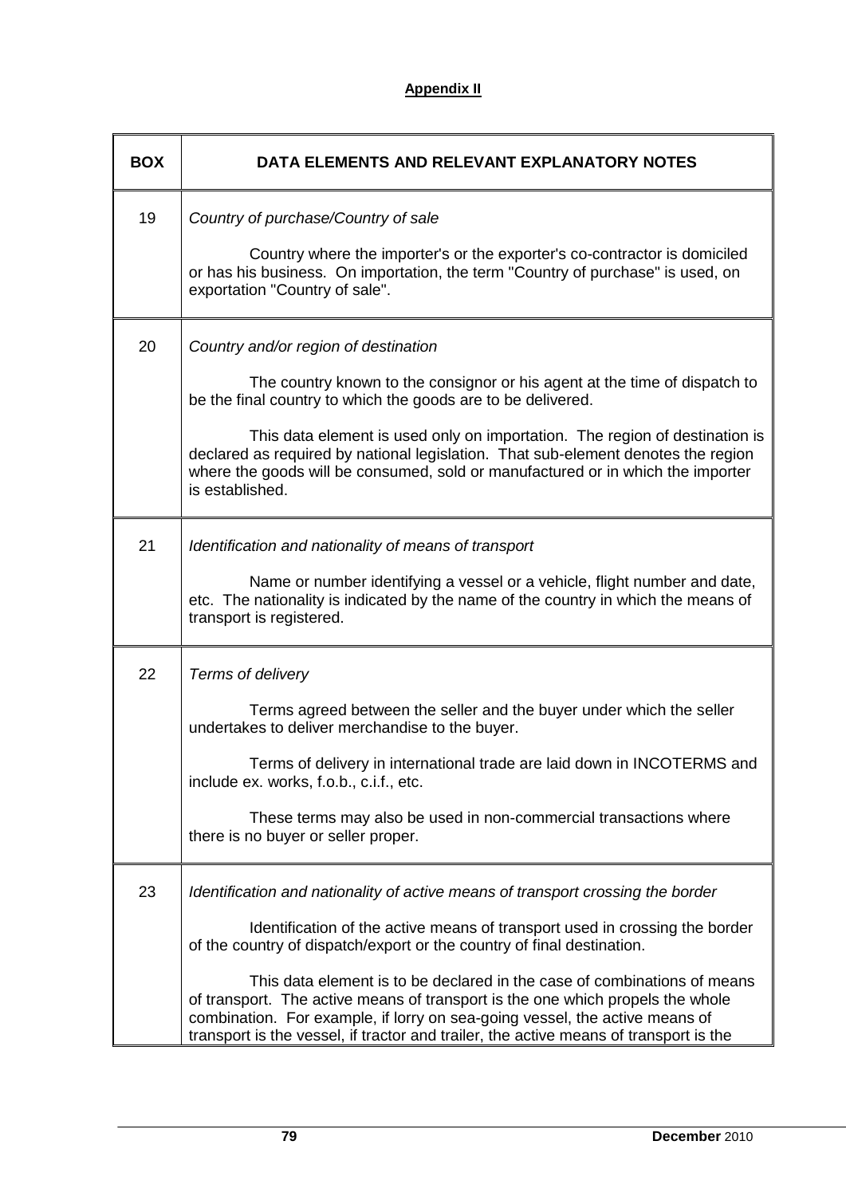**Appendix II**

| BOX | DATA ELEMENTS AND RELEVANT EXPLANATORY NOTES |
|---|---|
| 19 | *Country of purchase/Country of sale*<br><br>Country where the importer's or the exporter's co-contractor is domiciled or has his business. On importation, the term "Country of purchase" is used, on exportation "Country of sale". |
| 20 | *Country and/or region of destination*<br><br>The country known to the consignor or his agent at the time of dispatch to be the final country to which the goods are to be delivered.<br><br>This data element is used only on importation. The region of destination is declared as required by national legislation. That sub-element denotes the region where the goods will be consumed, sold or manufactured or in which the importer is established. |
| 21 | *Identification and nationality of means of transport*<br><br>Name or number identifying a vessel or a vehicle, flight number and date, etc. The nationality is indicated by the name of the country in which the means of transport is registered. |
| 22 | *Terms of delivery*<br><br>Terms agreed between the seller and the buyer under which the seller undertakes to deliver merchandise to the buyer.<br><br>Terms of delivery in international trade are laid down in INCOTERMS and include ex. works, f.o.b., c.i.f., etc.<br><br>These terms may also be used in non-commercial transactions where there is no buyer or seller proper. |
| 23 | *Identification and nationality of active means of transport crossing the border*<br><br>Identification of the active means of transport used in crossing the border of the country of dispatch/export or the country of final destination.<br><br>This data element is to be declared in the case of combinations of means of transport. The active means of transport is the one which propels the whole combination. For example, if lorry on sea-going vessel, the active means of transport is the vessel, if tractor and trailer, the active means of transport is the |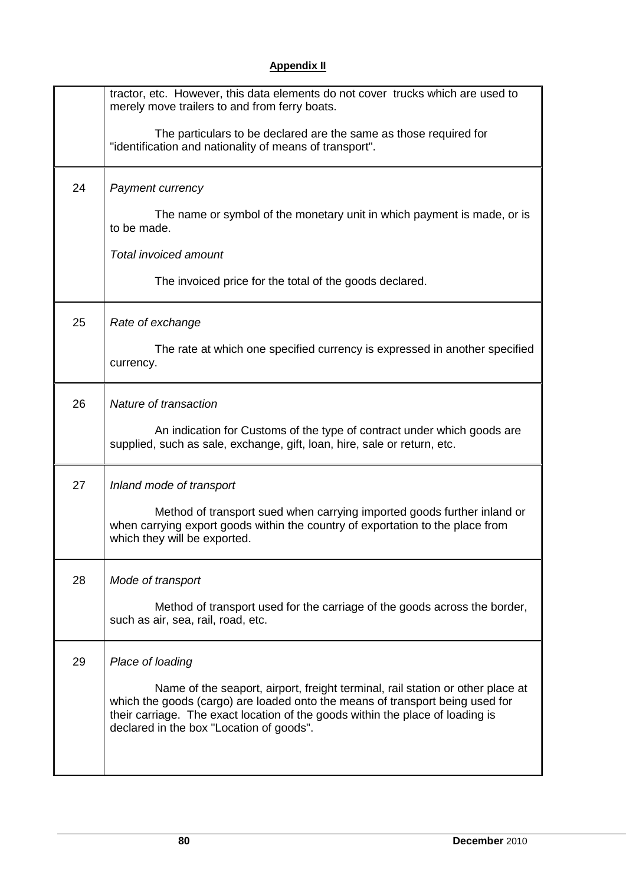**Appendix II**

| | |
|---|---|
| | tractor, etc. However, this data elements do not cover trucks which are used to merely move trailers to and from ferry boats.<br><br>The particulars to be declared are the same as those required for "identification and nationality of means of transport". |
| 24 | *Payment currency*<br><br>The name or symbol of the monetary unit in which payment is made, or is to be made.<br><br>*Total invoiced amount*<br><br>The invoiced price for the total of the goods declared. |
| 25 | *Rate of exchange*<br><br>The rate at which one specified currency is expressed in another specified currency. |
| 26 | *Nature of transaction*<br><br>An indication for Customs of the type of contract under which goods are supplied, such as sale, exchange, gift, loan, hire, sale or return, etc. |
| 27 | *Inland mode of transport*<br><br>Method of transport sued when carrying imported goods further inland or when carrying export goods within the country of exportation to the place from which they will be exported. |
| 28 | *Mode of transport*<br><br>Method of transport used for the carriage of the goods across the border, such as air, sea, rail, road, etc. |
| 29 | *Place of loading*<br><br>Name of the seaport, airport, freight terminal, rail station or other place at which the goods (cargo) are loaded onto the means of transport being used for their carriage. The exact location of the goods within the place of loading is declared in the box "Location of goods". |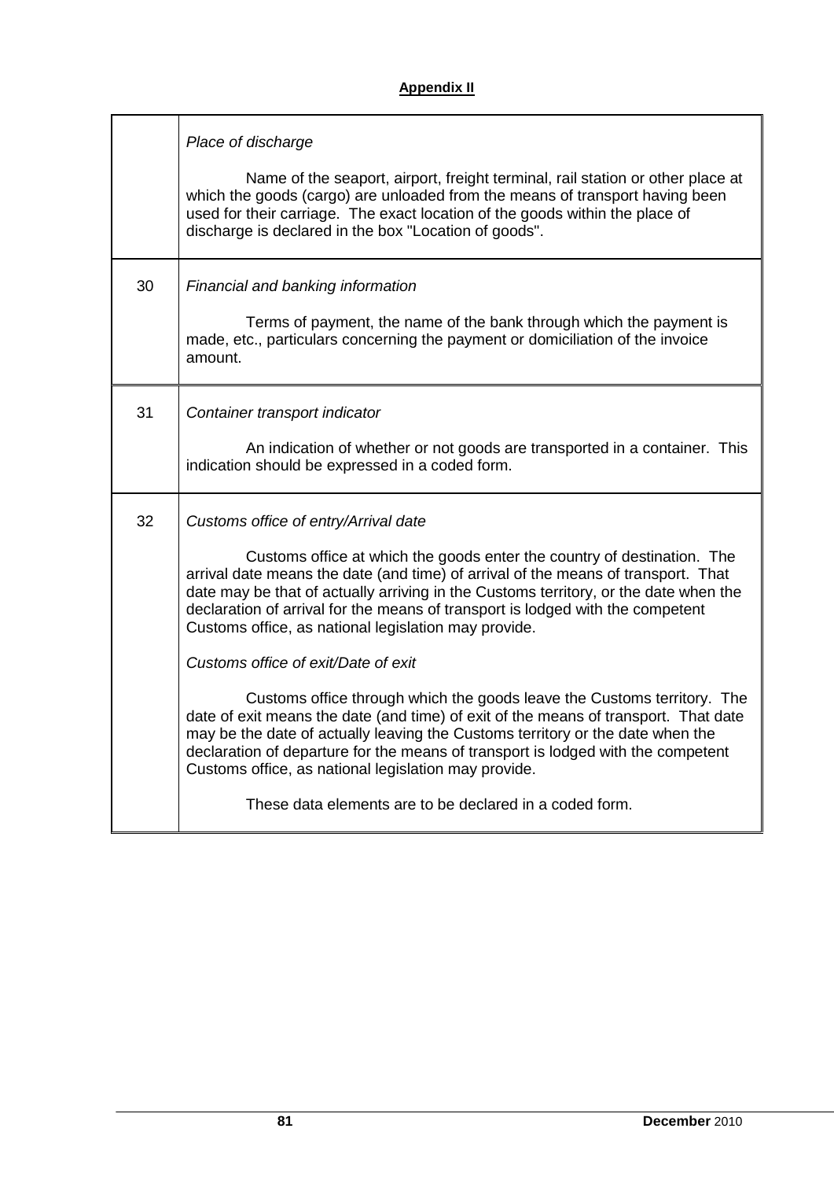**Appendix II**

| | |
|---|---|
| | *Place of discharge*<br><br>Name of the seaport, airport, freight terminal, rail station or other place at which the goods (cargo) are unloaded from the means of transport having been used for their carriage. The exact location of the goods within the place of discharge is declared in the box "Location of goods". |
| 30 | *Financial and banking information*<br><br>Terms of payment, the name of the bank through which the payment is made, etc., particulars concerning the payment or domiciliation of the invoice amount. |
| 31 | *Container transport indicator*<br><br>An indication of whether or not goods are transported in a container. This indication should be expressed in a coded form. |
| 32 | *Customs office of entry/Arrival date*<br><br>Customs office at which the goods enter the country of destination. The arrival date means the date (and time) of arrival of the means of transport. That date may be that of actually arriving in the Customs territory, or the date when the declaration of arrival for the means of transport is lodged with the competent Customs office, as national legislation may provide.<br><br>*Customs office of exit/Date of exit*<br><br>Customs office through which the goods leave the Customs territory. The date of exit means the date (and time) of exit of the means of transport. That date may be the date of actually leaving the Customs territory or the date when the declaration of departure for the means of transport is lodged with the competent Customs office, as national legislation may provide.<br><br>These data elements are to be declared in a coded form. |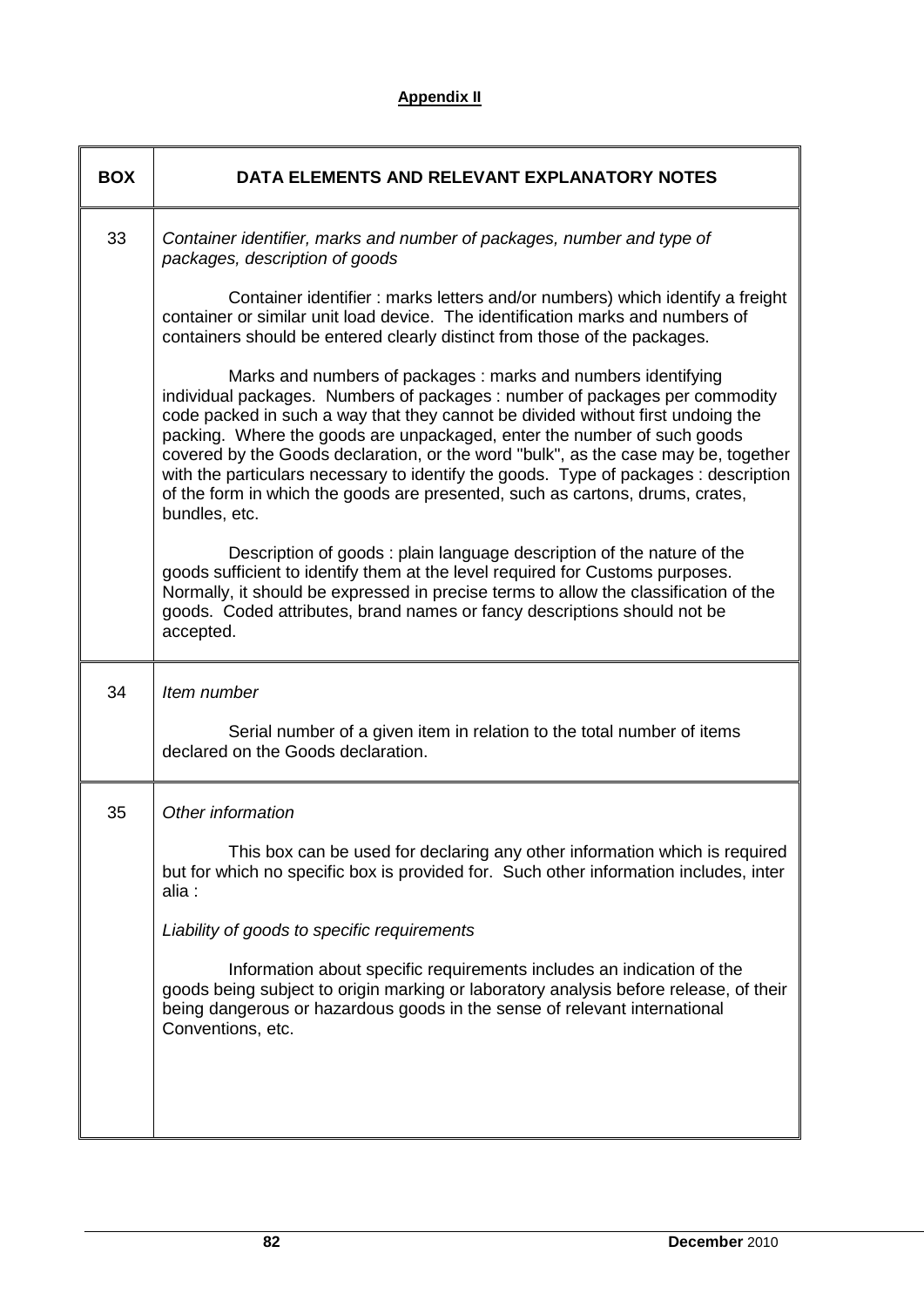**Appendix II**

| BOX | DATA ELEMENTS AND RELEVANT EXPLANATORY NOTES |
|---|---|
| 33 | *Container identifier, marks and number of packages, number and type of packages, description of goods*<br><br>Container identifier : marks letters and/or numbers) which identify a freight container or similar unit load device. The identification marks and numbers of containers should be entered clearly distinct from those of the packages.<br><br>Marks and numbers of packages : marks and numbers identifying individual packages. Numbers of packages : number of packages per commodity code packed in such a way that they cannot be divided without first undoing the packing. Where the goods are unpackaged, enter the number of such goods covered by the Goods declaration, or the word "bulk", as the case may be, together with the particulars necessary to identify the goods. Type of packages : description of the form in which the goods are presented, such as cartons, drums, crates, bundles, etc.<br><br>Description of goods : plain language description of the nature of the goods sufficient to identify them at the level required for Customs purposes. Normally, it should be expressed in precise terms to allow the classification of the goods. Coded attributes, brand names or fancy descriptions should not be accepted. |
| 34 | *Item number*<br><br>Serial number of a given item in relation to the total number of items declared on the Goods declaration. |
| 35 | *Other information*<br><br>This box can be used for declaring any other information which is required but for which no specific box is provided for. Such other information includes, inter alia :<br><br>*Liability of goods to specific requirements*<br><br>Information about specific requirements includes an indication of the goods being subject to origin marking or laboratory analysis before release, of their being dangerous or hazardous goods in the sense of relevant international Conventions, etc. |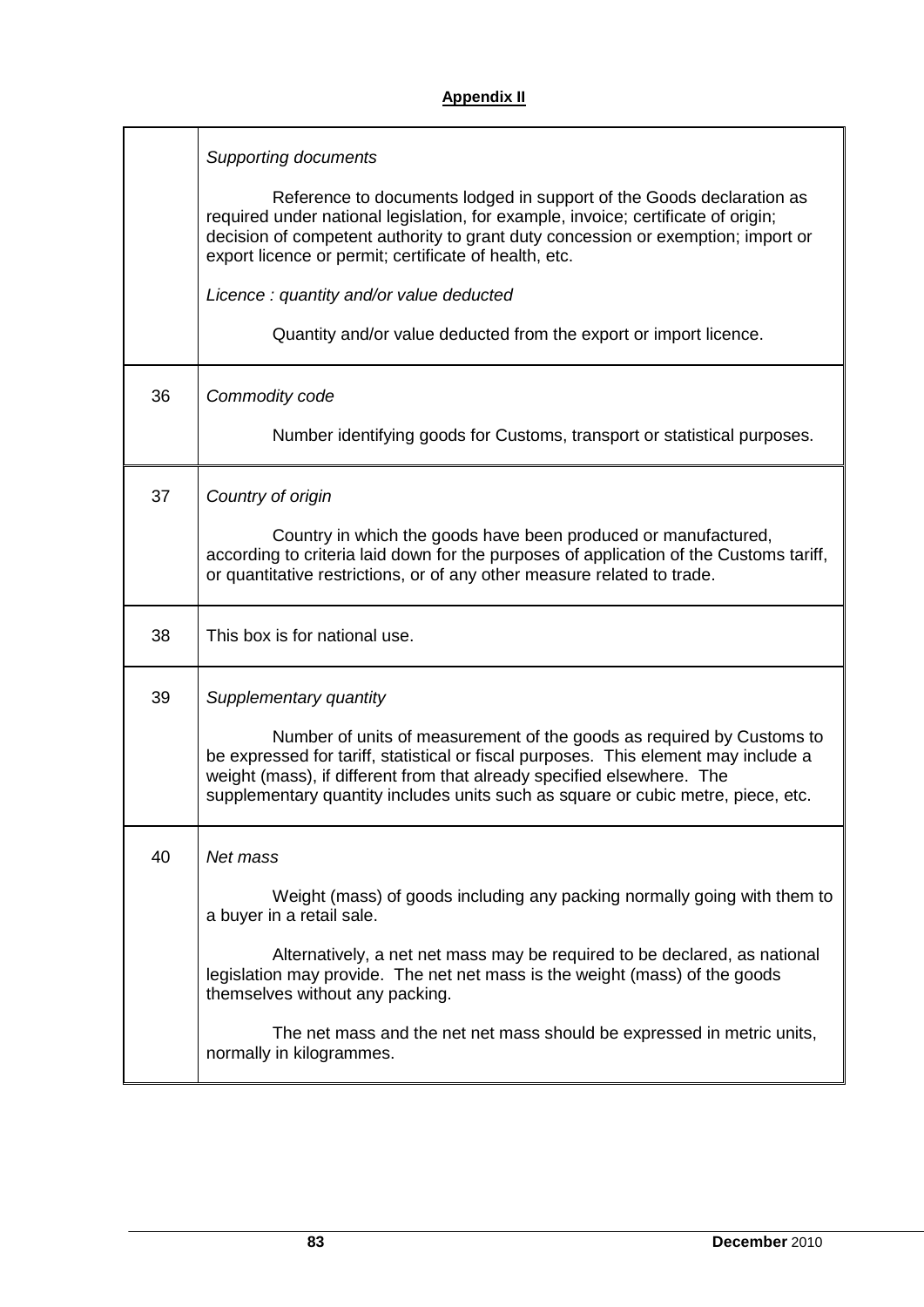**Appendix II**

| | |
|---|---|
| | *Supporting documents*<br><br>Reference to documents lodged in support of the Goods declaration as required under national legislation, for example, invoice; certificate of origin; decision of competent authority to grant duty concession or exemption; import or export licence or permit; certificate of health, etc.<br><br>*Licence : quantity and/or value deducted*<br><br>Quantity and/or value deducted from the export or import licence. |
| 36 | *Commodity code*<br><br>Number identifying goods for Customs, transport or statistical purposes. |
| 37 | *Country of origin*<br><br>Country in which the goods have been produced or manufactured, according to criteria laid down for the purposes of application of the Customs tariff, or quantitative restrictions, or of any other measure related to trade. |
| 38 | This box is for national use. |
| 39 | *Supplementary quantity*<br><br>Number of units of measurement of the goods as required by Customs to be expressed for tariff, statistical or fiscal purposes. This element may include a weight (mass), if different from that already specified elsewhere. The supplementary quantity includes units such as square or cubic metre, piece, etc. |
| 40 | *Net mass*<br><br>Weight (mass) of goods including any packing normally going with them to a buyer in a retail sale.<br><br>Alternatively, a net net mass may be required to be declared, as national legislation may provide. The net net mass is the weight (mass) of the goods themselves without any packing.<br><br>The net mass and the net net mass should be expressed in metric units, normally in kilogrammes. |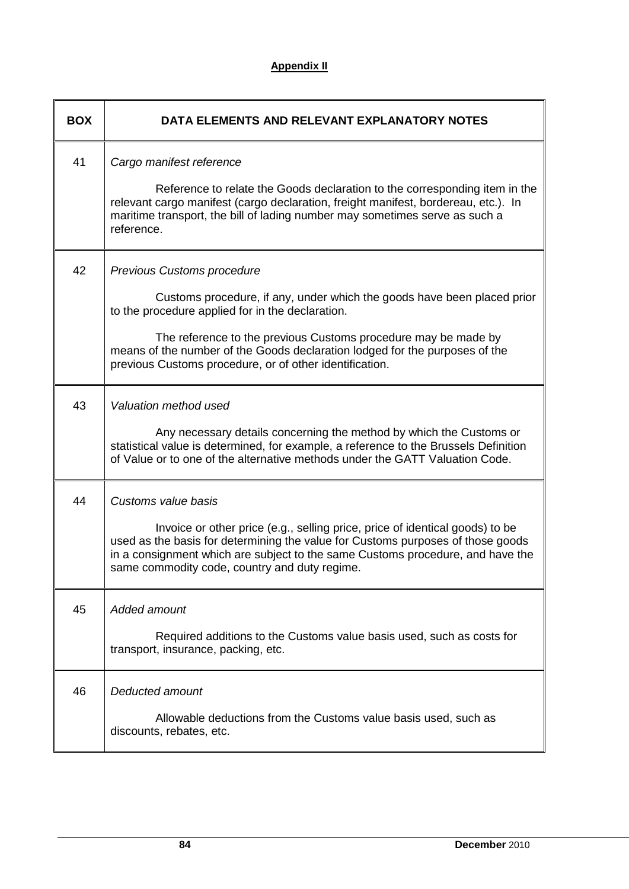**Appendix II**

| BOX | DATA ELEMENTS AND RELEVANT EXPLANATORY NOTES |
|---|---|
| 41 | *Cargo manifest reference*<br><br>Reference to relate the Goods declaration to the corresponding item in the relevant cargo manifest (cargo declaration, freight manifest, bordereau, etc.). In maritime transport, the bill of lading number may sometimes serve as such a reference. |
| 42 | *Previous Customs procedure*<br><br>Customs procedure, if any, under which the goods have been placed prior to the procedure applied for in the declaration.<br><br>The reference to the previous Customs procedure may be made by means of the number of the Goods declaration lodged for the purposes of the previous Customs procedure, or of other identification. |
| 43 | *Valuation method used*<br><br>Any necessary details concerning the method by which the Customs or statistical value is determined, for example, a reference to the Brussels Definition of Value or to one of the alternative methods under the GATT Valuation Code. |
| 44 | *Customs value basis*<br><br>Invoice or other price (e.g., selling price, price of identical goods) to be used as the basis for determining the value for Customs purposes of those goods in a consignment which are subject to the same Customs procedure, and have the same commodity code, country and duty regime. |
| 45 | *Added amount*<br><br>Required additions to the Customs value basis used, such as costs for transport, insurance, packing, etc. |
| 46 | *Deducted amount*<br><br>Allowable deductions from the Customs value basis used, such as discounts, rebates, etc. |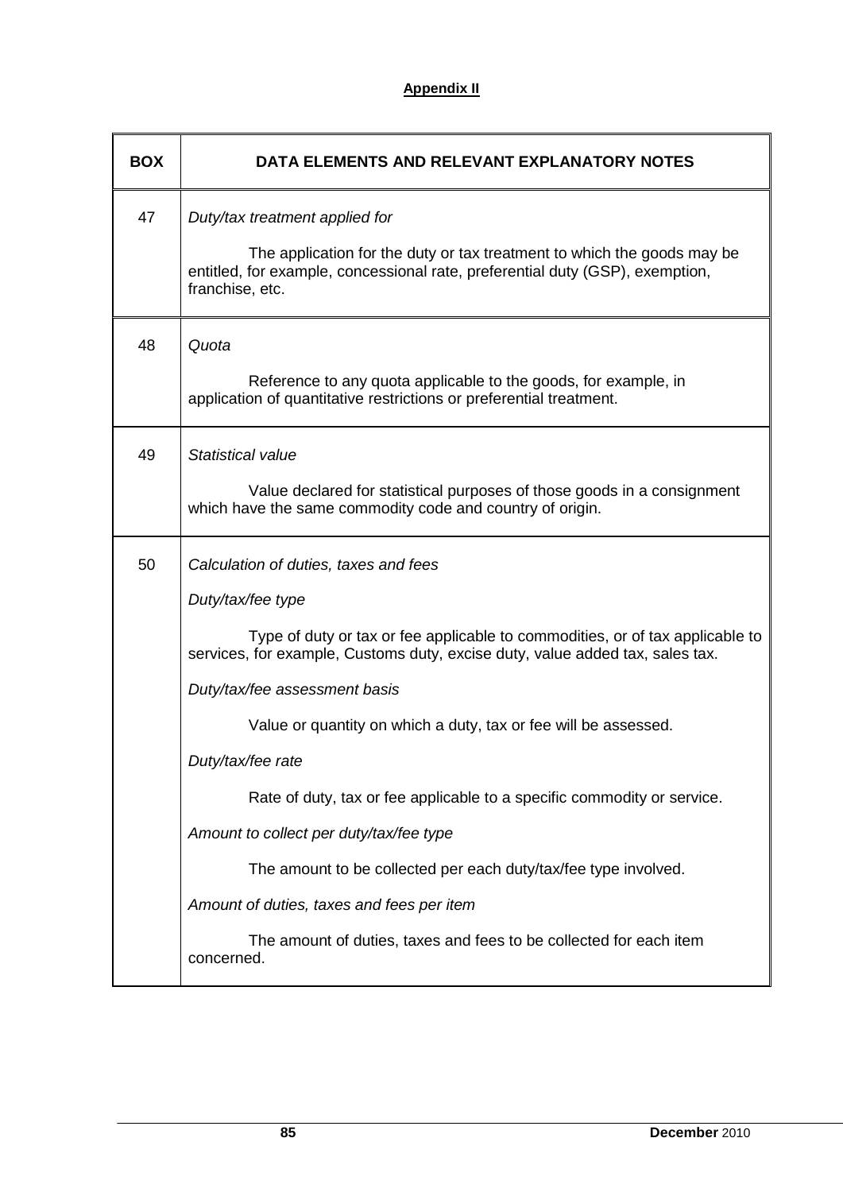**Appendix II**

| BOX | DATA ELEMENTS AND RELEVANT EXPLANATORY NOTES |
|---|---|
| 47 | *Duty/tax treatment applied for*<br><br>The application for the duty or tax treatment to which the goods may be entitled, for example, concessional rate, preferential duty (GSP), exemption, franchise, etc. |
| 48 | *Quota*<br><br>Reference to any quota applicable to the goods, for example, in application of quantitative restrictions or preferential treatment. |
| 49 | *Statistical value*<br><br>Value declared for statistical purposes of those goods in a consignment which have the same commodity code and country of origin. |
| 50 | *Calculation of duties, taxes and fees*<br><br>*Duty/tax/fee type*<br><br>Type of duty or tax or fee applicable to commodities, or of tax applicable to services, for example, Customs duty, excise duty, value added tax, sales tax.<br><br>*Duty/tax/fee assessment basis*<br><br>Value or quantity on which a duty, tax or fee will be assessed.<br><br>*Duty/tax/fee rate*<br><br>Rate of duty, tax or fee applicable to a specific commodity or service.<br><br>*Amount to collect per duty/tax/fee type*<br><br>The amount to be collected per each duty/tax/fee type involved.<br><br>*Amount of duties, taxes and fees per item*<br><br>The amount of duties, taxes and fees to be collected for each item concerned. |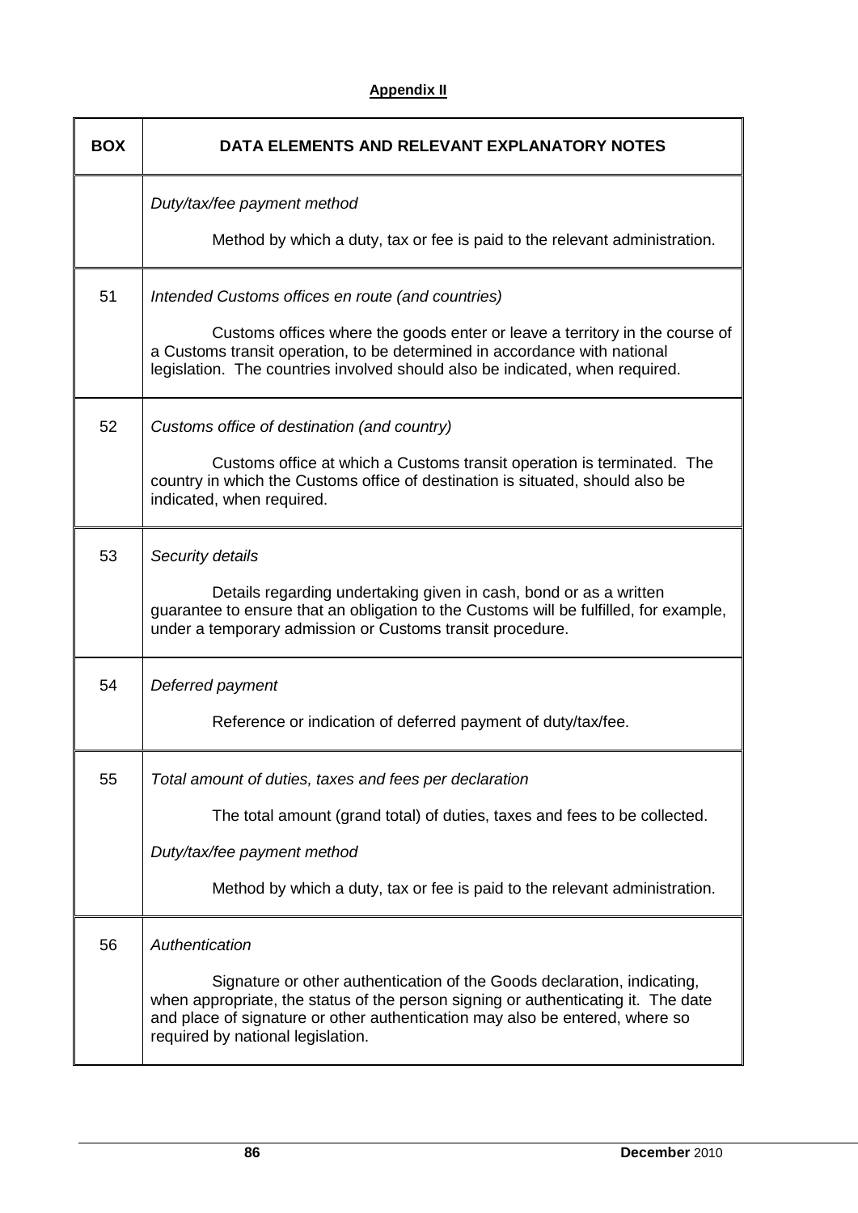**Appendix II**

| BOX | DATA ELEMENTS AND RELEVANT EXPLANATORY NOTES |
|---|---|
| | *Duty/tax/fee payment method*<br><br>Method by which a duty, tax or fee is paid to the relevant administration. |
| 51 | *Intended Customs offices en route (and countries)*<br><br>Customs offices where the goods enter or leave a territory in the course of a Customs transit operation, to be determined in accordance with national legislation. The countries involved should also be indicated, when required. |
| 52 | *Customs office of destination (and country)*<br><br>Customs office at which a Customs transit operation is terminated. The country in which the Customs office of destination is situated, should also be indicated, when required. |
| 53 | *Security details*<br><br>Details regarding undertaking given in cash, bond or as a written guarantee to ensure that an obligation to the Customs will be fulfilled, for example, under a temporary admission or Customs transit procedure. |
| 54 | *Deferred payment*<br><br>Reference or indication of deferred payment of duty/tax/fee. |
| 55 | *Total amount of duties, taxes and fees per declaration*<br><br>The total amount (grand total) of duties, taxes and fees to be collected.<br><br>*Duty/tax/fee payment method*<br><br>Method by which a duty, tax or fee is paid to the relevant administration. |
| 56 | *Authentication*<br><br>Signature or other authentication of the Goods declaration, indicating, when appropriate, the status of the person signing or authenticating it. The date and place of signature or other authentication may also be entered, where so required by national legislation. |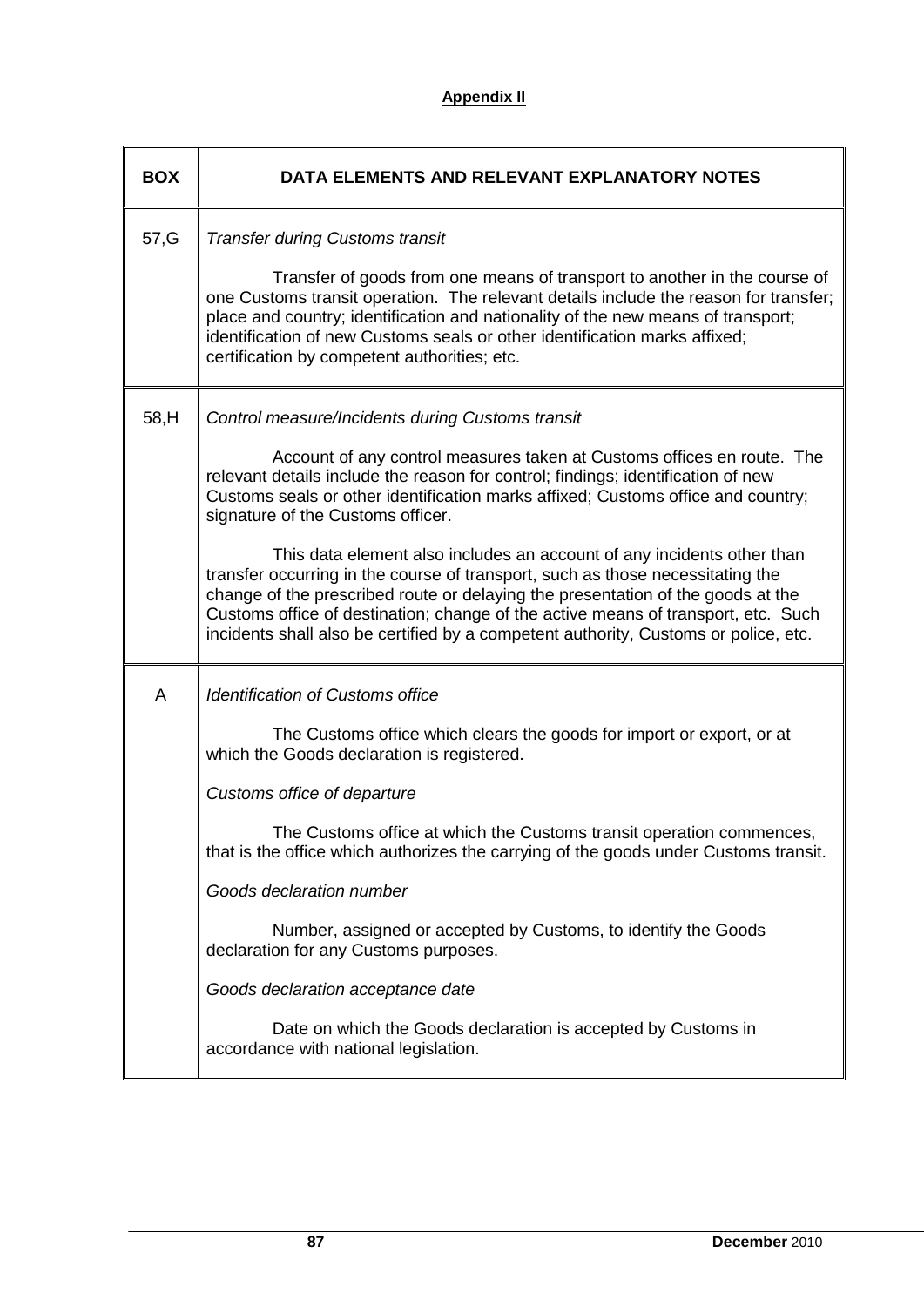**Appendix II**

| BOX | DATA ELEMENTS AND RELEVANT EXPLANATORY NOTES |
|---|---|
| 57,G | *Transfer during Customs transit*<br><br>Transfer of goods from one means of transport to another in the course of one Customs transit operation. The relevant details include the reason for transfer; place and country; identification and nationality of the new means of transport; identification of new Customs seals or other identification marks affixed; certification by competent authorities; etc. |
| 58,H | *Control measure/Incidents during Customs transit*<br><br>Account of any control measures taken at Customs offices en route. The relevant details include the reason for control; findings; identification of new Customs seals or other identification marks affixed; Customs office and country; signature of the Customs officer.<br><br>This data element also includes an account of any incidents other than transfer occurring in the course of transport, such as those necessitating the change of the prescribed route or delaying the presentation of the goods at the Customs office of destination; change of the active means of transport, etc. Such incidents shall also be certified by a competent authority, Customs or police, etc. |
| A | *Identification of Customs office*<br><br>The Customs office which clears the goods for import or export, or at which the Goods declaration is registered.<br><br>*Customs office of departure*<br><br>The Customs office at which the Customs transit operation commences, that is the office which authorizes the carrying of the goods under Customs transit.<br><br>*Goods declaration number*<br><br>Number, assigned or accepted by Customs, to identify the Goods declaration for any Customs purposes.<br><br>*Goods declaration acceptance date*<br><br>Date on which the Goods declaration is accepted by Customs in accordance with national legislation. |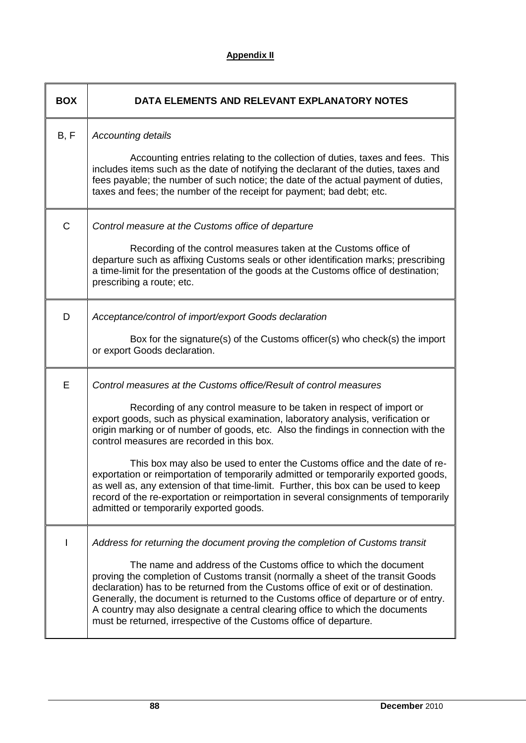**Appendix II**

| BOX | DATA ELEMENTS AND RELEVANT EXPLANATORY NOTES |
|---|---|
| B, F | *Accounting details*<br><br>Accounting entries relating to the collection of duties, taxes and fees. This includes items such as the date of notifying the declarant of the duties, taxes and fees payable; the number of such notice; the date of the actual payment of duties, taxes and fees; the number of the receipt for payment; bad debt; etc. |
| C | *Control measure at the Customs office of departure*<br><br>Recording of the control measures taken at the Customs office of departure such as affixing Customs seals or other identification marks; prescribing a time-limit for the presentation of the goods at the Customs office of destination; prescribing a route; etc. |
| D | *Acceptance/control of import/export Goods declaration*<br><br>Box for the signature(s) of the Customs officer(s) who check(s) the import or export Goods declaration. |
| E | *Control measures at the Customs office/Result of control measures*<br><br>Recording of any control measure to be taken in respect of import or export goods, such as physical examination, laboratory analysis, verification or origin marking or of number of goods, etc. Also the findings in connection with the control measures are recorded in this box.<br><br>This box may also be used to enter the Customs office and the date of re-exportation or reimportation of temporarily admitted or temporarily exported goods, as well as, any extension of that time-limit. Further, this box can be used to keep record of the re-exportation or reimportation in several consignments of temporarily admitted or temporarily exported goods. |
| I | *Address for returning the document proving the completion of Customs transit*<br><br>The name and address of the Customs office to which the document proving the completion of Customs transit (normally a sheet of the transit Goods declaration) has to be returned from the Customs office of exit or of destination. Generally, the document is returned to the Customs office of departure or of entry. A country may also designate a central clearing office to which the documents must be returned, irrespective of the Customs office of departure. |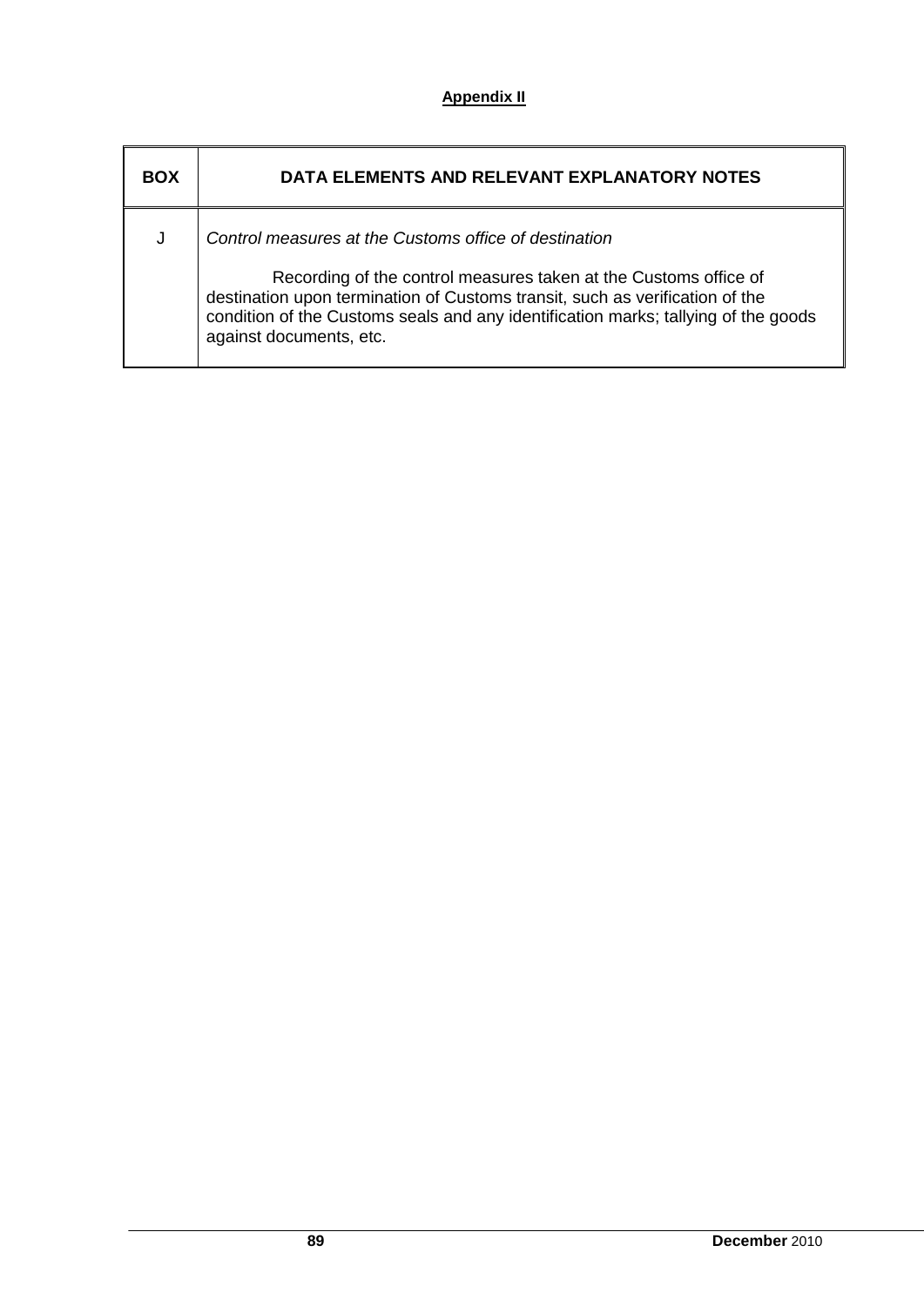**Appendix II**

| BOX | DATA ELEMENTS AND RELEVANT EXPLANATORY NOTES |
|---|---|
| J | *Control measures at the Customs office of destination*<br><br>Recording of the control measures taken at the Customs office of destination upon termination of Customs transit, such as verification of the condition of the Customs seals and any identification marks; tallying of the goods against documents, etc. |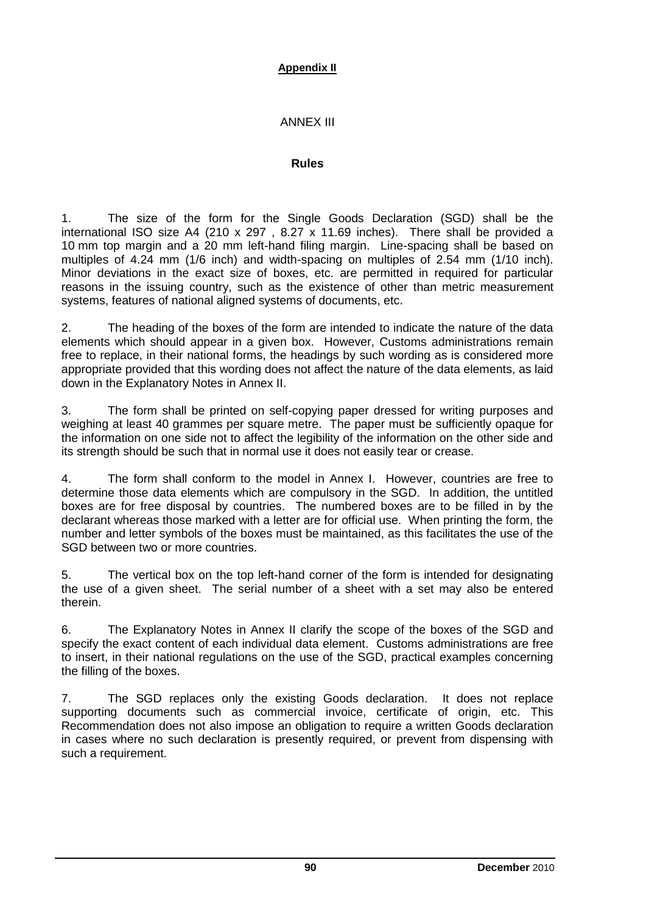**Appendix II**

ANNEX III

**Rules**

1. The size of the form for the Single Goods Declaration (SGD) shall be the international ISO size A4 (210 x 297 , 8.27 x 11.69 inches). There shall be provided a 10 mm top margin and a 20 mm left-hand filing margin. Line-spacing shall be based on multiples of 4.24 mm (1/6 inch) and width-spacing on multiples of 2.54 mm (1/10 inch). Minor deviations in the exact size of boxes, etc. are permitted in required for particular reasons in the issuing country, such as the existence of other than metric measurement systems, features of national aligned systems of documents, etc.

2. The heading of the boxes of the form are intended to indicate the nature of the data elements which should appear in a given box. However, Customs administrations remain free to replace, in their national forms, the headings by such wording as is considered more appropriate provided that this wording does not affect the nature of the data elements, as laid down in the Explanatory Notes in Annex II.

3. The form shall be printed on self-copying paper dressed for writing purposes and weighing at least 40 grammes per square metre. The paper must be sufficiently opaque for the information on one side not to affect the legibility of the information on the other side and its strength should be such that in normal use it does not easily tear or crease.

4. The form shall conform to the model in Annex I. However, countries are free to determine those data elements which are compulsory in the SGD. In addition, the untitled boxes are for free disposal by countries. The numbered boxes are to be filled in by the declarant whereas those marked with a letter are for official use. When printing the form, the number and letter symbols of the boxes must be maintained, as this facilitates the use of the SGD between two or more countries.

5. The vertical box on the top left-hand corner of the form is intended for designating the use of a given sheet. The serial number of a sheet with a set may also be entered therein.

6. The Explanatory Notes in Annex II clarify the scope of the boxes of the SGD and specify the exact content of each individual data element. Customs administrations are free to insert, in their national regulations on the use of the SGD, practical examples concerning the filling of the boxes.

7. The SGD replaces only the existing Goods declaration. It does not replace supporting documents such as commercial invoice, certificate of origin, etc. This Recommendation does not also impose an obligation to require a written Goods declaration in cases where no such declaration is presently required, or prevent from dispensing with such a requirement.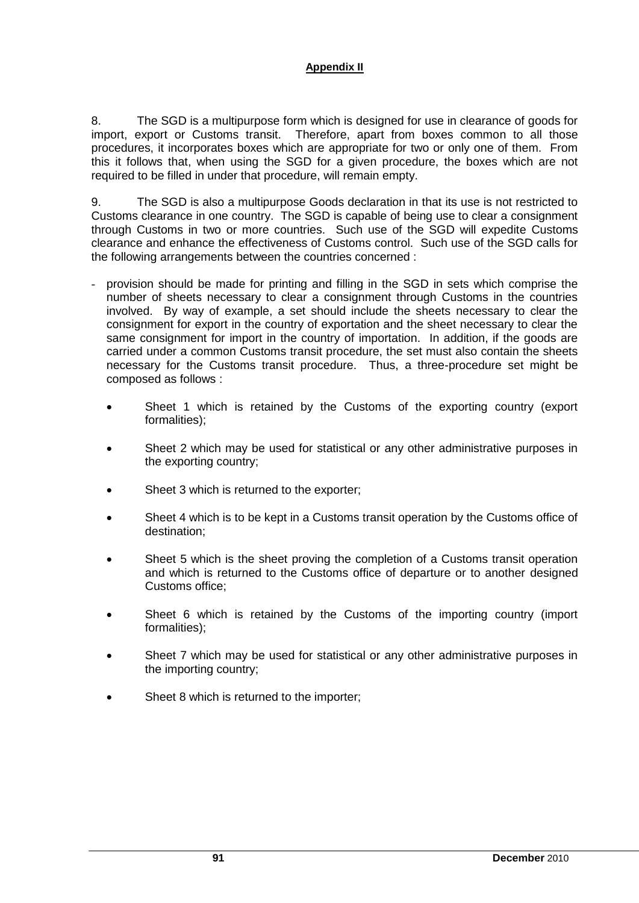**Appendix II**

8. The SGD is a multipurpose form which is designed for use in clearance of goods for import, export or Customs transit. Therefore, apart from boxes common to all those procedures, it incorporates boxes which are appropriate for two or only one of them. From this it follows that, when using the SGD for a given procedure, the boxes which are not required to be filled in under that procedure, will remain empty.

9. The SGD is also a multipurpose Goods declaration in that its use is not restricted to Customs clearance in one country. The SGD is capable of being use to clear a consignment through Customs in two or more countries. Such use of the SGD will expedite Customs clearance and enhance the effectiveness of Customs control. Such use of the SGD calls for the following arrangements between the countries concerned :

- provision should be made for printing and filling in the SGD in sets which comprise the number of sheets necessary to clear a consignment through Customs in the countries involved. By way of example, a set should include the sheets necessary to clear the consignment for export in the country of exportation and the sheet necessary to clear the same consignment for import in the country of importation. In addition, if the goods are carried under a common Customs transit procedure, the set must also contain the sheets necessary for the Customs transit procedure. Thus, a three-procedure set might be composed as follows :

  - Sheet 1 which is retained by the Customs of the exporting country (export formalities);
  - Sheet 2 which may be used for statistical or any other administrative purposes in the exporting country;
  - Sheet 3 which is returned to the exporter;
  - Sheet 4 which is to be kept in a Customs transit operation by the Customs office of destination;
  - Sheet 5 which is the sheet proving the completion of a Customs transit operation and which is returned to the Customs office of departure or to another designed Customs office;
  - Sheet 6 which is retained by the Customs of the importing country (import formalities);
  - Sheet 7 which may be used for statistical or any other administrative purposes in the importing country;
  - Sheet 8 which is returned to the importer;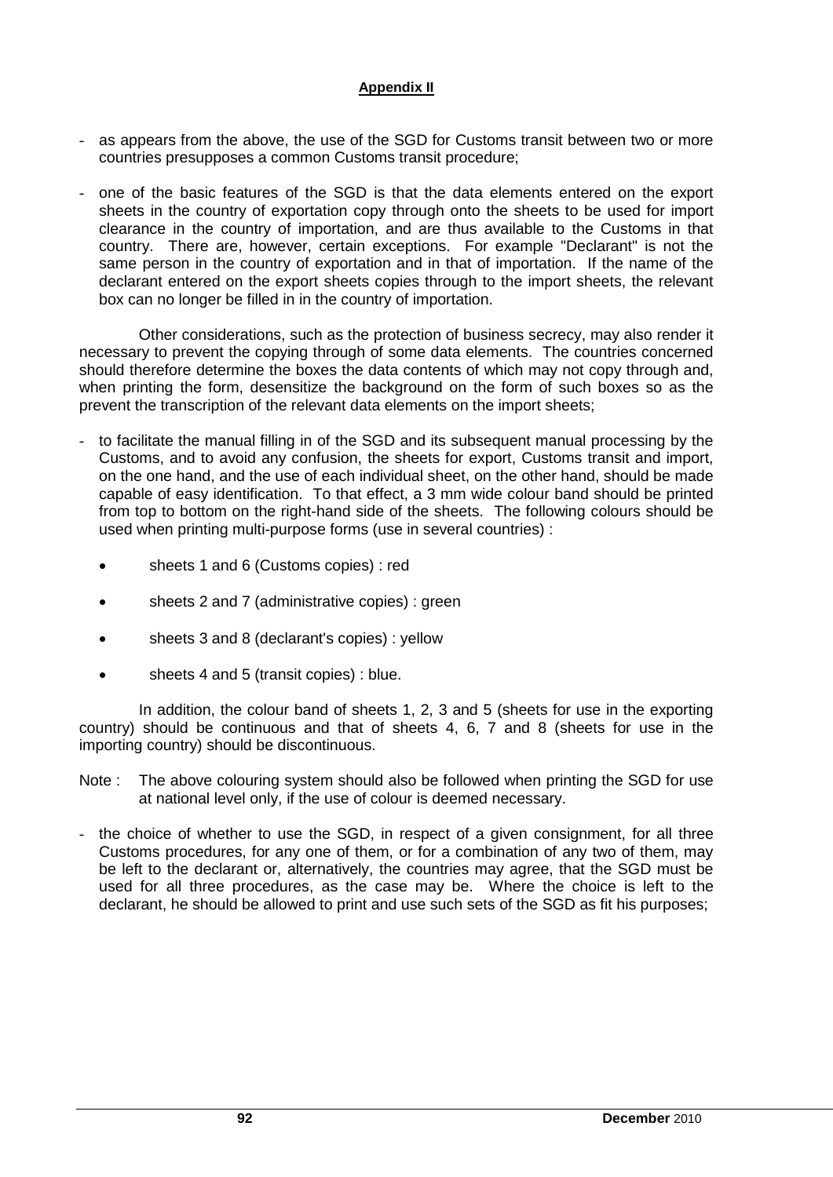**Appendix II**

- as appears from the above, the use of the SGD for Customs transit between two or more countries presupposes a common Customs transit procedure;

- one of the basic features of the SGD is that the data elements entered on the export sheets in the country of exportation copy through onto the sheets to be used for import clearance in the country of importation, and are thus available to the Customs in that country. There are, however, certain exceptions. For example "Declarant" is not the same person in the country of exportation and in that of importation. If the name of the declarant entered on the export sheets copies through to the import sheets, the relevant box can no longer be filled in in the country of importation.

  Other considerations, such as the protection of business secrecy, may also render it necessary to prevent the copying through of some data elements. The countries concerned should therefore determine the boxes the data contents of which may not copy through and, when printing the form, desensitize the background on the form of such boxes so as the prevent the transcription of the relevant data elements on the import sheets;

- to facilitate the manual filling in of the SGD and its subsequent manual processing by the Customs, and to avoid any confusion, the sheets for export, Customs transit and import, on the one hand, and the use of each individual sheet, on the other hand, should be made capable of easy identification. To that effect, a 3 mm wide colour band should be printed from top to bottom on the right-hand side of the sheets. The following colours should be used when printing multi-purpose forms (use in several countries) :

  - sheets 1 and 6 (Customs copies) : red
  - sheets 2 and 7 (administrative copies) : green
  - sheets 3 and 8 (declarant's copies) : yellow
  - sheets 4 and 5 (transit copies) : blue.

  In addition, the colour band of sheets 1, 2, 3 and 5 (sheets for use in the exporting country) should be continuous and that of sheets 4, 6, 7 and 8 (sheets for use in the importing country) should be discontinuous.

Note : The above colouring system should also be followed when printing the SGD for use at national level only, if the use of colour is deemed necessary.

- the choice of whether to use the SGD, in respect of a given consignment, for all three Customs procedures, for any one of them, or for a combination of any two of them, may be left to the declarant or, alternatively, the countries may agree, that the SGD must be used for all three procedures, as the case may be. Where the choice is left to the declarant, he should be allowed to print and use such sets of the SGD as fit his purposes;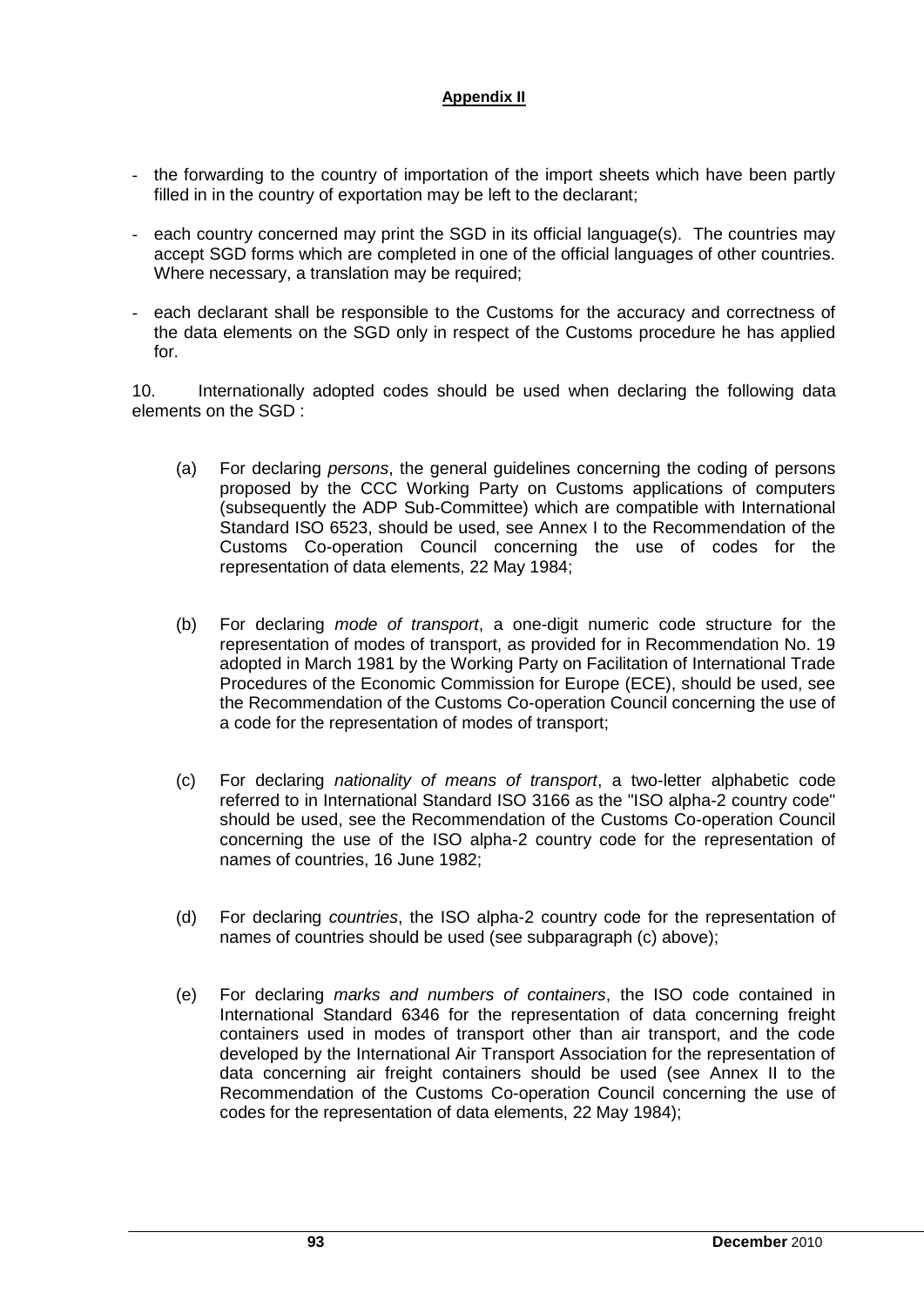**Appendix II**

- the forwarding to the country of importation of the import sheets which have been partly filled in in the country of exportation may be left to the declarant;
- each country concerned may print the SGD in its official language(s). The countries may accept SGD forms which are completed in one of the official languages of other countries. Where necessary, a translation may be required;
- each declarant shall be responsible to the Customs for the accuracy and correctness of the data elements on the SGD only in respect of the Customs procedure he has applied for.

10. Internationally adopted codes should be used when declaring the following data elements on the SGD :

(a) For declaring *persons*, the general guidelines concerning the coding of persons proposed by the CCC Working Party on Customs applications of computers (subsequently the ADP Sub-Committee) which are compatible with International Standard ISO 6523, should be used, see Annex I to the Recommendation of the Customs Co-operation Council concerning the use of codes for the representation of data elements, 22 May 1984;

(b) For declaring *mode of transport*, a one-digit numeric code structure for the representation of modes of transport, as provided for in Recommendation No. 19 adopted in March 1981 by the Working Party on Facilitation of International Trade Procedures of the Economic Commission for Europe (ECE), should be used, see the Recommendation of the Customs Co-operation Council concerning the use of a code for the representation of modes of transport;

(c) For declaring *nationality of means of transport*, a two-letter alphabetic code referred to in International Standard ISO 3166 as the "ISO alpha-2 country code" should be used, see the Recommendation of the Customs Co-operation Council concerning the use of the ISO alpha-2 country code for the representation of names of countries, 16 June 1982;

(d) For declaring *countries*, the ISO alpha-2 country code for the representation of names of countries should be used (see subparagraph (c) above);

(e) For declaring *marks and numbers of containers*, the ISO code contained in International Standard 6346 for the representation of data concerning freight containers used in modes of transport other than air transport, and the code developed by the International Air Transport Association for the representation of data concerning air freight containers should be used (see Annex II to the Recommendation of the Customs Co-operation Council concerning the use of codes for the representation of data elements, 22 May 1984);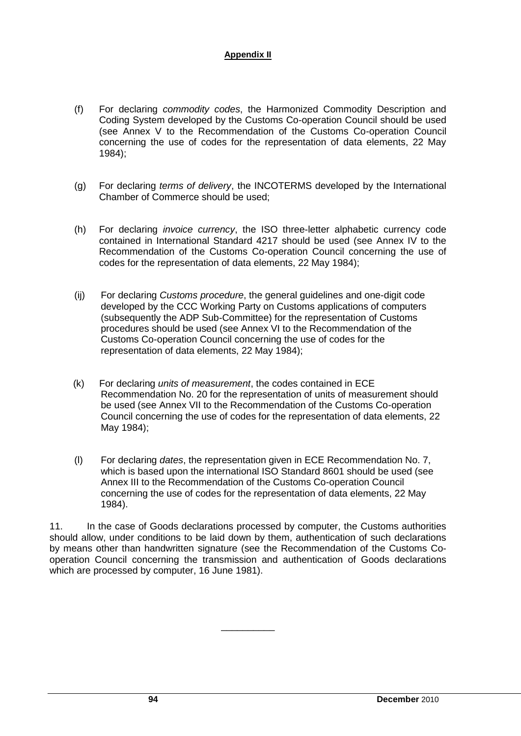**Appendix II**

(f) For declaring *commodity codes*, the Harmonized Commodity Description and Coding System developed by the Customs Co-operation Council should be used (see Annex V to the Recommendation of the Customs Co-operation Council concerning the use of codes for the representation of data elements, 22 May 1984);

(g) For declaring *terms of delivery*, the INCOTERMS developed by the International Chamber of Commerce should be used;

(h) For declaring *invoice currency*, the ISO three-letter alphabetic currency code contained in International Standard 4217 should be used (see Annex IV to the Recommendation of the Customs Co-operation Council concerning the use of codes for the representation of data elements, 22 May 1984);

(ij) For declaring *Customs procedure*, the general guidelines and one-digit code developed by the CCC Working Party on Customs applications of computers (subsequently the ADP Sub-Committee) for the representation of Customs procedures should be used (see Annex VI to the Recommendation of the Customs Co-operation Council concerning the use of codes for the representation of data elements, 22 May 1984);

(k) For declaring *units of measurement*, the codes contained in ECE Recommendation No. 20 for the representation of units of measurement should be used (see Annex VII to the Recommendation of the Customs Co-operation Council concerning the use of codes for the representation of data elements, 22 May 1984);

(l) For declaring *dates*, the representation given in ECE Recommendation No. 7, which is based upon the international ISO Standard 8601 should be used (see Annex III to the Recommendation of the Customs Co-operation Council concerning the use of codes for the representation of data elements, 22 May 1984).

11. In the case of Goods declarations processed by computer, the Customs authorities should allow, under conditions to be laid down by them, authentication of such declarations by means other than handwritten signature (see the Recommendation of the Customs Co-operation Council concerning the transmission and authentication of Goods declarations which are processed by computer, 16 June 1981).

__________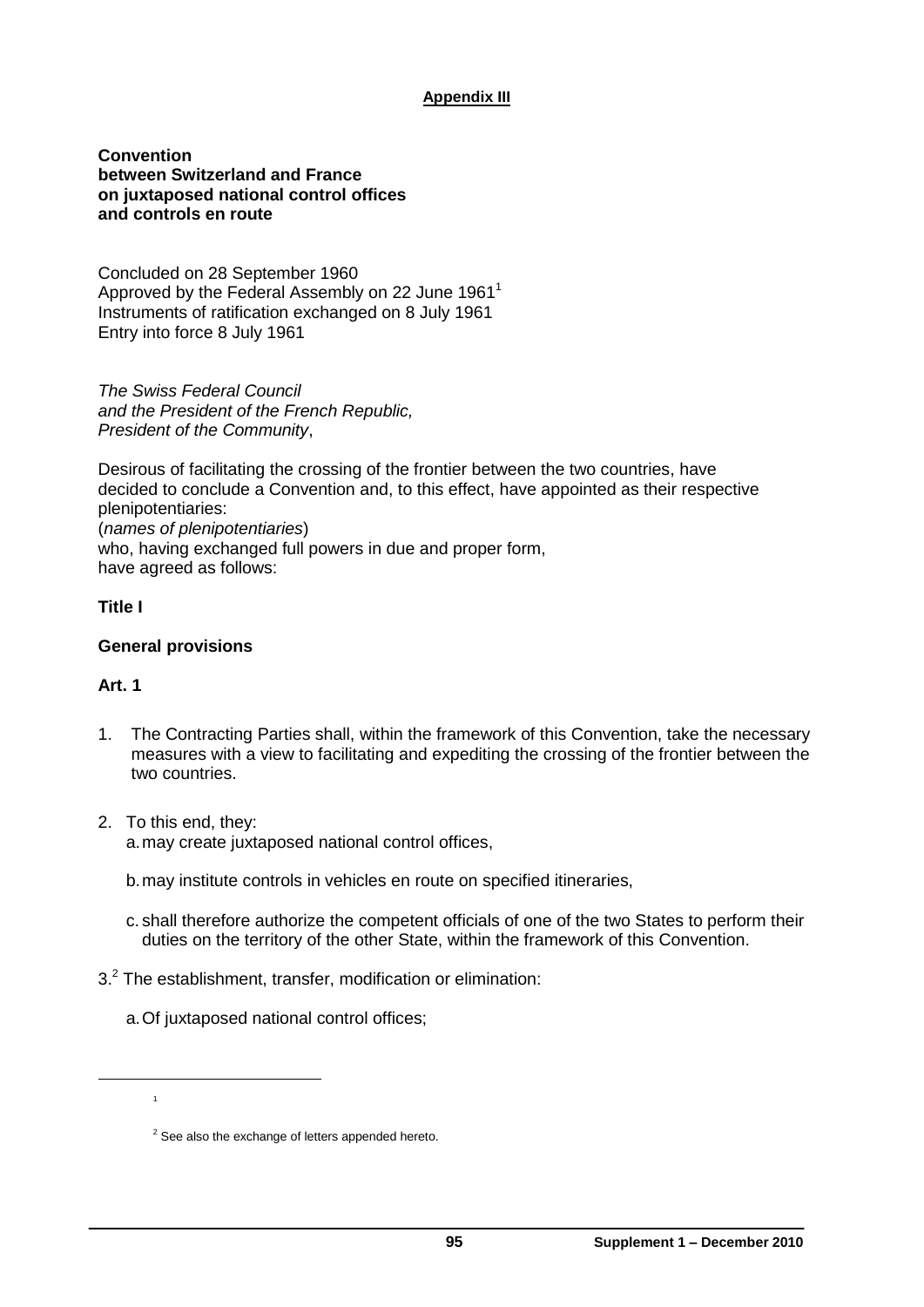**Appendix III**

**Convention between Switzerland and France on juxtaposed national control offices and controls en route**

Concluded on 28 September 1960
Approved by the Federal Assembly on 22 June 1961[1]
Instruments of ratification exchanged on 8 July 1961
Entry into force 8 July 1961

*The Swiss Federal Council and the President of the French Republic, President of the Community*,

Desirous of facilitating the crossing of the frontier between the two countries, have decided to conclude a Convention and, to this effect, have appointed as their respective plenipotentiaries:
(*names of plenipotentiaries*)
who, having exchanged full powers in due and proper form,
have agreed as follows:

**Title I**

**General provisions**

**Art. 1**

1. The Contracting Parties shall, within the framework of this Convention, take the necessary measures with a view to facilitating and expediting the crossing of the frontier between the two countries.

2. To this end, they:
   a. may create juxtaposed national control offices,

   b. may institute controls in vehicles en route on specified itineraries,

   c. shall therefore authorize the competent officials of one of the two States to perform their duties on the territory of the other State, within the framework of this Convention.

3.[2] The establishment, transfer, modification or elimination:

   a. Of juxtaposed national control offices;

---

[1]

[2] See also the exchange of letters appended hereto.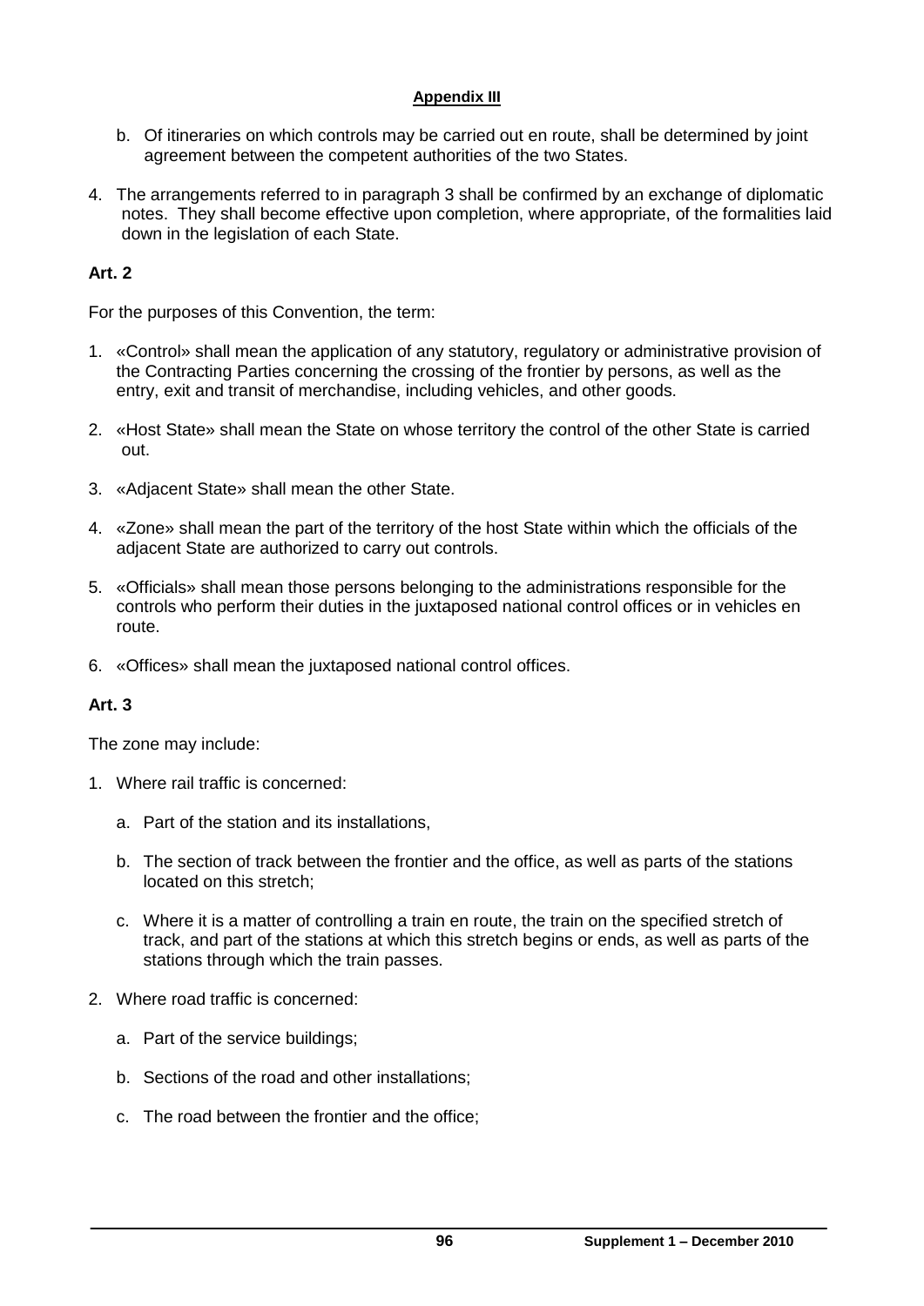**Appendix III**

b. Of itineraries on which controls may be carried out en route, shall be determined by joint agreement between the competent authorities of the two States.

4. The arrangements referred to in paragraph 3 shall be confirmed by an exchange of diplomatic notes. They shall become effective upon completion, where appropriate, of the formalities laid down in the legislation of each State.

**Art. 2**

For the purposes of this Convention, the term:

1. «Control» shall mean the application of any statutory, regulatory or administrative provision of the Contracting Parties concerning the crossing of the frontier by persons, as well as the entry, exit and transit of merchandise, including vehicles, and other goods.

2. «Host State» shall mean the State on whose territory the control of the other State is carried out.

3. «Adjacent State» shall mean the other State.

4. «Zone» shall mean the part of the territory of the host State within which the officials of the adjacent State are authorized to carry out controls.

5. «Officials» shall mean those persons belonging to the administrations responsible for the controls who perform their duties in the juxtaposed national control offices or in vehicles en route.

6. «Offices» shall mean the juxtaposed national control offices.

**Art. 3**

The zone may include:

1. Where rail traffic is concerned:

   a. Part of the station and its installations,

   b. The section of track between the frontier and the office, as well as parts of the stations located on this stretch;

   c. Where it is a matter of controlling a train en route, the train on the specified stretch of track, and part of the stations at which this stretch begins or ends, as well as parts of the stations through which the train passes.

2. Where road traffic is concerned:

   a. Part of the service buildings;

   b. Sections of the road and other installations;

   c. The road between the frontier and the office;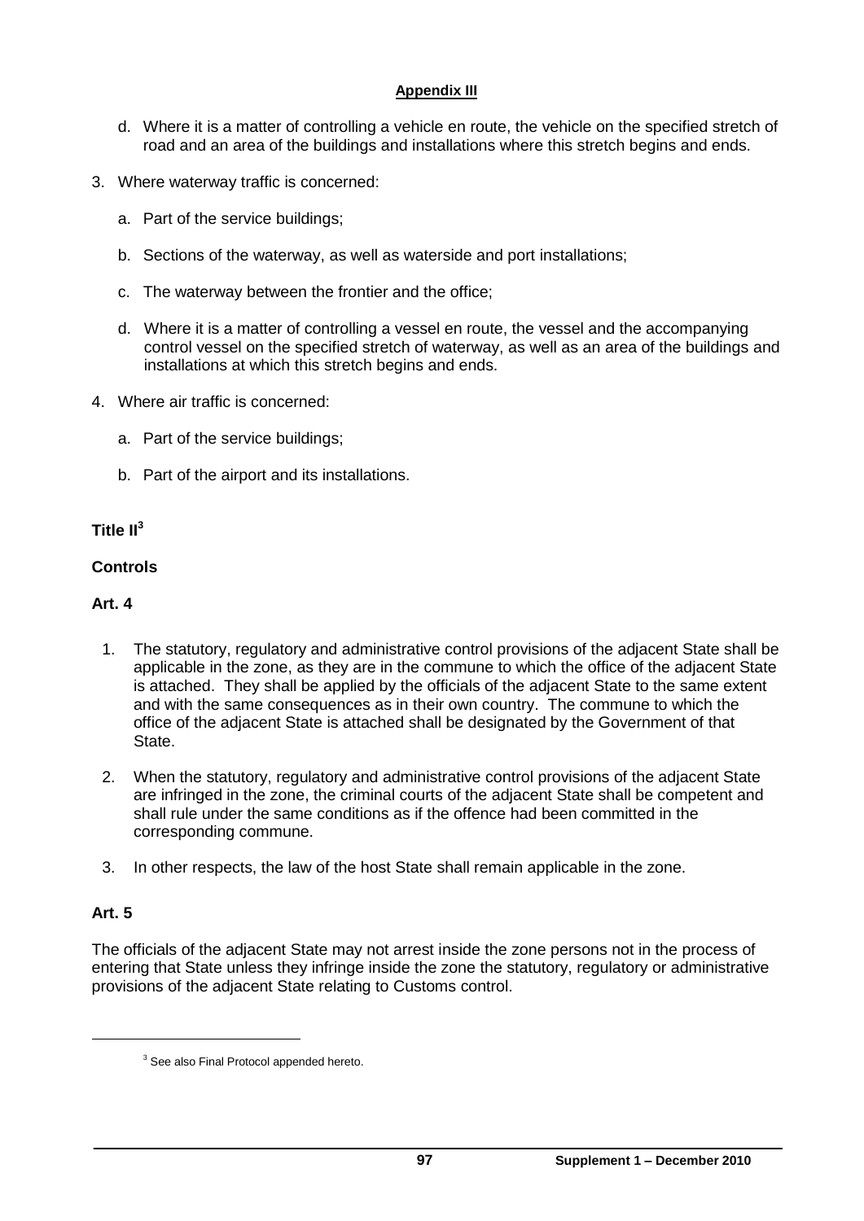d. Where it is a matter of controlling a vehicle en route, the vehicle on the specified stretch of road and an area of the buildings and installations where this stretch begins and ends.

3. Where waterway traffic is concerned:

   a. Part of the service buildings;

   b. Sections of the waterway, as well as waterside and port installations;

   c. The waterway between the frontier and the office;

   d. Where it is a matter of controlling a vessel en route, the vessel and the accompanying control vessel on the specified stretch of waterway, as well as an area of the buildings and installations at which this stretch begins and ends.

4. Where air traffic is concerned:

   a. Part of the service buildings;

   b. Part of the airport and its installations.

## Title II[3]

## Controls

### Art. 4

1. The statutory, regulatory and administrative control provisions of the adjacent State shall be applicable in the zone, as they are in the commune to which the office of the adjacent State is attached. They shall be applied by the officials of the adjacent State to the same extent and with the same consequences as in their own country. The commune to which the office of the adjacent State is attached shall be designated by the Government of that State.

2. When the statutory, regulatory and administrative control provisions of the adjacent State are infringed in the zone, the criminal courts of the adjacent State shall be competent and shall rule under the same conditions as if the offence had been committed in the corresponding commune.

3. In other respects, the law of the host State shall remain applicable in the zone.

### Art. 5

The officials of the adjacent State may not arrest inside the zone persons not in the process of entering that State unless they infringe inside the zone the statutory, regulatory or administrative provisions of the adjacent State relating to Customs control.

---

[3] See also Final Protocol appended hereto.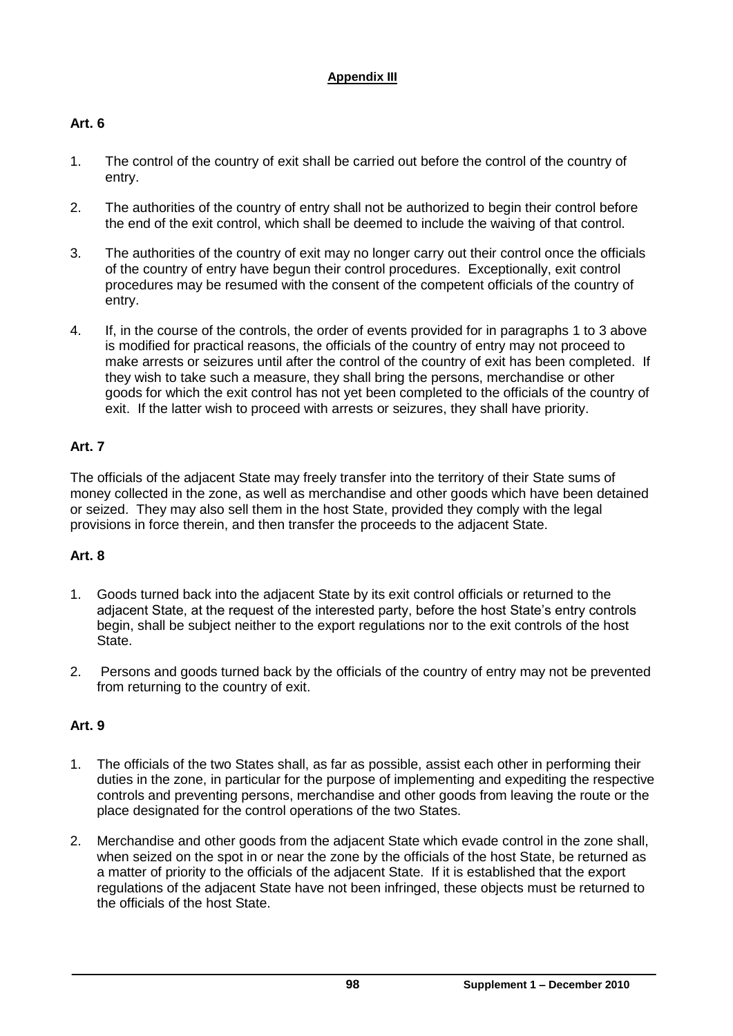**Appendix III**

**Art. 6**

1. The control of the country of exit shall be carried out before the control of the country of entry.

2. The authorities of the country of entry shall not be authorized to begin their control before the end of the exit control, which shall be deemed to include the waiving of that control.

3. The authorities of the country of exit may no longer carry out their control once the officials of the country of entry have begun their control procedures. Exceptionally, exit control procedures may be resumed with the consent of the competent officials of the country of entry.

4. If, in the course of the controls, the order of events provided for in paragraphs 1 to 3 above is modified for practical reasons, the officials of the country of entry may not proceed to make arrests or seizures until after the control of the country of exit has been completed. If they wish to take such a measure, they shall bring the persons, merchandise or other goods for which the exit control has not yet been completed to the officials of the country of exit. If the latter wish to proceed with arrests or seizures, they shall have priority.

**Art. 7**

The officials of the adjacent State may freely transfer into the territory of their State sums of money collected in the zone, as well as merchandise and other goods which have been detained or seized. They may also sell them in the host State, provided they comply with the legal provisions in force therein, and then transfer the proceeds to the adjacent State.

**Art. 8**

1. Goods turned back into the adjacent State by its exit control officials or returned to the adjacent State, at the request of the interested party, before the host State's entry controls begin, shall be subject neither to the export regulations nor to the exit controls of the host State.

2. Persons and goods turned back by the officials of the country of entry may not be prevented from returning to the country of exit.

**Art. 9**

1. The officials of the two States shall, as far as possible, assist each other in performing their duties in the zone, in particular for the purpose of implementing and expediting the respective controls and preventing persons, merchandise and other goods from leaving the route or the place designated for the control operations of the two States.

2. Merchandise and other goods from the adjacent State which evade control in the zone shall, when seized on the spot in or near the zone by the officials of the host State, be returned as a matter of priority to the officials of the adjacent State. If it is established that the export regulations of the adjacent State have not been infringed, these objects must be returned to the officials of the host State.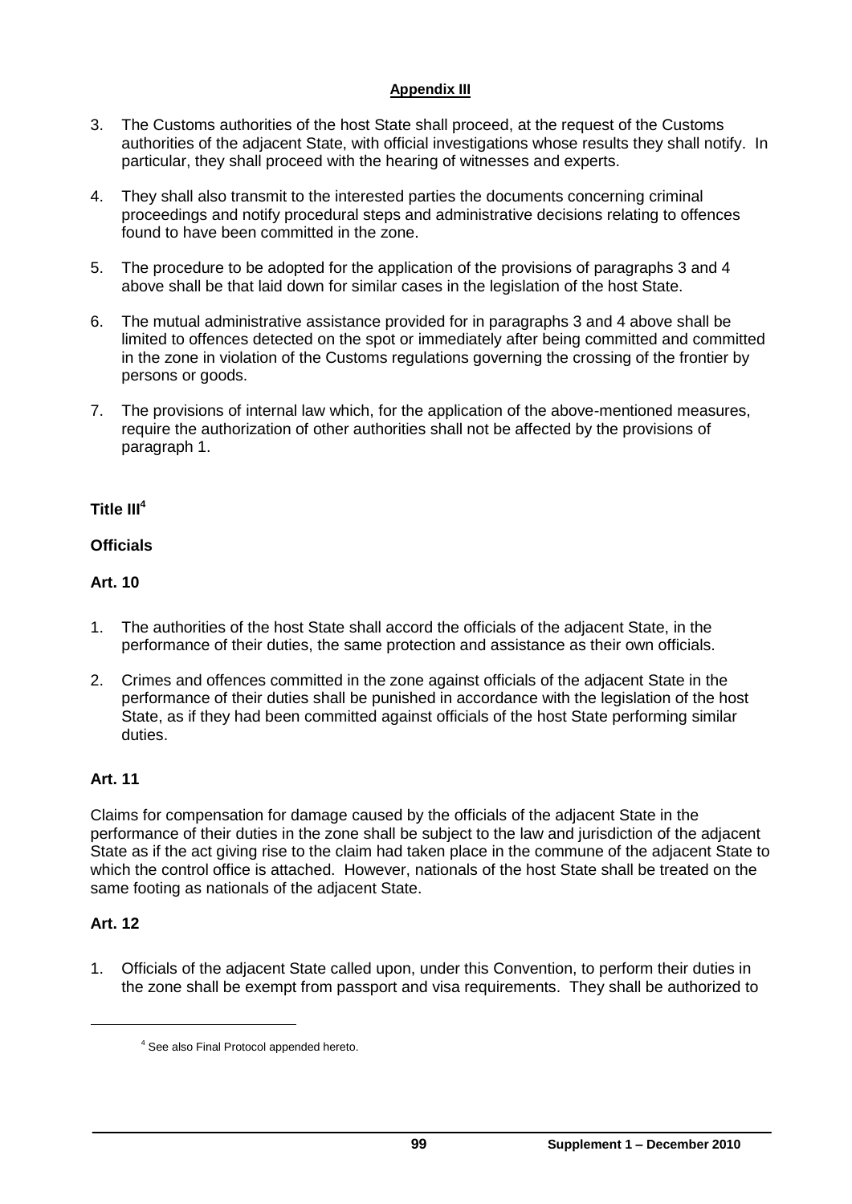3. The Customs authorities of the host State shall proceed, at the request of the Customs authorities of the adjacent State, with official investigations whose results they shall notify. In particular, they shall proceed with the hearing of witnesses and experts.

4. They shall also transmit to the interested parties the documents concerning criminal proceedings and notify procedural steps and administrative decisions relating to offences found to have been committed in the zone.

5. The procedure to be adopted for the application of the provisions of paragraphs 3 and 4 above shall be that laid down for similar cases in the legislation of the host State.

6. The mutual administrative assistance provided for in paragraphs 3 and 4 above shall be limited to offences detected on the spot or immediately after being committed and committed in the zone in violation of the Customs regulations governing the crossing of the frontier by persons or goods.

7. The provisions of internal law which, for the application of the above-mentioned measures, require the authorization of other authorities shall not be affected by the provisions of paragraph 1.

## Title III[4]

## Officials

### Art. 10

1. The authorities of the host State shall accord the officials of the adjacent State, in the performance of their duties, the same protection and assistance as their own officials.

2. Crimes and offences committed in the zone against officials of the adjacent State in the performance of their duties shall be punished in accordance with the legislation of the host State, as if they had been committed against officials of the host State performing similar duties.

### Art. 11

Claims for compensation for damage caused by the officials of the adjacent State in the performance of their duties in the zone shall be subject to the law and jurisdiction of the adjacent State as if the act giving rise to the claim had taken place in the commune of the adjacent State to which the control office is attached. However, nationals of the host State shall be treated on the same footing as nationals of the adjacent State.

### Art. 12

1. Officials of the adjacent State called upon, under this Convention, to perform their duties in the zone shall be exempt from passport and visa requirements. They shall be authorized to

[4] See also Final Protocol appended hereto.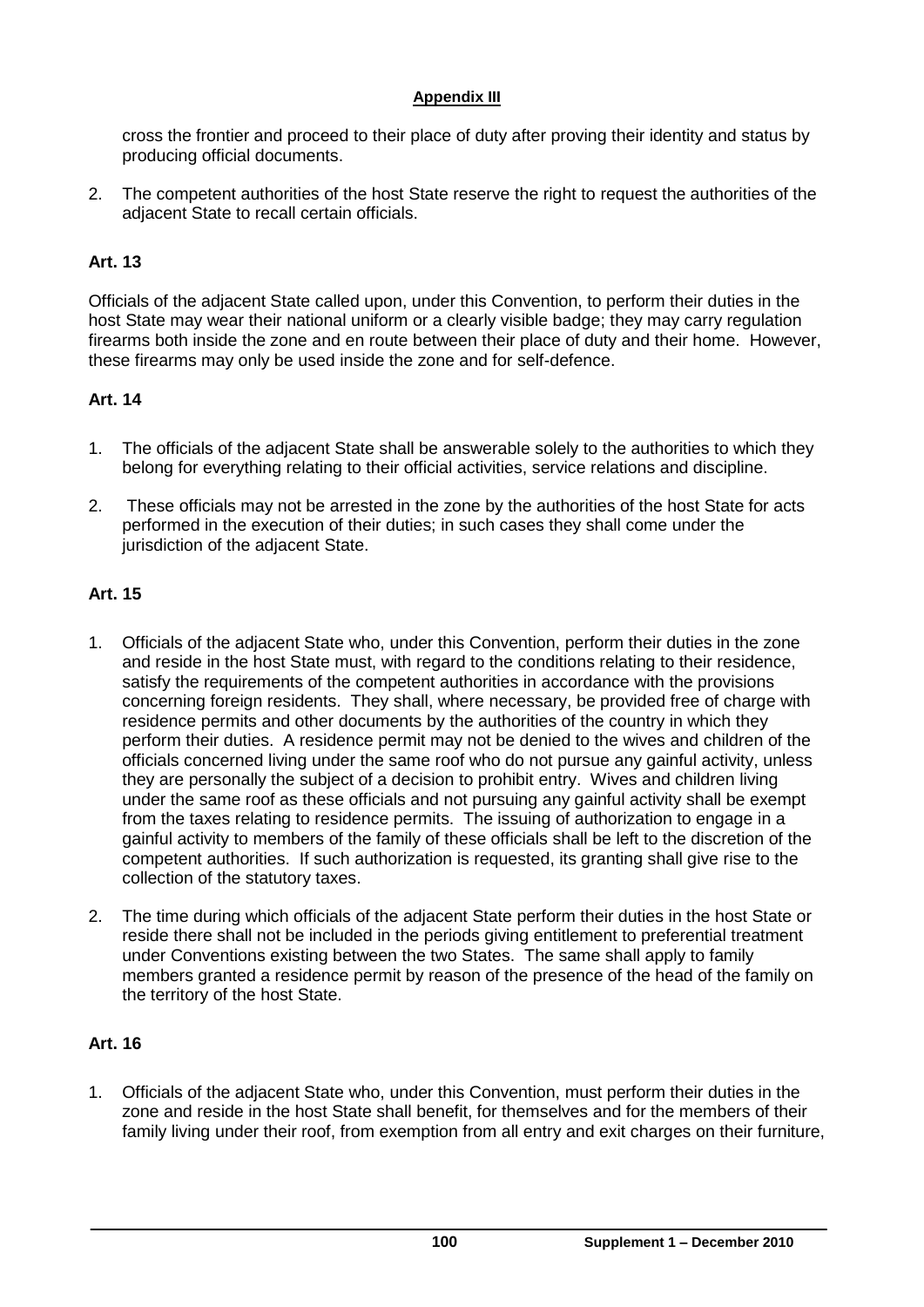cross the frontier and proceed to their place of duty after proving their identity and status by producing official documents.

2. The competent authorities of the host State reserve the right to request the authorities of the adjacent State to recall certain officials.

**Art. 13**

Officials of the adjacent State called upon, under this Convention, to perform their duties in the host State may wear their national uniform or a clearly visible badge; they may carry regulation firearms both inside the zone and en route between their place of duty and their home. However, these firearms may only be used inside the zone and for self-defence.

**Art. 14**

1. The officials of the adjacent State shall be answerable solely to the authorities to which they belong for everything relating to their official activities, service relations and discipline.

2. These officials may not be arrested in the zone by the authorities of the host State for acts performed in the execution of their duties; in such cases they shall come under the jurisdiction of the adjacent State.

**Art. 15**

1. Officials of the adjacent State who, under this Convention, perform their duties in the zone and reside in the host State must, with regard to the conditions relating to their residence, satisfy the requirements of the competent authorities in accordance with the provisions concerning foreign residents. They shall, where necessary, be provided free of charge with residence permits and other documents by the authorities of the country in which they perform their duties. A residence permit may not be denied to the wives and children of the officials concerned living under the same roof who do not pursue any gainful activity, unless they are personally the subject of a decision to prohibit entry. Wives and children living under the same roof as these officials and not pursuing any gainful activity shall be exempt from the taxes relating to residence permits. The issuing of authorization to engage in a gainful activity to members of the family of these officials shall be left to the discretion of the competent authorities. If such authorization is requested, its granting shall give rise to the collection of the statutory taxes.

2. The time during which officials of the adjacent State perform their duties in the host State or reside there shall not be included in the periods giving entitlement to preferential treatment under Conventions existing between the two States. The same shall apply to family members granted a residence permit by reason of the presence of the head of the family on the territory of the host State.

**Art. 16**

1. Officials of the adjacent State who, under this Convention, must perform their duties in the zone and reside in the host State shall benefit, for themselves and for the members of their family living under their roof, from exemption from all entry and exit charges on their furniture,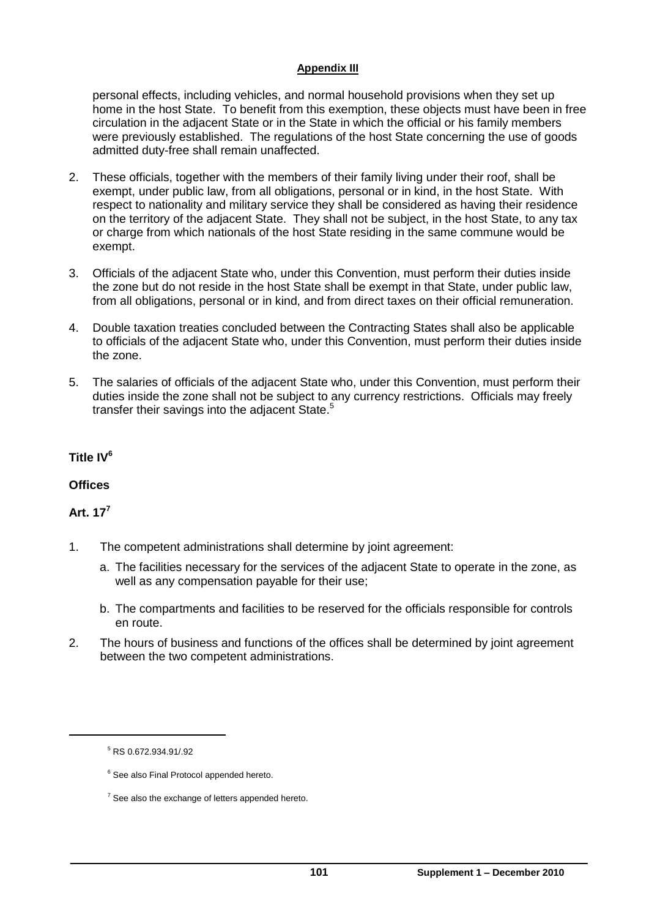personal effects, including vehicles, and normal household provisions when they set up home in the host State. To benefit from this exemption, these objects must have been in free circulation in the adjacent State or in the State in which the official or his family members were previously established. The regulations of the host State concerning the use of goods admitted duty-free shall remain unaffected.

2. These officials, together with the members of their family living under their roof, shall be exempt, under public law, from all obligations, personal or in kind, in the host State. With respect to nationality and military service they shall be considered as having their residence on the territory of the adjacent State. They shall not be subject, in the host State, to any tax or charge from which nationals of the host State residing in the same commune would be exempt.

3. Officials of the adjacent State who, under this Convention, must perform their duties inside the zone but do not reside in the host State shall be exempt in that State, under public law, from all obligations, personal or in kind, and from direct taxes on their official remuneration.

4. Double taxation treaties concluded between the Contracting States shall also be applicable to officials of the adjacent State who, under this Convention, must perform their duties inside the zone.

5. The salaries of officials of the adjacent State who, under this Convention, must perform their duties inside the zone shall not be subject to any currency restrictions. Officials may freely transfer their savings into the adjacent State.[5]

## Title IV[6]

## Offices

### Art. 17[7]

1. The competent administrations shall determine by joint agreement:

   a. The facilities necessary for the services of the adjacent State to operate in the zone, as well as any compensation payable for their use;

   b. The compartments and facilities to be reserved for the officials responsible for controls en route.

2. The hours of business and functions of the offices shall be determined by joint agreement between the two competent administrations.

---

[5] RS 0.672.934.91/.92

[6] See also Final Protocol appended hereto.

[7] See also the exchange of letters appended hereto.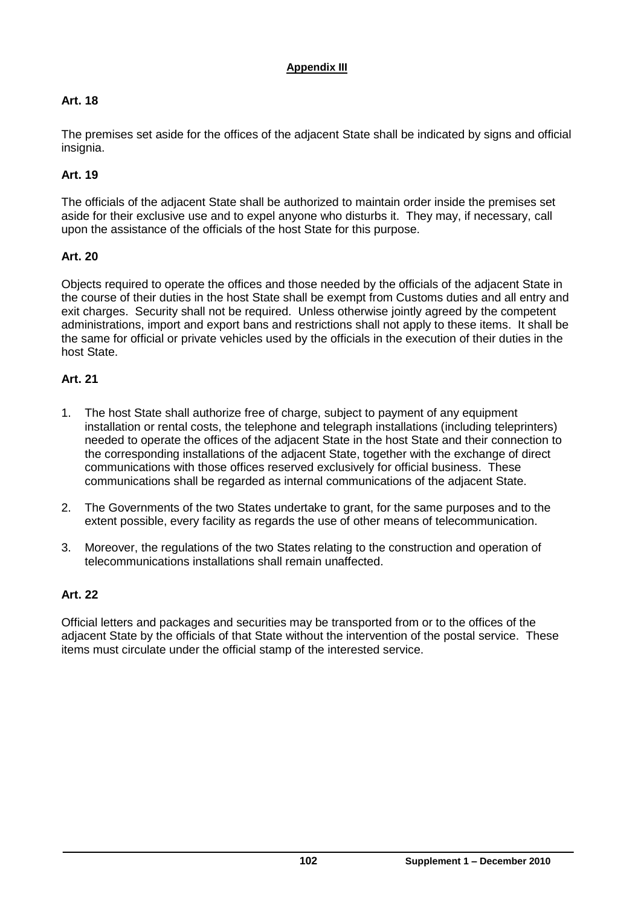**Appendix III**

**Art. 18**

The premises set aside for the offices of the adjacent State shall be indicated by signs and official insignia.

**Art. 19**

The officials of the adjacent State shall be authorized to maintain order inside the premises set aside for their exclusive use and to expel anyone who disturbs it. They may, if necessary, call upon the assistance of the officials of the host State for this purpose.

**Art. 20**

Objects required to operate the offices and those needed by the officials of the adjacent State in the course of their duties in the host State shall be exempt from Customs duties and all entry and exit charges. Security shall not be required. Unless otherwise jointly agreed by the competent administrations, import and export bans and restrictions shall not apply to these items. It shall be the same for official or private vehicles used by the officials in the execution of their duties in the host State.

**Art. 21**

1. The host State shall authorize free of charge, subject to payment of any equipment installation or rental costs, the telephone and telegraph installations (including teleprinters) needed to operate the offices of the adjacent State in the host State and their connection to the corresponding installations of the adjacent State, together with the exchange of direct communications with those offices reserved exclusively for official business. These communications shall be regarded as internal communications of the adjacent State.

2. The Governments of the two States undertake to grant, for the same purposes and to the extent possible, every facility as regards the use of other means of telecommunication.

3. Moreover, the regulations of the two States relating to the construction and operation of telecommunications installations shall remain unaffected.

**Art. 22**

Official letters and packages and securities may be transported from or to the offices of the adjacent State by the officials of that State without the intervention of the postal service. These items must circulate under the official stamp of the interested service.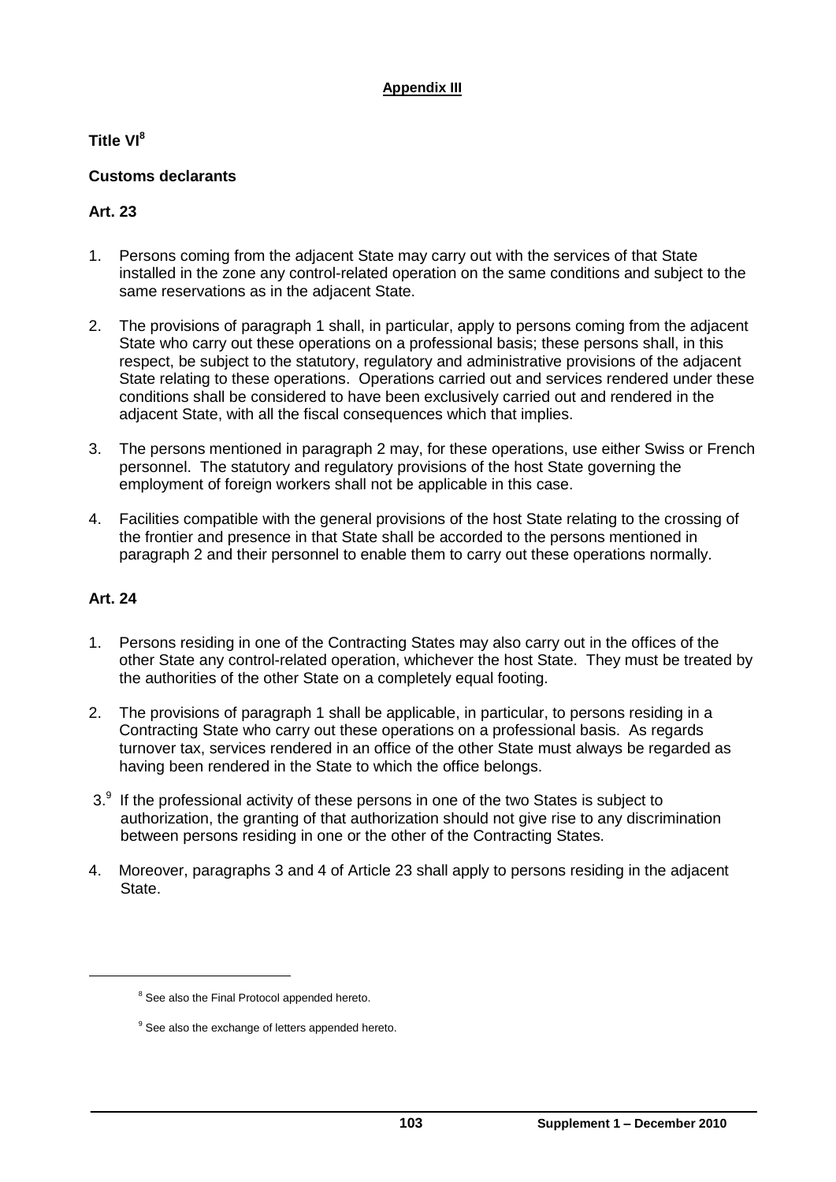**Appendix III**

## Title VI[8]

### Customs declarants

### Art. 23

1. Persons coming from the adjacent State may carry out with the services of that State installed in the zone any control-related operation on the same conditions and subject to the same reservations as in the adjacent State.

2. The provisions of paragraph 1 shall, in particular, apply to persons coming from the adjacent State who carry out these operations on a professional basis; these persons shall, in this respect, be subject to the statutory, regulatory and administrative provisions of the adjacent State relating to these operations. Operations carried out and services rendered under these conditions shall be considered to have been exclusively carried out and rendered in the adjacent State, with all the fiscal consequences which that implies.

3. The persons mentioned in paragraph 2 may, for these operations, use either Swiss or French personnel. The statutory and regulatory provisions of the host State governing the employment of foreign workers shall not be applicable in this case.

4. Facilities compatible with the general provisions of the host State relating to the crossing of the frontier and presence in that State shall be accorded to the persons mentioned in paragraph 2 and their personnel to enable them to carry out these operations normally.

### Art. 24

1. Persons residing in one of the Contracting States may also carry out in the offices of the other State any control-related operation, whichever the host State. They must be treated by the authorities of the other State on a completely equal footing.

2. The provisions of paragraph 1 shall be applicable, in particular, to persons residing in a Contracting State who carry out these operations on a professional basis. As regards turnover tax, services rendered in an office of the other State must always be regarded as having been rendered in the State to which the office belongs.

3.[9] If the professional activity of these persons in one of the two States is subject to authorization, the granting of that authorization should not give rise to any discrimination between persons residing in one or the other of the Contracting States.

4. Moreover, paragraphs 3 and 4 of Article 23 shall apply to persons residing in the adjacent State.

---

[8] See also the Final Protocol appended hereto.

[9] See also the exchange of letters appended hereto.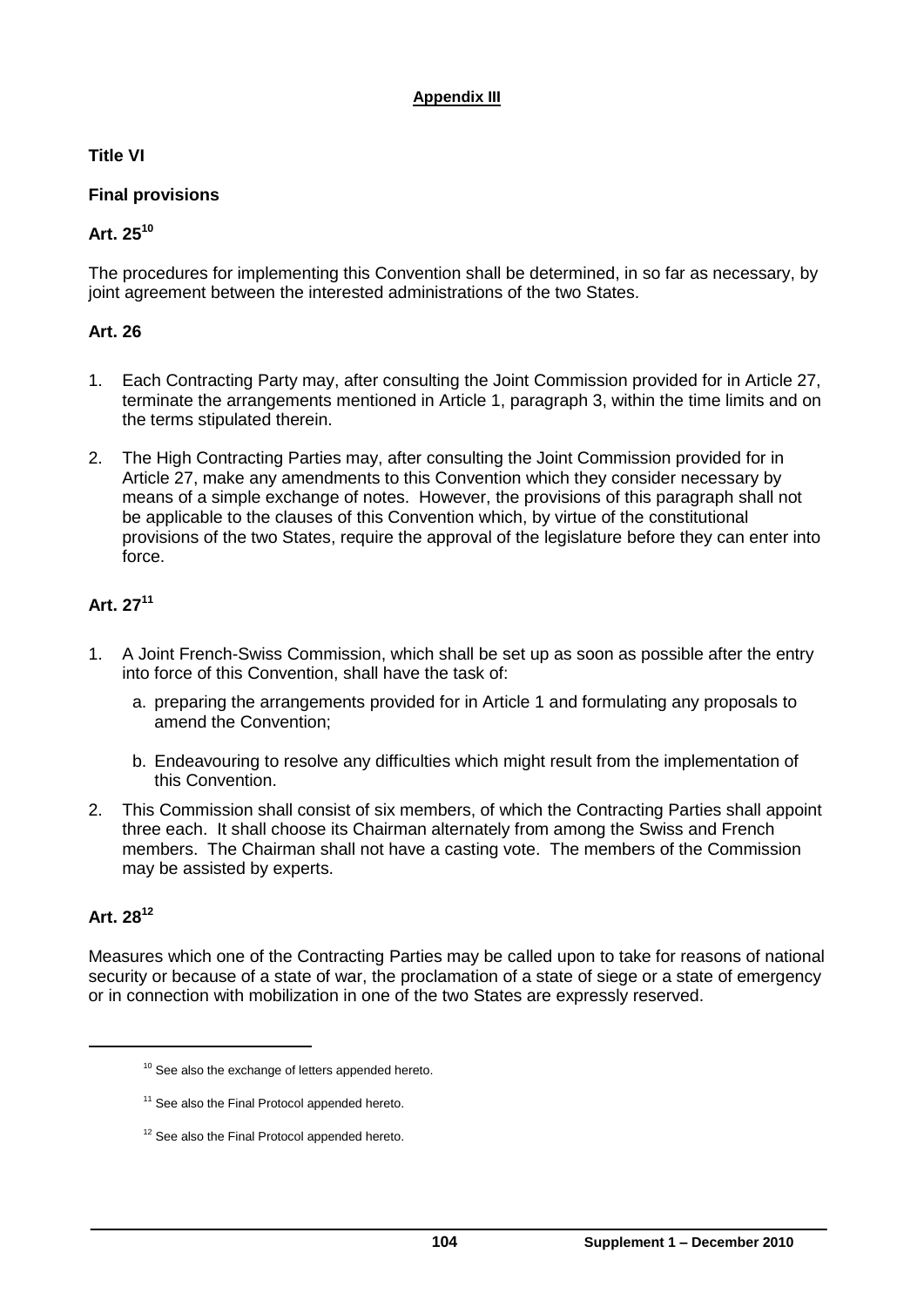**Appendix III**

## Title VI

## Final provisions

### Art. 25[10]

The procedures for implementing this Convention shall be determined, in so far as necessary, by joint agreement between the interested administrations of the two States.

### Art. 26

1. Each Contracting Party may, after consulting the Joint Commission provided for in Article 27, terminate the arrangements mentioned in Article 1, paragraph 3, within the time limits and on the terms stipulated therein.

2. The High Contracting Parties may, after consulting the Joint Commission provided for in Article 27, make any amendments to this Convention which they consider necessary by means of a simple exchange of notes. However, the provisions of this paragraph shall not be applicable to the clauses of this Convention which, by virtue of the constitutional provisions of the two States, require the approval of the legislature before they can enter into force.

### Art. 27[11]

1. A Joint French-Swiss Commission, which shall be set up as soon as possible after the entry into force of this Convention, shall have the task of:

   a. preparing the arrangements provided for in Article 1 and formulating any proposals to amend the Convention;

   b. Endeavouring to resolve any difficulties which might result from the implementation of this Convention.

2. This Commission shall consist of six members, of which the Contracting Parties shall appoint three each. It shall choose its Chairman alternately from among the Swiss and French members. The Chairman shall not have a casting vote. The members of the Commission may be assisted by experts.

### Art. 28[12]

Measures which one of the Contracting Parties may be called upon to take for reasons of national security or because of a state of war, the proclamation of a state of siege or a state of emergency or in connection with mobilization in one of the two States are expressly reserved.

---

[10] See also the exchange of letters appended hereto.

[11] See also the Final Protocol appended hereto.

[12] See also the Final Protocol appended hereto.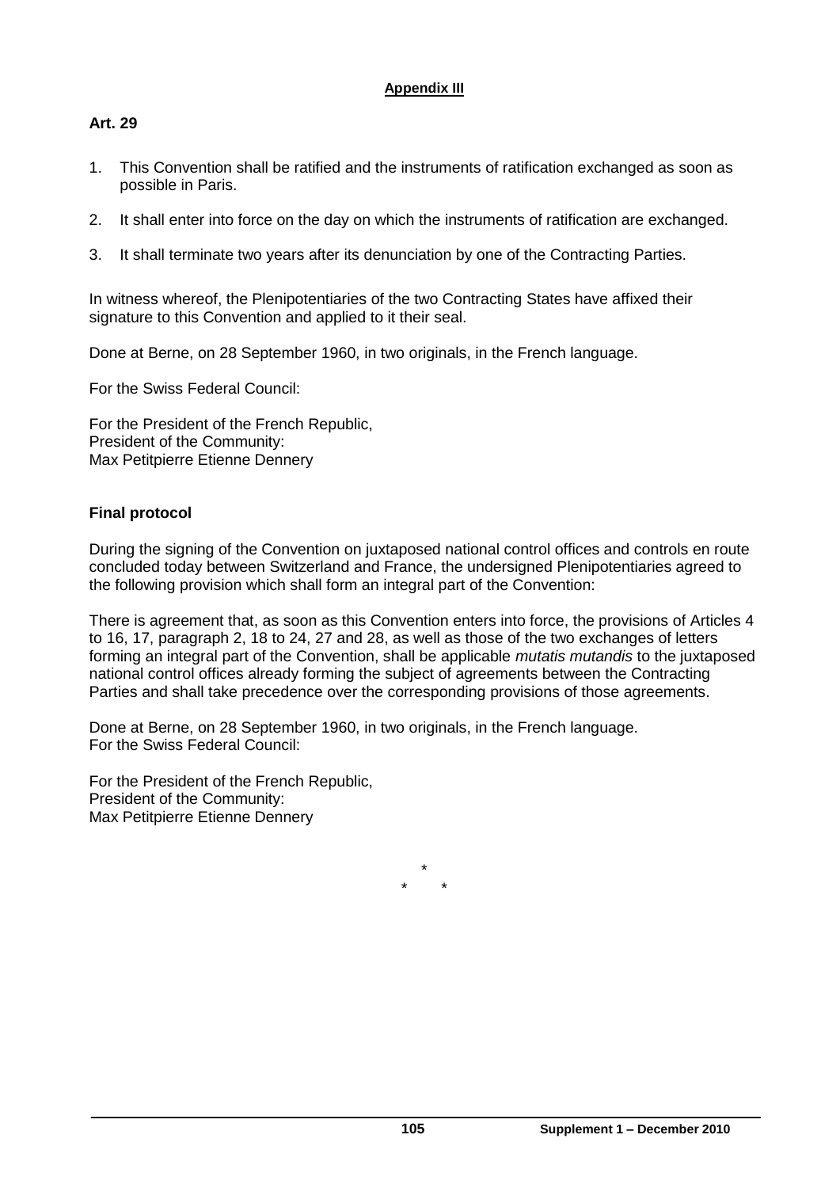**Appendix III**

**Art. 29**

1. This Convention shall be ratified and the instruments of ratification exchanged as soon as possible in Paris.

2. It shall enter into force on the day on which the instruments of ratification are exchanged.

3. It shall terminate two years after its denunciation by one of the Contracting Parties.

In witness whereof, the Plenipotentiaries of the two Contracting States have affixed their signature to this Convention and applied to it their seal.

Done at Berne, on 28 September 1960, in two originals, in the French language.

For the Swiss Federal Council:

For the President of the French Republic,
President of the Community:
Max Petitpierre Etienne Dennery

**Final protocol**

During the signing of the Convention on juxtaposed national control offices and controls en route concluded today between Switzerland and France, the undersigned Plenipotentiaries agreed to the following provision which shall form an integral part of the Convention:

There is agreement that, as soon as this Convention enters into force, the provisions of Articles 4 to 16, 17, paragraph 2, 18 to 24, 27 and 28, as well as those of the two exchanges of letters forming an integral part of the Convention, shall be applicable *mutatis mutandis* to the juxtaposed national control offices already forming the subject of agreements between the Contracting Parties and shall take precedence over the corresponding provisions of those agreements.

Done at Berne, on 28 September 1960, in two originals, in the French language.
For the Swiss Federal Council:

For the President of the French Republic,
President of the Community:
Max Petitpierre Etienne Dennery

*
\*      *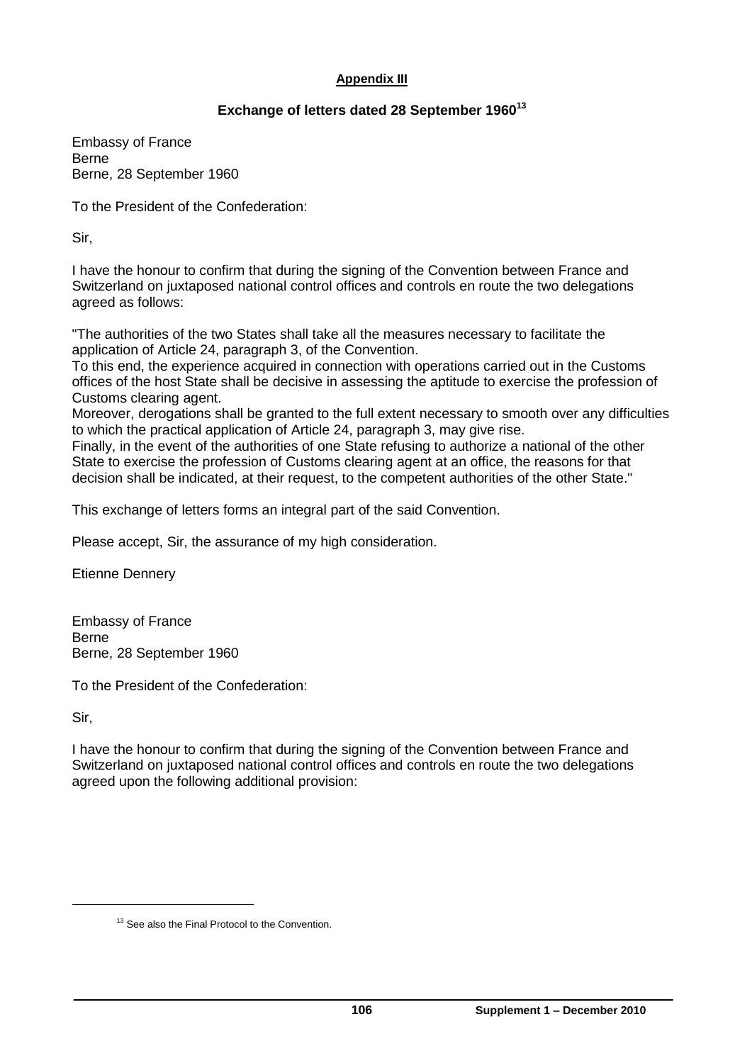**Appendix III**

## Exchange of letters dated 28 September 1960[13]

Embassy of France
Berne
Berne, 28 September 1960

To the President of the Confederation:

Sir,

I have the honour to confirm that during the signing of the Convention between France and Switzerland on juxtaposed national control offices and controls en route the two delegations agreed as follows:

"The authorities of the two States shall take all the measures necessary to facilitate the application of Article 24, paragraph 3, of the Convention.
To this end, the experience acquired in connection with operations carried out in the Customs offices of the host State shall be decisive in assessing the aptitude to exercise the profession of Customs clearing agent.
Moreover, derogations shall be granted to the full extent necessary to smooth over any difficulties to which the practical application of Article 24, paragraph 3, may give rise.
Finally, in the event of the authorities of one State refusing to authorize a national of the other State to exercise the profession of Customs clearing agent at an office, the reasons for that decision shall be indicated, at their request, to the competent authorities of the other State."

This exchange of letters forms an integral part of the said Convention.

Please accept, Sir, the assurance of my high consideration.

Etienne Dennery

Embassy of France
Berne
Berne, 28 September 1960

To the President of the Confederation:

Sir,

I have the honour to confirm that during the signing of the Convention between France and Switzerland on juxtaposed national control offices and controls en route the two delegations agreed upon the following additional provision:

[13] See also the Final Protocol to the Convention.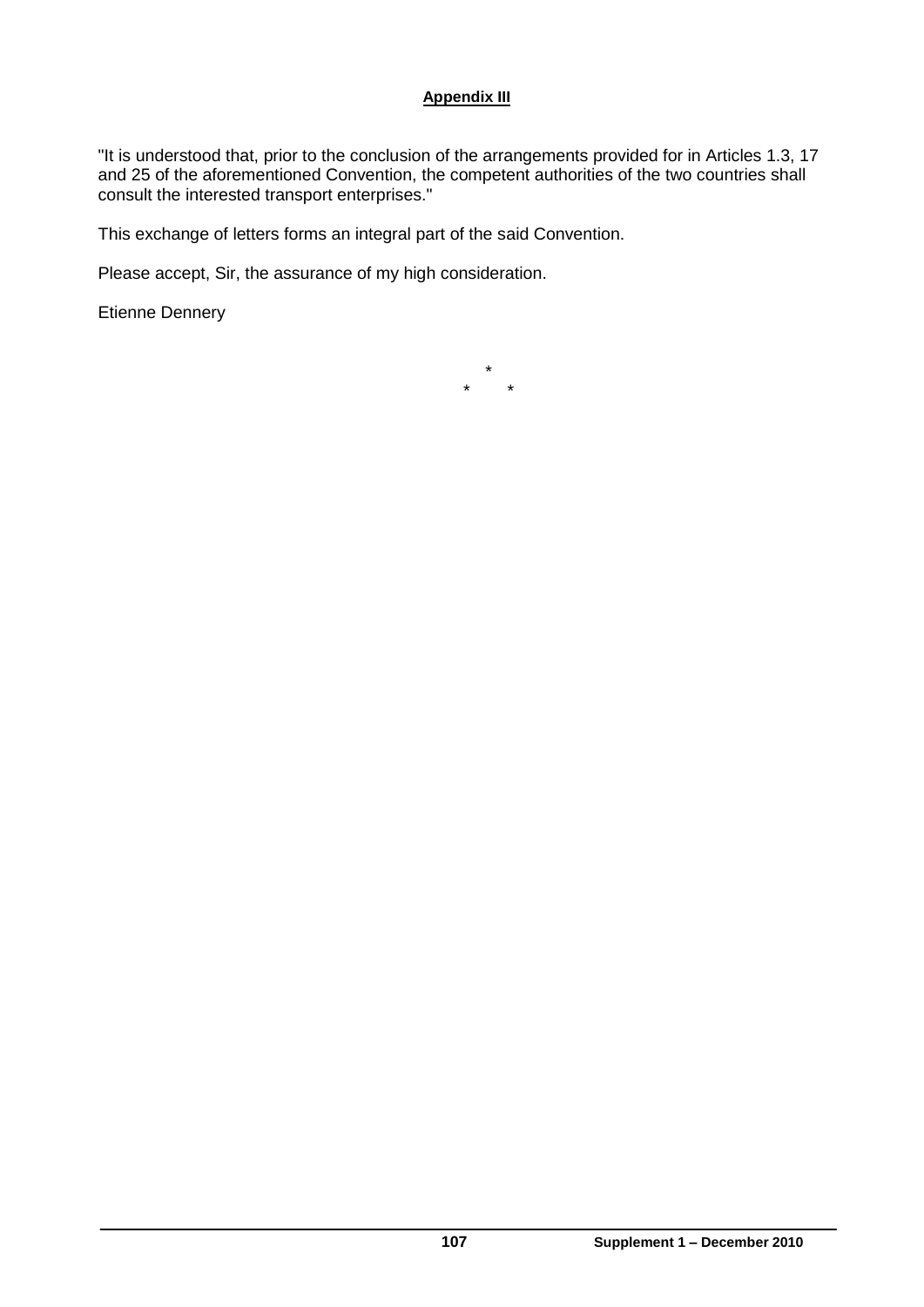**Appendix III**

"It is understood that, prior to the conclusion of the arrangements provided for in Articles 1.3, 17 and 25 of the aforementioned Convention, the competent authorities of the two countries shall consult the interested transport enterprises."

This exchange of letters forms an integral part of the said Convention.

Please accept, Sir, the assurance of my high consideration.

Etienne Dennery

*
\*     *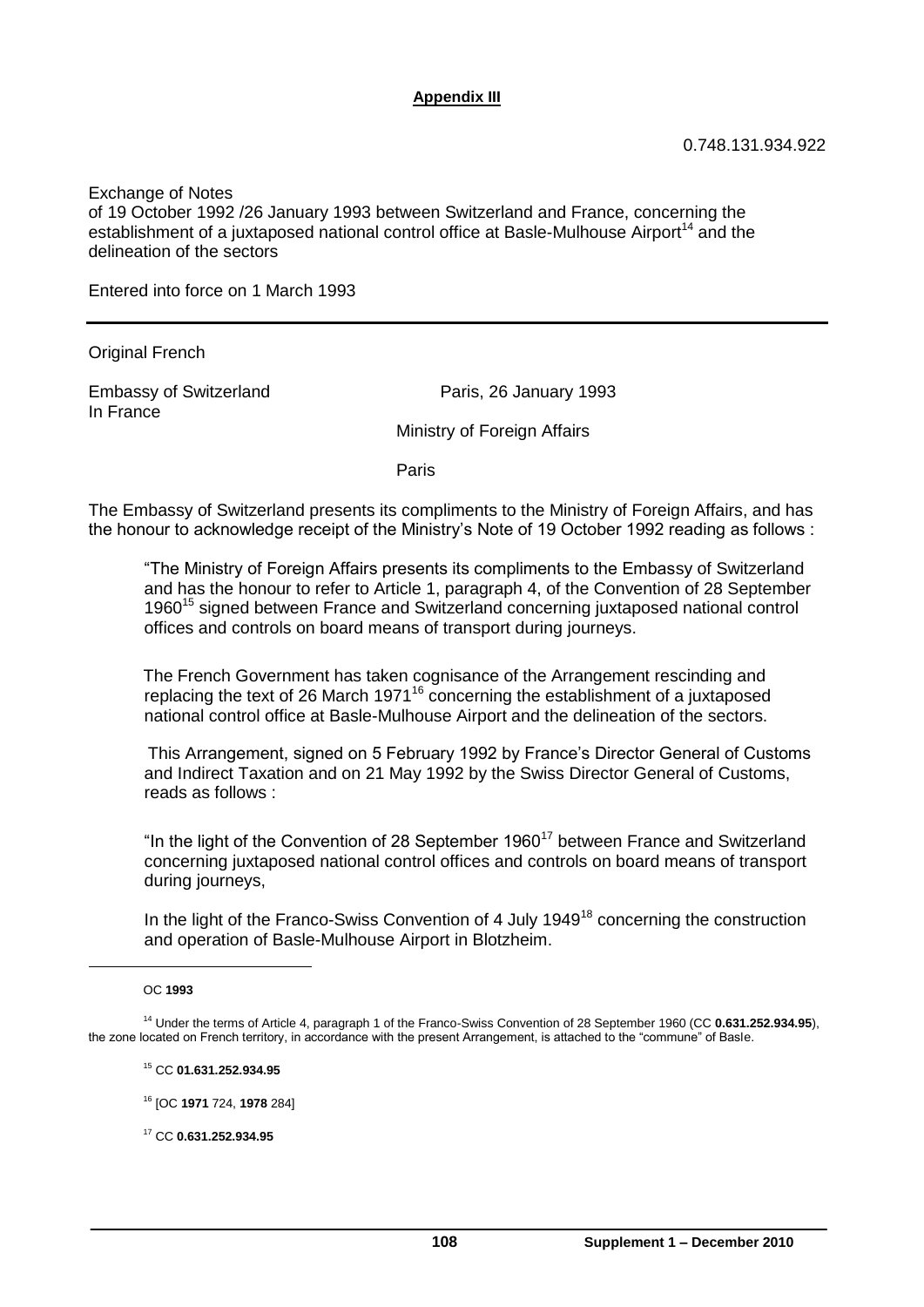**Appendix III**

0.748.131.934.922

Exchange of Notes
of 19 October 1992 /26 January 1993 between Switzerland and France, concerning the establishment of a juxtaposed national control office at Basle-Mulhouse Airport[14] and the delineation of the sectors

Entered into force on 1 March 1993

---

Original French

Embassy of Switzerland
In France

Paris, 26 January 1993

Ministry of Foreign Affairs

Paris

The Embassy of Switzerland presents its compliments to the Ministry of Foreign Affairs, and has the honour to acknowledge receipt of the Ministry's Note of 19 October 1992 reading as follows :

> "The Ministry of Foreign Affairs presents its compliments to the Embassy of Switzerland and has the honour to refer to Article 1, paragraph 4, of the Convention of 28 September 1960[15] signed between France and Switzerland concerning juxtaposed national control offices and controls on board means of transport during journeys.
>
> The French Government has taken cognisance of the Arrangement rescinding and replacing the text of 26 March 1971[16] concerning the establishment of a juxtaposed national control office at Basle-Mulhouse Airport and the delineation of the sectors.
>
> This Arrangement, signed on 5 February 1992 by France's Director General of Customs and Indirect Taxation and on 21 May 1992 by the Swiss Director General of Customs, reads as follows :
>
> "In the light of the Convention of 28 September 1960[17] between France and Switzerland concerning juxtaposed national control offices and controls on board means of transport during journeys,
>
> In the light of the Franco-Swiss Convention of 4 July 1949[18] concerning the construction and operation of Basle-Mulhouse Airport in Blotzheim.

---

OC **1993**

[14] Under the terms of Article 4, paragraph 1 of the Franco-Swiss Convention of 28 September 1960 (CC **0.631.252.934.95**), the zone located on French territory, in accordance with the present Arrangement, is attached to the "commune" of Basle.

[15] CC **01.631.252.934.95**

[16] [OC **1971** 724, **1978** 284]

[17] CC **0.631.252.934.95**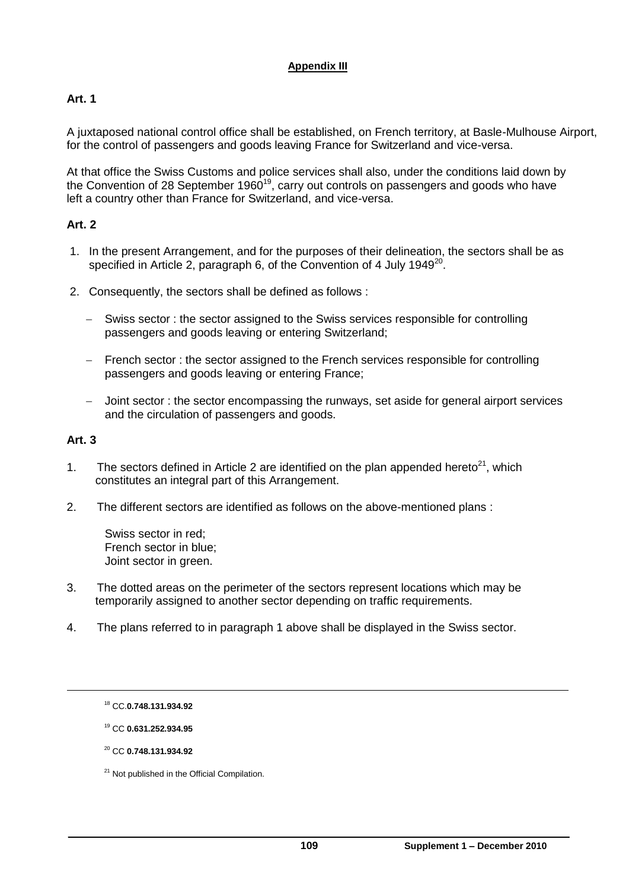## Appendix III

### Art. 1

A juxtaposed national control office shall be established, on French territory, at Basle-Mulhouse Airport, for the control of passengers and goods leaving France for Switzerland and vice-versa.

At that office the Swiss Customs and police services shall also, under the conditions laid down by the Convention of 28 September 1960[19], carry out controls on passengers and goods who have left a country other than France for Switzerland, and vice-versa.

### Art. 2

1. In the present Arrangement, and for the purposes of their delineation, the sectors shall be as specified in Article 2, paragraph 6, of the Convention of 4 July 1949[20].

2. Consequently, the sectors shall be defined as follows :

   - Swiss sector : the sector assigned to the Swiss services responsible for controlling passengers and goods leaving or entering Switzerland;
   - French sector : the sector assigned to the French services responsible for controlling passengers and goods leaving or entering France;
   - Joint sector : the sector encompassing the runways, set aside for general airport services and the circulation of passengers and goods.

### Art. 3

1. The sectors defined in Article 2 are identified on the plan appended hereto[21], which constitutes an integral part of this Arrangement.

2. The different sectors are identified as follows on the above-mentioned plans :

   Swiss sector in red;
   French sector in blue;
   Joint sector in green.

3. The dotted areas on the perimeter of the sectors represent locations which may be temporarily assigned to another sector depending on traffic requirements.

4. The plans referred to in paragraph 1 above shall be displayed in the Swiss sector.

---

[18] CC.**0.748.131.934.92**

[19] CC **0.631.252.934.95**

[20] CC **0.748.131.934.92**

[21] Not published in the Official Compilation.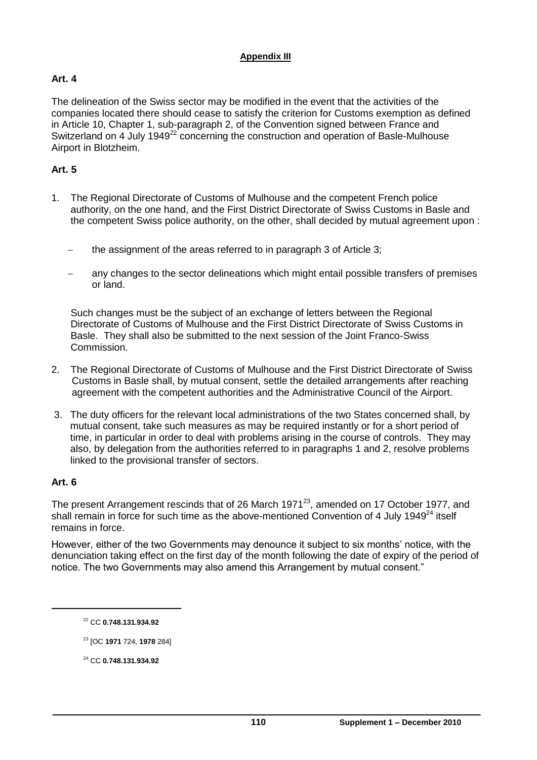**Appendix III**

**Art. 4**

The delineation of the Swiss sector may be modified in the event that the activities of the companies located there should cease to satisfy the criterion for Customs exemption as defined in Article 10, Chapter 1, sub-paragraph 2, of the Convention signed between France and Switzerland on 4 July 1949[22] concerning the construction and operation of Basle-Mulhouse Airport in Blotzheim.

**Art. 5**

1. The Regional Directorate of Customs of Mulhouse and the competent French police authority, on the one hand, and the First District Directorate of Swiss Customs in Basle and the competent Swiss police authority, on the other, shall decided by mutual agreement upon :

   – the assignment of the areas referred to in paragraph 3 of Article 3;

   – any changes to the sector delineations which might entail possible transfers of premises or land.

   Such changes must be the subject of an exchange of letters between the Regional Directorate of Customs of Mulhouse and the First District Directorate of Swiss Customs in Basle. They shall also be submitted to the next session of the Joint Franco-Swiss Commission.

2. The Regional Directorate of Customs of Mulhouse and the First District Directorate of Swiss Customs in Basle shall, by mutual consent, settle the detailed arrangements after reaching agreement with the competent authorities and the Administrative Council of the Airport.

3. The duty officers for the relevant local administrations of the two States concerned shall, by mutual consent, take such measures as may be required instantly or for a short period of time, in particular in order to deal with problems arising in the course of controls. They may also, by delegation from the authorities referred to in paragraphs 1 and 2, resolve problems linked to the provisional transfer of sectors.

**Art. 6**

The present Arrangement rescinds that of 26 March 1971[23], amended on 17 October 1977, and shall remain in force for such time as the above-mentioned Convention of 4 July 1949[24] itself remains in force.

However, either of the two Governments may denounce it subject to six months' notice, with the denunciation taking effect on the first day of the month following the date of expiry of the period of notice. The two Governments may also amend this Arrangement by mutual consent."

---

[22] CC **0.748.131.934.92**

[23] [OC **1971** 724, **1978** 284]

[24] CC **0.748.131.934.92**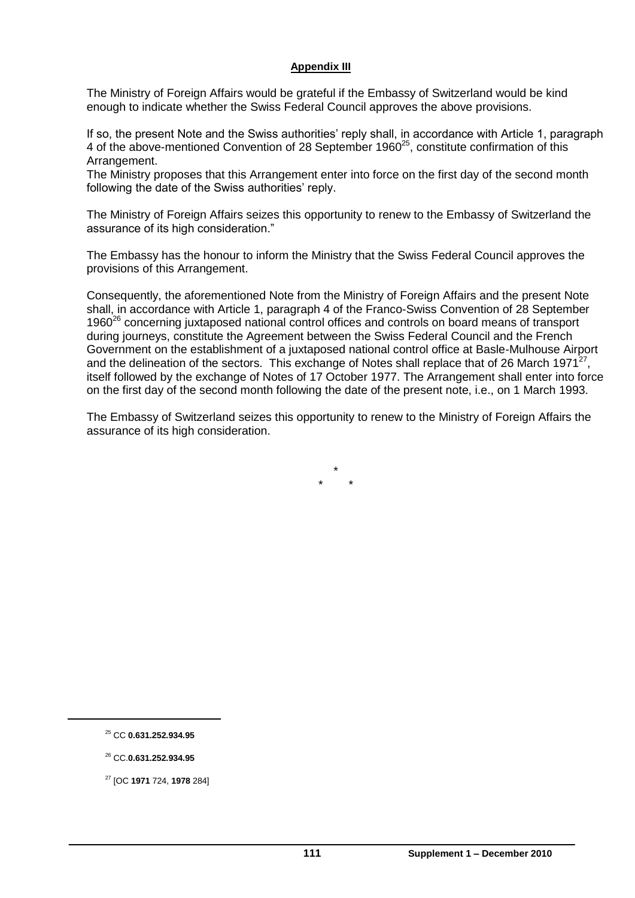**Appendix III**

The Ministry of Foreign Affairs would be grateful if the Embassy of Switzerland would be kind enough to indicate whether the Swiss Federal Council approves the above provisions.

If so, the present Note and the Swiss authorities' reply shall, in accordance with Article 1, paragraph 4 of the above-mentioned Convention of 28 September 1960[25], constitute confirmation of this Arrangement.
The Ministry proposes that this Arrangement enter into force on the first day of the second month following the date of the Swiss authorities' reply.

The Ministry of Foreign Affairs seizes this opportunity to renew to the Embassy of Switzerland the assurance of its high consideration."

The Embassy has the honour to inform the Ministry that the Swiss Federal Council approves the provisions of this Arrangement.

Consequently, the aforementioned Note from the Ministry of Foreign Affairs and the present Note shall, in accordance with Article 1, paragraph 4 of the Franco-Swiss Convention of 28 September 1960[26] concerning juxtaposed national control offices and controls on board means of transport during journeys, constitute the Agreement between the Swiss Federal Council and the French Government on the establishment of a juxtaposed national control office at Basle-Mulhouse Airport and the delineation of the sectors. This exchange of Notes shall replace that of 26 March 1971[27], itself followed by the exchange of Notes of 17 October 1977. The Arrangement shall enter into force on the first day of the second month following the date of the present note, i.e., on 1 March 1993.

The Embassy of Switzerland seizes this opportunity to renew to the Ministry of Foreign Affairs the assurance of its high consideration.

\*
\* \*

---

[25] CC **0.631.252.934.95**

[26] CC.**0.631.252.934.95**

[27] [OC **1971** 724, **1978** 284]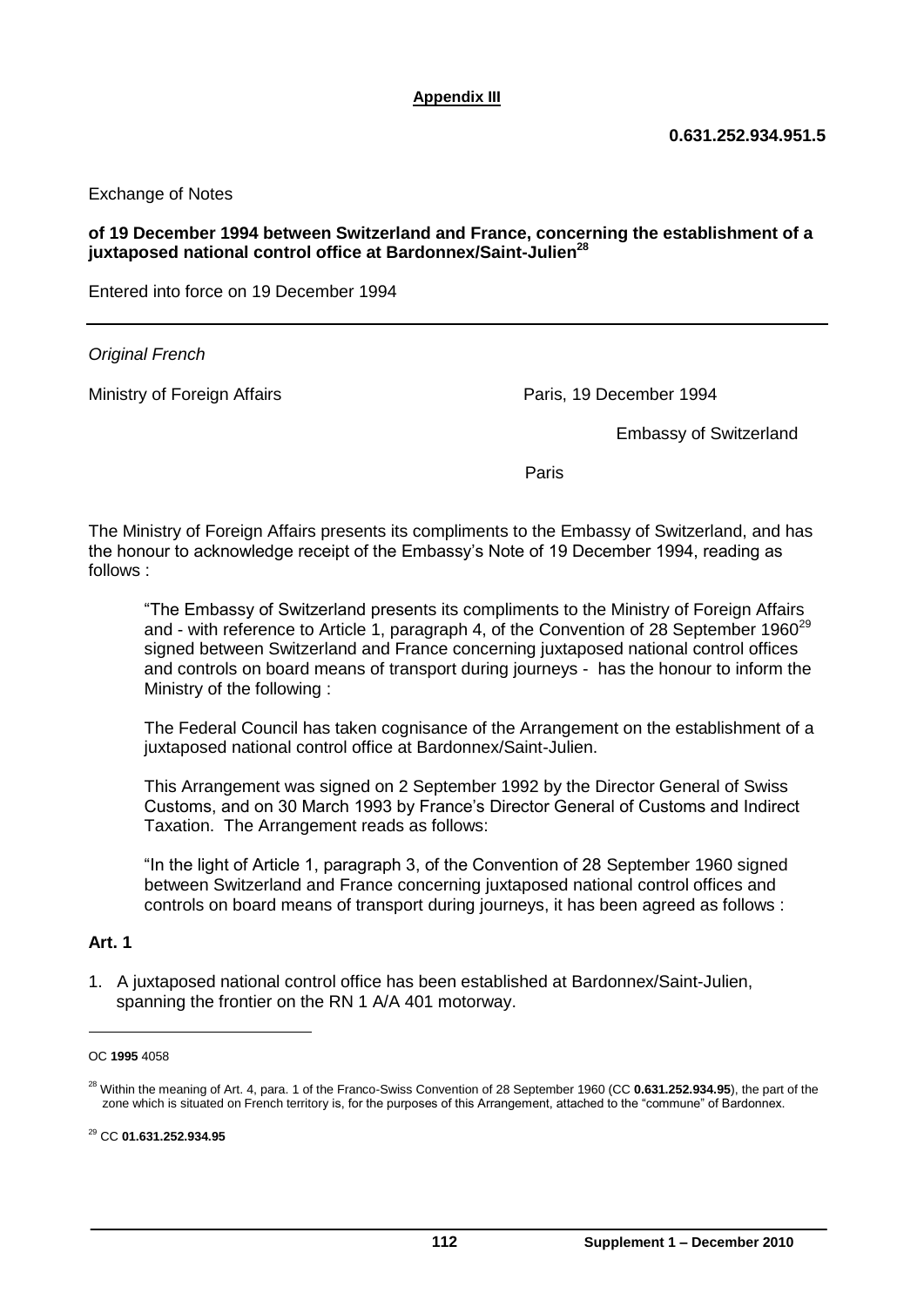**Appendix III**

**0.631.252.934.951.5**

Exchange of Notes

**of 19 December 1994 between Switzerland and France, concerning the establishment of a juxtaposed national control office at Bardonnex/Saint-Julien**[28]

Entered into force on 19 December 1994

---

*Original French*

Ministry of Foreign Affairs

Paris, 19 December 1994

Embassy of Switzerland

Paris

The Ministry of Foreign Affairs presents its compliments to the Embassy of Switzerland, and has the honour to acknowledge receipt of the Embassy's Note of 19 December 1994, reading as follows :

> "The Embassy of Switzerland presents its compliments to the Ministry of Foreign Affairs and - with reference to Article 1, paragraph 4, of the Convention of 28 September 1960[29] signed between Switzerland and France concerning juxtaposed national control offices and controls on board means of transport during journeys - has the honour to inform the Ministry of the following :
>
> The Federal Council has taken cognisance of the Arrangement on the establishment of a juxtaposed national control office at Bardonnex/Saint-Julien.
>
> This Arrangement was signed on 2 September 1992 by the Director General of Swiss Customs, and on 30 March 1993 by France's Director General of Customs and Indirect Taxation. The Arrangement reads as follows:
>
> "In the light of Article 1, paragraph 3, of the Convention of 28 September 1960 signed between Switzerland and France concerning juxtaposed national control offices and controls on board means of transport during journeys, it has been agreed as follows :

**Art. 1**

1. A juxtaposed national control office has been established at Bardonnex/Saint-Julien, spanning the frontier on the RN 1 A/A 401 motorway.

---

OC **1995** 4058

[28] Within the meaning of Art. 4, para. 1 of the Franco-Swiss Convention of 28 September 1960 (CC **0.631.252.934.95**), the part of the zone which is situated on French territory is, for the purposes of this Arrangement, attached to the "commune" of Bardonnex.

[29] CC **01.631.252.934.95**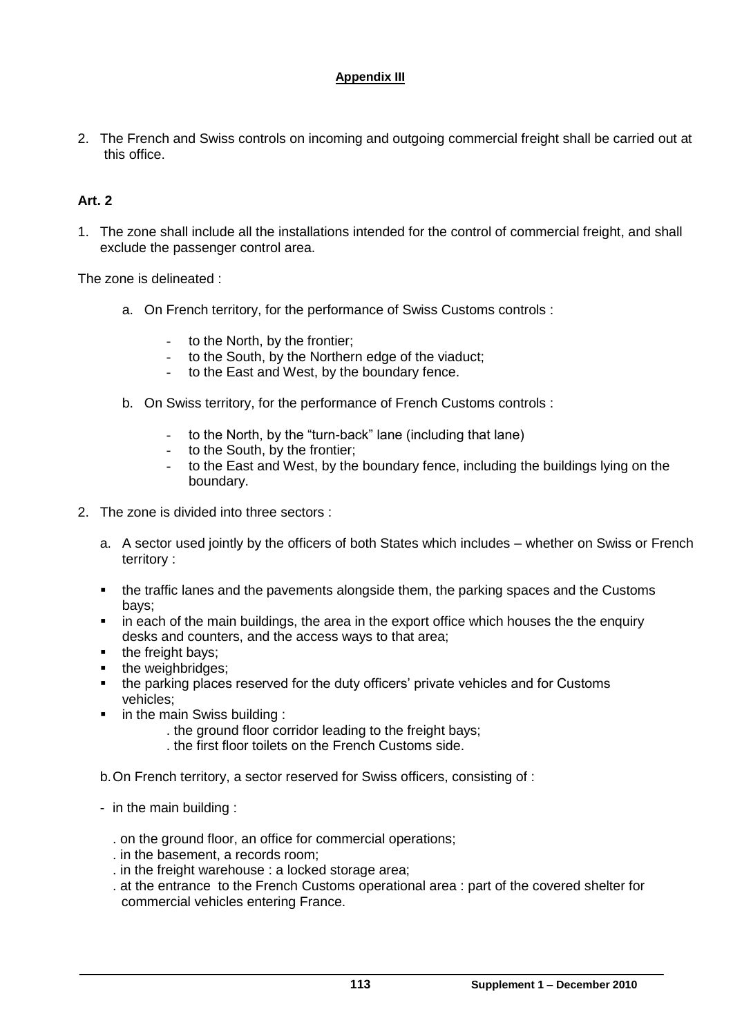**Appendix III**

2. The French and Swiss controls on incoming and outgoing commercial freight shall be carried out at this office.

**Art. 2**

1. The zone shall include all the installations intended for the control of commercial freight, and shall exclude the passenger control area.

The zone is delineated :

   a. On French territory, for the performance of Swiss Customs controls :

      - to the North, by the frontier;
      - to the South, by the Northern edge of the viaduct;
      - to the East and West, by the boundary fence.

   b. On Swiss territory, for the performance of French Customs controls :

      - to the North, by the "turn-back" lane (including that lane)
      - to the South, by the frontier;
      - to the East and West, by the boundary fence, including the buildings lying on the boundary.

2. The zone is divided into three sectors :

   a. A sector used jointly by the officers of both States which includes – whether on Swiss or French territory :

   - the traffic lanes and the pavements alongside them, the parking spaces and the Customs bays;
   - in each of the main buildings, the area in the export office which houses the the enquiry desks and counters, and the access ways to that area;
   - the freight bays;
   - the weighbridges;
   - the parking places reserved for the duty officers' private vehicles and for Customs vehicles;
   - in the main Swiss building :
     . the ground floor corridor leading to the freight bays;
     . the first floor toilets on the French Customs side.

   b. On French territory, a sector reserved for Swiss officers, consisting of :

   - in the main building :

     . on the ground floor, an office for commercial operations;
     . in the basement, a records room;
     . in the freight warehouse : a locked storage area;
     . at the entrance to the French Customs operational area : part of the covered shelter for commercial vehicles entering France.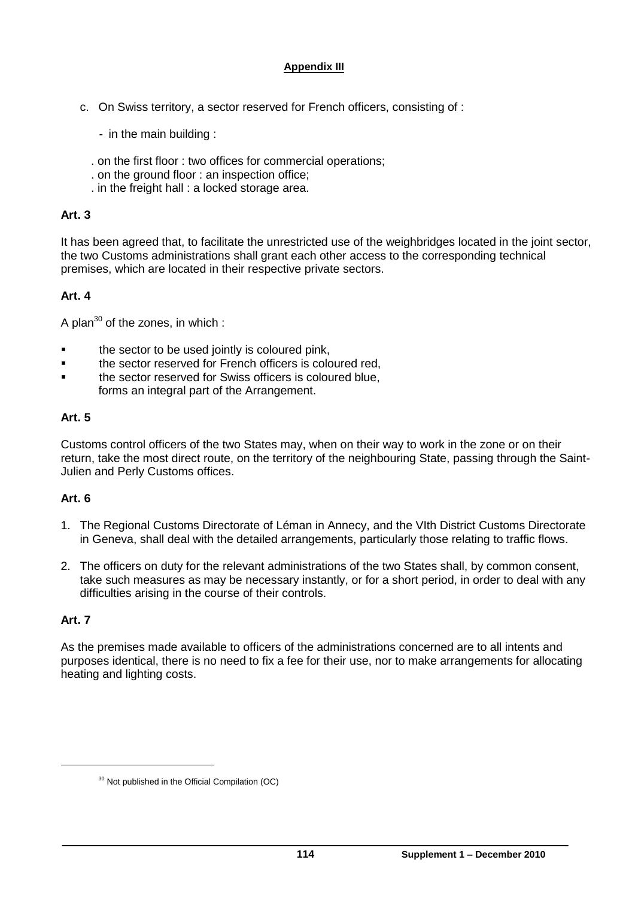**Appendix III**

c. On Swiss territory, a sector reserved for French officers, consisting of :

- in the main building :

. on the first floor : two offices for commercial operations;
. on the ground floor : an inspection office;
. in the freight hall : a locked storage area.

**Art. 3**

It has been agreed that, to facilitate the unrestricted use of the weighbridges located in the joint sector, the two Customs administrations shall grant each other access to the corresponding technical premises, which are located in their respective private sectors.

**Art. 4**

A plan[30] of the zones, in which :

- the sector to be used jointly is coloured pink,
- the sector reserved for French officers is coloured red,
- the sector reserved for Swiss officers is coloured blue,

forms an integral part of the Arrangement.

**Art. 5**

Customs control officers of the two States may, when on their way to work in the zone or on their return, take the most direct route, on the territory of the neighbouring State, passing through the Saint-Julien and Perly Customs offices.

**Art. 6**

1. The Regional Customs Directorate of Léman in Annecy, and the VIth District Customs Directorate in Geneva, shall deal with the detailed arrangements, particularly those relating to traffic flows.
2. The officers on duty for the relevant administrations of the two States shall, by common consent, take such measures as may be necessary instantly, or for a short period, in order to deal with any difficulties arising in the course of their controls.

**Art. 7**

As the premises made available to officers of the administrations concerned are to all intents and purposes identical, there is no need to fix a fee for their use, nor to make arrangements for allocating heating and lighting costs.

[30] Not published in the Official Compilation (OC)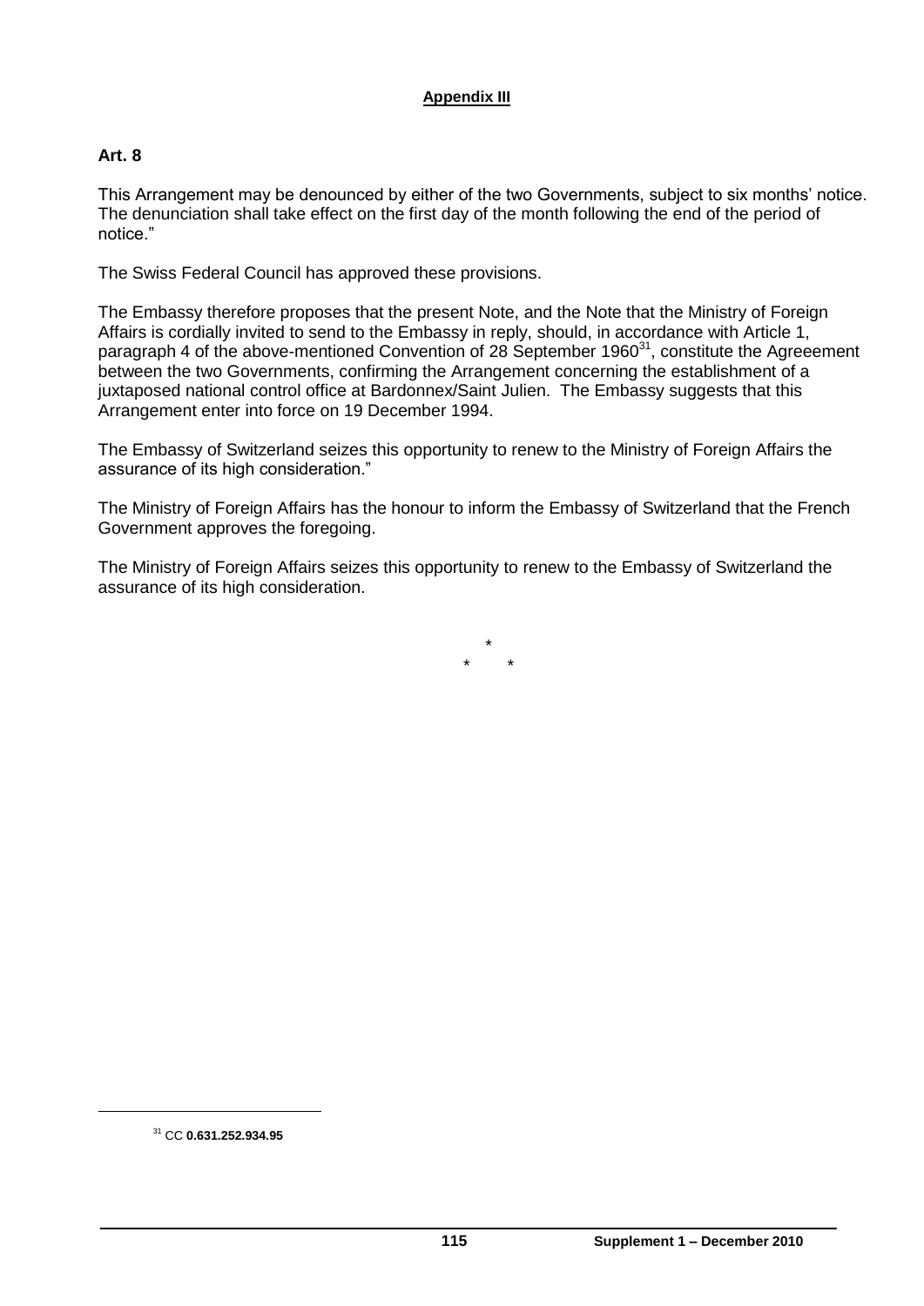**Appendix III**

**Art. 8**

This Arrangement may be denounced by either of the two Governments, subject to six months' notice. The denunciation shall take effect on the first day of the month following the end of the period of notice."

The Swiss Federal Council has approved these provisions.

The Embassy therefore proposes that the present Note, and the Note that the Ministry of Foreign Affairs is cordially invited to send to the Embassy in reply, should, in accordance with Article 1, paragraph 4 of the above-mentioned Convention of 28 September 1960[31], constitute the Agreeement between the two Governments, confirming the Arrangement concerning the establishment of a juxtaposed national control office at Bardonnex/Saint Julien. The Embassy suggests that this Arrangement enter into force on 19 December 1994.

The Embassy of Switzerland seizes this opportunity to renew to the Ministry of Foreign Affairs the assurance of its high consideration."

The Ministry of Foreign Affairs has the honour to inform the Embassy of Switzerland that the French Government approves the foregoing.

The Ministry of Foreign Affairs seizes this opportunity to renew to the Embassy of Switzerland the assurance of its high consideration.

\*

\* \*

[31] CC **0.631.252.934.95**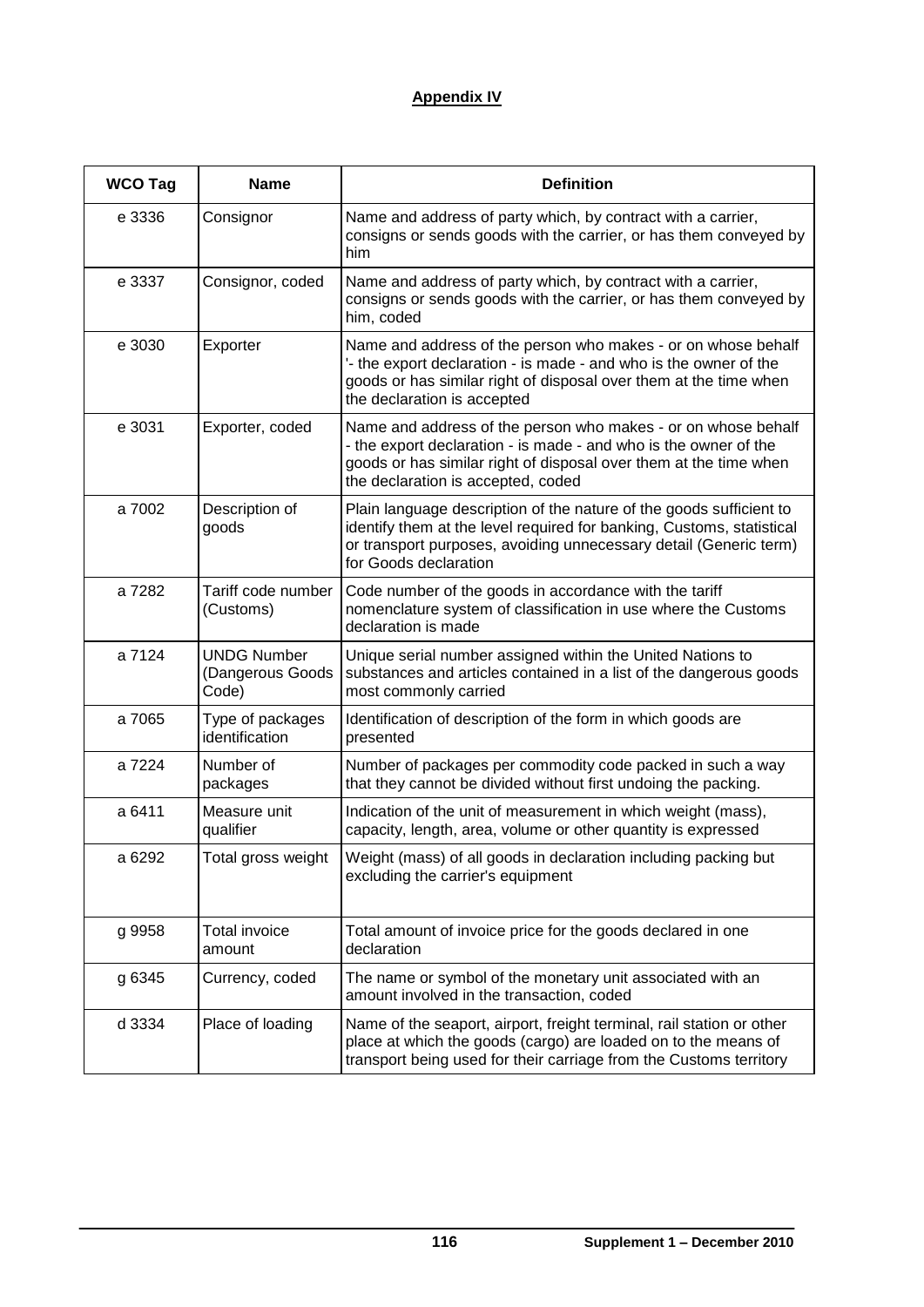**Appendix IV**

| WCO Tag | Name | Definition |
|---|---|---|
| e 3336 | Consignor | Name and address of party which, by contract with a carrier, consigns or sends goods with the carrier, or has them conveyed by him |
| e 3337 | Consignor, coded | Name and address of party which, by contract with a carrier, consigns or sends goods with the carrier, or has them conveyed by him, coded |
| e 3030 | Exporter | Name and address of the person who makes - or on whose behalf '- the export declaration - is made - and who is the owner of the goods or has similar right of disposal over them at the time when the declaration is accepted |
| e 3031 | Exporter, coded | Name and address of the person who makes - or on whose behalf - the export declaration - is made - and who is the owner of the goods or has similar right of disposal over them at the time when the declaration is accepted, coded |
| a 7002 | Description of goods | Plain language description of the nature of the goods sufficient to identify them at the level required for banking, Customs, statistical or transport purposes, avoiding unnecessary detail (Generic term) for Goods declaration |
| a 7282 | Tariff code number (Customs) | Code number of the goods in accordance with the tariff nomenclature system of classification in use where the Customs declaration is made |
| a 7124 | UNDG Number (Dangerous Goods Code) | Unique serial number assigned within the United Nations to substances and articles contained in a list of the dangerous goods most commonly carried |
| a 7065 | Type of packages identification | Identification of description of the form in which goods are presented |
| a 7224 | Number of packages | Number of packages per commodity code packed in such a way that they cannot be divided without first undoing the packing. |
| a 6411 | Measure unit qualifier | Indication of the unit of measurement in which weight (mass), capacity, length, area, volume or other quantity is expressed |
| a 6292 | Total gross weight | Weight (mass) of all goods in declaration including packing but excluding the carrier's equipment |
| g 9958 | Total invoice amount | Total amount of invoice price for the goods declared in one declaration |
| g 6345 | Currency, coded | The name or symbol of the monetary unit associated with an amount involved in the transaction, coded |
| d 3334 | Place of loading | Name of the seaport, airport, freight terminal, rail station or other place at which the goods (cargo) are loaded on to the means of transport being used for their carriage from the Customs territory |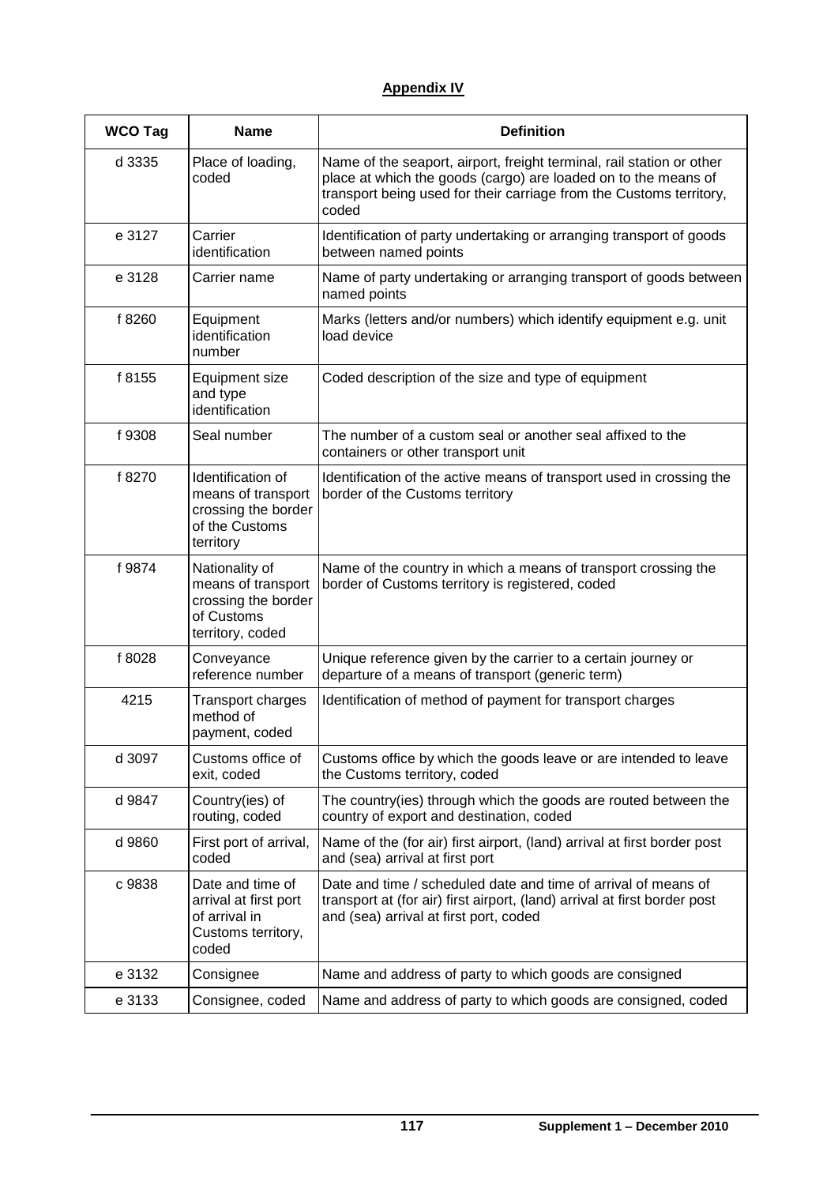## Appendix IV

| WCO Tag | Name | Definition |
|---|---|---|
| d 3335 | Place of loading, coded | Name of the seaport, airport, freight terminal, rail station or other place at which the goods (cargo) are loaded on to the means of transport being used for their carriage from the Customs territory, coded |
| e 3127 | Carrier identification | Identification of party undertaking or arranging transport of goods between named points |
| e 3128 | Carrier name | Name of party undertaking or arranging transport of goods between named points |
| f 8260 | Equipment identification number | Marks (letters and/or numbers) which identify equipment e.g. unit load device |
| f 8155 | Equipment size and type identification | Coded description of the size and type of equipment |
| f 9308 | Seal number | The number of a custom seal or another seal affixed to the containers or other transport unit |
| f 8270 | Identification of means of transport crossing the border of the Customs territory | Identification of the active means of transport used in crossing the border of the Customs territory |
| f 9874 | Nationality of means of transport crossing the border of Customs territory, coded | Name of the country in which a means of transport crossing the border of Customs territory is registered, coded |
| f 8028 | Conveyance reference number | Unique reference given by the carrier to a certain journey or departure of a means of transport (generic term) |
| 4215 | Transport charges method of payment, coded | Identification of method of payment for transport charges |
| d 3097 | Customs office of exit, coded | Customs office by which the goods leave or are intended to leave the Customs territory, coded |
| d 9847 | Country(ies) of routing, coded | The country(ies) through which the goods are routed between the country of export and destination, coded |
| d 9860 | First port of arrival, coded | Name of the (for air) first airport, (land) arrival at first border post and (sea) arrival at first port |
| c 9838 | Date and time of arrival at first port of arrival in Customs territory, coded | Date and time / scheduled date and time of arrival of means of transport at (for air) first airport, (land) arrival at first border post and (sea) arrival at first port, coded |
| e 3132 | Consignee | Name and address of party to which goods are consigned |
| e 3133 | Consignee, coded | Name and address of party to which goods are consigned, coded |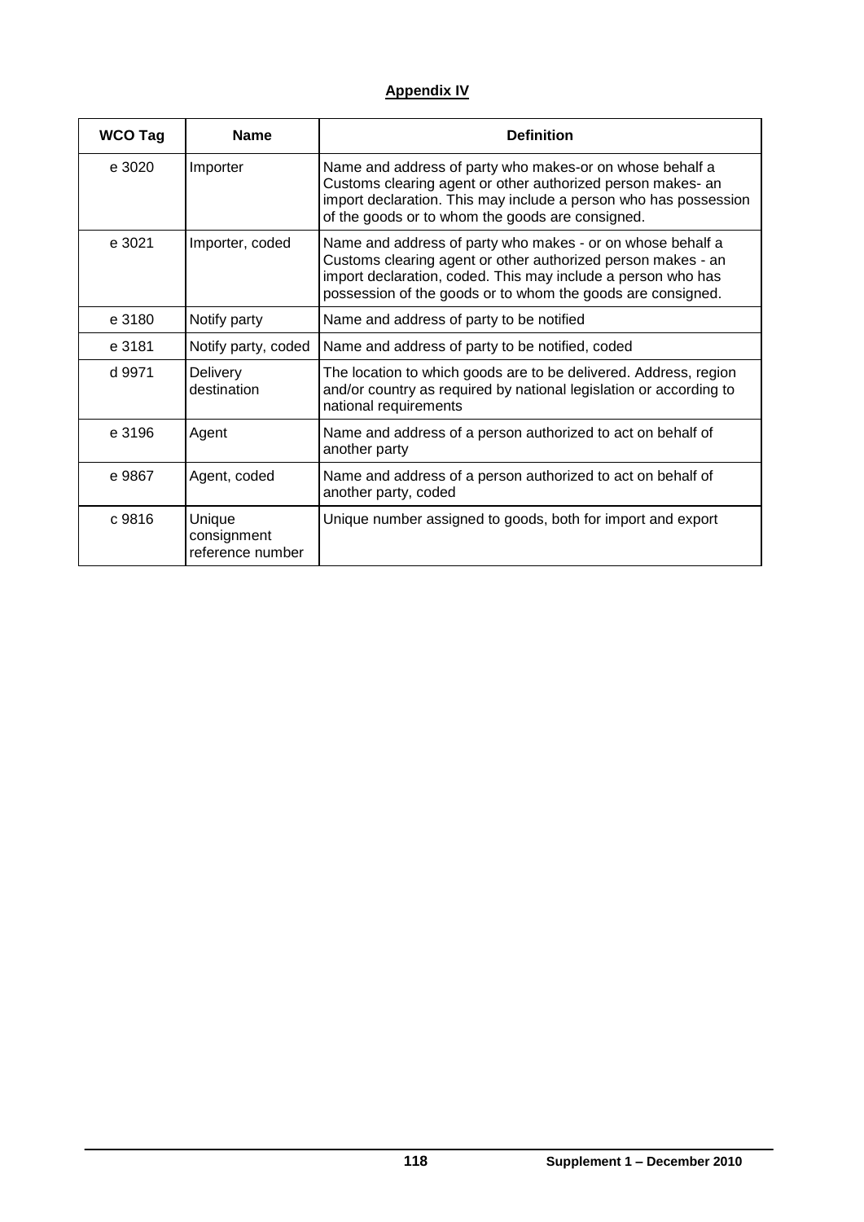**Appendix IV**

| WCO Tag | Name | Definition |
|---|---|---|
| e 3020 | Importer | Name and address of party who makes-or on whose behalf a Customs clearing agent or other authorized person makes- an import declaration. This may include a person who has possession of the goods or to whom the goods are consigned. |
| e 3021 | Importer, coded | Name and address of party who makes - or on whose behalf a Customs clearing agent or other authorized person makes - an import declaration, coded. This may include a person who has possession of the goods or to whom the goods are consigned. |
| e 3180 | Notify party | Name and address of party to be notified |
| e 3181 | Notify party, coded | Name and address of party to be notified, coded |
| d 9971 | Delivery destination | The location to which goods are to be delivered. Address, region and/or country as required by national legislation or according to national requirements |
| e 3196 | Agent | Name and address of a person authorized to act on behalf of another party |
| e 9867 | Agent, coded | Name and address of a person authorized to act on behalf of another party, coded |
| c 9816 | Unique consignment reference number | Unique number assigned to goods, both for import and export |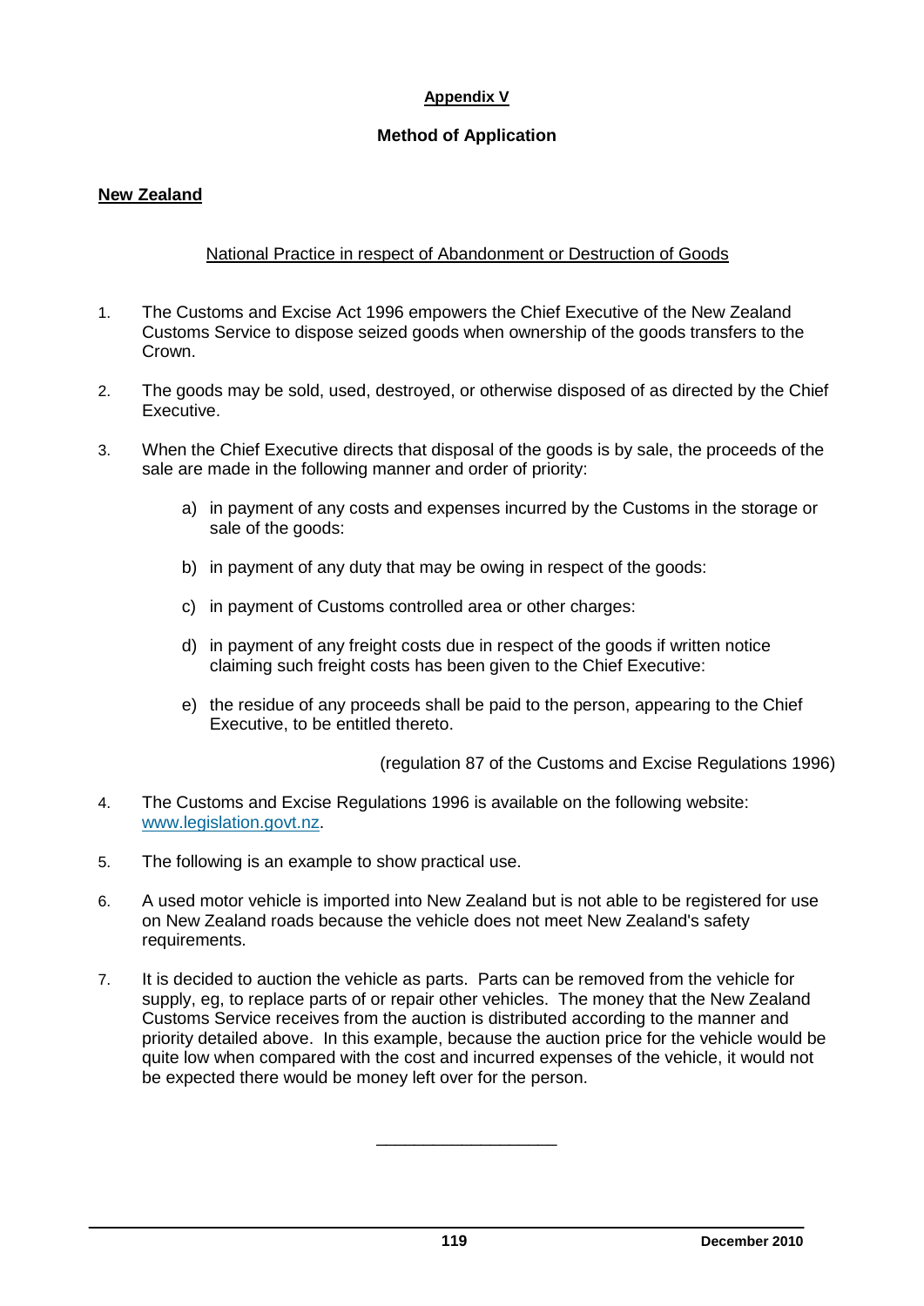**Appendix V**

**Method of Application**

**New Zealand**

National Practice in respect of Abandonment or Destruction of Goods

1. The Customs and Excise Act 1996 empowers the Chief Executive of the New Zealand Customs Service to dispose seized goods when ownership of the goods transfers to the Crown.

2. The goods may be sold, used, destroyed, or otherwise disposed of as directed by the Chief Executive.

3. When the Chief Executive directs that disposal of the goods is by sale, the proceeds of the sale are made in the following manner and order of priority:

   a) in payment of any costs and expenses incurred by the Customs in the storage or sale of the goods:

   b) in payment of any duty that may be owing in respect of the goods:

   c) in payment of Customs controlled area or other charges:

   d) in payment of any freight costs due in respect of the goods if written notice claiming such freight costs has been given to the Chief Executive:

   e) the residue of any proceeds shall be paid to the person, appearing to the Chief Executive, to be entitled thereto.

(regulation 87 of the Customs and Excise Regulations 1996)

4. The Customs and Excise Regulations 1996 is available on the following website: www.legislation.govt.nz.

5. The following is an example to show practical use.

6. A used motor vehicle is imported into New Zealand but is not able to be registered for use on New Zealand roads because the vehicle does not meet New Zealand's safety requirements.

7. It is decided to auction the vehicle as parts. Parts can be removed from the vehicle for supply, eg, to replace parts of or repair other vehicles. The money that the New Zealand Customs Service receives from the auction is distributed according to the manner and priority detailed above. In this example, because the auction price for the vehicle would be quite low when compared with the cost and incurred expenses of the vehicle, it would not be expected there would be money left over for the person.

\_\_\_\_\_\_\_\_\_\_\_\_\_\_\_\_\_\_\_\_